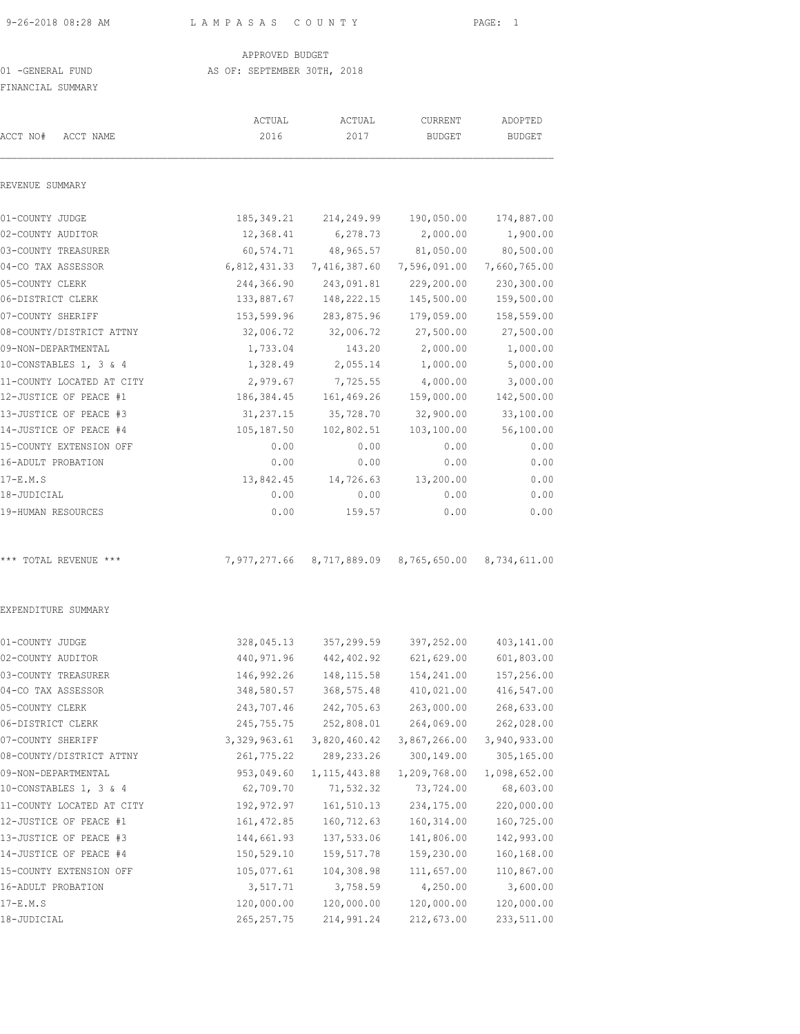9-26-2018 08:28 AM LAMPASAS COUNTY

APPROVED BUDGET

01 -GENERAL FUND AS OF: SEPTEMBER 30TH, 2018

FINANCIAL SUMMARY

| ACCT NO# ACCT NAME | ACTUAL 2016 | ACTUAL 2017 | CURRENT BUDGET | ADOPTED BUDGET |
|---|---|---|---|---|
| **REVENUE SUMMARY** | | | | |
| 01-COUNTY JUDGE | 185,349.21 | 214,249.99 | 190,050.00 | 174,887.00 |
| 02-COUNTY AUDITOR | 12,368.41 | 6,278.73 | 2,000.00 | 1,900.00 |
| 03-COUNTY TREASURER | 60,574.71 | 48,965.57 | 81,050.00 | 80,500.00 |
| 04-CO TAX ASSESSOR | 6,812,431.33 | 7,416,387.60 | 7,596,091.00 | 7,660,765.00 |
| 05-COUNTY CLERK | 244,366.90 | 243,091.81 | 229,200.00 | 230,300.00 |
| 06-DISTRICT CLERK | 133,887.67 | 148,222.15 | 145,500.00 | 159,500.00 |
| 07-COUNTY SHERIFF | 153,599.96 | 283,875.96 | 179,059.00 | 158,559.00 |
| 08-COUNTY/DISTRICT ATTNY | 32,006.72 | 32,006.72 | 27,500.00 | 27,500.00 |
| 09-NON-DEPARTMENTAL | 1,733.04 | 143.20 | 2,000.00 | 1,000.00 |
| 10-CONSTABLES 1, 3 & 4 | 1,328.49 | 2,055.14 | 1,000.00 | 5,000.00 |
| 11-COUNTY LOCATED AT CITY | 2,979.67 | 7,725.55 | 4,000.00 | 3,000.00 |
| 12-JUSTICE OF PEACE #1 | 186,384.45 | 161,469.26 | 159,000.00 | 142,500.00 |
| 13-JUSTICE OF PEACE #3 | 31,237.15 | 35,728.70 | 32,900.00 | 33,100.00 |
| 14-JUSTICE OF PEACE #4 | 105,187.50 | 102,802.51 | 103,100.00 | 56,100.00 |
| 15-COUNTY EXTENSION OFF | 0.00 | 0.00 | 0.00 | 0.00 |
| 16-ADULT PROBATION | 0.00 | 0.00 | 0.00 | 0.00 |
| 17-E.M.S | 13,842.45 | 14,726.63 | 13,200.00 | 0.00 |
| 18-JUDICIAL | 0.00 | 0.00 | 0.00 | 0.00 |
| 19-HUMAN RESOURCES | 0.00 | 159.57 | 0.00 | 0.00 |
| *** TOTAL REVENUE *** | 7,977,277.66 | 8,717,889.09 | 8,765,650.00 | 8,734,611.00 |
| **EXPENDITURE SUMMARY** | | | | |
| 01-COUNTY JUDGE | 328,045.13 | 357,299.59 | 397,252.00 | 403,141.00 |
| 02-COUNTY AUDITOR | 440,971.96 | 442,402.92 | 621,629.00 | 601,803.00 |
| 03-COUNTY TREASURER | 146,992.26 | 148,115.58 | 154,241.00 | 157,256.00 |
| 04-CO TAX ASSESSOR | 348,580.57 | 368,575.48 | 410,021.00 | 416,547.00 |
| 05-COUNTY CLERK | 243,707.46 | 242,705.63 | 263,000.00 | 268,633.00 |
| 06-DISTRICT CLERK | 245,755.75 | 252,808.01 | 264,069.00 | 262,028.00 |
| 07-COUNTY SHERIFF | 3,329,963.61 | 3,820,460.42 | 3,867,266.00 | 3,940,933.00 |
| 08-COUNTY/DISTRICT ATTNY | 261,775.22 | 289,233.26 | 300,149.00 | 305,165.00 |
| 09-NON-DEPARTMENTAL | 953,049.60 | 1,115,443.88 | 1,209,768.00 | 1,098,652.00 |
| 10-CONSTABLES 1, 3 & 4 | 62,709.70 | 71,532.32 | 73,724.00 | 68,603.00 |
| 11-COUNTY LOCATED AT CITY | 192,972.97 | 161,510.13 | 234,175.00 | 220,000.00 |
| 12-JUSTICE OF PEACE #1 | 161,472.85 | 160,712.63 | 160,314.00 | 160,725.00 |
| 13-JUSTICE OF PEACE #3 | 144,661.93 | 137,533.06 | 141,806.00 | 142,993.00 |
| 14-JUSTICE OF PEACE #4 | 150,529.10 | 159,517.78 | 159,230.00 | 160,168.00 |
| 15-COUNTY EXTENSION OFF | 105,077.61 | 104,308.98 | 111,657.00 | 110,867.00 |
| 16-ADULT PROBATION | 3,517.71 | 3,758.59 | 4,250.00 | 3,600.00 |
| 17-E.M.S | 120,000.00 | 120,000.00 | 120,000.00 | 120,000.00 |
| 18-JUDICIAL | 265,257.75 | 214,991.24 | 212,673.00 | 233,511.00 |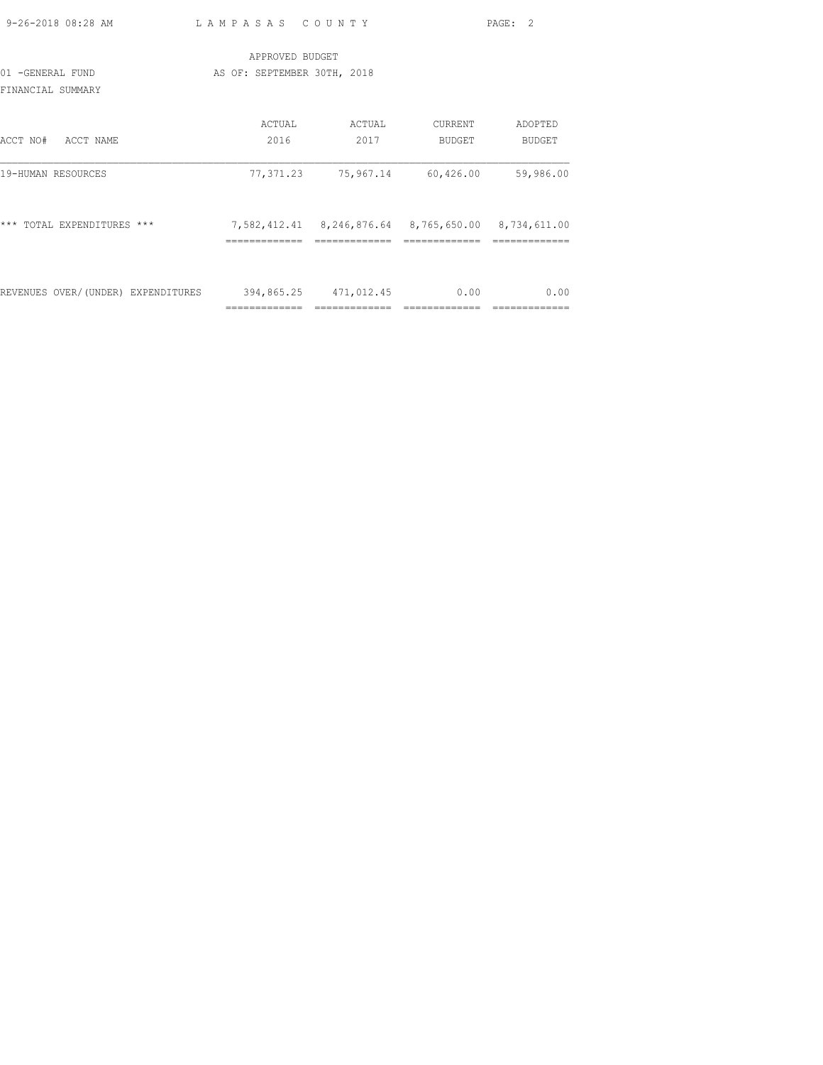APPROVED BUDGET

01 -GENERAL FUND AS OF: SEPTEMBER 30TH, 2018

FINANCIAL SUMMARY

| ACCT NO# ACCT NAME | ACTUAL 2016 | ACTUAL 2017 | CURRENT BUDGET | ADOPTED BUDGET |
|---|---|---|---|---|
| 19-HUMAN RESOURCES | 77,371.23 | 75,967.14 | 60,426.00 | 59,986.00 |
| *** TOTAL EXPENDITURES *** | 7,582,412.41 | 8,246,876.64 | 8,765,650.00 | 8,734,611.00 |
| REVENUES OVER/(UNDER) EXPENDITURES | 394,865.25 | 471,012.45 | 0.00 | 0.00 |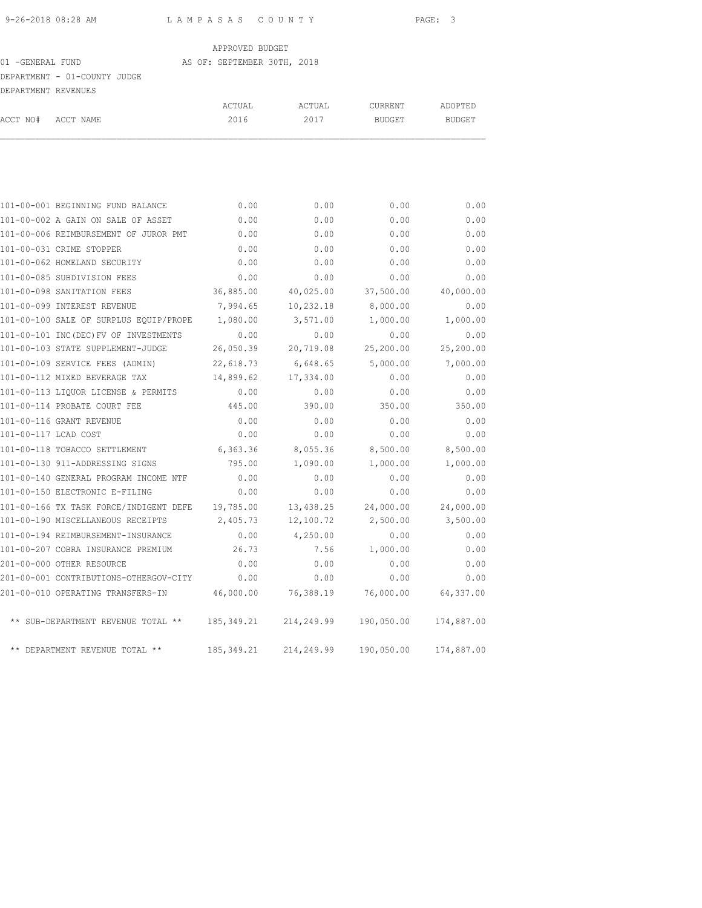APPROVED BUDGET

01 -GENERAL FUND AS OF: SEPTEMBER 30TH, 2018

DEPARTMENT - 01-COUNTY JUDGE

DEPARTMENT REVENUES

| ACCT NO# | ACCT NAME | ACTUAL 2016 | ACTUAL 2017 | CURRENT BUDGET | ADOPTED BUDGET |
|---|---|---|---|---|---|
| 101-00-001 | BEGINNING FUND BALANCE | 0.00 | 0.00 | 0.00 | 0.00 |
| 101-00-002 | A GAIN ON SALE OF ASSET | 0.00 | 0.00 | 0.00 | 0.00 |
| 101-00-006 | REIMBURSEMENT OF JUROR PMT | 0.00 | 0.00 | 0.00 | 0.00 |
| 101-00-031 | CRIME STOPPER | 0.00 | 0.00 | 0.00 | 0.00 |
| 101-00-062 | HOMELAND SECURITY | 0.00 | 0.00 | 0.00 | 0.00 |
| 101-00-085 | SUBDIVISION FEES | 0.00 | 0.00 | 0.00 | 0.00 |
| 101-00-098 | SANITATION FEES | 36,885.00 | 40,025.00 | 37,500.00 | 40,000.00 |
| 101-00-099 | INTEREST REVENUE | 7,994.65 | 10,232.18 | 8,000.00 | 0.00 |
| 101-00-100 | SALE OF SURPLUS EQUIP/PROPE | 1,080.00 | 3,571.00 | 1,000.00 | 1,000.00 |
| 101-00-101 | INC(DEC)FV OF INVESTMENTS | 0.00 | 0.00 | 0.00 | 0.00 |
| 101-00-103 | STATE SUPPLEMENT-JUDGE | 26,050.39 | 20,719.08 | 25,200.00 | 25,200.00 |
| 101-00-109 | SERVICE FEES (ADMIN) | 22,618.73 | 6,648.65 | 5,000.00 | 7,000.00 |
| 101-00-112 | MIXED BEVERAGE TAX | 14,899.62 | 17,334.00 | 0.00 | 0.00 |
| 101-00-113 | LIQUOR LICENSE & PERMITS | 0.00 | 0.00 | 0.00 | 0.00 |
| 101-00-114 | PROBATE COURT FEE | 445.00 | 390.00 | 350.00 | 350.00 |
| 101-00-116 | GRANT REVENUE | 0.00 | 0.00 | 0.00 | 0.00 |
| 101-00-117 | LCAD COST | 0.00 | 0.00 | 0.00 | 0.00 |
| 101-00-118 | TOBACCO SETTLEMENT | 6,363.36 | 8,055.36 | 8,500.00 | 8,500.00 |
| 101-00-130 | 911-ADDRESSING SIGNS | 795.00 | 1,090.00 | 1,000.00 | 1,000.00 |
| 101-00-140 | GENERAL PROGRAM INCOME NTF | 0.00 | 0.00 | 0.00 | 0.00 |
| 101-00-150 | ELECTRONIC E-FILING | 0.00 | 0.00 | 0.00 | 0.00 |
| 101-00-166 | TX TASK FORCE/INDIGENT DEFE | 19,785.00 | 13,438.25 | 24,000.00 | 24,000.00 |
| 101-00-190 | MISCELLANEOUS RECEIPTS | 2,405.73 | 12,100.72 | 2,500.00 | 3,500.00 |
| 101-00-194 | REIMBURSEMENT-INSURANCE | 0.00 | 4,250.00 | 0.00 | 0.00 |
| 101-00-207 | COBRA INSURANCE PREMIUM | 26.73 | 7.56 | 1,000.00 | 0.00 |
| 201-00-000 | OTHER RESOURCE | 0.00 | 0.00 | 0.00 | 0.00 |
| 201-00-001 | CONTRIBUTIONS-OTHERGOV-CITY | 0.00 | 0.00 | 0.00 | 0.00 |
| 201-00-010 | OPERATING TRANSFERS-IN | 46,000.00 | 76,388.19 | 76,000.00 | 64,337.00 |
| | ** SUB-DEPARTMENT REVENUE TOTAL ** | 185,349.21 | 214,249.99 | 190,050.00 | 174,887.00 |
| | ** DEPARTMENT REVENUE TOTAL ** | 185,349.21 | 214,249.99 | 190,050.00 | 174,887.00 |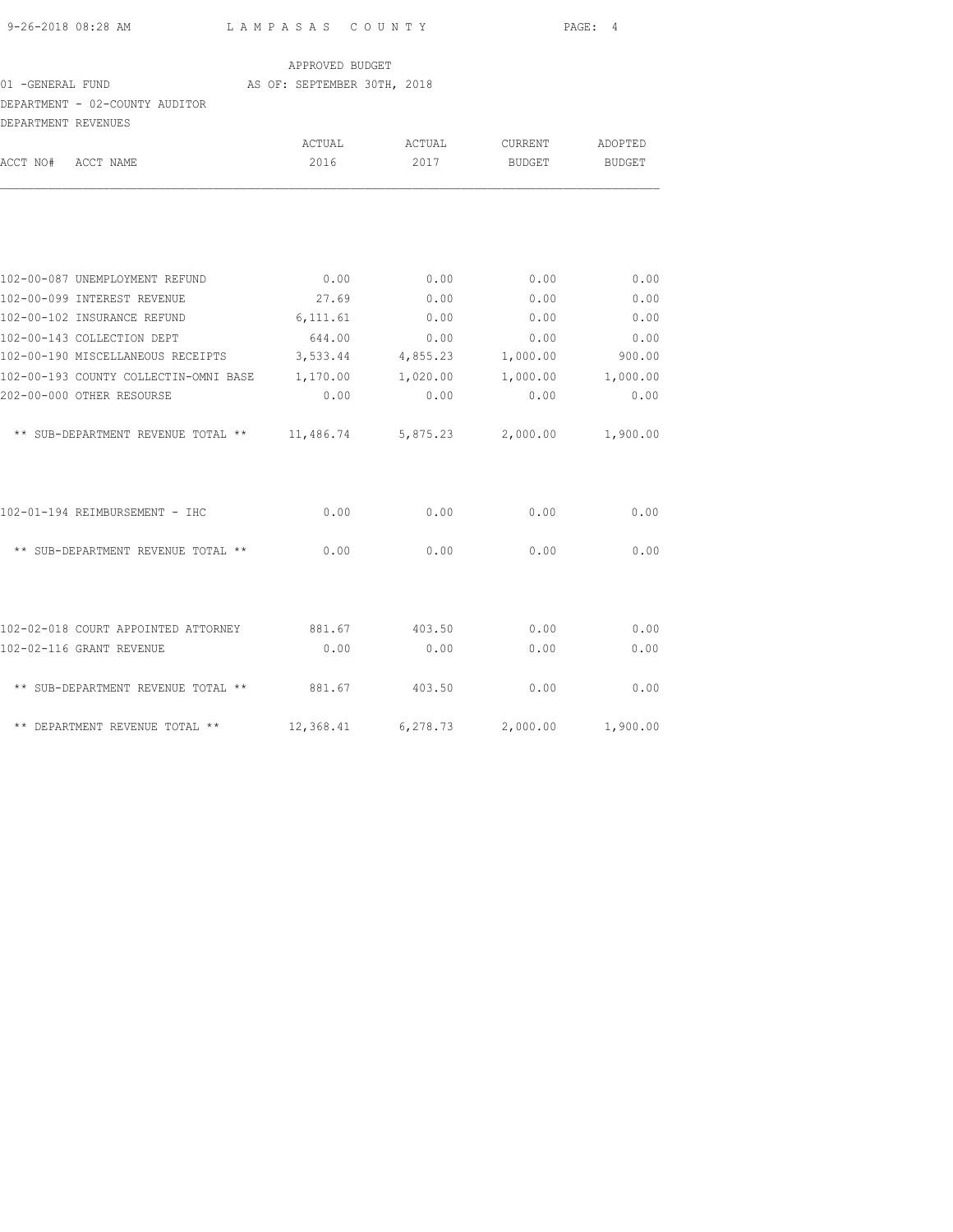APPROVED BUDGET

01 -GENERAL FUND AS OF: SEPTEMBER 30TH, 2018

DEPARTMENT - 02-COUNTY AUDITOR

DEPARTMENT REVENUES

| ACCT NO# ACCT NAME | ACTUAL 2016 | ACTUAL 2017 | CURRENT BUDGET | ADOPTED BUDGET |
|---|---|---|---|---|
| 102-00-087 UNEMPLOYMENT REFUND | 0.00 | 0.00 | 0.00 | 0.00 |
| 102-00-099 INTEREST REVENUE | 27.69 | 0.00 | 0.00 | 0.00 |
| 102-00-102 INSURANCE REFUND | 6,111.61 | 0.00 | 0.00 | 0.00 |
| 102-00-143 COLLECTION DEPT | 644.00 | 0.00 | 0.00 | 0.00 |
| 102-00-190 MISCELLANEOUS RECEIPTS | 3,533.44 | 4,855.23 | 1,000.00 | 900.00 |
| 102-00-193 COUNTY COLLECTIN-OMNI BASE | 1,170.00 | 1,020.00 | 1,000.00 | 1,000.00 |
| 202-00-000 OTHER RESOURSE | 0.00 | 0.00 | 0.00 | 0.00 |
| ** SUB-DEPARTMENT REVENUE TOTAL ** | 11,486.74 | 5,875.23 | 2,000.00 | 1,900.00 |
| 102-01-194 REIMBURSEMENT - IHC | 0.00 | 0.00 | 0.00 | 0.00 |
| ** SUB-DEPARTMENT REVENUE TOTAL ** | 0.00 | 0.00 | 0.00 | 0.00 |
| 102-02-018 COURT APPOINTED ATTORNEY | 881.67 | 403.50 | 0.00 | 0.00 |
| 102-02-116 GRANT REVENUE | 0.00 | 0.00 | 0.00 | 0.00 |
| ** SUB-DEPARTMENT REVENUE TOTAL ** | 881.67 | 403.50 | 0.00 | 0.00 |
| ** DEPARTMENT REVENUE TOTAL ** | 12,368.41 | 6,278.73 | 2,000.00 | 1,900.00 |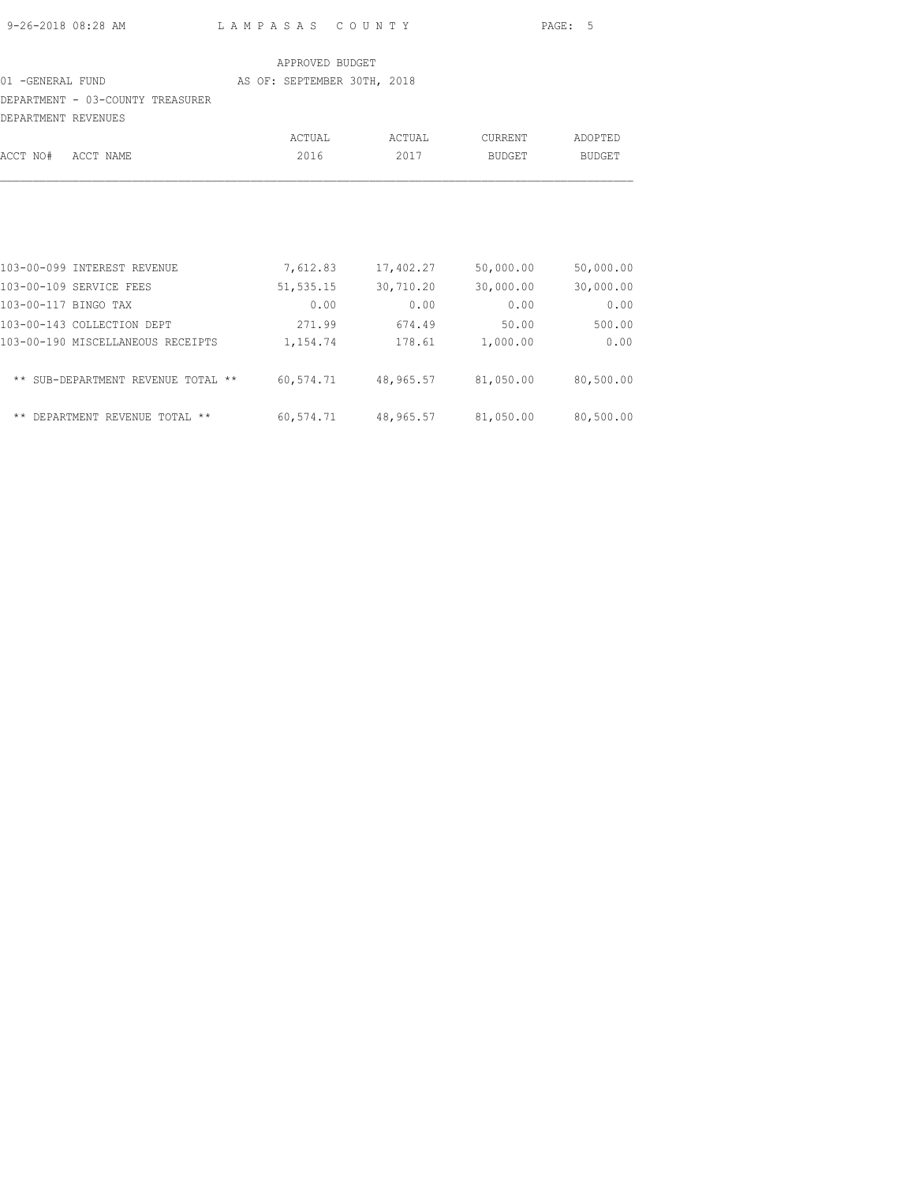APPROVED BUDGET

01 -GENERAL FUND AS OF: SEPTEMBER 30TH, 2018

DEPARTMENT - 03-COUNTY TREASURER

DEPARTMENT REVENUES

| ACCT NO# | ACCT NAME | ACTUAL 2016 | ACTUAL 2017 | CURRENT BUDGET | ADOPTED BUDGET |
|---|---|---|---|---|---|
| 103-00-099 | INTEREST REVENUE | 7,612.83 | 17,402.27 | 50,000.00 | 50,000.00 |
| 103-00-109 | SERVICE FEES | 51,535.15 | 30,710.20 | 30,000.00 | 30,000.00 |
| 103-00-117 | BINGO TAX | 0.00 | 0.00 | 0.00 | 0.00 |
| 103-00-143 | COLLECTION DEPT | 271.99 | 674.49 | 50.00 | 500.00 |
| 103-00-190 | MISCELLANEOUS RECEIPTS | 1,154.74 | 178.61 | 1,000.00 | 0.00 |
| | ** SUB-DEPARTMENT REVENUE TOTAL ** | 60,574.71 | 48,965.57 | 81,050.00 | 80,500.00 |
| | ** DEPARTMENT REVENUE TOTAL ** | 60,574.71 | 48,965.57 | 81,050.00 | 80,500.00 |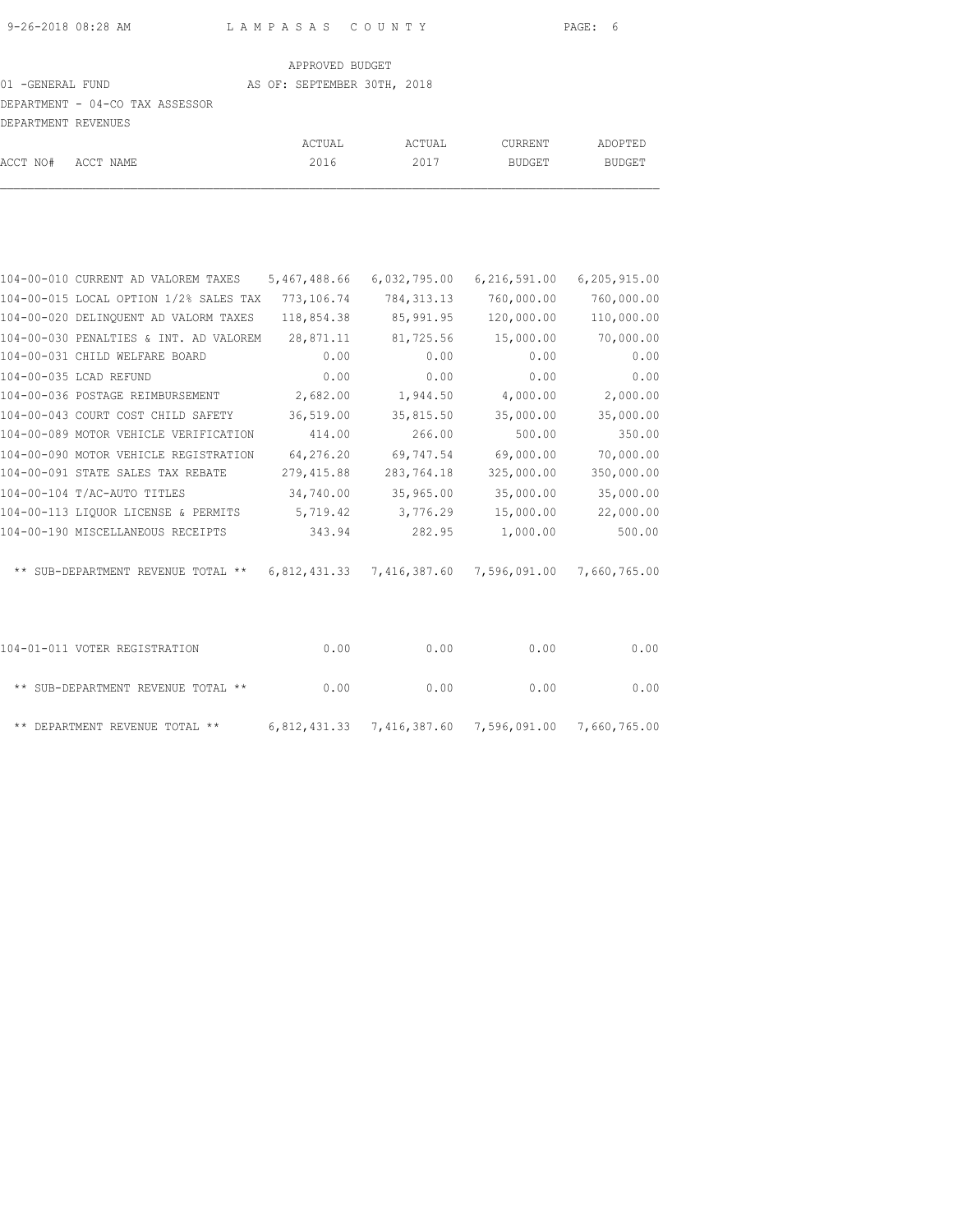APPROVED BUDGET

01 -GENERAL FUND AS OF: SEPTEMBER 30TH, 2018

DEPARTMENT - 04-CO TAX ASSESSOR

DEPARTMENT REVENUES

| ACCT NO# ACCT NAME | ACTUAL 2016 | ACTUAL 2017 | CURRENT BUDGET | ADOPTED BUDGET |
|---|---|---|---|---|
| 104-00-010 CURRENT AD VALOREM TAXES | 5,467,488.66 | 6,032,795.00 | 6,216,591.00 | 6,205,915.00 |
| 104-00-015 LOCAL OPTION 1/2% SALES TAX | 773,106.74 | 784,313.13 | 760,000.00 | 760,000.00 |
| 104-00-020 DELINQUENT AD VALORM TAXES | 118,854.38 | 85,991.95 | 120,000.00 | 110,000.00 |
| 104-00-030 PENALTIES & INT. AD VALOREM | 28,871.11 | 81,725.56 | 15,000.00 | 70,000.00 |
| 104-00-031 CHILD WELFARE BOARD | 0.00 | 0.00 | 0.00 | 0.00 |
| 104-00-035 LCAD REFUND | 0.00 | 0.00 | 0.00 | 0.00 |
| 104-00-036 POSTAGE REIMBURSEMENT | 2,682.00 | 1,944.50 | 4,000.00 | 2,000.00 |
| 104-00-043 COURT COST CHILD SAFETY | 36,519.00 | 35,815.50 | 35,000.00 | 35,000.00 |
| 104-00-089 MOTOR VEHICLE VERIFICATION | 414.00 | 266.00 | 500.00 | 350.00 |
| 104-00-090 MOTOR VEHICLE REGISTRATION | 64,276.20 | 69,747.54 | 69,000.00 | 70,000.00 |
| 104-00-091 STATE SALES TAX REBATE | 279,415.88 | 283,764.18 | 325,000.00 | 350,000.00 |
| 104-00-104 T/AC-AUTO TITLES | 34,740.00 | 35,965.00 | 35,000.00 | 35,000.00 |
| 104-00-113 LIQUOR LICENSE & PERMITS | 5,719.42 | 3,776.29 | 15,000.00 | 22,000.00 |
| 104-00-190 MISCELLANEOUS RECEIPTS | 343.94 | 282.95 | 1,000.00 | 500.00 |
| ** SUB-DEPARTMENT REVENUE TOTAL ** | 6,812,431.33 | 7,416,387.60 | 7,596,091.00 | 7,660,765.00 |
| 104-01-011 VOTER REGISTRATION | 0.00 | 0.00 | 0.00 | 0.00 |
| ** SUB-DEPARTMENT REVENUE TOTAL ** | 0.00 | 0.00 | 0.00 | 0.00 |
| ** DEPARTMENT REVENUE TOTAL ** | 6,812,431.33 | 7,416,387.60 | 7,596,091.00 | 7,660,765.00 |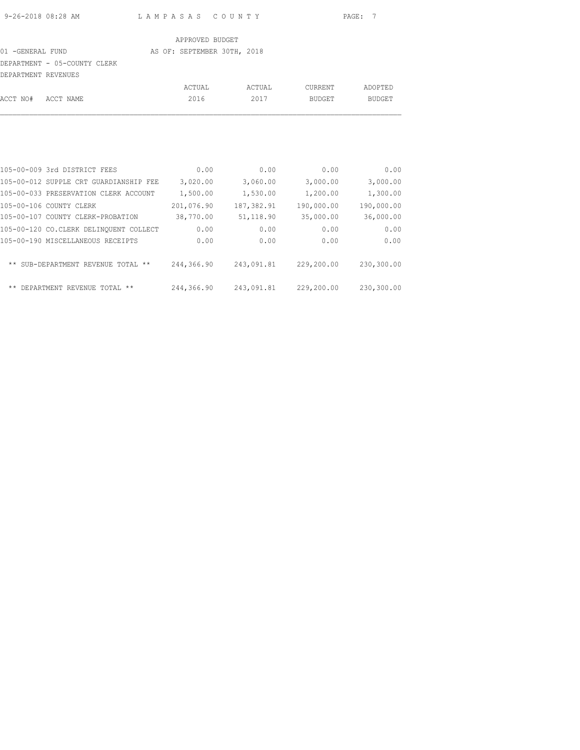APPROVED BUDGET

01 -GENERAL FUND AS OF: SEPTEMBER 30TH, 2018

DEPARTMENT - 05-COUNTY CLERK

DEPARTMENT REVENUES

| ACCT NO# | ACCT NAME | ACTUAL 2016 | ACTUAL 2017 | CURRENT BUDGET | ADOPTED BUDGET |
|---|---|---|---|---|---|
| 105-00-009 | 3rd DISTRICT FEES | 0.00 | 0.00 | 0.00 | 0.00 |
| 105-00-012 | SUPPLE CRT GUARDIANSHIP FEE | 3,020.00 | 3,060.00 | 3,000.00 | 3,000.00 |
| 105-00-033 | PRESERVATION CLERK ACCOUNT | 1,500.00 | 1,530.00 | 1,200.00 | 1,300.00 |
| 105-00-106 | COUNTY CLERK | 201,076.90 | 187,382.91 | 190,000.00 | 190,000.00 |
| 105-00-107 | COUNTY CLERK-PROBATION | 38,770.00 | 51,118.90 | 35,000.00 | 36,000.00 |
| 105-00-120 | CO.CLERK DELINQUENT COLLECT | 0.00 | 0.00 | 0.00 | 0.00 |
| 105-00-190 | MISCELLANEOUS RECEIPTS | 0.00 | 0.00 | 0.00 | 0.00 |
| | ** SUB-DEPARTMENT REVENUE TOTAL ** | 244,366.90 | 243,091.81 | 229,200.00 | 230,300.00 |
| | ** DEPARTMENT REVENUE TOTAL ** | 244,366.90 | 243,091.81 | 229,200.00 | 230,300.00 |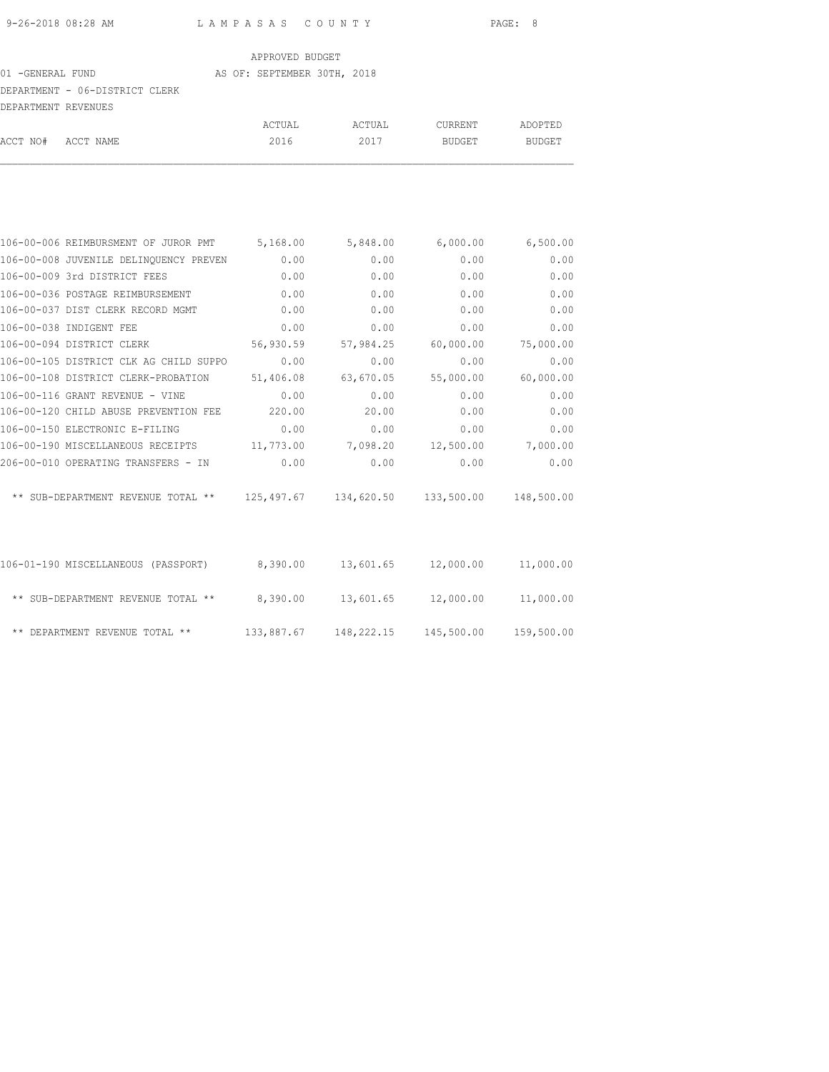APPROVED BUDGET

01 -GENERAL FUND AS OF: SEPTEMBER 30TH, 2018

DEPARTMENT - 06-DISTRICT CLERK

DEPARTMENT REVENUES

| ACCT NO# | ACCT NAME | ACTUAL 2016 | ACTUAL 2017 | CURRENT BUDGET | ADOPTED BUDGET |
|---|---|---|---|---|---|
| 106-00-006 | REIMBURSMENT OF JUROR PMT | 5,168.00 | 5,848.00 | 6,000.00 | 6,500.00 |
| 106-00-008 | JUVENILE DELINQUENCY PREVEN | 0.00 | 0.00 | 0.00 | 0.00 |
| 106-00-009 | 3rd DISTRICT FEES | 0.00 | 0.00 | 0.00 | 0.00 |
| 106-00-036 | POSTAGE REIMBURSEMENT | 0.00 | 0.00 | 0.00 | 0.00 |
| 106-00-037 | DIST CLERK RECORD MGMT | 0.00 | 0.00 | 0.00 | 0.00 |
| 106-00-038 | INDIGENT FEE | 0.00 | 0.00 | 0.00 | 0.00 |
| 106-00-094 | DISTRICT CLERK | 56,930.59 | 57,984.25 | 60,000.00 | 75,000.00 |
| 106-00-105 | DISTRICT CLK AG CHILD SUPPO | 0.00 | 0.00 | 0.00 | 0.00 |
| 106-00-108 | DISTRICT CLERK-PROBATION | 51,406.08 | 63,670.05 | 55,000.00 | 60,000.00 |
| 106-00-116 | GRANT REVENUE - VINE | 0.00 | 0.00 | 0.00 | 0.00 |
| 106-00-120 | CHILD ABUSE PREVENTION FEE | 220.00 | 20.00 | 0.00 | 0.00 |
| 106-00-150 | ELECTRONIC E-FILING | 0.00 | 0.00 | 0.00 | 0.00 |
| 106-00-190 | MISCELLANEOUS RECEIPTS | 11,773.00 | 7,098.20 | 12,500.00 | 7,000.00 |
| 206-00-010 | OPERATING TRANSFERS - IN | 0.00 | 0.00 | 0.00 | 0.00 |
| | ** SUB-DEPARTMENT REVENUE TOTAL ** | 125,497.67 | 134,620.50 | 133,500.00 | 148,500.00 |
| 106-01-190 | MISCELLANEOUS (PASSPORT) | 8,390.00 | 13,601.65 | 12,000.00 | 11,000.00 |
| | ** SUB-DEPARTMENT REVENUE TOTAL ** | 8,390.00 | 13,601.65 | 12,000.00 | 11,000.00 |
| | ** DEPARTMENT REVENUE TOTAL ** | 133,887.67 | 148,222.15 | 145,500.00 | 159,500.00 |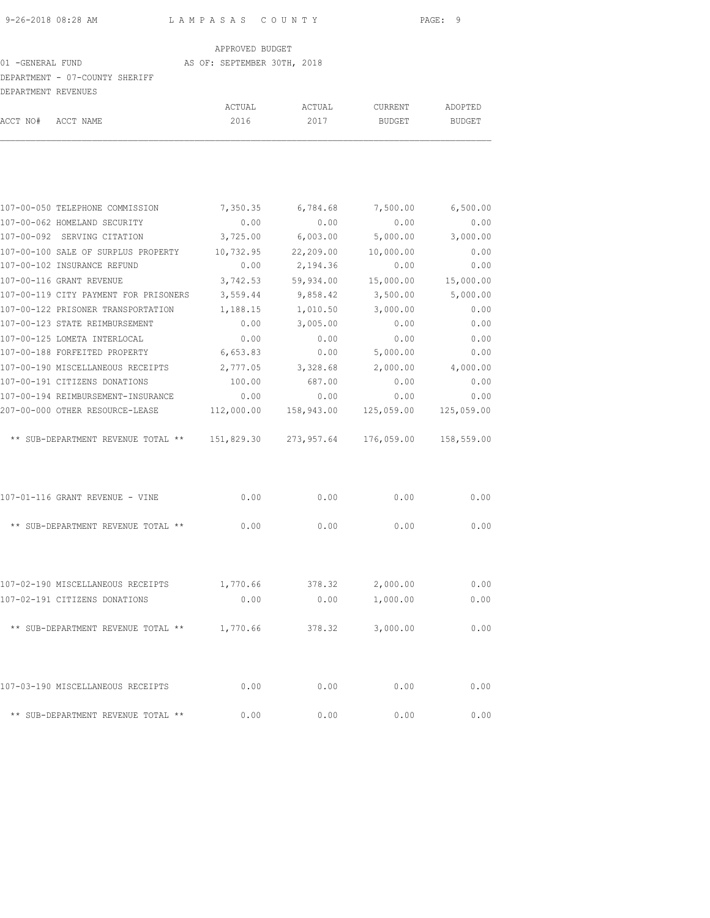APPROVED BUDGET

01 -GENERAL FUND AS OF: SEPTEMBER 30TH, 2018

DEPARTMENT - 07-COUNTY SHERIFF

DEPARTMENT REVENUES

| ACCT NO# | ACCT NAME | ACTUAL 2016 | ACTUAL 2017 | CURRENT BUDGET | ADOPTED BUDGET |
|---|---|---|---|---|---|
| 107-00-050 | TELEPHONE COMMISSION | 7,350.35 | 6,784.68 | 7,500.00 | 6,500.00 |
| 107-00-062 | HOMELAND SECURITY | 0.00 | 0.00 | 0.00 | 0.00 |
| 107-00-092 | SERVING CITATION | 3,725.00 | 6,003.00 | 5,000.00 | 3,000.00 |
| 107-00-100 | SALE OF SURPLUS PROPERTY | 10,732.95 | 22,209.00 | 10,000.00 | 0.00 |
| 107-00-102 | INSURANCE REFUND | 0.00 | 2,194.36 | 0.00 | 0.00 |
| 107-00-116 | GRANT REVENUE | 3,742.53 | 59,934.00 | 15,000.00 | 15,000.00 |
| 107-00-119 | CITY PAYMENT FOR PRISONERS | 3,559.44 | 9,858.42 | 3,500.00 | 5,000.00 |
| 107-00-122 | PRISONER TRANSPORTATION | 1,188.15 | 1,010.50 | 3,000.00 | 0.00 |
| 107-00-123 | STATE REIMBURSEMENT | 0.00 | 3,005.00 | 0.00 | 0.00 |
| 107-00-125 | LOMETA INTERLOCAL | 0.00 | 0.00 | 0.00 | 0.00 |
| 107-00-188 | FORFEITED PROPERTY | 6,653.83 | 0.00 | 5,000.00 | 0.00 |
| 107-00-190 | MISCELLANEOUS RECEIPTS | 2,777.05 | 3,328.68 | 2,000.00 | 4,000.00 |
| 107-00-191 | CITIZENS DONATIONS | 100.00 | 687.00 | 0.00 | 0.00 |
| 107-00-194 | REIMBURSEMENT-INSURANCE | 0.00 | 0.00 | 0.00 | 0.00 |
| 207-00-000 | OTHER RESOURCE-LEASE | 112,000.00 | 158,943.00 | 125,059.00 | 125,059.00 |
| | ** SUB-DEPARTMENT REVENUE TOTAL ** | 151,829.30 | 273,957.64 | 176,059.00 | 158,559.00 |
| 107-01-116 | GRANT REVENUE - VINE | 0.00 | 0.00 | 0.00 | 0.00 |
| | ** SUB-DEPARTMENT REVENUE TOTAL ** | 0.00 | 0.00 | 0.00 | 0.00 |
| 107-02-190 | MISCELLANEOUS RECEIPTS | 1,770.66 | 378.32 | 2,000.00 | 0.00 |
| 107-02-191 | CITIZENS DONATIONS | 0.00 | 0.00 | 1,000.00 | 0.00 |
| | ** SUB-DEPARTMENT REVENUE TOTAL ** | 1,770.66 | 378.32 | 3,000.00 | 0.00 |
| 107-03-190 | MISCELLANEOUS RECEIPTS | 0.00 | 0.00 | 0.00 | 0.00 |
| | ** SUB-DEPARTMENT REVENUE TOTAL ** | 0.00 | 0.00 | 0.00 | 0.00 |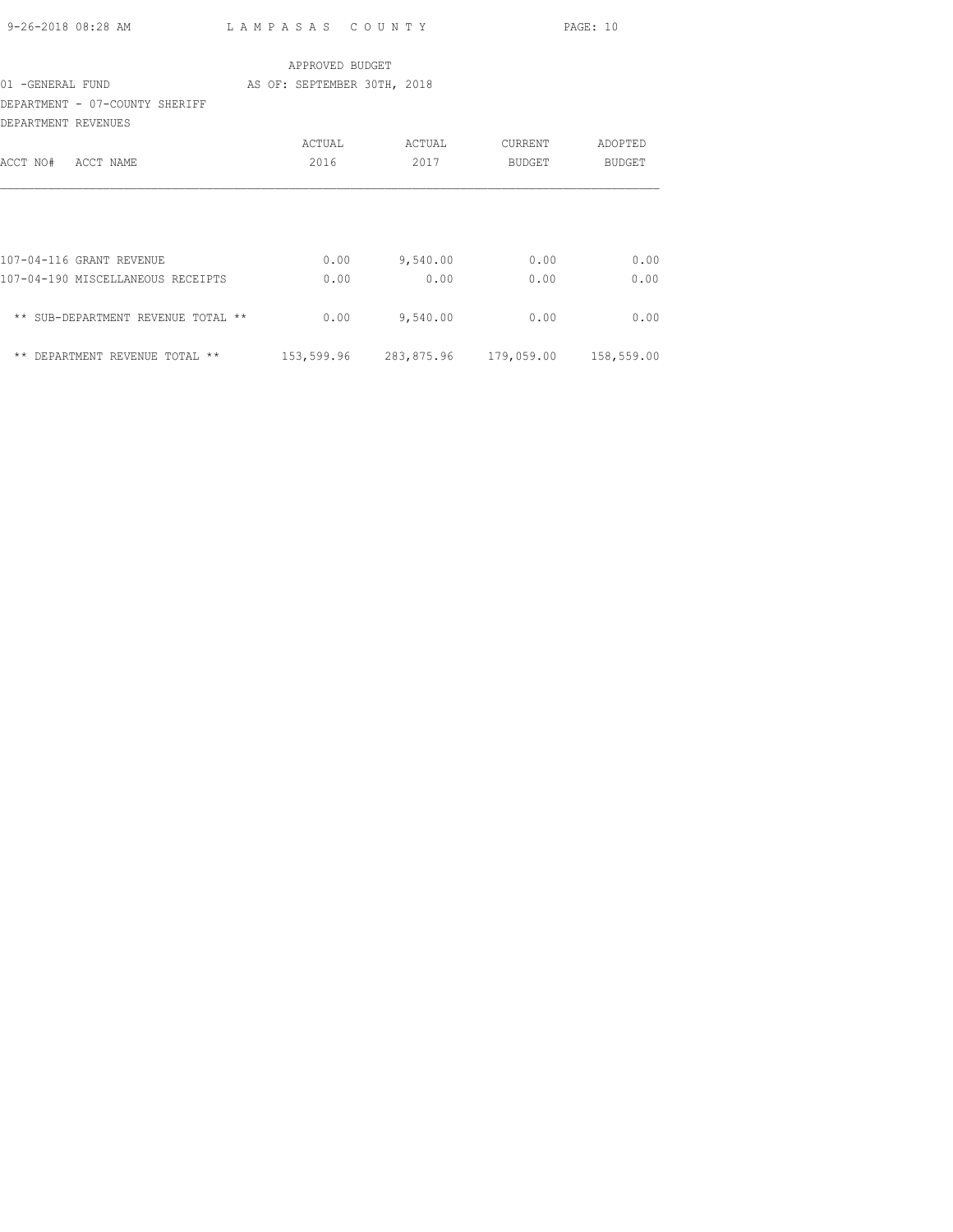APPROVED BUDGET

01 -GENERAL FUND AS OF: SEPTEMBER 30TH, 2018

DEPARTMENT - 07-COUNTY SHERIFF

DEPARTMENT REVENUES

| ACCT NO# ACCT NAME | ACTUAL 2016 | ACTUAL 2017 | CURRENT BUDGET | ADOPTED BUDGET |
|---|---|---|---|---|
| 107-04-116 GRANT REVENUE | 0.00 | 9,540.00 | 0.00 | 0.00 |
| 107-04-190 MISCELLANEOUS RECEIPTS | 0.00 | 0.00 | 0.00 | 0.00 |
| ** SUB-DEPARTMENT REVENUE TOTAL ** | 0.00 | 9,540.00 | 0.00 | 0.00 |
| ** DEPARTMENT REVENUE TOTAL ** | 153,599.96 | 283,875.96 | 179,059.00 | 158,559.00 |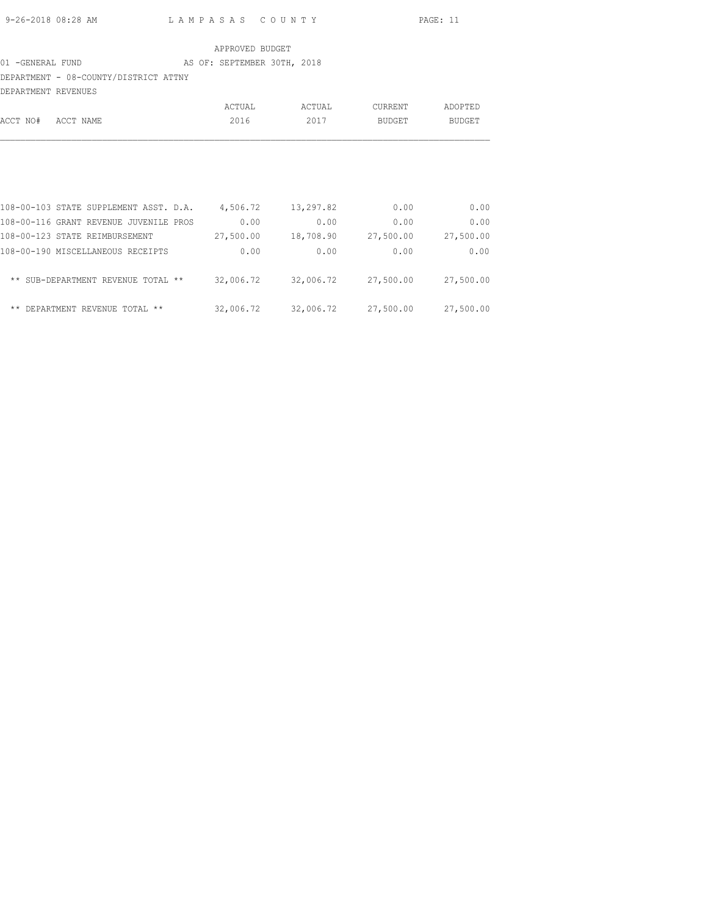APPROVED BUDGET

01 -GENERAL FUND AS OF: SEPTEMBER 30TH, 2018

DEPARTMENT - 08-COUNTY/DISTRICT ATTNY

DEPARTMENT REVENUES

| ACCT NO# ACCT NAME | ACTUAL 2016 | ACTUAL 2017 | CURRENT BUDGET | ADOPTED BUDGET |
|---|---|---|---|---|
| 108-00-103 STATE SUPPLEMENT ASST. D.A. | 4,506.72 | 13,297.82 | 0.00 | 0.00 |
| 108-00-116 GRANT REVENUE JUVENILE PROS | 0.00 | 0.00 | 0.00 | 0.00 |
| 108-00-123 STATE REIMBURSEMENT | 27,500.00 | 18,708.90 | 27,500.00 | 27,500.00 |
| 108-00-190 MISCELLANEOUS RECEIPTS | 0.00 | 0.00 | 0.00 | 0.00 |
| ** SUB-DEPARTMENT REVENUE TOTAL ** | 32,006.72 | 32,006.72 | 27,500.00 | 27,500.00 |
| ** DEPARTMENT REVENUE TOTAL ** | 32,006.72 | 32,006.72 | 27,500.00 | 27,500.00 |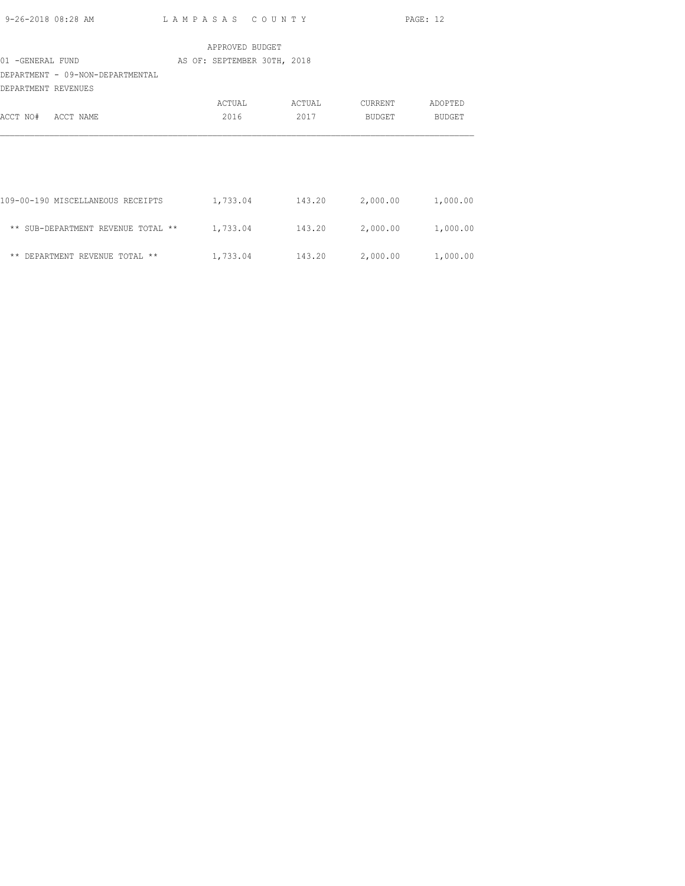APPROVED BUDGET

01 -GENERAL FUND AS OF: SEPTEMBER 30TH, 2018

DEPARTMENT - 09-NON-DEPARTMENTAL

DEPARTMENT REVENUES

| ACCT NO# ACCT NAME | ACTUAL 2016 | ACTUAL 2017 | CURRENT BUDGET | ADOPTED BUDGET |
|---|---|---|---|---|
| 109-00-190 MISCELLANEOUS RECEIPTS | 1,733.04 | 143.20 | 2,000.00 | 1,000.00 |
| ** SUB-DEPARTMENT REVENUE TOTAL ** | 1,733.04 | 143.20 | 2,000.00 | 1,000.00 |
| ** DEPARTMENT REVENUE TOTAL ** | 1,733.04 | 143.20 | 2,000.00 | 1,000.00 |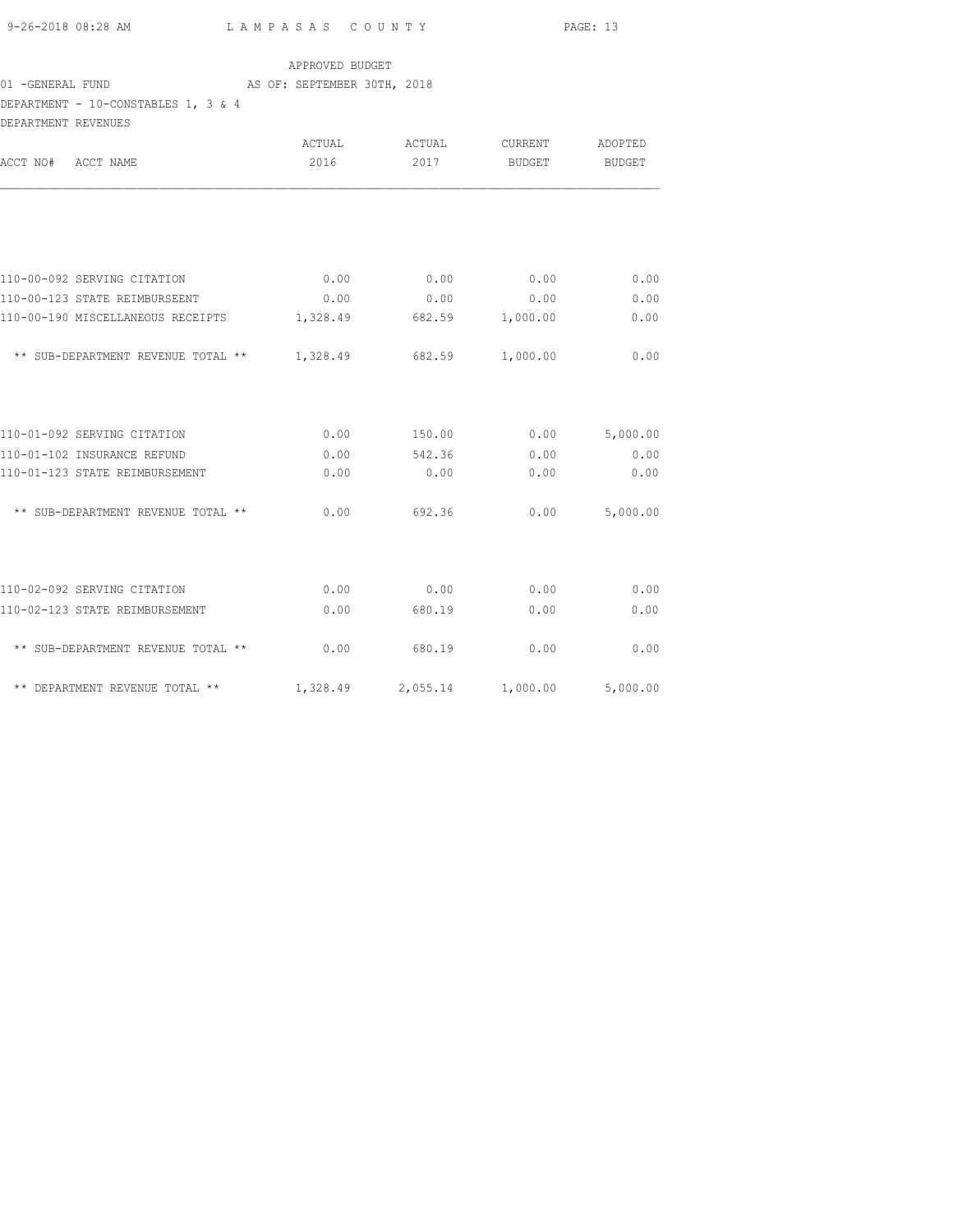APPROVED BUDGET

01 -GENERAL FUND AS OF: SEPTEMBER 30TH, 2018

DEPARTMENT - 10-CONSTABLES 1, 3 & 4

DEPARTMENT REVENUES

| ACCT NO# ACCT NAME | ACTUAL 2016 | ACTUAL 2017 | CURRENT BUDGET | ADOPTED BUDGET |
|---|---|---|---|---|
| 110-00-092 SERVING CITATION | 0.00 | 0.00 | 0.00 | 0.00 |
| 110-00-123 STATE REIMBURSEENT | 0.00 | 0.00 | 0.00 | 0.00 |
| 110-00-190 MISCELLANEOUS RECEIPTS | 1,328.49 | 682.59 | 1,000.00 | 0.00 |
| ** SUB-DEPARTMENT REVENUE TOTAL ** | 1,328.49 | 682.59 | 1,000.00 | 0.00 |
| 110-01-092 SERVING CITATION | 0.00 | 150.00 | 0.00 | 5,000.00 |
| 110-01-102 INSURANCE REFUND | 0.00 | 542.36 | 0.00 | 0.00 |
| 110-01-123 STATE REIMBURSEMENT | 0.00 | 0.00 | 0.00 | 0.00 |
| ** SUB-DEPARTMENT REVENUE TOTAL ** | 0.00 | 692.36 | 0.00 | 5,000.00 |
| 110-02-092 SERVING CITATION | 0.00 | 0.00 | 0.00 | 0.00 |
| 110-02-123 STATE REIMBURSEMENT | 0.00 | 680.19 | 0.00 | 0.00 |
| ** SUB-DEPARTMENT REVENUE TOTAL ** | 0.00 | 680.19 | 0.00 | 0.00 |
| ** DEPARTMENT REVENUE TOTAL ** | 1,328.49 | 2,055.14 | 1,000.00 | 5,000.00 |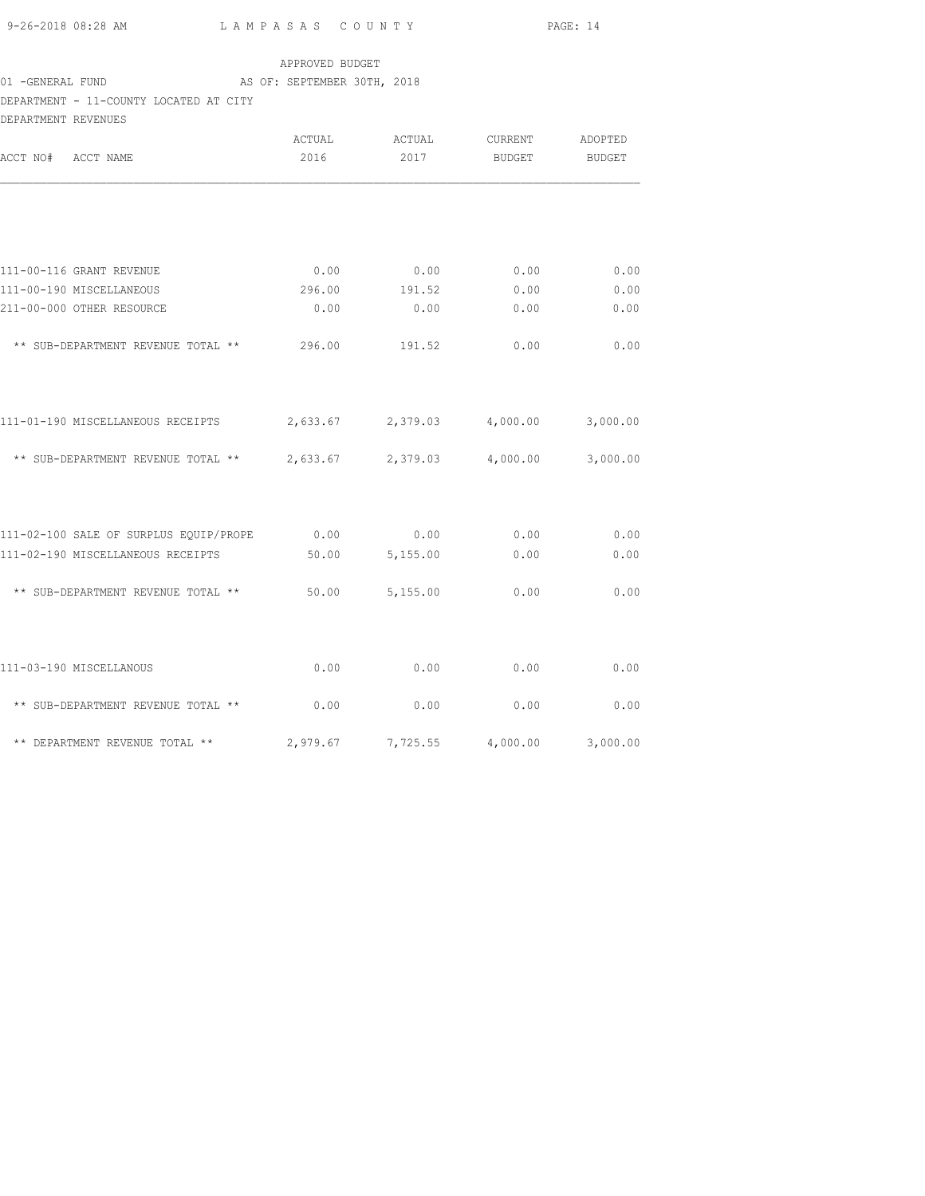APPROVED BUDGET

01 -GENERAL FUND AS OF: SEPTEMBER 30TH, 2018

DEPARTMENT - 11-COUNTY LOCATED AT CITY

DEPARTMENT REVENUES

| ACCT NO# ACCT NAME | ACTUAL 2016 | ACTUAL 2017 | CURRENT BUDGET | ADOPTED BUDGET |
|---|---|---|---|---|
| 111-00-116 GRANT REVENUE | 0.00 | 0.00 | 0.00 | 0.00 |
| 111-00-190 MISCELLANEOUS | 296.00 | 191.52 | 0.00 | 0.00 |
| 211-00-000 OTHER RESOURCE | 0.00 | 0.00 | 0.00 | 0.00 |
| ** SUB-DEPARTMENT REVENUE TOTAL ** | 296.00 | 191.52 | 0.00 | 0.00 |
| 111-01-190 MISCELLANEOUS RECEIPTS | 2,633.67 | 2,379.03 | 4,000.00 | 3,000.00 |
| ** SUB-DEPARTMENT REVENUE TOTAL ** | 2,633.67 | 2,379.03 | 4,000.00 | 3,000.00 |
| 111-02-100 SALE OF SURPLUS EQUIP/PROPE | 0.00 | 0.00 | 0.00 | 0.00 |
| 111-02-190 MISCELLANEOUS RECEIPTS | 50.00 | 5,155.00 | 0.00 | 0.00 |
| ** SUB-DEPARTMENT REVENUE TOTAL ** | 50.00 | 5,155.00 | 0.00 | 0.00 |
| 111-03-190 MISCELLANOUS | 0.00 | 0.00 | 0.00 | 0.00 |
| ** SUB-DEPARTMENT REVENUE TOTAL ** | 0.00 | 0.00 | 0.00 | 0.00 |
| ** DEPARTMENT REVENUE TOTAL ** | 2,979.67 | 7,725.55 | 4,000.00 | 3,000.00 |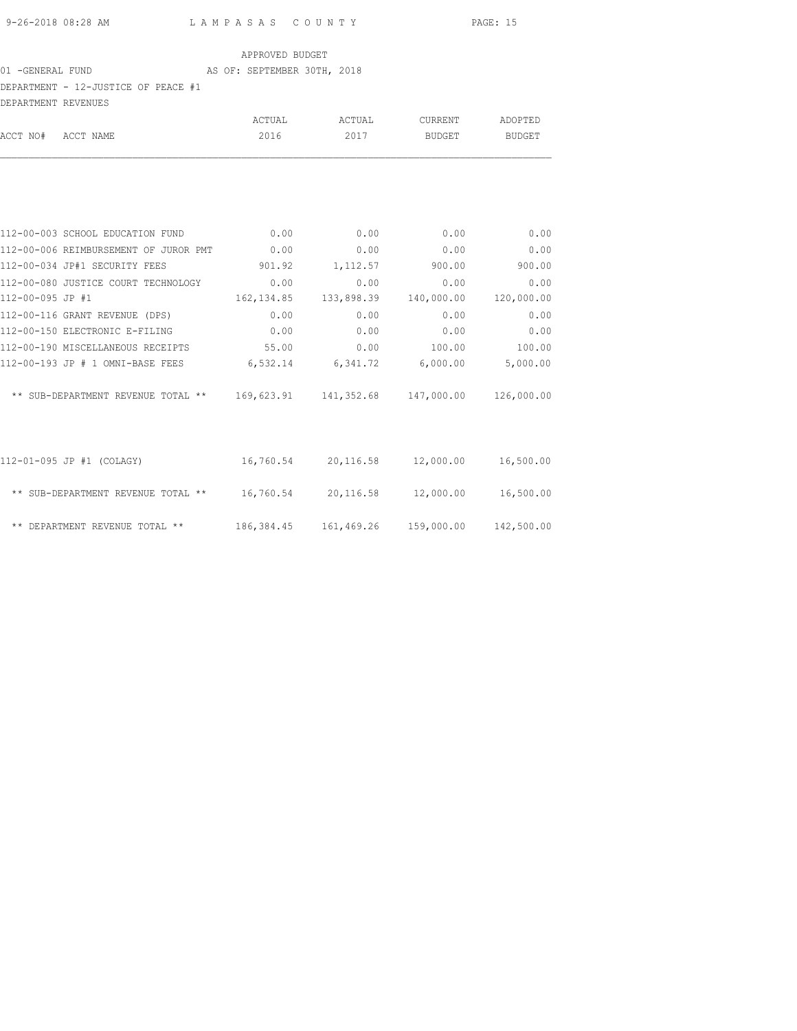LAMPASAS COUNTY

APPROVED BUDGET

01 -GENERAL FUND AS OF: SEPTEMBER 30TH, 2018

DEPARTMENT - 12-JUSTICE OF PEACE #1

DEPARTMENT REVENUES

| ACCT NO# | ACCT NAME | ACTUAL 2016 | ACTUAL 2017 | CURRENT BUDGET | ADOPTED BUDGET |
|---|---|---|---|---|---|
| 112-00-003 | SCHOOL EDUCATION FUND | 0.00 | 0.00 | 0.00 | 0.00 |
| 112-00-006 | REIMBURSEMENT OF JUROR PMT | 0.00 | 0.00 | 0.00 | 0.00 |
| 112-00-034 | JP#1 SECURITY FEES | 901.92 | 1,112.57 | 900.00 | 900.00 |
| 112-00-080 | JUSTICE COURT TECHNOLOGY | 0.00 | 0.00 | 0.00 | 0.00 |
| 112-00-095 | JP #1 | 162,134.85 | 133,898.39 | 140,000.00 | 120,000.00 |
| 112-00-116 | GRANT REVENUE (DPS) | 0.00 | 0.00 | 0.00 | 0.00 |
| 112-00-150 | ELECTRONIC E-FILING | 0.00 | 0.00 | 0.00 | 0.00 |
| 112-00-190 | MISCELLANEOUS RECEIPTS | 55.00 | 0.00 | 100.00 | 100.00 |
| 112-00-193 | JP # 1 OMNI-BASE FEES | 6,532.14 | 6,341.72 | 6,000.00 | 5,000.00 |
| | ** SUB-DEPARTMENT REVENUE TOTAL ** | 169,623.91 | 141,352.68 | 147,000.00 | 126,000.00 |
| 112-01-095 | JP #1 (COLAGY) | 16,760.54 | 20,116.58 | 12,000.00 | 16,500.00 |
| | ** SUB-DEPARTMENT REVENUE TOTAL ** | 16,760.54 | 20,116.58 | 12,000.00 | 16,500.00 |
| | ** DEPARTMENT REVENUE TOTAL ** | 186,384.45 | 161,469.26 | 159,000.00 | 142,500.00 |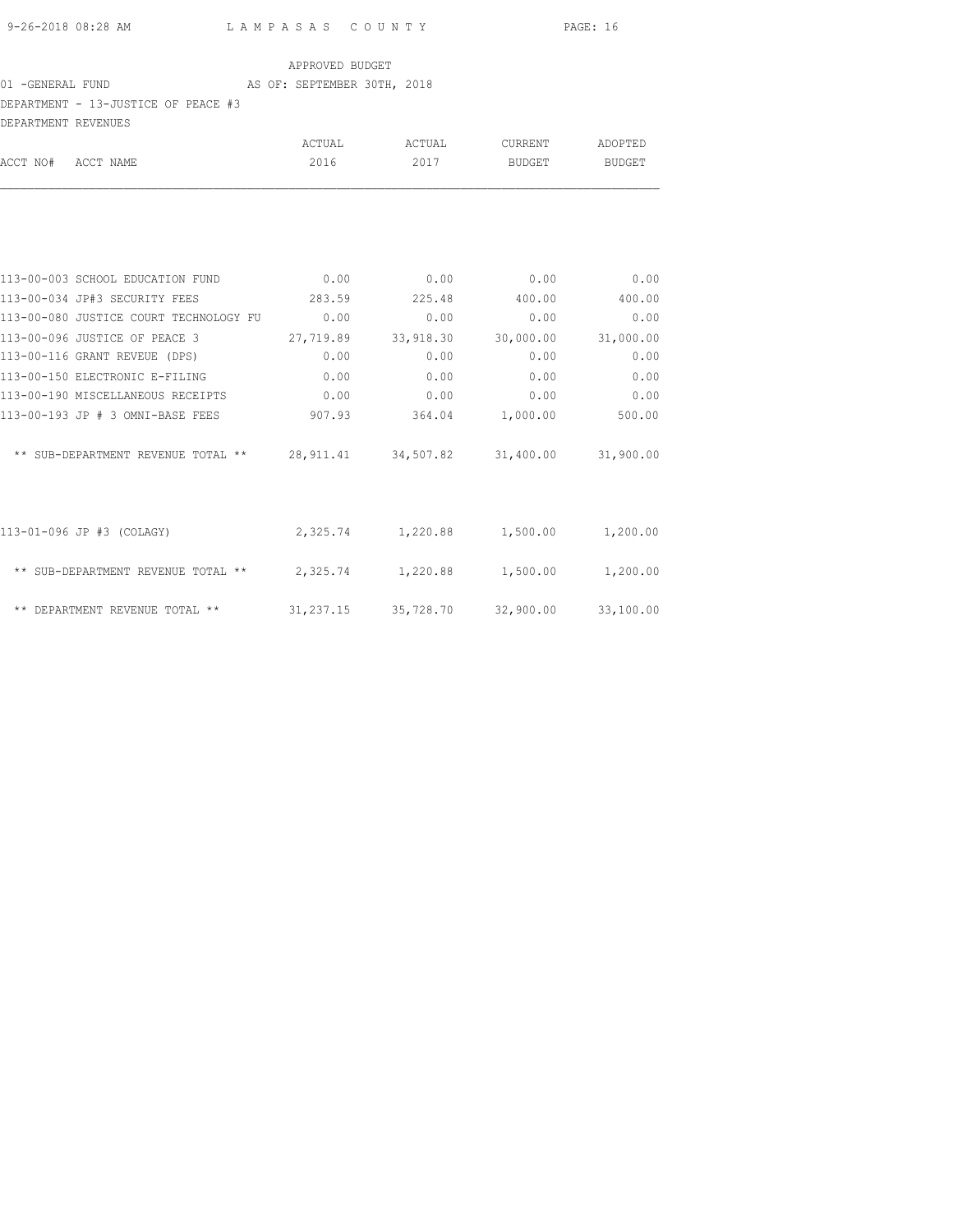LAMPASAS COUNTY

APPROVED BUDGET

01 -GENERAL FUND AS OF: SEPTEMBER 30TH, 2018

DEPARTMENT - 13-JUSTICE OF PEACE #3

DEPARTMENT REVENUES

| ACCT NO# | ACCT NAME | ACTUAL 2016 | ACTUAL 2017 | CURRENT BUDGET | ADOPTED BUDGET |
|---|---|---|---|---|---|
| 113-00-003 | SCHOOL EDUCATION FUND | 0.00 | 0.00 | 0.00 | 0.00 |
| 113-00-034 | JP#3 SECURITY FEES | 283.59 | 225.48 | 400.00 | 400.00 |
| 113-00-080 | JUSTICE COURT TECHNOLOGY FU | 0.00 | 0.00 | 0.00 | 0.00 |
| 113-00-096 | JUSTICE OF PEACE 3 | 27,719.89 | 33,918.30 | 30,000.00 | 31,000.00 |
| 113-00-116 | GRANT REVEUE (DPS) | 0.00 | 0.00 | 0.00 | 0.00 |
| 113-00-150 | ELECTRONIC E-FILING | 0.00 | 0.00 | 0.00 | 0.00 |
| 113-00-190 | MISCELLANEOUS RECEIPTS | 0.00 | 0.00 | 0.00 | 0.00 |
| 113-00-193 | JP # 3 OMNI-BASE FEES | 907.93 | 364.04 | 1,000.00 | 500.00 |
| | ** SUB-DEPARTMENT REVENUE TOTAL ** | 28,911.41 | 34,507.82 | 31,400.00 | 31,900.00 |
| 113-01-096 | JP #3 (COLAGY) | 2,325.74 | 1,220.88 | 1,500.00 | 1,200.00 |
| | ** SUB-DEPARTMENT REVENUE TOTAL ** | 2,325.74 | 1,220.88 | 1,500.00 | 1,200.00 |
| | ** DEPARTMENT REVENUE TOTAL ** | 31,237.15 | 35,728.70 | 32,900.00 | 33,100.00 |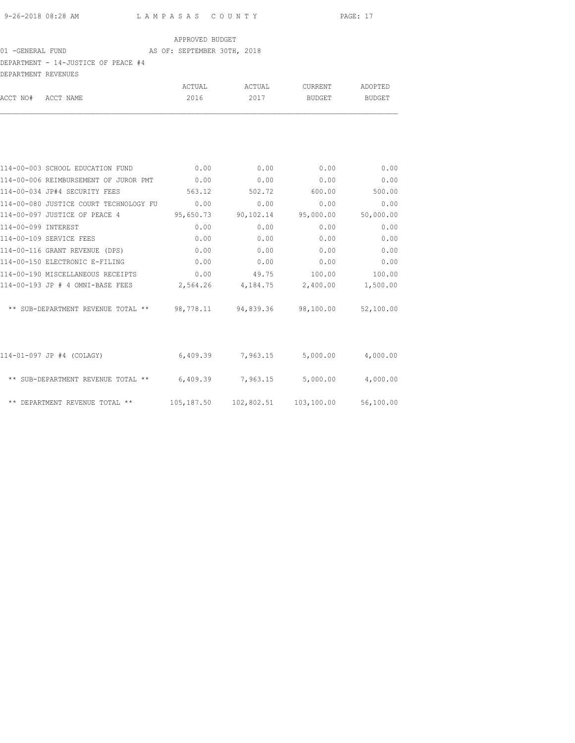APPROVED BUDGET

01 -GENERAL FUND AS OF: SEPTEMBER 30TH, 2018

DEPARTMENT - 14-JUSTICE OF PEACE #4

DEPARTMENT REVENUES

| ACCT NO# ACCT NAME | ACTUAL 2016 | ACTUAL 2017 | CURRENT BUDGET | ADOPTED BUDGET |
|---|---|---|---|---|
| 114-00-003 SCHOOL EDUCATION FUND | 0.00 | 0.00 | 0.00 | 0.00 |
| 114-00-006 REIMBURSEMENT OF JUROR PMT | 0.00 | 0.00 | 0.00 | 0.00 |
| 114-00-034 JP#4 SECURITY FEES | 563.12 | 502.72 | 600.00 | 500.00 |
| 114-00-080 JUSTICE COURT TECHNOLOGY FU | 0.00 | 0.00 | 0.00 | 0.00 |
| 114-00-097 JUSTICE OF PEACE 4 | 95,650.73 | 90,102.14 | 95,000.00 | 50,000.00 |
| 114-00-099 INTEREST | 0.00 | 0.00 | 0.00 | 0.00 |
| 114-00-109 SERVICE FEES | 0.00 | 0.00 | 0.00 | 0.00 |
| 114-00-116 GRANT REVENUE (DPS) | 0.00 | 0.00 | 0.00 | 0.00 |
| 114-00-150 ELECTRONIC E-FILING | 0.00 | 0.00 | 0.00 | 0.00 |
| 114-00-190 MISCELLANEOUS RECEIPTS | 0.00 | 49.75 | 100.00 | 100.00 |
| 114-00-193 JP # 4 OMNI-BASE FEES | 2,564.26 | 4,184.75 | 2,400.00 | 1,500.00 |
| ** SUB-DEPARTMENT REVENUE TOTAL ** | 98,778.11 | 94,839.36 | 98,100.00 | 52,100.00 |
| 114-01-097 JP #4 (COLAGY) | 6,409.39 | 7,963.15 | 5,000.00 | 4,000.00 |
| ** SUB-DEPARTMENT REVENUE TOTAL ** | 6,409.39 | 7,963.15 | 5,000.00 | 4,000.00 |
| ** DEPARTMENT REVENUE TOTAL ** | 105,187.50 | 102,802.51 | 103,100.00 | 56,100.00 |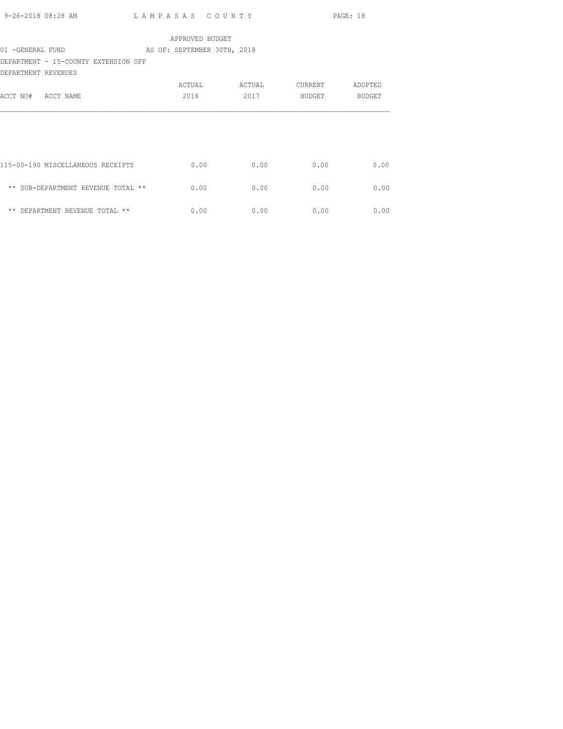APPROVED BUDGET

01 -GENERAL FUND AS OF: SEPTEMBER 30TH, 2018

DEPARTMENT - 15-COUNTY EXTENSION OFF

DEPARTMENT REVENUES

| ACCT NO# ACCT NAME | ACTUAL 2016 | ACTUAL 2017 | CURRENT BUDGET | ADOPTED BUDGET |
|---|---|---|---|---|
| 115-00-190 MISCELLANEOUS RECEIPTS | 0.00 | 0.00 | 0.00 | 0.00 |
| ** SUB-DEPARTMENT REVENUE TOTAL ** | 0.00 | 0.00 | 0.00 | 0.00 |
| ** DEPARTMENT REVENUE TOTAL ** | 0.00 | 0.00 | 0.00 | 0.00 |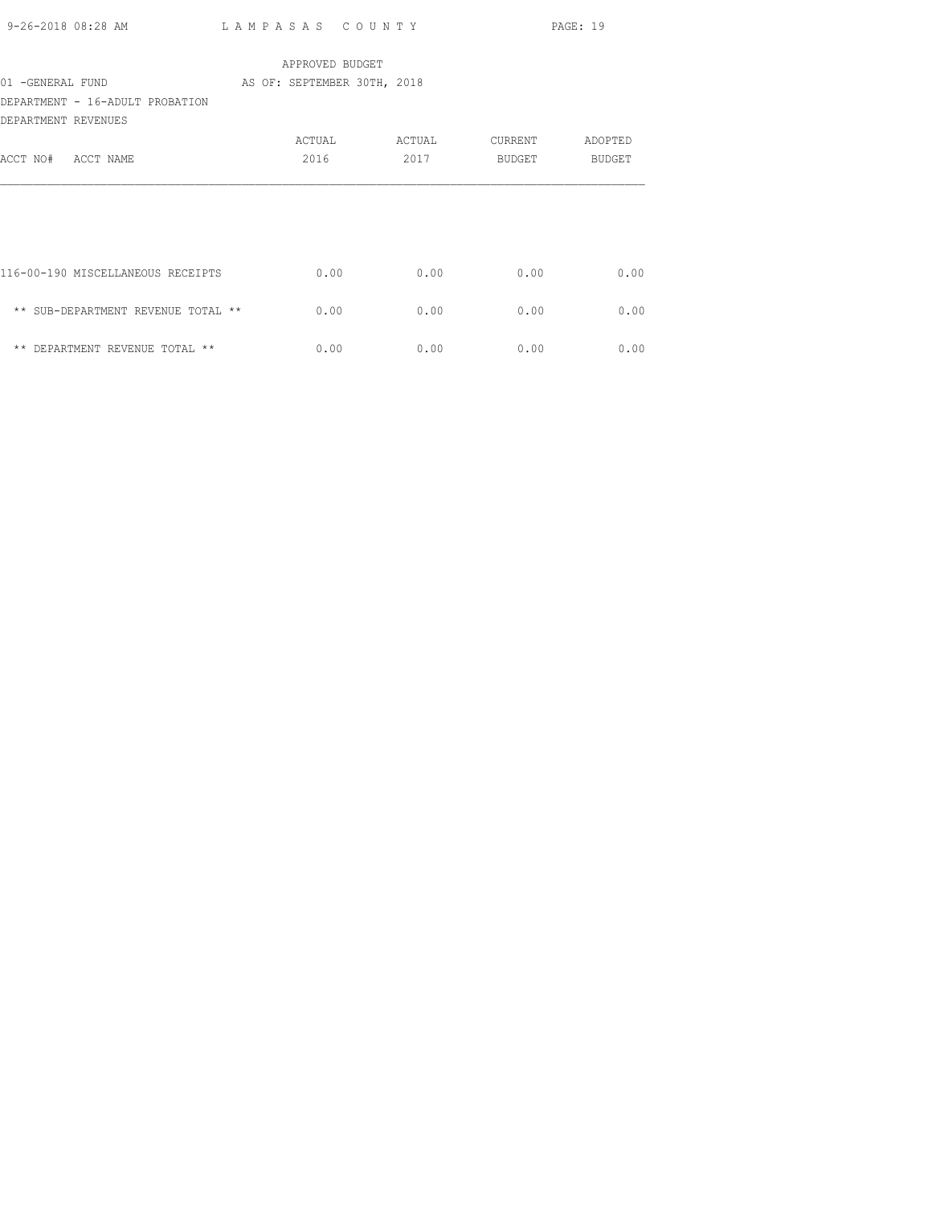APPROVED BUDGET

01 -GENERAL FUND AS OF: SEPTEMBER 30TH, 2018

DEPARTMENT - 16-ADULT PROBATION

DEPARTMENT REVENUES

| ACCT NO# ACCT NAME | ACTUAL 2016 | ACTUAL 2017 | CURRENT BUDGET | ADOPTED BUDGET |
|---|---|---|---|---|
| 116-00-190 MISCELLANEOUS RECEIPTS | 0.00 | 0.00 | 0.00 | 0.00 |
| ** SUB-DEPARTMENT REVENUE TOTAL ** | 0.00 | 0.00 | 0.00 | 0.00 |
| ** DEPARTMENT REVENUE TOTAL ** | 0.00 | 0.00 | 0.00 | 0.00 |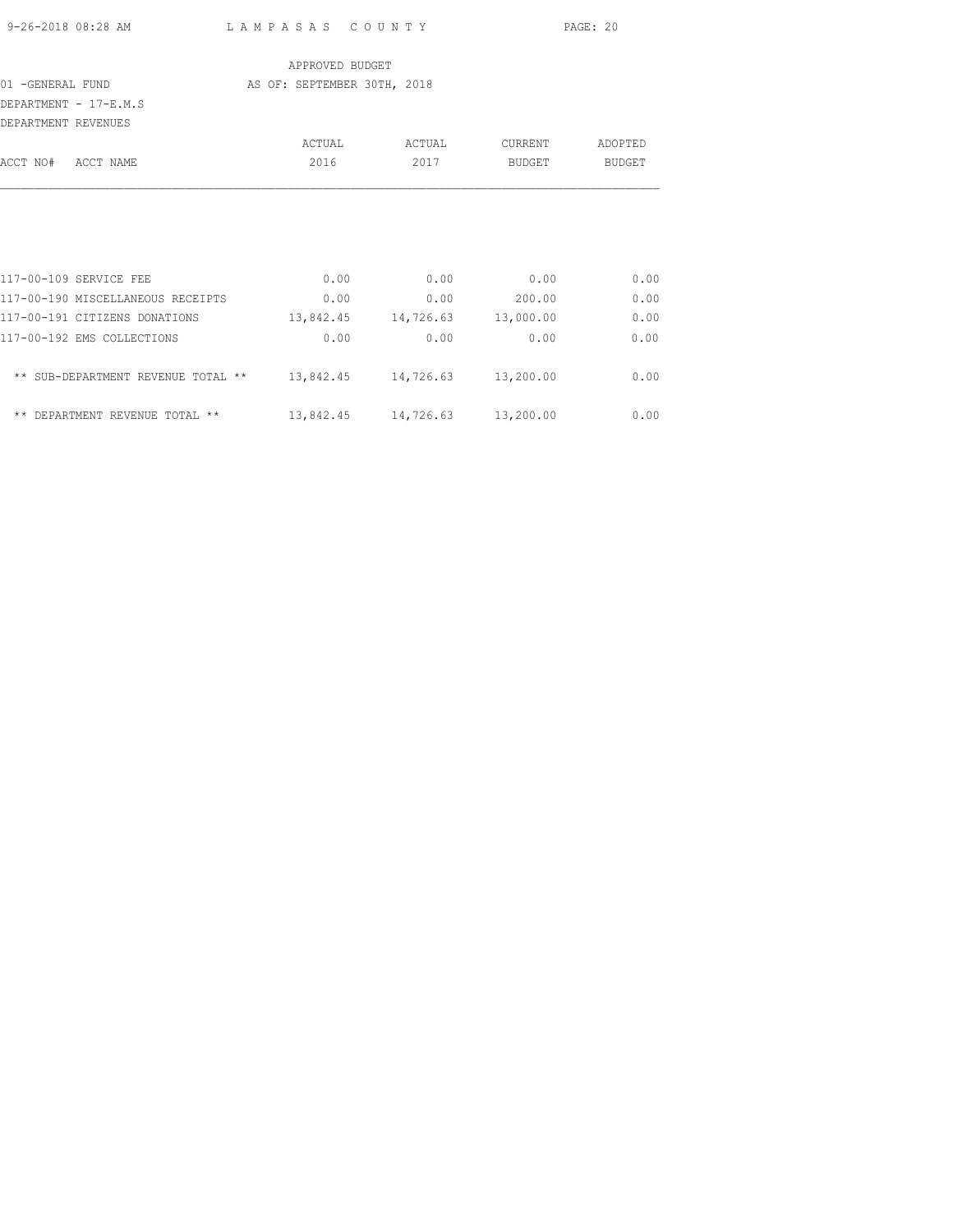LAMPASAS COUNTY

APPROVED BUDGET

01 -GENERAL FUND — AS OF: SEPTEMBER 30TH, 2018

DEPARTMENT - 17-E.M.S

DEPARTMENT REVENUES

| ACCT NO# | ACCT NAME | ACTUAL 2016 | ACTUAL 2017 | CURRENT BUDGET | ADOPTED BUDGET |
|---|---|---|---|---|---|
| 117-00-109 | SERVICE FEE | 0.00 | 0.00 | 0.00 | 0.00 |
| 117-00-190 | MISCELLANEOUS RECEIPTS | 0.00 | 0.00 | 200.00 | 0.00 |
| 117-00-191 | CITIZENS DONATIONS | 13,842.45 | 14,726.63 | 13,000.00 | 0.00 |
| 117-00-192 | EMS COLLECTIONS | 0.00 | 0.00 | 0.00 | 0.00 |
| | ** SUB-DEPARTMENT REVENUE TOTAL ** | 13,842.45 | 14,726.63 | 13,200.00 | 0.00 |
| | ** DEPARTMENT REVENUE TOTAL ** | 13,842.45 | 14,726.63 | 13,200.00 | 0.00 |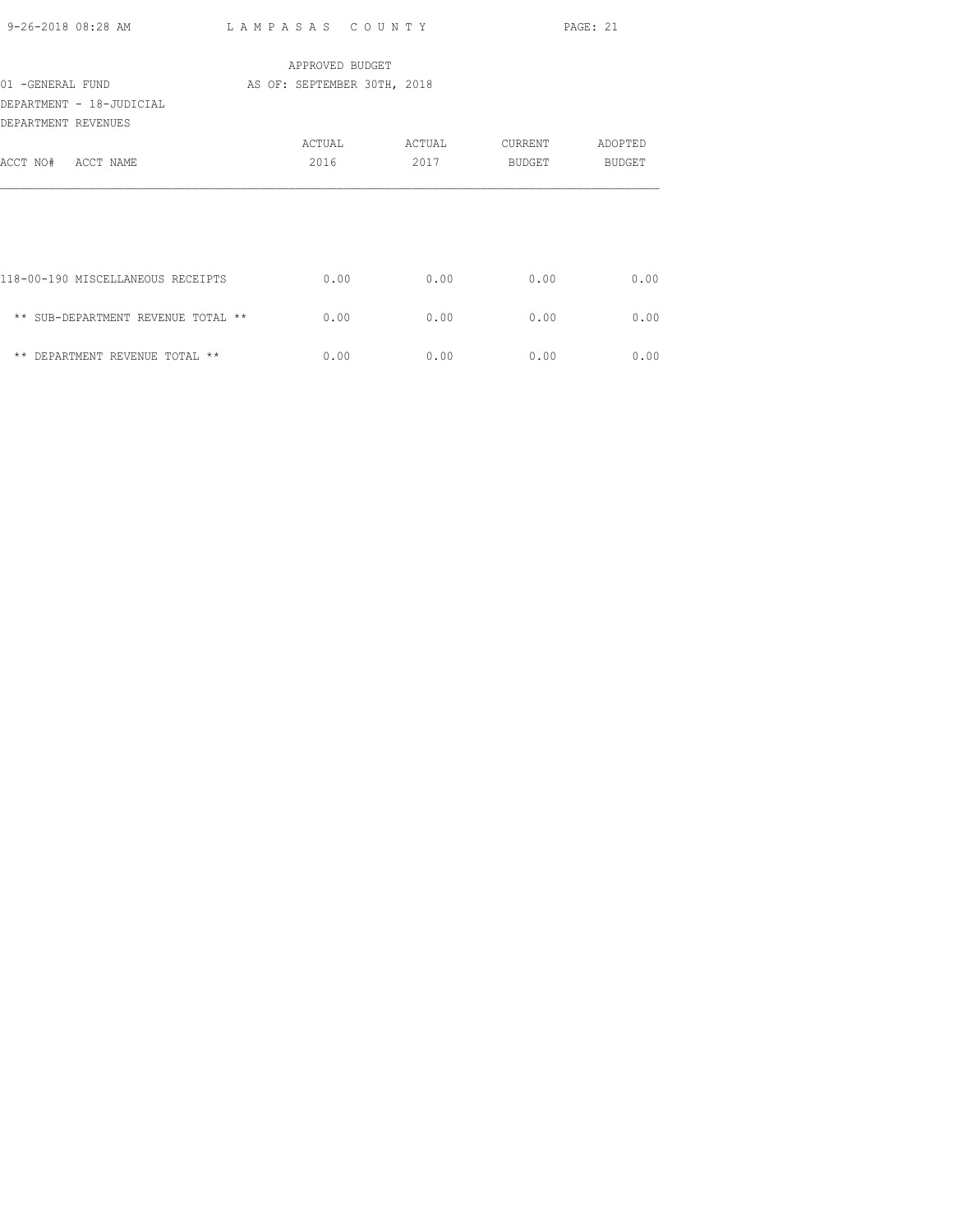APPROVED BUDGET

01 -GENERAL FUND AS OF: SEPTEMBER 30TH, 2018

DEPARTMENT - 18-JUDICIAL

DEPARTMENT REVENUES

| ACCT NO# ACCT NAME | ACTUAL 2016 | ACTUAL 2017 | CURRENT BUDGET | ADOPTED BUDGET |
|---|---|---|---|---|
| 118-00-190 MISCELLANEOUS RECEIPTS | 0.00 | 0.00 | 0.00 | 0.00 |
| ** SUB-DEPARTMENT REVENUE TOTAL ** | 0.00 | 0.00 | 0.00 | 0.00 |
| ** DEPARTMENT REVENUE TOTAL ** | 0.00 | 0.00 | 0.00 | 0.00 |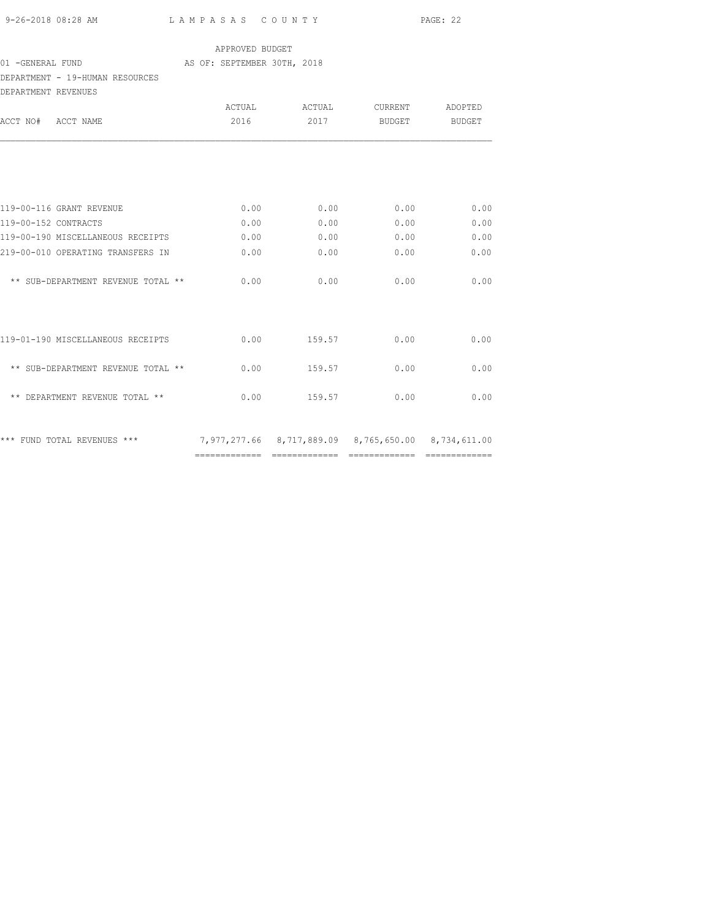APPROVED BUDGET

01 -GENERAL FUND AS OF: SEPTEMBER 30TH, 2018

DEPARTMENT - 19-HUMAN RESOURCES

DEPARTMENT REVENUES

| ACCT NO# ACCT NAME | ACTUAL 2016 | ACTUAL 2017 | CURRENT BUDGET | ADOPTED BUDGET |
|---|---|---|---|---|
| 119-00-116 GRANT REVENUE | 0.00 | 0.00 | 0.00 | 0.00 |
| 119-00-152 CONTRACTS | 0.00 | 0.00 | 0.00 | 0.00 |
| 119-00-190 MISCELLANEOUS RECEIPTS | 0.00 | 0.00 | 0.00 | 0.00 |
| 219-00-010 OPERATING TRANSFERS IN | 0.00 | 0.00 | 0.00 | 0.00 |
| ** SUB-DEPARTMENT REVENUE TOTAL ** | 0.00 | 0.00 | 0.00 | 0.00 |
| 119-01-190 MISCELLANEOUS RECEIPTS | 0.00 | 159.57 | 0.00 | 0.00 |
| ** SUB-DEPARTMENT REVENUE TOTAL ** | 0.00 | 159.57 | 0.00 | 0.00 |
| ** DEPARTMENT REVENUE TOTAL ** | 0.00 | 159.57 | 0.00 | 0.00 |
| *** FUND TOTAL REVENUES *** | 7,977,277.66 | 8,717,889.09 | 8,765,650.00 | 8,734,611.00 |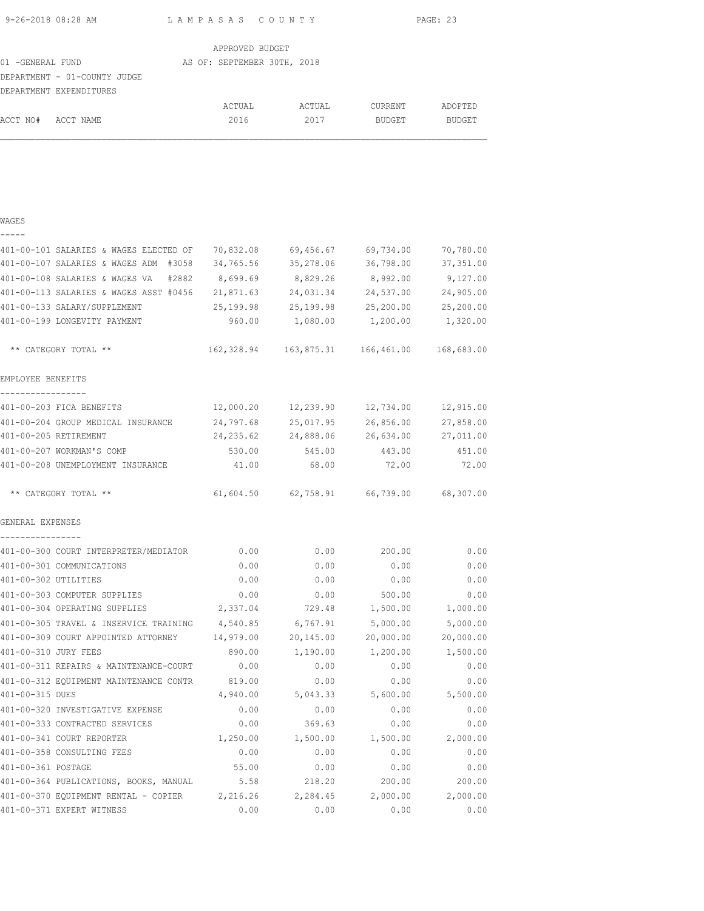LAMPASAS COUNTY

APPROVED BUDGET

01 -GENERAL FUND AS OF: SEPTEMBER 30TH, 2018

DEPARTMENT - 01-COUNTY JUDGE

DEPARTMENT EXPENDITURES

| ACCT NO# ACCT NAME | ACTUAL 2016 | ACTUAL 2017 | CURRENT BUDGET | ADOPTED BUDGET |
|---|---|---|---|---|
| **WAGES** | | | | |
| 401-00-101 SALARIES & WAGES ELECTED OF | 70,832.08 | 69,456.67 | 69,734.00 | 70,780.00 |
| 401-00-107 SALARIES & WAGES ADM #3058 | 34,765.56 | 35,278.06 | 36,798.00 | 37,351.00 |
| 401-00-108 SALARIES & WAGES VA #2882 | 8,699.69 | 8,829.26 | 8,992.00 | 9,127.00 |
| 401-00-113 SALARIES & WAGES ASST #0456 | 21,871.63 | 24,031.34 | 24,537.00 | 24,905.00 |
| 401-00-133 SALARY/SUPPLEMENT | 25,199.98 | 25,199.98 | 25,200.00 | 25,200.00 |
| 401-00-199 LONGEVITY PAYMENT | 960.00 | 1,080.00 | 1,200.00 | 1,320.00 |
| ** CATEGORY TOTAL ** | 162,328.94 | 163,875.31 | 166,461.00 | 168,683.00 |
| **EMPLOYEE BENEFITS** | | | | |
| 401-00-203 FICA BENEFITS | 12,000.20 | 12,239.90 | 12,734.00 | 12,915.00 |
| 401-00-204 GROUP MEDICAL INSURANCE | 24,797.68 | 25,017.95 | 26,856.00 | 27,858.00 |
| 401-00-205 RETIREMENT | 24,235.62 | 24,888.06 | 26,634.00 | 27,011.00 |
| 401-00-207 WORKMAN'S COMP | 530.00 | 545.00 | 443.00 | 451.00 |
| 401-00-208 UNEMPLOYMENT INSURANCE | 41.00 | 68.00 | 72.00 | 72.00 |
| ** CATEGORY TOTAL ** | 61,604.50 | 62,758.91 | 66,739.00 | 68,307.00 |
| **GENERAL EXPENSES** | | | | |
| 401-00-300 COURT INTERPRETER/MEDIATOR | 0.00 | 0.00 | 200.00 | 0.00 |
| 401-00-301 COMMUNICATIONS | 0.00 | 0.00 | 0.00 | 0.00 |
| 401-00-302 UTILITIES | 0.00 | 0.00 | 0.00 | 0.00 |
| 401-00-303 COMPUTER SUPPLIES | 0.00 | 0.00 | 500.00 | 0.00 |
| 401-00-304 OPERATING SUPPLIES | 2,337.04 | 729.48 | 1,500.00 | 1,000.00 |
| 401-00-305 TRAVEL & INSERVICE TRAINING | 4,540.85 | 6,767.91 | 5,000.00 | 5,000.00 |
| 401-00-309 COURT APPOINTED ATTORNEY | 14,979.00 | 20,145.00 | 20,000.00 | 20,000.00 |
| 401-00-310 JURY FEES | 890.00 | 1,190.00 | 1,200.00 | 1,500.00 |
| 401-00-311 REPAIRS & MAINTENANCE-COURT | 0.00 | 0.00 | 0.00 | 0.00 |
| 401-00-312 EQUIPMENT MAINTENANCE CONTR | 819.00 | 0.00 | 0.00 | 0.00 |
| 401-00-315 DUES | 4,940.00 | 5,043.33 | 5,600.00 | 5,500.00 |
| 401-00-320 INVESTIGATIVE EXPENSE | 0.00 | 0.00 | 0.00 | 0.00 |
| 401-00-333 CONTRACTED SERVICES | 0.00 | 369.63 | 0.00 | 0.00 |
| 401-00-341 COURT REPORTER | 1,250.00 | 1,500.00 | 1,500.00 | 2,000.00 |
| 401-00-358 CONSULTING FEES | 0.00 | 0.00 | 0.00 | 0.00 |
| 401-00-361 POSTAGE | 55.00 | 0.00 | 0.00 | 0.00 |
| 401-00-364 PUBLICATIONS, BOOKS, MANUAL | 5.58 | 218.20 | 200.00 | 200.00 |
| 401-00-370 EQUIPMENT RENTAL - COPIER | 2,216.26 | 2,284.45 | 2,000.00 | 2,000.00 |
| 401-00-371 EXPERT WITNESS | 0.00 | 0.00 | 0.00 | 0.00 |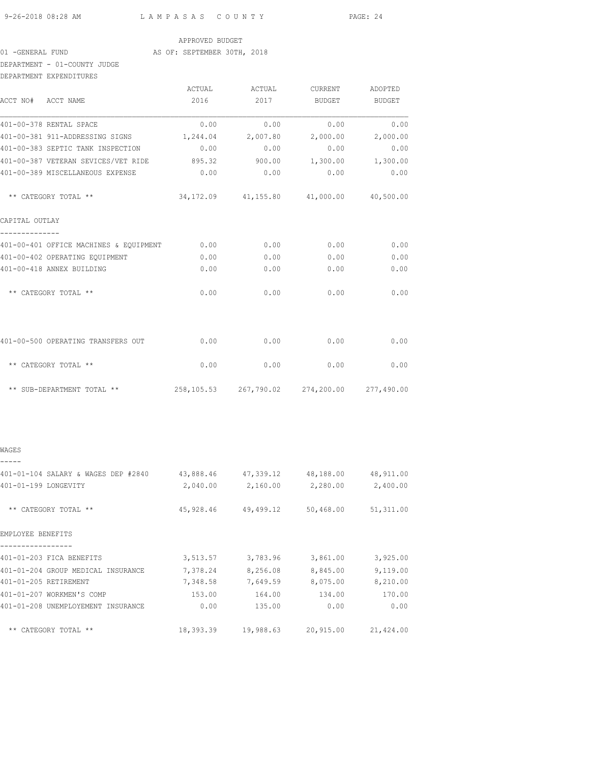APPROVED BUDGET

01 -GENERAL FUND AS OF: SEPTEMBER 30TH, 2018

DEPARTMENT - 01-COUNTY JUDGE

DEPARTMENT EXPENDITURES

| ACCT NO# ACCT NAME | ACTUAL 2016 | ACTUAL 2017 | CURRENT BUDGET | ADOPTED BUDGET |
|---|---|---|---|---|
| 401-00-378 RENTAL SPACE | 0.00 | 0.00 | 0.00 | 0.00 |
| 401-00-381 911-ADDRESSING SIGNS | 1,244.04 | 2,007.80 | 2,000.00 | 2,000.00 |
| 401-00-383 SEPTIC TANK INSPECTION | 0.00 | 0.00 | 0.00 | 0.00 |
| 401-00-387 VETERAN SEVICES/VET RIDE | 895.32 | 900.00 | 1,300.00 | 1,300.00 |
| 401-00-389 MISCELLANEOUS EXPENSE | 0.00 | 0.00 | 0.00 | 0.00 |
| ** CATEGORY TOTAL ** | 34,172.09 | 41,155.80 | 41,000.00 | 40,500.00 |
| **CAPITAL OUTLAY** | | | | |
| 401-00-401 OFFICE MACHINES & EQUIPMENT | 0.00 | 0.00 | 0.00 | 0.00 |
| 401-00-402 OPERATING EQUIPMENT | 0.00 | 0.00 | 0.00 | 0.00 |
| 401-00-418 ANNEX BUILDING | 0.00 | 0.00 | 0.00 | 0.00 |
| ** CATEGORY TOTAL ** | 0.00 | 0.00 | 0.00 | 0.00 |
| 401-00-500 OPERATING TRANSFERS OUT | 0.00 | 0.00 | 0.00 | 0.00 |
| ** CATEGORY TOTAL ** | 0.00 | 0.00 | 0.00 | 0.00 |
| ** SUB-DEPARTMENT TOTAL ** | 258,105.53 | 267,790.02 | 274,200.00 | 277,490.00 |
| **WAGES** | | | | |
| 401-01-104 SALARY & WAGES DEP #2840 | 43,888.46 | 47,339.12 | 48,188.00 | 48,911.00 |
| 401-01-199 LONGEVITY | 2,040.00 | 2,160.00 | 2,280.00 | 2,400.00 |
| ** CATEGORY TOTAL ** | 45,928.46 | 49,499.12 | 50,468.00 | 51,311.00 |
| **EMPLOYEE BENEFITS** | | | | |
| 401-01-203 FICA BENEFITS | 3,513.57 | 3,783.96 | 3,861.00 | 3,925.00 |
| 401-01-204 GROUP MEDICAL INSURANCE | 7,378.24 | 8,256.08 | 8,845.00 | 9,119.00 |
| 401-01-205 RETIREMENT | 7,348.58 | 7,649.59 | 8,075.00 | 8,210.00 |
| 401-01-207 WORKMEN'S COMP | 153.00 | 164.00 | 134.00 | 170.00 |
| 401-01-208 UNEMPLOYEMENT INSURANCE | 0.00 | 135.00 | 0.00 | 0.00 |
| ** CATEGORY TOTAL ** | 18,393.39 | 19,988.63 | 20,915.00 | 21,424.00 |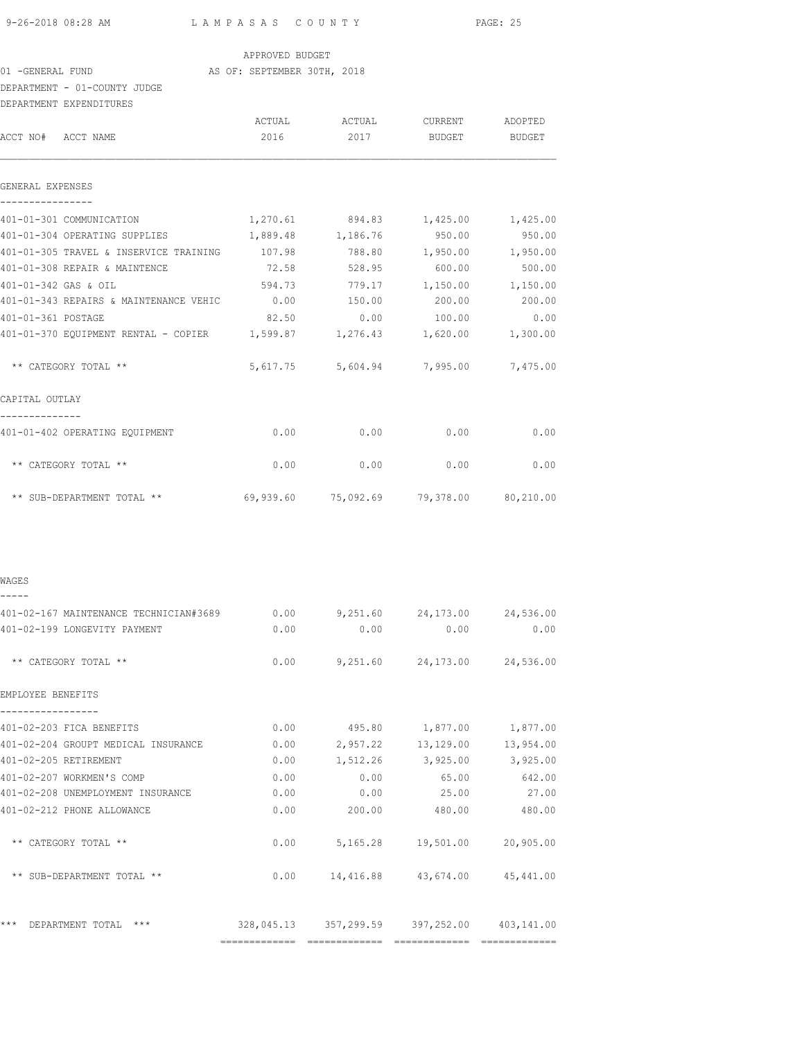APPROVED BUDGET

01 -GENERAL FUND AS OF: SEPTEMBER 30TH, 2018

DEPARTMENT - 01-COUNTY JUDGE

DEPARTMENT EXPENDITURES

| ACCT NO# ACCT NAME | ACTUAL 2016 | ACTUAL 2017 | CURRENT BUDGET | ADOPTED BUDGET |
|---|---|---|---|---|
| **GENERAL EXPENSES** | | | | |
| 401-01-301 COMMUNICATION | 1,270.61 | 894.83 | 1,425.00 | 1,425.00 |
| 401-01-304 OPERATING SUPPLIES | 1,889.48 | 1,186.76 | 950.00 | 950.00 |
| 401-01-305 TRAVEL & INSERVICE TRAINING | 107.98 | 788.80 | 1,950.00 | 1,950.00 |
| 401-01-308 REPAIR & MAINTENCE | 72.58 | 528.95 | 600.00 | 500.00 |
| 401-01-342 GAS & OIL | 594.73 | 779.17 | 1,150.00 | 1,150.00 |
| 401-01-343 REPAIRS & MAINTENANCE VEHIC | 0.00 | 150.00 | 200.00 | 200.00 |
| 401-01-361 POSTAGE | 82.50 | 0.00 | 100.00 | 0.00 |
| 401-01-370 EQUIPMENT RENTAL - COPIER | 1,599.87 | 1,276.43 | 1,620.00 | 1,300.00 |
| ** CATEGORY TOTAL ** | 5,617.75 | 5,604.94 | 7,995.00 | 7,475.00 |
| **CAPITAL OUTLAY** | | | | |
| 401-01-402 OPERATING EQUIPMENT | 0.00 | 0.00 | 0.00 | 0.00 |
| ** CATEGORY TOTAL ** | 0.00 | 0.00 | 0.00 | 0.00 |
| ** SUB-DEPARTMENT TOTAL ** | 69,939.60 | 75,092.69 | 79,378.00 | 80,210.00 |
| **WAGES** | | | | |
| 401-02-167 MAINTENANCE TECHNICIAN#3689 | 0.00 | 9,251.60 | 24,173.00 | 24,536.00 |
| 401-02-199 LONGEVITY PAYMENT | 0.00 | 0.00 | 0.00 | 0.00 |
| ** CATEGORY TOTAL ** | 0.00 | 9,251.60 | 24,173.00 | 24,536.00 |
| **EMPLOYEE BENEFITS** | | | | |
| 401-02-203 FICA BENEFITS | 0.00 | 495.80 | 1,877.00 | 1,877.00 |
| 401-02-204 GROUPT MEDICAL INSURANCE | 0.00 | 2,957.22 | 13,129.00 | 13,954.00 |
| 401-02-205 RETIREMENT | 0.00 | 1,512.26 | 3,925.00 | 3,925.00 |
| 401-02-207 WORKMEN'S COMP | 0.00 | 0.00 | 65.00 | 642.00 |
| 401-02-208 UNEMPLOYMENT INSURANCE | 0.00 | 0.00 | 25.00 | 27.00 |
| 401-02-212 PHONE ALLOWANCE | 0.00 | 200.00 | 480.00 | 480.00 |
| ** CATEGORY TOTAL ** | 0.00 | 5,165.28 | 19,501.00 | 20,905.00 |
| ** SUB-DEPARTMENT TOTAL ** | 0.00 | 14,416.88 | 43,674.00 | 45,441.00 |
| *** DEPARTMENT TOTAL *** | 328,045.13 | 357,299.59 | 397,252.00 | 403,141.00 |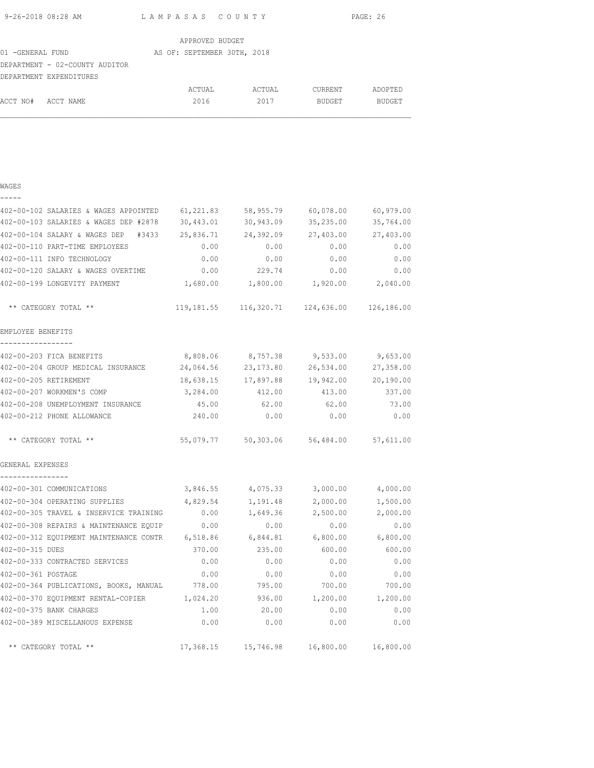APPROVED BUDGET

01 -GENERAL FUND AS OF: SEPTEMBER 30TH, 2018

DEPARTMENT - 02-COUNTY AUDITOR

DEPARTMENT EXPENDITURES

| ACCT NO# ACCT NAME | ACTUAL 2016 | ACTUAL 2017 | CURRENT BUDGET | ADOPTED BUDGET |
|---|---|---|---|---|
| **WAGES** | | | | |
| 402-00-102 SALARIES & WAGES APPOINTED | 61,221.83 | 58,955.79 | 60,078.00 | 60,979.00 |
| 402-00-103 SALARIES & WAGES DEP #2878 | 30,443.01 | 30,943.09 | 35,235.00 | 35,764.00 |
| 402-00-104 SALARY & WAGES DEP #3433 | 25,836.71 | 24,392.09 | 27,403.00 | 27,403.00 |
| 402-00-110 PART-TIME EMPLOYEES | 0.00 | 0.00 | 0.00 | 0.00 |
| 402-00-111 INFO TECHNOLOGY | 0.00 | 0.00 | 0.00 | 0.00 |
| 402-00-120 SALARY & WAGES OVERTIME | 0.00 | 229.74 | 0.00 | 0.00 |
| 402-00-199 LONGEVITY PAYMENT | 1,680.00 | 1,800.00 | 1,920.00 | 2,040.00 |
| ** CATEGORY TOTAL ** | 119,181.55 | 116,320.71 | 124,636.00 | 126,186.00 |
| **EMPLOYEE BENEFITS** | | | | |
| 402-00-203 FICA BENEFITS | 8,808.06 | 8,757.38 | 9,533.00 | 9,653.00 |
| 402-00-204 GROUP MEDICAL INSURANCE | 24,064.56 | 23,173.80 | 26,534.00 | 27,358.00 |
| 402-00-205 RETIREMENT | 18,638.15 | 17,897.88 | 19,942.00 | 20,190.00 |
| 402-00-207 WORKMEN'S COMP | 3,284.00 | 412.00 | 413.00 | 337.00 |
| 402-00-208 UNEMPLOYMENT INSURANCE | 45.00 | 62.00 | 62.00 | 73.00 |
| 402-00-212 PHONE ALLOWANCE | 240.00 | 0.00 | 0.00 | 0.00 |
| ** CATEGORY TOTAL ** | 55,079.77 | 50,303.06 | 56,484.00 | 57,611.00 |
| **GENERAL EXPENSES** | | | | |
| 402-00-301 COMMUNICATIONS | 3,846.55 | 4,075.33 | 3,000.00 | 4,000.00 |
| 402-00-304 OPERATING SUPPLIES | 4,829.54 | 1,191.48 | 2,000.00 | 1,500.00 |
| 402-00-305 TRAVEL & INSERVICE TRAINING | 0.00 | 1,649.36 | 2,500.00 | 2,000.00 |
| 402-00-308 REPAIRS & MAINTENANCE EQUIP | 0.00 | 0.00 | 0.00 | 0.00 |
| 402-00-312 EQUIPMENT MAINTENANCE CONTR | 6,518.86 | 6,844.81 | 6,800.00 | 6,800.00 |
| 402-00-315 DUES | 370.00 | 235.00 | 600.00 | 600.00 |
| 402-00-333 CONTRACTED SERVICES | 0.00 | 0.00 | 0.00 | 0.00 |
| 402-00-361 POSTAGE | 0.00 | 0.00 | 0.00 | 0.00 |
| 402-00-364 PUBLICATIONS, BOOKS, MANUAL | 778.00 | 795.00 | 700.00 | 700.00 |
| 402-00-370 EQUIPMENT RENTAL-COPIER | 1,024.20 | 936.00 | 1,200.00 | 1,200.00 |
| 402-00-375 BANK CHARGES | 1.00 | 20.00 | 0.00 | 0.00 |
| 402-00-389 MISCELLANOUS EXPENSE | 0.00 | 0.00 | 0.00 | 0.00 |
| ** CATEGORY TOTAL ** | 17,368.15 | 15,746.98 | 16,800.00 | 16,800.00 |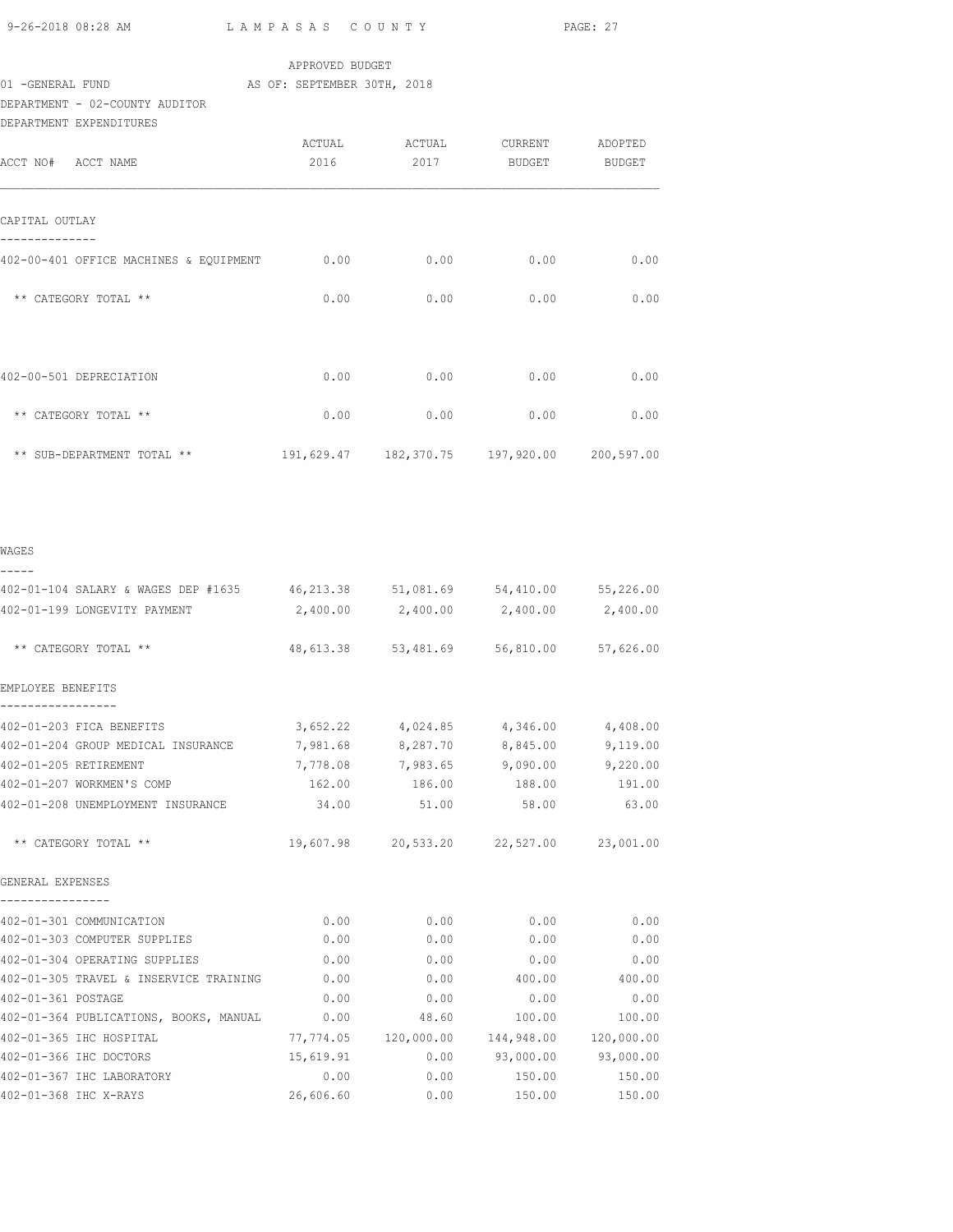APPROVED BUDGET

01 -GENERAL FUND AS OF: SEPTEMBER 30TH, 2018

DEPARTMENT - 02-COUNTY AUDITOR

DEPARTMENT EXPENDITURES

| ACCT NO# ACCT NAME | ACTUAL 2016 | ACTUAL 2017 | CURRENT BUDGET | ADOPTED BUDGET |
|---|---|---|---|---|
| **CAPITAL OUTLAY** | | | | |
| 402-00-401 OFFICE MACHINES & EQUIPMENT | 0.00 | 0.00 | 0.00 | 0.00 |
| ** CATEGORY TOTAL ** | 0.00 | 0.00 | 0.00 | 0.00 |
| 402-00-501 DEPRECIATION | 0.00 | 0.00 | 0.00 | 0.00 |
| ** CATEGORY TOTAL ** | 0.00 | 0.00 | 0.00 | 0.00 |
| ** SUB-DEPARTMENT TOTAL ** | 191,629.47 | 182,370.75 | 197,920.00 | 200,597.00 |
| **WAGES** | | | | |
| 402-01-104 SALARY & WAGES DEP #1635 | 46,213.38 | 51,081.69 | 54,410.00 | 55,226.00 |
| 402-01-199 LONGEVITY PAYMENT | 2,400.00 | 2,400.00 | 2,400.00 | 2,400.00 |
| ** CATEGORY TOTAL ** | 48,613.38 | 53,481.69 | 56,810.00 | 57,626.00 |
| **EMPLOYEE BENEFITS** | | | | |
| 402-01-203 FICA BENEFITS | 3,652.22 | 4,024.85 | 4,346.00 | 4,408.00 |
| 402-01-204 GROUP MEDICAL INSURANCE | 7,981.68 | 8,287.70 | 8,845.00 | 9,119.00 |
| 402-01-205 RETIREMENT | 7,778.08 | 7,983.65 | 9,090.00 | 9,220.00 |
| 402-01-207 WORKMEN'S COMP | 162.00 | 186.00 | 188.00 | 191.00 |
| 402-01-208 UNEMPLOYMENT INSURANCE | 34.00 | 51.00 | 58.00 | 63.00 |
| ** CATEGORY TOTAL ** | 19,607.98 | 20,533.20 | 22,527.00 | 23,001.00 |
| **GENERAL EXPENSES** | | | | |
| 402-01-301 COMMUNICATION | 0.00 | 0.00 | 0.00 | 0.00 |
| 402-01-303 COMPUTER SUPPLIES | 0.00 | 0.00 | 0.00 | 0.00 |
| 402-01-304 OPERATING SUPPLIES | 0.00 | 0.00 | 0.00 | 0.00 |
| 402-01-305 TRAVEL & INSERVICE TRAINING | 0.00 | 0.00 | 400.00 | 400.00 |
| 402-01-361 POSTAGE | 0.00 | 0.00 | 0.00 | 0.00 |
| 402-01-364 PUBLICATIONS, BOOKS, MANUAL | 0.00 | 48.60 | 100.00 | 100.00 |
| 402-01-365 IHC HOSPITAL | 77,774.05 | 120,000.00 | 144,948.00 | 120,000.00 |
| 402-01-366 IHC DOCTORS | 15,619.91 | 0.00 | 93,000.00 | 93,000.00 |
| 402-01-367 IHC LABORATORY | 0.00 | 0.00 | 150.00 | 150.00 |
| 402-01-368 IHC X-RAYS | 26,606.60 | 0.00 | 150.00 | 150.00 |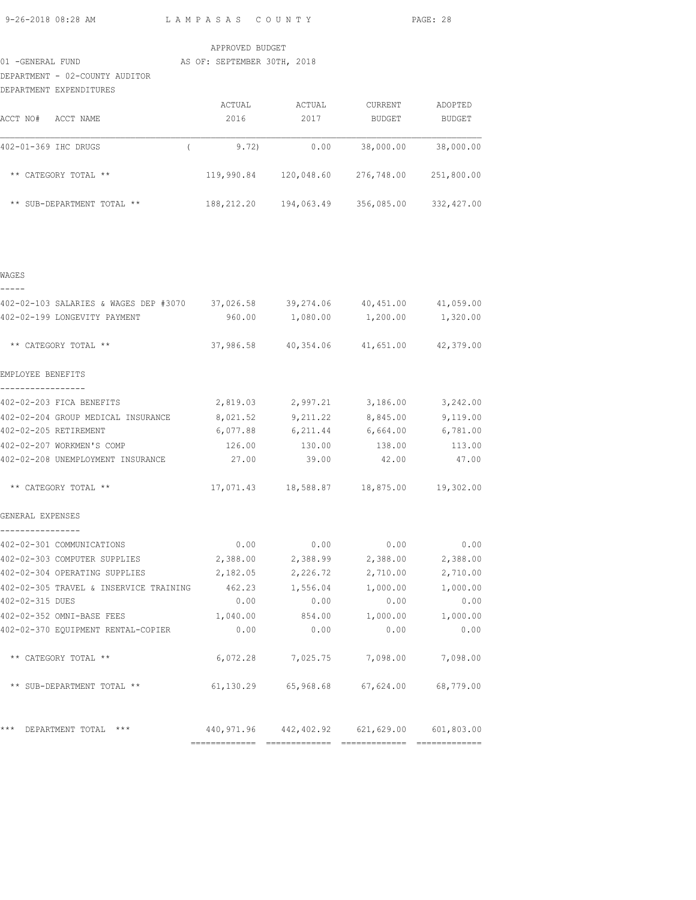APPROVED BUDGET

01 -GENERAL FUND AS OF: SEPTEMBER 30TH, 2018

DEPARTMENT - 02-COUNTY AUDITOR

DEPARTMENT EXPENDITURES

| ACCT NO# ACCT NAME | ACTUAL 2016 | ACTUAL 2017 | CURRENT BUDGET | ADOPTED BUDGET |
|---|---|---|---|---|
| 402-01-369 IHC DRUGS | ( 9.72) | 0.00 | 38,000.00 | 38,000.00 |
| ** CATEGORY TOTAL ** | 119,990.84 | 120,048.60 | 276,748.00 | 251,800.00 |
| ** SUB-DEPARTMENT TOTAL ** | 188,212.20 | 194,063.49 | 356,085.00 | 332,427.00 |

WAGES

| ACCT NO# ACCT NAME | ACTUAL 2016 | ACTUAL 2017 | CURRENT BUDGET | ADOPTED BUDGET |
|---|---|---|---|---|
| 402-02-103 SALARIES & WAGES DEP #3070 | 37,026.58 | 39,274.06 | 40,451.00 | 41,059.00 |
| 402-02-199 LONGEVITY PAYMENT | 960.00 | 1,080.00 | 1,200.00 | 1,320.00 |
| ** CATEGORY TOTAL ** | 37,986.58 | 40,354.06 | 41,651.00 | 42,379.00 |

EMPLOYEE BENEFITS

| ACCT NO# ACCT NAME | ACTUAL 2016 | ACTUAL 2017 | CURRENT BUDGET | ADOPTED BUDGET |
|---|---|---|---|---|
| 402-02-203 FICA BENEFITS | 2,819.03 | 2,997.21 | 3,186.00 | 3,242.00 |
| 402-02-204 GROUP MEDICAL INSURANCE | 8,021.52 | 9,211.22 | 8,845.00 | 9,119.00 |
| 402-02-205 RETIREMENT | 6,077.88 | 6,211.44 | 6,664.00 | 6,781.00 |
| 402-02-207 WORKMEN'S COMP | 126.00 | 130.00 | 138.00 | 113.00 |
| 402-02-208 UNEMPLOYMENT INSURANCE | 27.00 | 39.00 | 42.00 | 47.00 |
| ** CATEGORY TOTAL ** | 17,071.43 | 18,588.87 | 18,875.00 | 19,302.00 |

GENERAL EXPENSES

| ACCT NO# ACCT NAME | ACTUAL 2016 | ACTUAL 2017 | CURRENT BUDGET | ADOPTED BUDGET |
|---|---|---|---|---|
| 402-02-301 COMMUNICATIONS | 0.00 | 0.00 | 0.00 | 0.00 |
| 402-02-303 COMPUTER SUPPLIES | 2,388.00 | 2,388.99 | 2,388.00 | 2,388.00 |
| 402-02-304 OPERATING SUPPLIES | 2,182.05 | 2,226.72 | 2,710.00 | 2,710.00 |
| 402-02-305 TRAVEL & INSERVICE TRAINING | 462.23 | 1,556.04 | 1,000.00 | 1,000.00 |
| 402-02-315 DUES | 0.00 | 0.00 | 0.00 | 0.00 |
| 402-02-352 OMNI-BASE FEES | 1,040.00 | 854.00 | 1,000.00 | 1,000.00 |
| 402-02-370 EQUIPMENT RENTAL-COPIER | 0.00 | 0.00 | 0.00 | 0.00 |
| ** CATEGORY TOTAL ** | 6,072.28 | 7,025.75 | 7,098.00 | 7,098.00 |
| ** SUB-DEPARTMENT TOTAL ** | 61,130.29 | 65,968.68 | 67,624.00 | 68,779.00 |
| *** DEPARTMENT TOTAL *** | 440,971.96 | 442,402.92 | 621,629.00 | 601,803.00 |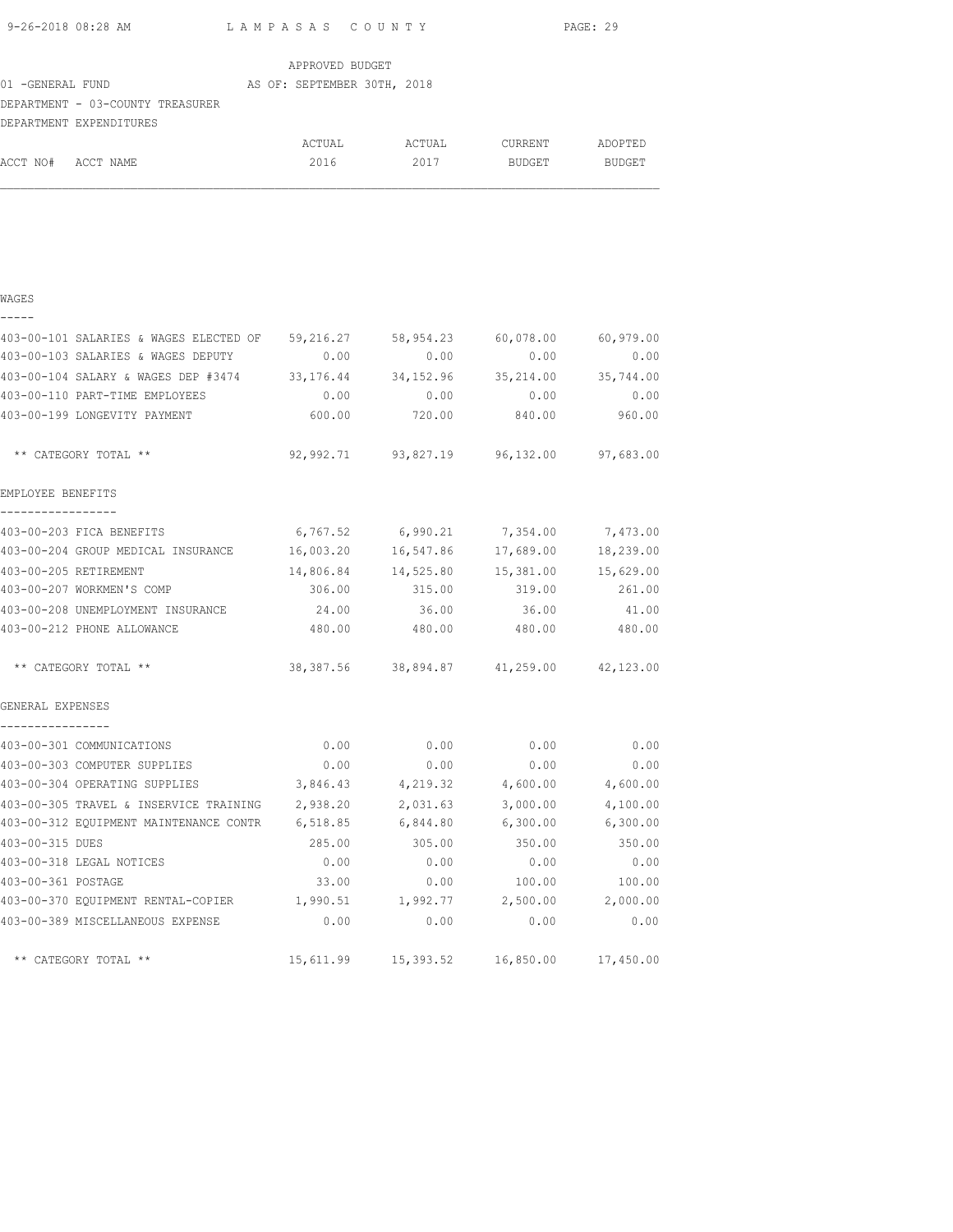APPROVED BUDGET

01 -GENERAL FUND AS OF: SEPTEMBER 30TH, 2018

DEPARTMENT - 03-COUNTY TREASURER

DEPARTMENT EXPENDITURES

| ACCT NO# ACCT NAME | ACTUAL 2016 | ACTUAL 2017 | CURRENT BUDGET | ADOPTED BUDGET |
|---|---|---|---|---|
| **WAGES** | | | | |
| 403-00-101 SALARIES & WAGES ELECTED OF | 59,216.27 | 58,954.23 | 60,078.00 | 60,979.00 |
| 403-00-103 SALARIES & WAGES DEPUTY | 0.00 | 0.00 | 0.00 | 0.00 |
| 403-00-104 SALARY & WAGES DEP #3474 | 33,176.44 | 34,152.96 | 35,214.00 | 35,744.00 |
| 403-00-110 PART-TIME EMPLOYEES | 0.00 | 0.00 | 0.00 | 0.00 |
| 403-00-199 LONGEVITY PAYMENT | 600.00 | 720.00 | 840.00 | 960.00 |
| ** CATEGORY TOTAL ** | 92,992.71 | 93,827.19 | 96,132.00 | 97,683.00 |
| **EMPLOYEE BENEFITS** | | | | |
| 403-00-203 FICA BENEFITS | 6,767.52 | 6,990.21 | 7,354.00 | 7,473.00 |
| 403-00-204 GROUP MEDICAL INSURANCE | 16,003.20 | 16,547.86 | 17,689.00 | 18,239.00 |
| 403-00-205 RETIREMENT | 14,806.84 | 14,525.80 | 15,381.00 | 15,629.00 |
| 403-00-207 WORKMEN'S COMP | 306.00 | 315.00 | 319.00 | 261.00 |
| 403-00-208 UNEMPLOYMENT INSURANCE | 24.00 | 36.00 | 36.00 | 41.00 |
| 403-00-212 PHONE ALLOWANCE | 480.00 | 480.00 | 480.00 | 480.00 |
| ** CATEGORY TOTAL ** | 38,387.56 | 38,894.87 | 41,259.00 | 42,123.00 |
| **GENERAL EXPENSES** | | | | |
| 403-00-301 COMMUNICATIONS | 0.00 | 0.00 | 0.00 | 0.00 |
| 403-00-303 COMPUTER SUPPLIES | 0.00 | 0.00 | 0.00 | 0.00 |
| 403-00-304 OPERATING SUPPLIES | 3,846.43 | 4,219.32 | 4,600.00 | 4,600.00 |
| 403-00-305 TRAVEL & INSERVICE TRAINING | 2,938.20 | 2,031.63 | 3,000.00 | 4,100.00 |
| 403-00-312 EQUIPMENT MAINTENANCE CONTR | 6,518.85 | 6,844.80 | 6,300.00 | 6,300.00 |
| 403-00-315 DUES | 285.00 | 305.00 | 350.00 | 350.00 |
| 403-00-318 LEGAL NOTICES | 0.00 | 0.00 | 0.00 | 0.00 |
| 403-00-361 POSTAGE | 33.00 | 0.00 | 100.00 | 100.00 |
| 403-00-370 EQUIPMENT RENTAL-COPIER | 1,990.51 | 1,992.77 | 2,500.00 | 2,000.00 |
| 403-00-389 MISCELLANEOUS EXPENSE | 0.00 | 0.00 | 0.00 | 0.00 |
| ** CATEGORY TOTAL ** | 15,611.99 | 15,393.52 | 16,850.00 | 17,450.00 |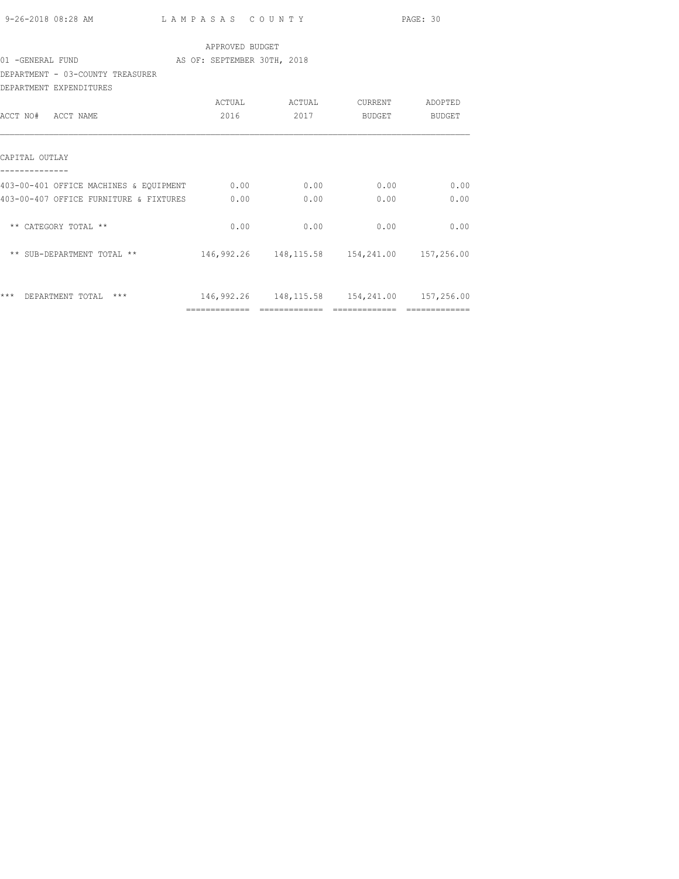APPROVED BUDGET

01 -GENERAL FUND AS OF: SEPTEMBER 30TH, 2018

DEPARTMENT - 03-COUNTY TREASURER

DEPARTMENT EXPENDITURES

| ACCT NO# ACCT NAME | ACTUAL 2016 | ACTUAL 2017 | CURRENT BUDGET | ADOPTED BUDGET |
|---|---|---|---|---|
| CAPITAL OUTLAY | | | | |
| 403-00-401 OFFICE MACHINES & EQUIPMENT | 0.00 | 0.00 | 0.00 | 0.00 |
| 403-00-407 OFFICE FURNITURE & FIXTURES | 0.00 | 0.00 | 0.00 | 0.00 |
| ** CATEGORY TOTAL ** | 0.00 | 0.00 | 0.00 | 0.00 |
| ** SUB-DEPARTMENT TOTAL ** | 146,992.26 | 148,115.58 | 154,241.00 | 157,256.00 |
| *** DEPARTMENT TOTAL *** | 146,992.26 | 148,115.58 | 154,241.00 | 157,256.00 |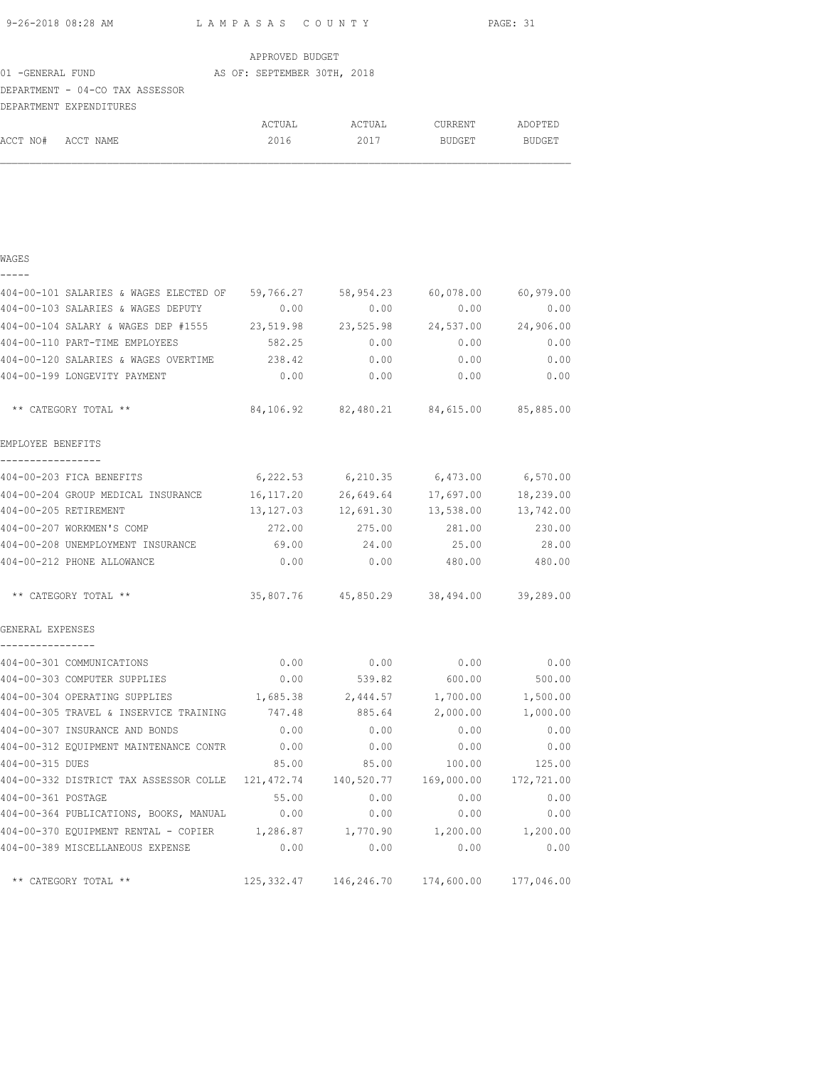LAMPASAS COUNTY

APPROVED BUDGET

01 -GENERAL FUND AS OF: SEPTEMBER 30TH, 2018

DEPARTMENT - 04-CO TAX ASSESSOR

DEPARTMENT EXPENDITURES

| ACCT NO# ACCT NAME | ACTUAL 2016 | ACTUAL 2017 | CURRENT BUDGET | ADOPTED BUDGET |
|---|---|---|---|---|
| **WAGES** | | | | |
| 404-00-101 SALARIES & WAGES ELECTED OF | 59,766.27 | 58,954.23 | 60,078.00 | 60,979.00 |
| 404-00-103 SALARIES & WAGES DEPUTY | 0.00 | 0.00 | 0.00 | 0.00 |
| 404-00-104 SALARY & WAGES DEP #1555 | 23,519.98 | 23,525.98 | 24,537.00 | 24,906.00 |
| 404-00-110 PART-TIME EMPLOYEES | 582.25 | 0.00 | 0.00 | 0.00 |
| 404-00-120 SALARIES & WAGES OVERTIME | 238.42 | 0.00 | 0.00 | 0.00 |
| 404-00-199 LONGEVITY PAYMENT | 0.00 | 0.00 | 0.00 | 0.00 |
| ** CATEGORY TOTAL ** | 84,106.92 | 82,480.21 | 84,615.00 | 85,885.00 |
| **EMPLOYEE BENEFITS** | | | | |
| 404-00-203 FICA BENEFITS | 6,222.53 | 6,210.35 | 6,473.00 | 6,570.00 |
| 404-00-204 GROUP MEDICAL INSURANCE | 16,117.20 | 26,649.64 | 17,697.00 | 18,239.00 |
| 404-00-205 RETIREMENT | 13,127.03 | 12,691.30 | 13,538.00 | 13,742.00 |
| 404-00-207 WORKMEN'S COMP | 272.00 | 275.00 | 281.00 | 230.00 |
| 404-00-208 UNEMPLOYMENT INSURANCE | 69.00 | 24.00 | 25.00 | 28.00 |
| 404-00-212 PHONE ALLOWANCE | 0.00 | 0.00 | 480.00 | 480.00 |
| ** CATEGORY TOTAL ** | 35,807.76 | 45,850.29 | 38,494.00 | 39,289.00 |
| **GENERAL EXPENSES** | | | | |
| 404-00-301 COMMUNICATIONS | 0.00 | 0.00 | 0.00 | 0.00 |
| 404-00-303 COMPUTER SUPPLIES | 0.00 | 539.82 | 600.00 | 500.00 |
| 404-00-304 OPERATING SUPPLIES | 1,685.38 | 2,444.57 | 1,700.00 | 1,500.00 |
| 404-00-305 TRAVEL & INSERVICE TRAINING | 747.48 | 885.64 | 2,000.00 | 1,000.00 |
| 404-00-307 INSURANCE AND BONDS | 0.00 | 0.00 | 0.00 | 0.00 |
| 404-00-312 EQUIPMENT MAINTENANCE CONTR | 0.00 | 0.00 | 0.00 | 0.00 |
| 404-00-315 DUES | 85.00 | 85.00 | 100.00 | 125.00 |
| 404-00-332 DISTRICT TAX ASSESSOR COLLE | 121,472.74 | 140,520.77 | 169,000.00 | 172,721.00 |
| 404-00-361 POSTAGE | 55.00 | 0.00 | 0.00 | 0.00 |
| 404-00-364 PUBLICATIONS, BOOKS, MANUAL | 0.00 | 0.00 | 0.00 | 0.00 |
| 404-00-370 EQUIPMENT RENTAL - COPIER | 1,286.87 | 1,770.90 | 1,200.00 | 1,200.00 |
| 404-00-389 MISCELLANEOUS EXPENSE | 0.00 | 0.00 | 0.00 | 0.00 |
| ** CATEGORY TOTAL ** | 125,332.47 | 146,246.70 | 174,600.00 | 177,046.00 |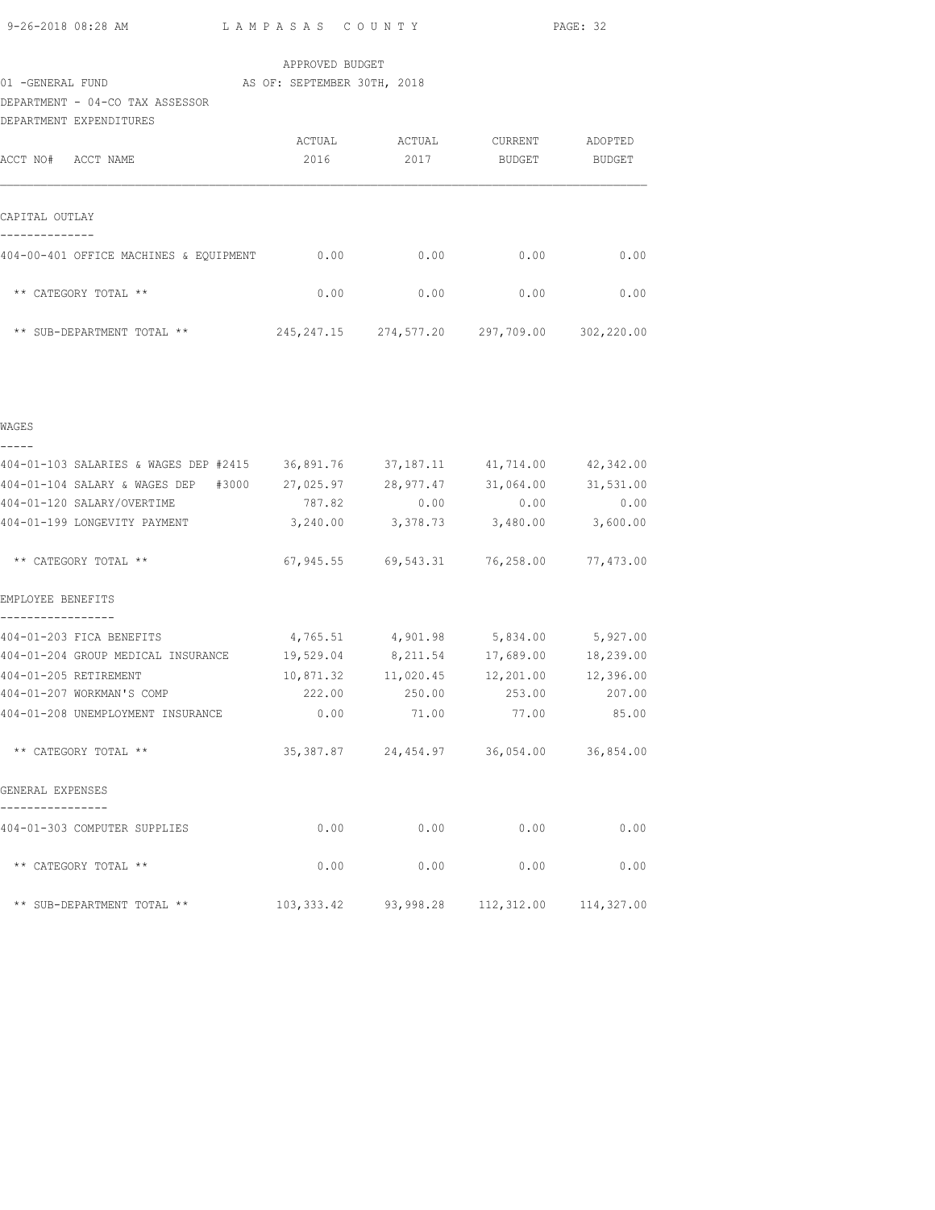APPROVED BUDGET

01 -GENERAL FUND AS OF: SEPTEMBER 30TH, 2018

DEPARTMENT - 04-CO TAX ASSESSOR

DEPARTMENT EXPENDITURES

| ACCT NO# ACCT NAME | ACTUAL 2016 | ACTUAL 2017 | CURRENT BUDGET | ADOPTED BUDGET |
|---|---|---|---|---|
| **CAPITAL OUTLAY** | | | | |
| 404-00-401 OFFICE MACHINES & EQUIPMENT | 0.00 | 0.00 | 0.00 | 0.00 |
| ** CATEGORY TOTAL ** | 0.00 | 0.00 | 0.00 | 0.00 |
| ** SUB-DEPARTMENT TOTAL ** | 245,247.15 | 274,577.20 | 297,709.00 | 302,220.00 |
| **WAGES** | | | | |
| 404-01-103 SALARIES & WAGES DEP #2415 | 36,891.76 | 37,187.11 | 41,714.00 | 42,342.00 |
| 404-01-104 SALARY & WAGES DEP #3000 | 27,025.97 | 28,977.47 | 31,064.00 | 31,531.00 |
| 404-01-120 SALARY/OVERTIME | 787.82 | 0.00 | 0.00 | 0.00 |
| 404-01-199 LONGEVITY PAYMENT | 3,240.00 | 3,378.73 | 3,480.00 | 3,600.00 |
| ** CATEGORY TOTAL ** | 67,945.55 | 69,543.31 | 76,258.00 | 77,473.00 |
| **EMPLOYEE BENEFITS** | | | | |
| 404-01-203 FICA BENEFITS | 4,765.51 | 4,901.98 | 5,834.00 | 5,927.00 |
| 404-01-204 GROUP MEDICAL INSURANCE | 19,529.04 | 8,211.54 | 17,689.00 | 18,239.00 |
| 404-01-205 RETIREMENT | 10,871.32 | 11,020.45 | 12,201.00 | 12,396.00 |
| 404-01-207 WORKMAN'S COMP | 222.00 | 250.00 | 253.00 | 207.00 |
| 404-01-208 UNEMPLOYMENT INSURANCE | 0.00 | 71.00 | 77.00 | 85.00 |
| ** CATEGORY TOTAL ** | 35,387.87 | 24,454.97 | 36,054.00 | 36,854.00 |
| **GENERAL EXPENSES** | | | | |
| 404-01-303 COMPUTER SUPPLIES | 0.00 | 0.00 | 0.00 | 0.00 |
| ** CATEGORY TOTAL ** | 0.00 | 0.00 | 0.00 | 0.00 |
| ** SUB-DEPARTMENT TOTAL ** | 103,333.42 | 93,998.28 | 112,312.00 | 114,327.00 |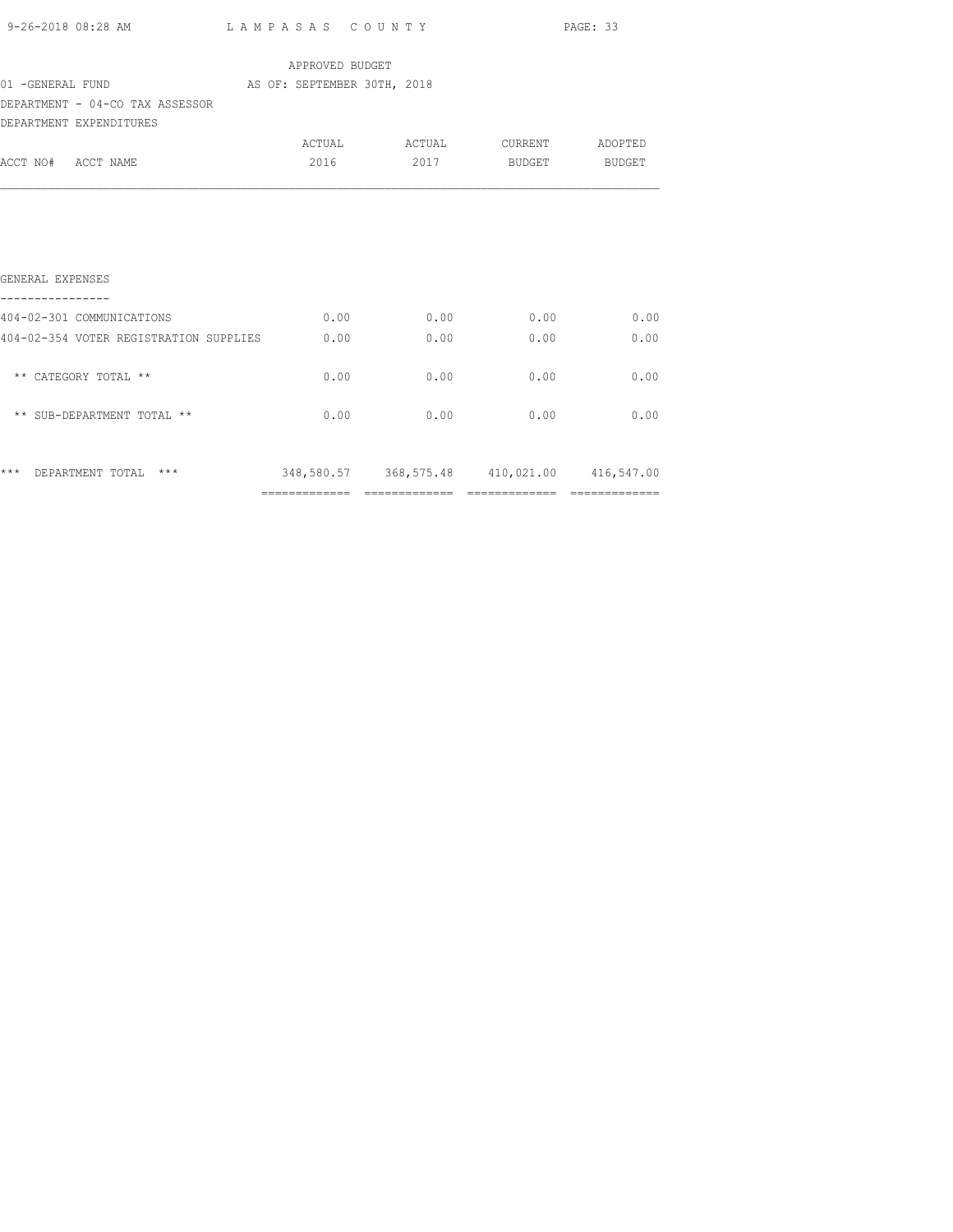APPROVED BUDGET

01 -GENERAL FUND AS OF: SEPTEMBER 30TH, 2018

DEPARTMENT - 04-CO TAX ASSESSOR

DEPARTMENT EXPENDITURES

| ACCT NO# ACCT NAME | ACTUAL 2016 | ACTUAL 2017 | CURRENT BUDGET | ADOPTED BUDGET |
|---|---|---|---|---|
| GENERAL EXPENSES | | | | |
| 404-02-301 COMMUNICATIONS | 0.00 | 0.00 | 0.00 | 0.00 |
| 404-02-354 VOTER REGISTRATION SUPPLIES | 0.00 | 0.00 | 0.00 | 0.00 |
| ** CATEGORY TOTAL ** | 0.00 | 0.00 | 0.00 | 0.00 |
| ** SUB-DEPARTMENT TOTAL ** | 0.00 | 0.00 | 0.00 | 0.00 |
| *** DEPARTMENT TOTAL *** | 348,580.57 | 368,575.48 | 410,021.00 | 416,547.00 |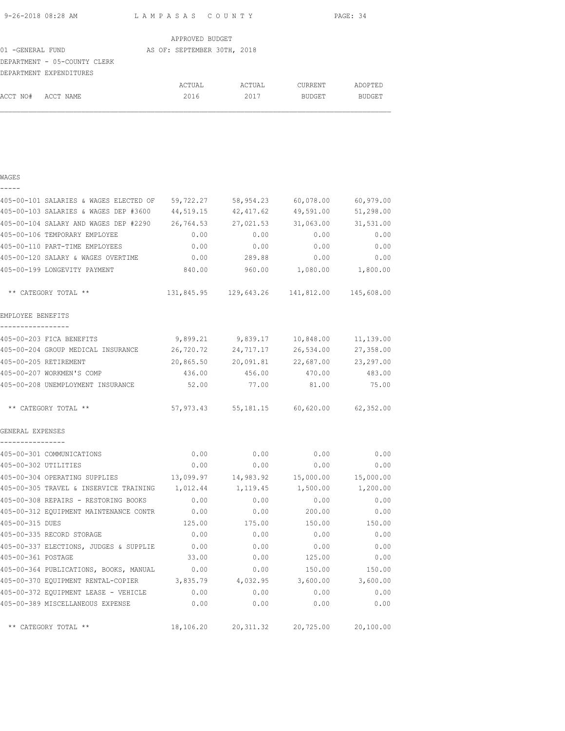APPROVED BUDGET

01 -GENERAL FUND AS OF: SEPTEMBER 30TH, 2018

DEPARTMENT - 05-COUNTY CLERK

DEPARTMENT EXPENDITURES

| ACCT NO# ACCT NAME | ACTUAL 2016 | ACTUAL 2017 | CURRENT BUDGET | ADOPTED BUDGET |
|---|---|---|---|---|
| **WAGES** | | | | |
| 405-00-101 SALARIES & WAGES ELECTED OF | 59,722.27 | 58,954.23 | 60,078.00 | 60,979.00 |
| 405-00-103 SALARIES & WAGES DEP #3600 | 44,519.15 | 42,417.62 | 49,591.00 | 51,298.00 |
| 405-00-104 SALARY AND WAGES DEP #2290 | 26,764.53 | 27,021.53 | 31,063.00 | 31,531.00 |
| 405-00-106 TEMPORARY EMPLOYEE | 0.00 | 0.00 | 0.00 | 0.00 |
| 405-00-110 PART-TIME EMPLOYEES | 0.00 | 0.00 | 0.00 | 0.00 |
| 405-00-120 SALARY & WAGES OVERTIME | 0.00 | 289.88 | 0.00 | 0.00 |
| 405-00-199 LONGEVITY PAYMENT | 840.00 | 960.00 | 1,080.00 | 1,800.00 |
| ** CATEGORY TOTAL ** | 131,845.95 | 129,643.26 | 141,812.00 | 145,608.00 |
| **EMPLOYEE BENEFITS** | | | | |
| 405-00-203 FICA BENEFITS | 9,899.21 | 9,839.17 | 10,848.00 | 11,139.00 |
| 405-00-204 GROUP MEDICAL INSURANCE | 26,720.72 | 24,717.17 | 26,534.00 | 27,358.00 |
| 405-00-205 RETIREMENT | 20,865.50 | 20,091.81 | 22,687.00 | 23,297.00 |
| 405-00-207 WORKMEN'S COMP | 436.00 | 456.00 | 470.00 | 483.00 |
| 405-00-208 UNEMPLOYMENT INSURANCE | 52.00 | 77.00 | 81.00 | 75.00 |
| ** CATEGORY TOTAL ** | 57,973.43 | 55,181.15 | 60,620.00 | 62,352.00 |
| **GENERAL EXPENSES** | | | | |
| 405-00-301 COMMUNICATIONS | 0.00 | 0.00 | 0.00 | 0.00 |
| 405-00-302 UTILITIES | 0.00 | 0.00 | 0.00 | 0.00 |
| 405-00-304 OPERATING SUPPLIES | 13,099.97 | 14,983.92 | 15,000.00 | 15,000.00 |
| 405-00-305 TRAVEL & INSERVICE TRAINING | 1,012.44 | 1,119.45 | 1,500.00 | 1,200.00 |
| 405-00-308 REPAIRS - RESTORING BOOKS | 0.00 | 0.00 | 0.00 | 0.00 |
| 405-00-312 EQUIPMENT MAINTENANCE CONTR | 0.00 | 0.00 | 200.00 | 0.00 |
| 405-00-315 DUES | 125.00 | 175.00 | 150.00 | 150.00 |
| 405-00-335 RECORD STORAGE | 0.00 | 0.00 | 0.00 | 0.00 |
| 405-00-337 ELECTIONS, JUDGES & SUPPLIE | 0.00 | 0.00 | 0.00 | 0.00 |
| 405-00-361 POSTAGE | 33.00 | 0.00 | 125.00 | 0.00 |
| 405-00-364 PUBLICATIONS, BOOKS, MANUAL | 0.00 | 0.00 | 150.00 | 150.00 |
| 405-00-370 EQUIPMENT RENTAL-COPIER | 3,835.79 | 4,032.95 | 3,600.00 | 3,600.00 |
| 405-00-372 EQUIPMENT LEASE - VEHICLE | 0.00 | 0.00 | 0.00 | 0.00 |
| 405-00-389 MISCELLANEOUS EXPENSE | 0.00 | 0.00 | 0.00 | 0.00 |
| ** CATEGORY TOTAL ** | 18,106.20 | 20,311.32 | 20,725.00 | 20,100.00 |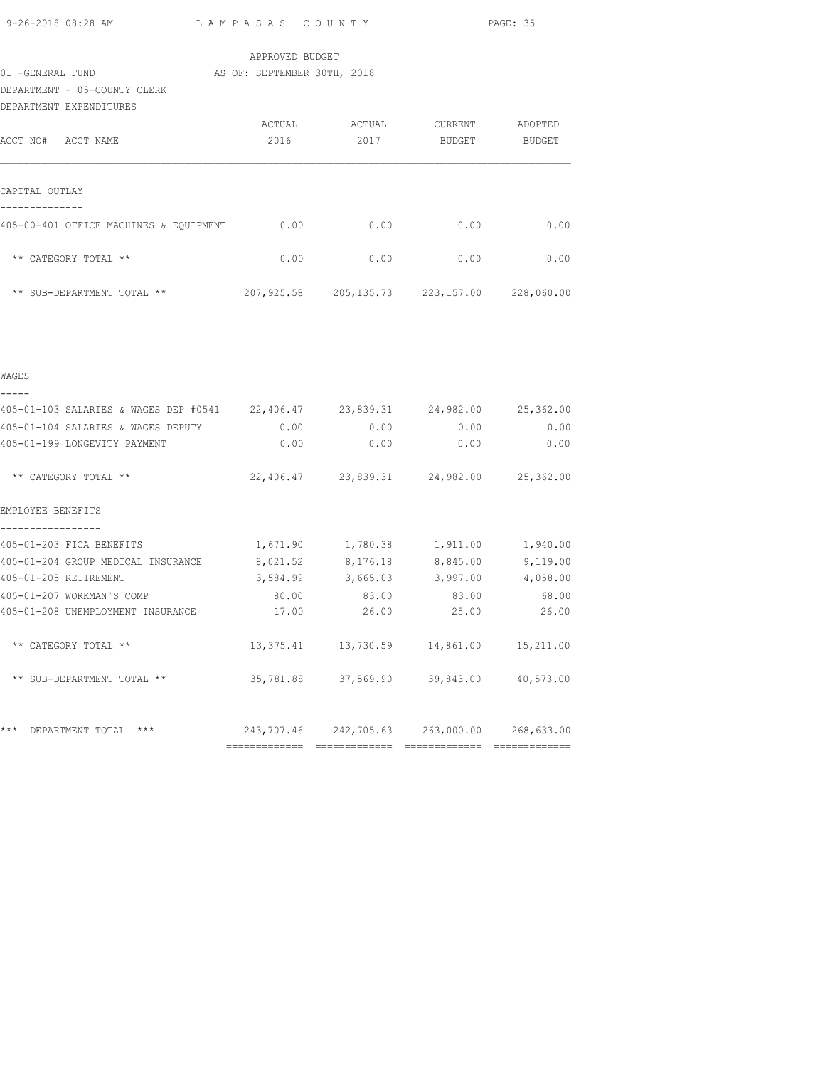APPROVED BUDGET

01 -GENERAL FUND AS OF: SEPTEMBER 30TH, 2018

DEPARTMENT - 05-COUNTY CLERK

DEPARTMENT EXPENDITURES

| ACCT NO# ACCT NAME | ACTUAL 2016 | ACTUAL 2017 | CURRENT BUDGET | ADOPTED BUDGET |
|---|---|---|---|---|
| CAPITAL OUTLAY | | | | |
| 405-00-401 OFFICE MACHINES & EQUIPMENT | 0.00 | 0.00 | 0.00 | 0.00 |
| ** CATEGORY TOTAL ** | 0.00 | 0.00 | 0.00 | 0.00 |
| ** SUB-DEPARTMENT TOTAL ** | 207,925.58 | 205,135.73 | 223,157.00 | 228,060.00 |
| WAGES | | | | |
| 405-01-103 SALARIES & WAGES DEP #0541 | 22,406.47 | 23,839.31 | 24,982.00 | 25,362.00 |
| 405-01-104 SALARIES & WAGES DEPUTY | 0.00 | 0.00 | 0.00 | 0.00 |
| 405-01-199 LONGEVITY PAYMENT | 0.00 | 0.00 | 0.00 | 0.00 |
| ** CATEGORY TOTAL ** | 22,406.47 | 23,839.31 | 24,982.00 | 25,362.00 |
| EMPLOYEE BENEFITS | | | | |
| 405-01-203 FICA BENEFITS | 1,671.90 | 1,780.38 | 1,911.00 | 1,940.00 |
| 405-01-204 GROUP MEDICAL INSURANCE | 8,021.52 | 8,176.18 | 8,845.00 | 9,119.00 |
| 405-01-205 RETIREMENT | 3,584.99 | 3,665.03 | 3,997.00 | 4,058.00 |
| 405-01-207 WORKMAN'S COMP | 80.00 | 83.00 | 83.00 | 68.00 |
| 405-01-208 UNEMPLOYMENT INSURANCE | 17.00 | 26.00 | 25.00 | 26.00 |
| ** CATEGORY TOTAL ** | 13,375.41 | 13,730.59 | 14,861.00 | 15,211.00 |
| ** SUB-DEPARTMENT TOTAL ** | 35,781.88 | 37,569.90 | 39,843.00 | 40,573.00 |
| *** DEPARTMENT TOTAL *** | 243,707.46 | 242,705.63 | 263,000.00 | 268,633.00 |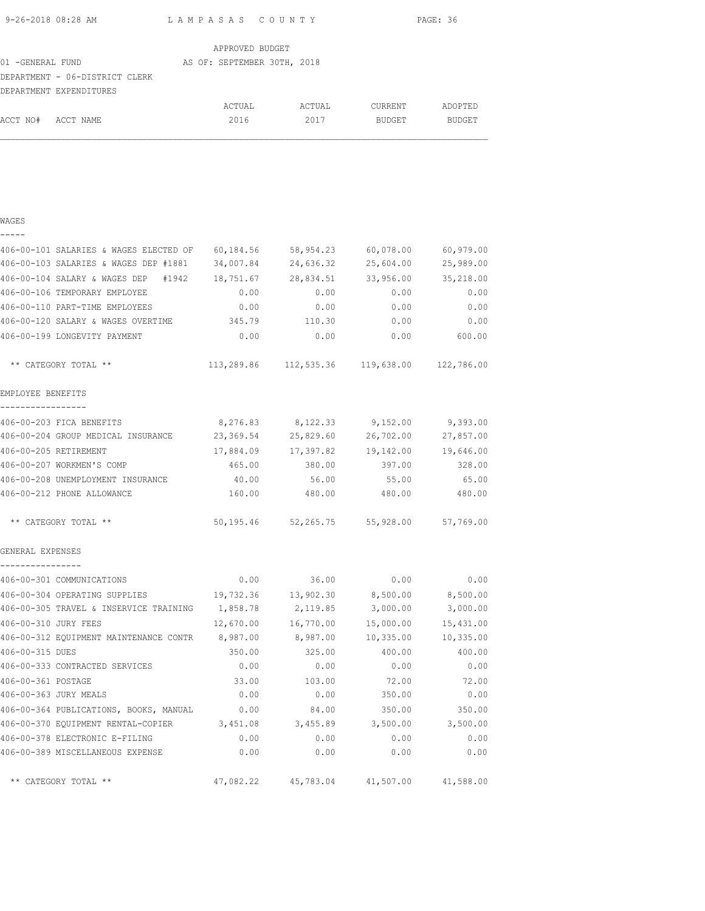APPROVED BUDGET
01 -GENERAL FUND AS OF: SEPTEMBER 30TH, 2018
DEPARTMENT - 06-DISTRICT CLERK
DEPARTMENT EXPENDITURES

| ACCT NO# ACCT NAME | ACTUAL 2016 | ACTUAL 2017 | CURRENT BUDGET | ADOPTED BUDGET |
|---|---|---|---|---|
| **WAGES** | | | | |
| 406-00-101 SALARIES & WAGES ELECTED OF | 60,184.56 | 58,954.23 | 60,078.00 | 60,979.00 |
| 406-00-103 SALARIES & WAGES DEP #1881 | 34,007.84 | 24,636.32 | 25,604.00 | 25,989.00 |
| 406-00-104 SALARY & WAGES DEP #1942 | 18,751.67 | 28,834.51 | 33,956.00 | 35,218.00 |
| 406-00-106 TEMPORARY EMPLOYEE | 0.00 | 0.00 | 0.00 | 0.00 |
| 406-00-110 PART-TIME EMPLOYEES | 0.00 | 0.00 | 0.00 | 0.00 |
| 406-00-120 SALARY & WAGES OVERTIME | 345.79 | 110.30 | 0.00 | 0.00 |
| 406-00-199 LONGEVITY PAYMENT | 0.00 | 0.00 | 0.00 | 600.00 |
| ** CATEGORY TOTAL ** | 113,289.86 | 112,535.36 | 119,638.00 | 122,786.00 |
| **EMPLOYEE BENEFITS** | | | | |
| 406-00-203 FICA BENEFITS | 8,276.83 | 8,122.33 | 9,152.00 | 9,393.00 |
| 406-00-204 GROUP MEDICAL INSURANCE | 23,369.54 | 25,829.60 | 26,702.00 | 27,857.00 |
| 406-00-205 RETIREMENT | 17,884.09 | 17,397.82 | 19,142.00 | 19,646.00 |
| 406-00-207 WORKMEN'S COMP | 465.00 | 380.00 | 397.00 | 328.00 |
| 406-00-208 UNEMPLOYMENT INSURANCE | 40.00 | 56.00 | 55.00 | 65.00 |
| 406-00-212 PHONE ALLOWANCE | 160.00 | 480.00 | 480.00 | 480.00 |
| ** CATEGORY TOTAL ** | 50,195.46 | 52,265.75 | 55,928.00 | 57,769.00 |
| **GENERAL EXPENSES** | | | | |
| 406-00-301 COMMUNICATIONS | 0.00 | 36.00 | 0.00 | 0.00 |
| 406-00-304 OPERATING SUPPLIES | 19,732.36 | 13,902.30 | 8,500.00 | 8,500.00 |
| 406-00-305 TRAVEL & INSERVICE TRAINING | 1,858.78 | 2,119.85 | 3,000.00 | 3,000.00 |
| 406-00-310 JURY FEES | 12,670.00 | 16,770.00 | 15,000.00 | 15,431.00 |
| 406-00-312 EQUIPMENT MAINTENANCE CONTR | 8,987.00 | 8,987.00 | 10,335.00 | 10,335.00 |
| 406-00-315 DUES | 350.00 | 325.00 | 400.00 | 400.00 |
| 406-00-333 CONTRACTED SERVICES | 0.00 | 0.00 | 0.00 | 0.00 |
| 406-00-361 POSTAGE | 33.00 | 103.00 | 72.00 | 72.00 |
| 406-00-363 JURY MEALS | 0.00 | 0.00 | 350.00 | 0.00 |
| 406-00-364 PUBLICATIONS, BOOKS, MANUAL | 0.00 | 84.00 | 350.00 | 350.00 |
| 406-00-370 EQUIPMENT RENTAL-COPIER | 3,451.08 | 3,455.89 | 3,500.00 | 3,500.00 |
| 406-00-378 ELECTRONIC E-FILING | 0.00 | 0.00 | 0.00 | 0.00 |
| 406-00-389 MISCELLANEOUS EXPENSE | 0.00 | 0.00 | 0.00 | 0.00 |
| ** CATEGORY TOTAL ** | 47,082.22 | 45,783.04 | 41,507.00 | 41,588.00 |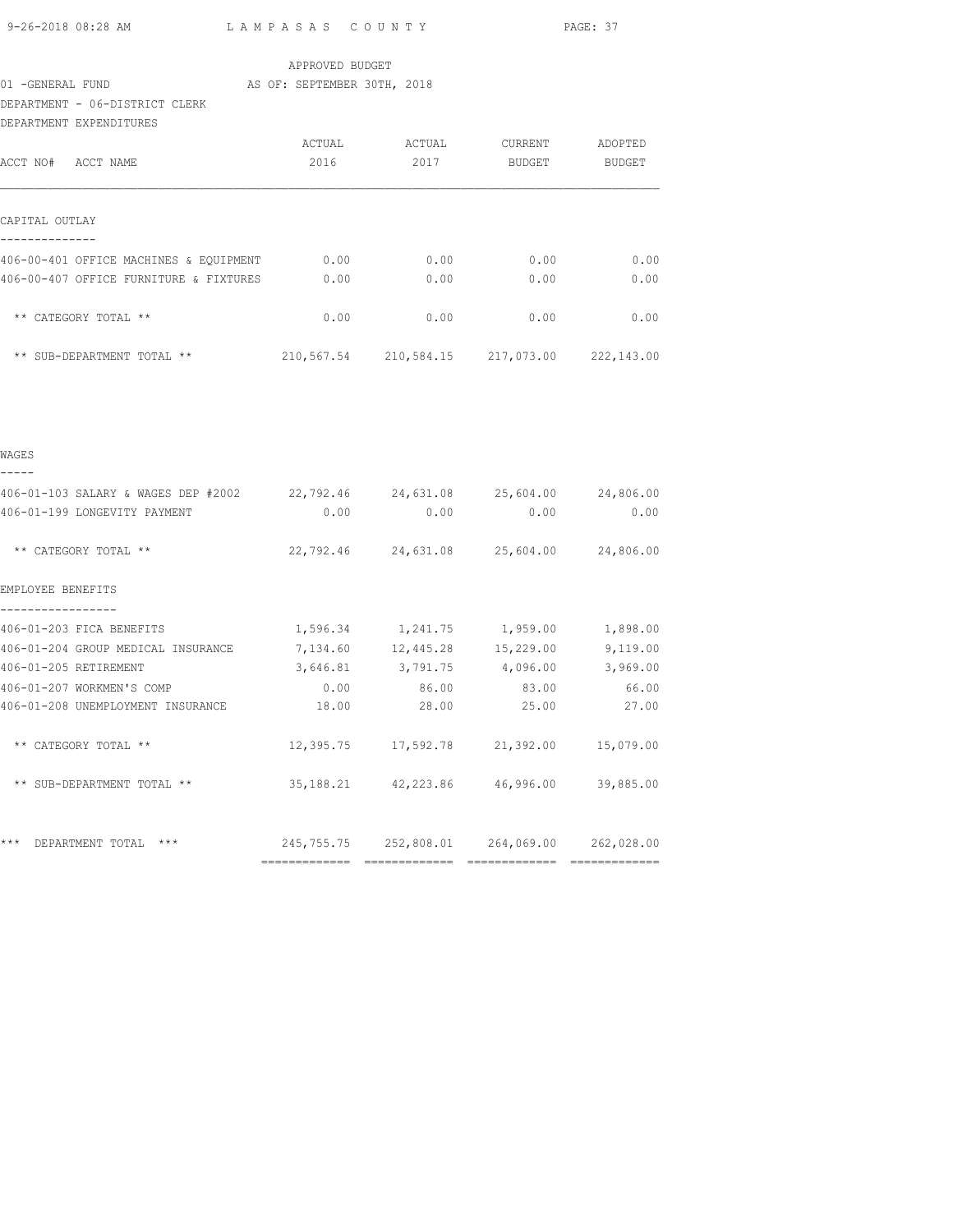APPROVED BUDGET

01 -GENERAL FUND AS OF: SEPTEMBER 30TH, 2018

DEPARTMENT - 06-DISTRICT CLERK

DEPARTMENT EXPENDITURES

| ACCT NO# ACCT NAME | ACTUAL 2016 | ACTUAL 2017 | CURRENT BUDGET | ADOPTED BUDGET |
|---|---|---|---|---|
| **CAPITAL OUTLAY** | | | | |
| 406-00-401 OFFICE MACHINES & EQUIPMENT | 0.00 | 0.00 | 0.00 | 0.00 |
| 406-00-407 OFFICE FURNITURE & FIXTURES | 0.00 | 0.00 | 0.00 | 0.00 |
| ** CATEGORY TOTAL ** | 0.00 | 0.00 | 0.00 | 0.00 |
| ** SUB-DEPARTMENT TOTAL ** | 210,567.54 | 210,584.15 | 217,073.00 | 222,143.00 |
| **WAGES** | | | | |
| 406-01-103 SALARY & WAGES DEP #2002 | 22,792.46 | 24,631.08 | 25,604.00 | 24,806.00 |
| 406-01-199 LONGEVITY PAYMENT | 0.00 | 0.00 | 0.00 | 0.00 |
| ** CATEGORY TOTAL ** | 22,792.46 | 24,631.08 | 25,604.00 | 24,806.00 |
| **EMPLOYEE BENEFITS** | | | | |
| 406-01-203 FICA BENEFITS | 1,596.34 | 1,241.75 | 1,959.00 | 1,898.00 |
| 406-01-204 GROUP MEDICAL INSURANCE | 7,134.60 | 12,445.28 | 15,229.00 | 9,119.00 |
| 406-01-205 RETIREMENT | 3,646.81 | 3,791.75 | 4,096.00 | 3,969.00 |
| 406-01-207 WORKMEN'S COMP | 0.00 | 86.00 | 83.00 | 66.00 |
| 406-01-208 UNEMPLOYMENT INSURANCE | 18.00 | 28.00 | 25.00 | 27.00 |
| ** CATEGORY TOTAL ** | 12,395.75 | 17,592.78 | 21,392.00 | 15,079.00 |
| ** SUB-DEPARTMENT TOTAL ** | 35,188.21 | 42,223.86 | 46,996.00 | 39,885.00 |
| *** DEPARTMENT TOTAL *** | 245,755.75 | 252,808.01 | 264,069.00 | 262,028.00 |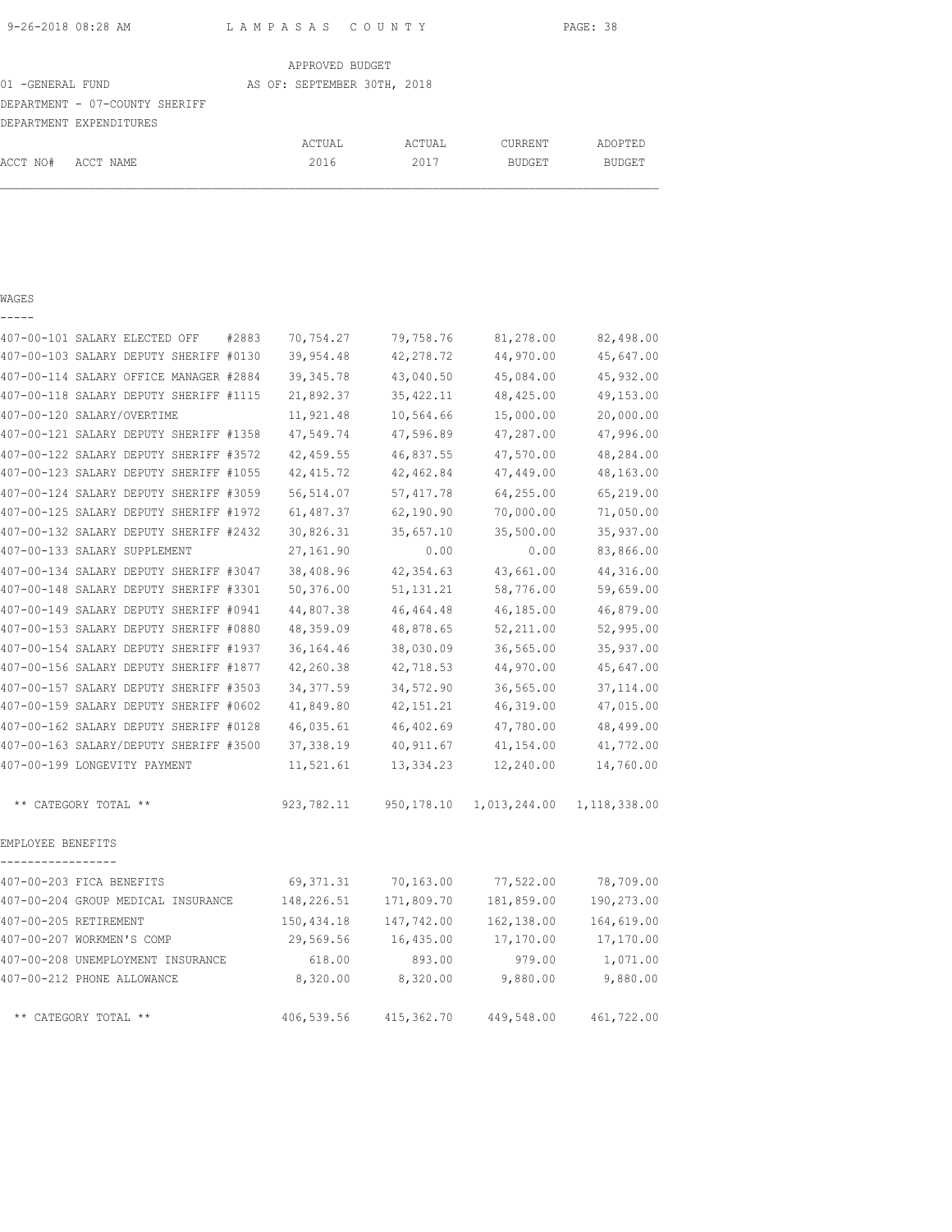APPROVED BUDGET

01 -GENERAL FUND AS OF: SEPTEMBER 30TH, 2018

DEPARTMENT - 07-COUNTY SHERIFF

DEPARTMENT EXPENDITURES

| ACCT NO# ACCT NAME | ACTUAL 2016 | ACTUAL 2017 | CURRENT BUDGET | ADOPTED BUDGET |
|---|---|---|---|---|
| **WAGES** | | | | |
| 407-00-101 SALARY ELECTED OFF #2883 | 70,754.27 | 79,758.76 | 81,278.00 | 82,498.00 |
| 407-00-103 SALARY DEPUTY SHERIFF #0130 | 39,954.48 | 42,278.72 | 44,970.00 | 45,647.00 |
| 407-00-114 SALARY OFFICE MANAGER #2884 | 39,345.78 | 43,040.50 | 45,084.00 | 45,932.00 |
| 407-00-118 SALARY DEPUTY SHERIFF #1115 | 21,892.37 | 35,422.11 | 48,425.00 | 49,153.00 |
| 407-00-120 SALARY/OVERTIME | 11,921.48 | 10,564.66 | 15,000.00 | 20,000.00 |
| 407-00-121 SALARY DEPUTY SHERIFF #1358 | 47,549.74 | 47,596.89 | 47,287.00 | 47,996.00 |
| 407-00-122 SALARY DEPUTY SHERIFF #3572 | 42,459.55 | 46,837.55 | 47,570.00 | 48,284.00 |
| 407-00-123 SALARY DEPUTY SHERIFF #1055 | 42,415.72 | 42,462.84 | 47,449.00 | 48,163.00 |
| 407-00-124 SALARY DEPUTY SHERIFF #3059 | 56,514.07 | 57,417.78 | 64,255.00 | 65,219.00 |
| 407-00-125 SALARY DEPUTY SHERIFF #1972 | 61,487.37 | 62,190.90 | 70,000.00 | 71,050.00 |
| 407-00-132 SALARY DEPUTY SHERIFF #2432 | 30,826.31 | 35,657.10 | 35,500.00 | 35,937.00 |
| 407-00-133 SALARY SUPPLEMENT | 27,161.90 | 0.00 | 0.00 | 83,866.00 |
| 407-00-134 SALARY DEPUTY SHERIFF #3047 | 38,408.96 | 42,354.63 | 43,661.00 | 44,316.00 |
| 407-00-148 SALARY DEPUTY SHERIFF #3301 | 50,376.00 | 51,131.21 | 58,776.00 | 59,659.00 |
| 407-00-149 SALARY DEPUTY SHERIFF #0941 | 44,807.38 | 46,464.48 | 46,185.00 | 46,879.00 |
| 407-00-153 SALARY DEPUTY SHERIFF #0880 | 48,359.09 | 48,878.65 | 52,211.00 | 52,995.00 |
| 407-00-154 SALARY DEPUTY SHERIFF #1937 | 36,164.46 | 38,030.09 | 36,565.00 | 35,937.00 |
| 407-00-156 SALARY DEPUTY SHERIFF #1877 | 42,260.38 | 42,718.53 | 44,970.00 | 45,647.00 |
| 407-00-157 SALARY DEPUTY SHERIFF #3503 | 34,377.59 | 34,572.90 | 36,565.00 | 37,114.00 |
| 407-00-159 SALARY DEPUTY SHERIFF #0602 | 41,849.80 | 42,151.21 | 46,319.00 | 47,015.00 |
| 407-00-162 SALARY DEPUTY SHERIFF #0128 | 46,035.61 | 46,402.69 | 47,780.00 | 48,499.00 |
| 407-00-163 SALARY/DEPUTY SHERIFF #3500 | 37,338.19 | 40,911.67 | 41,154.00 | 41,772.00 |
| 407-00-199 LONGEVITY PAYMENT | 11,521.61 | 13,334.23 | 12,240.00 | 14,760.00 |
| ** CATEGORY TOTAL ** | 923,782.11 | 950,178.10 | 1,013,244.00 | 1,118,338.00 |
| **EMPLOYEE BENEFITS** | | | | |
| 407-00-203 FICA BENEFITS | 69,371.31 | 70,163.00 | 77,522.00 | 78,709.00 |
| 407-00-204 GROUP MEDICAL INSURANCE | 148,226.51 | 171,809.70 | 181,859.00 | 190,273.00 |
| 407-00-205 RETIREMENT | 150,434.18 | 147,742.00 | 162,138.00 | 164,619.00 |
| 407-00-207 WORKMEN'S COMP | 29,569.56 | 16,435.00 | 17,170.00 | 17,170.00 |
| 407-00-208 UNEMPLOYMENT INSURANCE | 618.00 | 893.00 | 979.00 | 1,071.00 |
| 407-00-212 PHONE ALLOWANCE | 8,320.00 | 8,320.00 | 9,880.00 | 9,880.00 |
| ** CATEGORY TOTAL ** | 406,539.56 | 415,362.70 | 449,548.00 | 461,722.00 |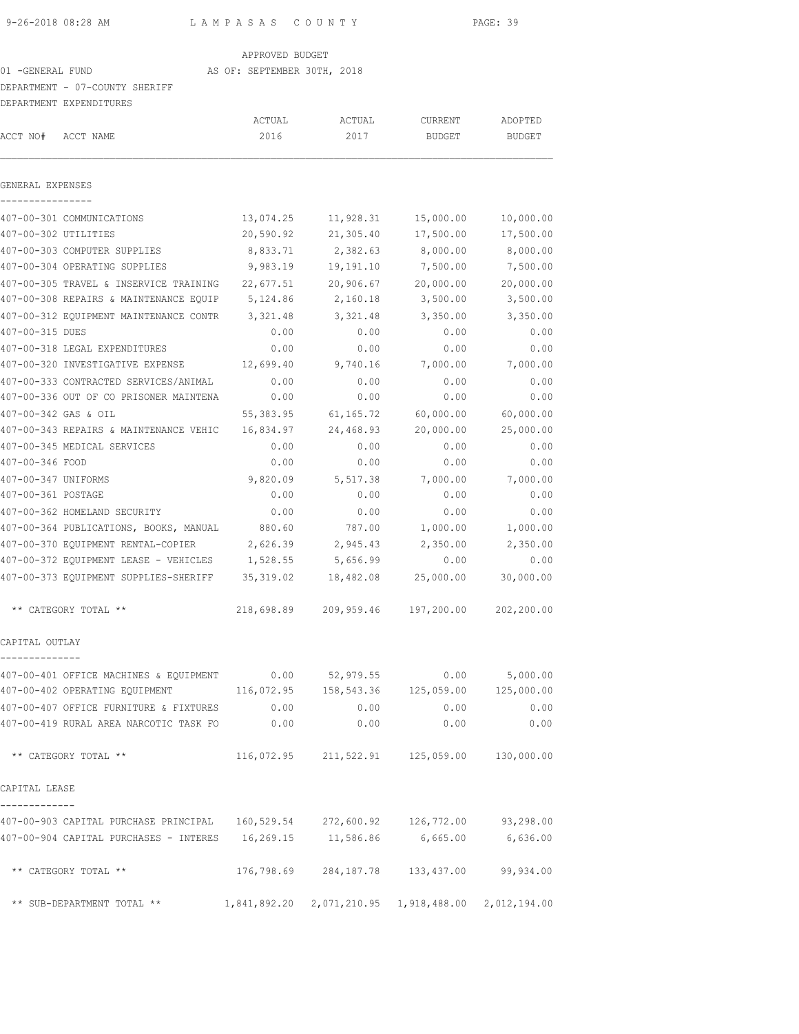LAMPASAS COUNTY

APPROVED BUDGET

01 -GENERAL FUND AS OF: SEPTEMBER 30TH, 2018

DEPARTMENT - 07-COUNTY SHERIFF

DEPARTMENT EXPENDITURES

| ACCT NO# ACCT NAME | ACTUAL 2016 | ACTUAL 2017 | CURRENT BUDGET | ADOPTED BUDGET |
|---|---|---|---|---|
| **GENERAL EXPENSES** | | | | |
| 407-00-301 COMMUNICATIONS | 13,074.25 | 11,928.31 | 15,000.00 | 10,000.00 |
| 407-00-302 UTILITIES | 20,590.92 | 21,305.40 | 17,500.00 | 17,500.00 |
| 407-00-303 COMPUTER SUPPLIES | 8,833.71 | 2,382.63 | 8,000.00 | 8,000.00 |
| 407-00-304 OPERATING SUPPLIES | 9,983.19 | 19,191.10 | 7,500.00 | 7,500.00 |
| 407-00-305 TRAVEL & INSERVICE TRAINING | 22,677.51 | 20,906.67 | 20,000.00 | 20,000.00 |
| 407-00-308 REPAIRS & MAINTENANCE EQUIP | 5,124.86 | 2,160.18 | 3,500.00 | 3,500.00 |
| 407-00-312 EQUIPMENT MAINTENANCE CONTR | 3,321.48 | 3,321.48 | 3,350.00 | 3,350.00 |
| 407-00-315 DUES | 0.00 | 0.00 | 0.00 | 0.00 |
| 407-00-318 LEGAL EXPENDITURES | 0.00 | 0.00 | 0.00 | 0.00 |
| 407-00-320 INVESTIGATIVE EXPENSE | 12,699.40 | 9,740.16 | 7,000.00 | 7,000.00 |
| 407-00-333 CONTRACTED SERVICES/ANIMAL | 0.00 | 0.00 | 0.00 | 0.00 |
| 407-00-336 OUT OF CO PRISONER MAINTENA | 0.00 | 0.00 | 0.00 | 0.00 |
| 407-00-342 GAS & OIL | 55,383.95 | 61,165.72 | 60,000.00 | 60,000.00 |
| 407-00-343 REPAIRS & MAINTENANCE VEHIC | 16,834.97 | 24,468.93 | 20,000.00 | 25,000.00 |
| 407-00-345 MEDICAL SERVICES | 0.00 | 0.00 | 0.00 | 0.00 |
| 407-00-346 FOOD | 0.00 | 0.00 | 0.00 | 0.00 |
| 407-00-347 UNIFORMS | 9,820.09 | 5,517.38 | 7,000.00 | 7,000.00 |
| 407-00-361 POSTAGE | 0.00 | 0.00 | 0.00 | 0.00 |
| 407-00-362 HOMELAND SECURITY | 0.00 | 0.00 | 0.00 | 0.00 |
| 407-00-364 PUBLICATIONS, BOOKS, MANUAL | 880.60 | 787.00 | 1,000.00 | 1,000.00 |
| 407-00-370 EQUIPMENT RENTAL-COPIER | 2,626.39 | 2,945.43 | 2,350.00 | 2,350.00 |
| 407-00-372 EQUIPMENT LEASE - VEHICLES | 1,528.55 | 5,656.99 | 0.00 | 0.00 |
| 407-00-373 EQUIPMENT SUPPLIES-SHERIFF | 35,319.02 | 18,482.08 | 25,000.00 | 30,000.00 |
| ** CATEGORY TOTAL ** | 218,698.89 | 209,959.46 | 197,200.00 | 202,200.00 |
| **CAPITAL OUTLAY** | | | | |
| 407-00-401 OFFICE MACHINES & EQUIPMENT | 0.00 | 52,979.55 | 0.00 | 5,000.00 |
| 407-00-402 OPERATING EQUIPMENT | 116,072.95 | 158,543.36 | 125,059.00 | 125,000.00 |
| 407-00-407 OFFICE FURNITURE & FIXTURES | 0.00 | 0.00 | 0.00 | 0.00 |
| 407-00-419 RURAL AREA NARCOTIC TASK FO | 0.00 | 0.00 | 0.00 | 0.00 |
| ** CATEGORY TOTAL ** | 116,072.95 | 211,522.91 | 125,059.00 | 130,000.00 |
| **CAPITAL LEASE** | | | | |
| 407-00-903 CAPITAL PURCHASE PRINCIPAL | 160,529.54 | 272,600.92 | 126,772.00 | 93,298.00 |
| 407-00-904 CAPITAL PURCHASES - INTERES | 16,269.15 | 11,586.86 | 6,665.00 | 6,636.00 |
| ** CATEGORY TOTAL ** | 176,798.69 | 284,187.78 | 133,437.00 | 99,934.00 |
| ** SUB-DEPARTMENT TOTAL ** | 1,841,892.20 | 2,071,210.95 | 1,918,488.00 | 2,012,194.00 |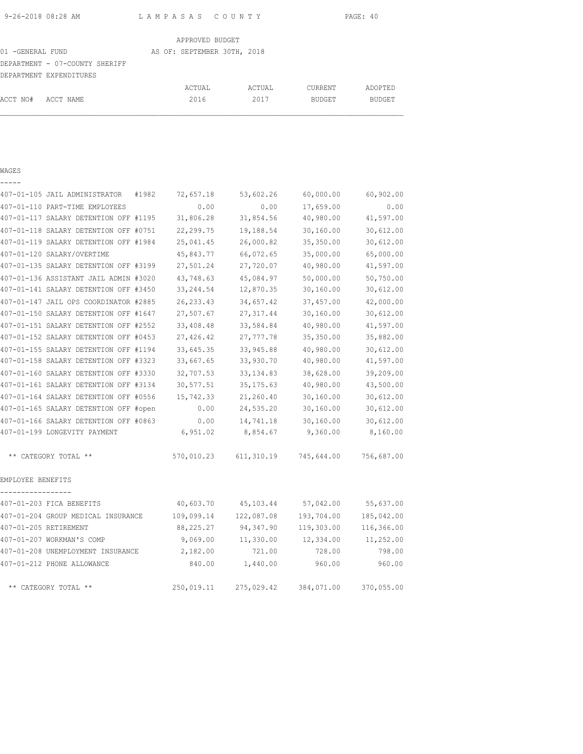APPROVED BUDGET

01 -GENERAL FUND — AS OF: SEPTEMBER 30TH, 2018

DEPARTMENT - 07-COUNTY SHERIFF

DEPARTMENT EXPENDITURES

| ACCT NO# ACCT NAME | ACTUAL 2016 | ACTUAL 2017 | CURRENT BUDGET | ADOPTED BUDGET |
|---|---|---|---|---|
| **WAGES** | | | | |
| 407-01-105 JAIL ADMINISTRATOR #1982 | 72,657.18 | 53,602.26 | 60,000.00 | 60,902.00 |
| 407-01-110 PART-TIME EMPLOYEES | 0.00 | 0.00 | 17,659.00 | 0.00 |
| 407-01-117 SALARY DETENTION OFF #1195 | 31,806.28 | 31,854.56 | 40,980.00 | 41,597.00 |
| 407-01-118 SALARY DETENTION OFF #0751 | 22,299.75 | 19,188.54 | 30,160.00 | 30,612.00 |
| 407-01-119 SALARY DETENTION OFF #1984 | 25,041.45 | 26,000.82 | 35,350.00 | 30,612.00 |
| 407-01-120 SALARY/OVERTIME | 45,843.77 | 66,072.65 | 35,000.00 | 65,000.00 |
| 407-01-135 SALARY DETENTION OFF #3199 | 27,501.24 | 27,720.07 | 40,980.00 | 41,597.00 |
| 407-01-136 ASSISTANT JAIL ADMIN #3020 | 43,748.63 | 45,084.97 | 50,000.00 | 50,750.00 |
| 407-01-141 SALARY DETENTION OFF #3450 | 33,244.54 | 12,870.35 | 30,160.00 | 30,612.00 |
| 407-01-147 JAIL OPS COORDINATOR #2885 | 26,233.43 | 34,657.42 | 37,457.00 | 42,000.00 |
| 407-01-150 SALARY DETENTION OFF #1647 | 27,507.67 | 27,317.44 | 30,160.00 | 30,612.00 |
| 407-01-151 SALARY DETENTION OFF #2552 | 33,408.48 | 33,584.84 | 40,980.00 | 41,597.00 |
| 407-01-152 SALARY DETENTION OFF #0453 | 27,426.42 | 27,777.78 | 35,350.00 | 35,882.00 |
| 407-01-155 SALARY DETENTION OFF #1194 | 33,645.35 | 33,945.88 | 40,980.00 | 30,612.00 |
| 407-01-158 SALARY DETENTION OFF #3323 | 33,667.65 | 33,930.70 | 40,980.00 | 41,597.00 |
| 407-01-160 SALARY DETENTION OFF #3330 | 32,707.53 | 33,134.83 | 38,628.00 | 39,209.00 |
| 407-01-161 SALARY DETENTION OFF #3134 | 30,577.51 | 35,175.63 | 40,980.00 | 43,500.00 |
| 407-01-164 SALARY DETENTION OFF #0556 | 15,742.33 | 21,260.40 | 30,160.00 | 30,612.00 |
| 407-01-165 SALARY DETENTION OFF #open | 0.00 | 24,535.20 | 30,160.00 | 30,612.00 |
| 407-01-166 SALARY DETENTION OFF #0863 | 0.00 | 14,741.18 | 30,160.00 | 30,612.00 |
| 407-01-199 LONGEVITY PAYMENT | 6,951.02 | 8,854.67 | 9,360.00 | 8,160.00 |
| ** CATEGORY TOTAL ** | 570,010.23 | 611,310.19 | 745,644.00 | 756,687.00 |
| **EMPLOYEE BENEFITS** | | | | |
| 407-01-203 FICA BENEFITS | 40,603.70 | 45,103.44 | 57,042.00 | 55,637.00 |
| 407-01-204 GROUP MEDICAL INSURANCE | 109,099.14 | 122,087.08 | 193,704.00 | 185,042.00 |
| 407-01-205 RETIREMENT | 88,225.27 | 94,347.90 | 119,303.00 | 116,366.00 |
| 407-01-207 WORKMAN'S COMP | 9,069.00 | 11,330.00 | 12,334.00 | 11,252.00 |
| 407-01-208 UNEMPLOYMENT INSURANCE | 2,182.00 | 721.00 | 728.00 | 798.00 |
| 407-01-212 PHONE ALLOWANCE | 840.00 | 1,440.00 | 960.00 | 960.00 |
| ** CATEGORY TOTAL ** | 250,019.11 | 275,029.42 | 384,071.00 | 370,055.00 |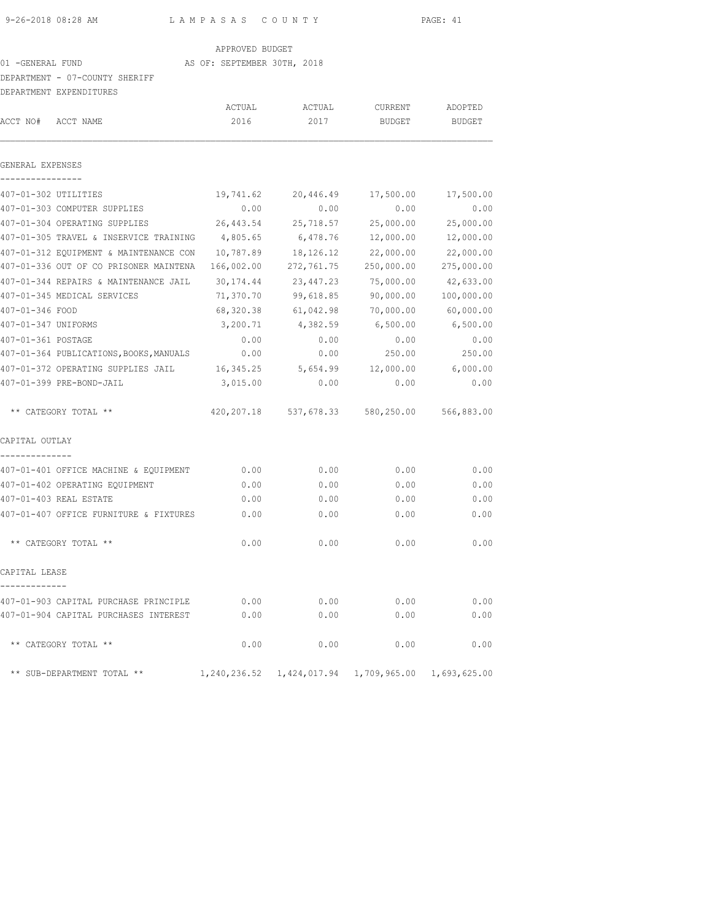APPROVED BUDGET

01 -GENERAL FUND AS OF: SEPTEMBER 30TH, 2018

DEPARTMENT - 07-COUNTY SHERIFF

DEPARTMENT EXPENDITURES

| ACCT NO# ACCT NAME | ACTUAL 2016 | ACTUAL 2017 | CURRENT BUDGET | ADOPTED BUDGET |
|---|---|---|---|---|
| **GENERAL EXPENSES** | | | | |
| 407-01-302 UTILITIES | 19,741.62 | 20,446.49 | 17,500.00 | 17,500.00 |
| 407-01-303 COMPUTER SUPPLIES | 0.00 | 0.00 | 0.00 | 0.00 |
| 407-01-304 OPERATING SUPPLIES | 26,443.54 | 25,718.57 | 25,000.00 | 25,000.00 |
| 407-01-305 TRAVEL & INSERVICE TRAINING | 4,805.65 | 6,478.76 | 12,000.00 | 12,000.00 |
| 407-01-312 EQUIPMENT & MAINTENANCE CON | 10,787.89 | 18,126.12 | 22,000.00 | 22,000.00 |
| 407-01-336 OUT OF CO PRISONER MAINTENA | 166,002.00 | 272,761.75 | 250,000.00 | 275,000.00 |
| 407-01-344 REPAIRS & MAINTENANCE JAIL | 30,174.44 | 23,447.23 | 75,000.00 | 42,633.00 |
| 407-01-345 MEDICAL SERVICES | 71,370.70 | 99,618.85 | 90,000.00 | 100,000.00 |
| 407-01-346 FOOD | 68,320.38 | 61,042.98 | 70,000.00 | 60,000.00 |
| 407-01-347 UNIFORMS | 3,200.71 | 4,382.59 | 6,500.00 | 6,500.00 |
| 407-01-361 POSTAGE | 0.00 | 0.00 | 0.00 | 0.00 |
| 407-01-364 PUBLICATIONS,BOOKS,MANUALS | 0.00 | 0.00 | 250.00 | 250.00 |
| 407-01-372 OPERATING SUPPLIES JAIL | 16,345.25 | 5,654.99 | 12,000.00 | 6,000.00 |
| 407-01-399 PRE-BOND-JAIL | 3,015.00 | 0.00 | 0.00 | 0.00 |
| ** CATEGORY TOTAL ** | 420,207.18 | 537,678.33 | 580,250.00 | 566,883.00 |
| **CAPITAL OUTLAY** | | | | |
| 407-01-401 OFFICE MACHINE & EQUIPMENT | 0.00 | 0.00 | 0.00 | 0.00 |
| 407-01-402 OPERATING EQUIPMENT | 0.00 | 0.00 | 0.00 | 0.00 |
| 407-01-403 REAL ESTATE | 0.00 | 0.00 | 0.00 | 0.00 |
| 407-01-407 OFFICE FURNITURE & FIXTURES | 0.00 | 0.00 | 0.00 | 0.00 |
| ** CATEGORY TOTAL ** | 0.00 | 0.00 | 0.00 | 0.00 |
| **CAPITAL LEASE** | | | | |
| 407-01-903 CAPITAL PURCHASE PRINCIPLE | 0.00 | 0.00 | 0.00 | 0.00 |
| 407-01-904 CAPITAL PURCHASES INTEREST | 0.00 | 0.00 | 0.00 | 0.00 |
| ** CATEGORY TOTAL ** | 0.00 | 0.00 | 0.00 | 0.00 |
| ** SUB-DEPARTMENT TOTAL ** | 1,240,236.52 | 1,424,017.94 | 1,709,965.00 | 1,693,625.00 |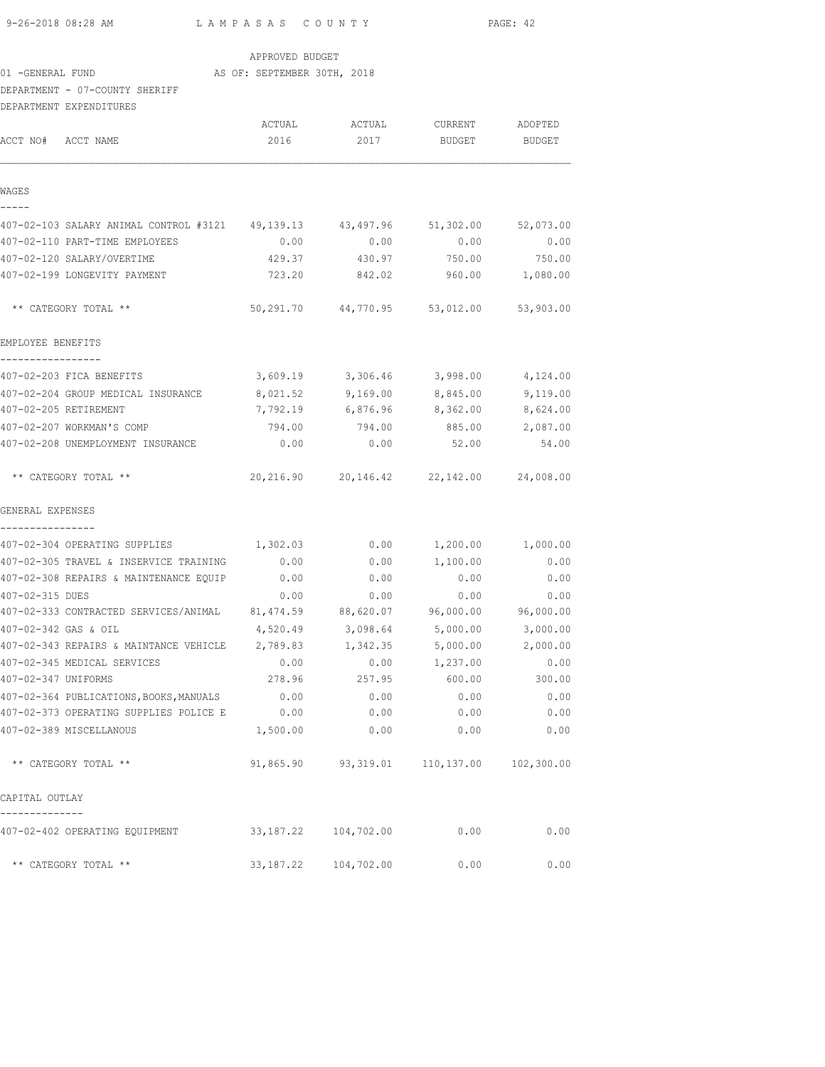APPROVED BUDGET

01 -GENERAL FUND AS OF: SEPTEMBER 30TH, 2018

DEPARTMENT - 07-COUNTY SHERIFF

DEPARTMENT EXPENDITURES

| ACCT NO# ACCT NAME | ACTUAL 2016 | ACTUAL 2017 | CURRENT BUDGET | ADOPTED BUDGET |
|---|---|---|---|---|
| **WAGES** | | | | |
| 407-02-103 SALARY ANIMAL CONTROL #3121 | 49,139.13 | 43,497.96 | 51,302.00 | 52,073.00 |
| 407-02-110 PART-TIME EMPLOYEES | 0.00 | 0.00 | 0.00 | 0.00 |
| 407-02-120 SALARY/OVERTIME | 429.37 | 430.97 | 750.00 | 750.00 |
| 407-02-199 LONGEVITY PAYMENT | 723.20 | 842.02 | 960.00 | 1,080.00 |
| ** CATEGORY TOTAL ** | 50,291.70 | 44,770.95 | 53,012.00 | 53,903.00 |
| **EMPLOYEE BENEFITS** | | | | |
| 407-02-203 FICA BENEFITS | 3,609.19 | 3,306.46 | 3,998.00 | 4,124.00 |
| 407-02-204 GROUP MEDICAL INSURANCE | 8,021.52 | 9,169.00 | 8,845.00 | 9,119.00 |
| 407-02-205 RETIREMENT | 7,792.19 | 6,876.96 | 8,362.00 | 8,624.00 |
| 407-02-207 WORKMAN'S COMP | 794.00 | 794.00 | 885.00 | 2,087.00 |
| 407-02-208 UNEMPLOYMENT INSURANCE | 0.00 | 0.00 | 52.00 | 54.00 |
| ** CATEGORY TOTAL ** | 20,216.90 | 20,146.42 | 22,142.00 | 24,008.00 |
| **GENERAL EXPENSES** | | | | |
| 407-02-304 OPERATING SUPPLIES | 1,302.03 | 0.00 | 1,200.00 | 1,000.00 |
| 407-02-305 TRAVEL & INSERVICE TRAINING | 0.00 | 0.00 | 1,100.00 | 0.00 |
| 407-02-308 REPAIRS & MAINTENANCE EQUIP | 0.00 | 0.00 | 0.00 | 0.00 |
| 407-02-315 DUES | 0.00 | 0.00 | 0.00 | 0.00 |
| 407-02-333 CONTRACTED SERVICES/ANIMAL | 81,474.59 | 88,620.07 | 96,000.00 | 96,000.00 |
| 407-02-342 GAS & OIL | 4,520.49 | 3,098.64 | 5,000.00 | 3,000.00 |
| 407-02-343 REPAIRS & MAINTANCE VEHICLE | 2,789.83 | 1,342.35 | 5,000.00 | 2,000.00 |
| 407-02-345 MEDICAL SERVICES | 0.00 | 0.00 | 1,237.00 | 0.00 |
| 407-02-347 UNIFORMS | 278.96 | 257.95 | 600.00 | 300.00 |
| 407-02-364 PUBLICATIONS,BOOKS,MANUALS | 0.00 | 0.00 | 0.00 | 0.00 |
| 407-02-373 OPERATING SUPPLIES POLICE E | 0.00 | 0.00 | 0.00 | 0.00 |
| 407-02-389 MISCELLANOUS | 1,500.00 | 0.00 | 0.00 | 0.00 |
| ** CATEGORY TOTAL ** | 91,865.90 | 93,319.01 | 110,137.00 | 102,300.00 |
| **CAPITAL OUTLAY** | | | | |
| 407-02-402 OPERATING EQUIPMENT | 33,187.22 | 104,702.00 | 0.00 | 0.00 |
| ** CATEGORY TOTAL ** | 33,187.22 | 104,702.00 | 0.00 | 0.00 |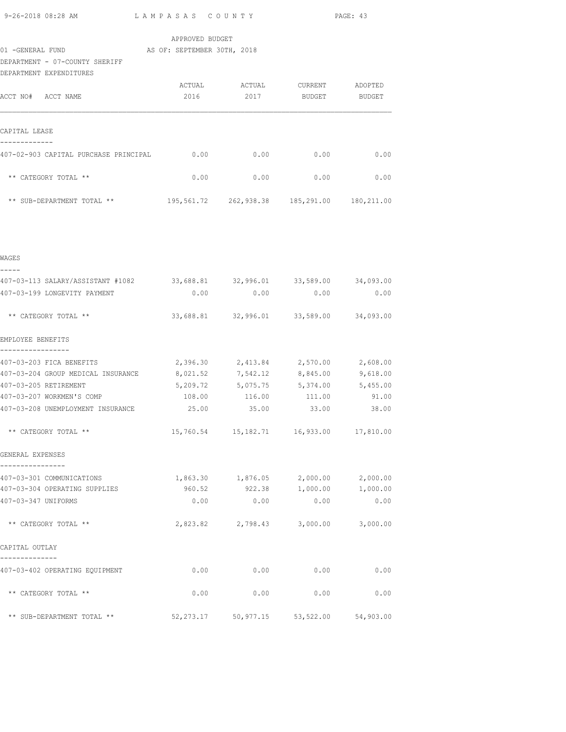9-26-2018 08:28 AM — LAMPASAS COUNTY

APPROVED BUDGET

01 -GENERAL FUND — AS OF: SEPTEMBER 30TH, 2018

DEPARTMENT - 07-COUNTY SHERIFF

DEPARTMENT EXPENDITURES

| ACCT NO# ACCT NAME | ACTUAL 2016 | ACTUAL 2017 | CURRENT BUDGET | ADOPTED BUDGET |
|---|---|---|---|---|
| **CAPITAL LEASE** | | | | |
| 407-02-903 CAPITAL PURCHASE PRINCIPAL | 0.00 | 0.00 | 0.00 | 0.00 |
| ** CATEGORY TOTAL ** | 0.00 | 0.00 | 0.00 | 0.00 |
| ** SUB-DEPARTMENT TOTAL ** | 195,561.72 | 262,938.38 | 185,291.00 | 180,211.00 |
| **WAGES** | | | | |
| 407-03-113 SALARY/ASSISTANT #1082 | 33,688.81 | 32,996.01 | 33,589.00 | 34,093.00 |
| 407-03-199 LONGEVITY PAYMENT | 0.00 | 0.00 | 0.00 | 0.00 |
| ** CATEGORY TOTAL ** | 33,688.81 | 32,996.01 | 33,589.00 | 34,093.00 |
| **EMPLOYEE BENEFITS** | | | | |
| 407-03-203 FICA BENEFITS | 2,396.30 | 2,413.84 | 2,570.00 | 2,608.00 |
| 407-03-204 GROUP MEDICAL INSURANCE | 8,021.52 | 7,542.12 | 8,845.00 | 9,618.00 |
| 407-03-205 RETIREMENT | 5,209.72 | 5,075.75 | 5,374.00 | 5,455.00 |
| 407-03-207 WORKMEN'S COMP | 108.00 | 116.00 | 111.00 | 91.00 |
| 407-03-208 UNEMPLOYMENT INSURANCE | 25.00 | 35.00 | 33.00 | 38.00 |
| ** CATEGORY TOTAL ** | 15,760.54 | 15,182.71 | 16,933.00 | 17,810.00 |
| **GENERAL EXPENSES** | | | | |
| 407-03-301 COMMUNICATIONS | 1,863.30 | 1,876.05 | 2,000.00 | 2,000.00 |
| 407-03-304 OPERATING SUPPLIES | 960.52 | 922.38 | 1,000.00 | 1,000.00 |
| 407-03-347 UNIFORMS | 0.00 | 0.00 | 0.00 | 0.00 |
| ** CATEGORY TOTAL ** | 2,823.82 | 2,798.43 | 3,000.00 | 3,000.00 |
| **CAPITAL OUTLAY** | | | | |
| 407-03-402 OPERATING EQUIPMENT | 0.00 | 0.00 | 0.00 | 0.00 |
| ** CATEGORY TOTAL ** | 0.00 | 0.00 | 0.00 | 0.00 |
| ** SUB-DEPARTMENT TOTAL ** | 52,273.17 | 50,977.15 | 53,522.00 | 54,903.00 |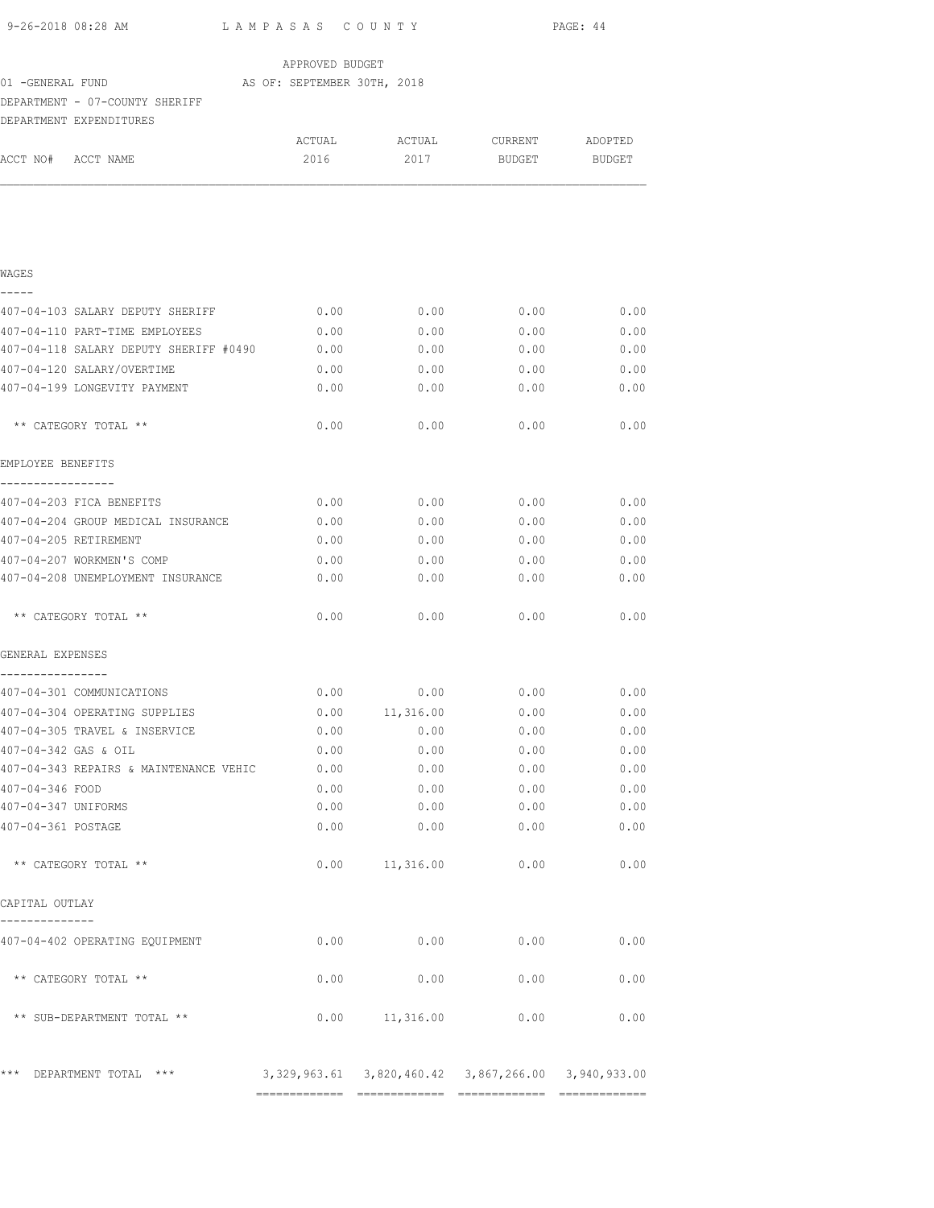APPROVED BUDGET

01 -GENERAL FUND AS OF: SEPTEMBER 30TH, 2018

DEPARTMENT - 07-COUNTY SHERIFF

DEPARTMENT EXPENDITURES

| ACCT NO# ACCT NAME | ACTUAL 2016 | ACTUAL 2017 | CURRENT BUDGET | ADOPTED BUDGET |
|---|---|---|---|---|
| **WAGES** | | | | |
| 407-04-103 SALARY DEPUTY SHERIFF | 0.00 | 0.00 | 0.00 | 0.00 |
| 407-04-110 PART-TIME EMPLOYEES | 0.00 | 0.00 | 0.00 | 0.00 |
| 407-04-118 SALARY DEPUTY SHERIFF #0490 | 0.00 | 0.00 | 0.00 | 0.00 |
| 407-04-120 SALARY/OVERTIME | 0.00 | 0.00 | 0.00 | 0.00 |
| 407-04-199 LONGEVITY PAYMENT | 0.00 | 0.00 | 0.00 | 0.00 |
| ** CATEGORY TOTAL ** | 0.00 | 0.00 | 0.00 | 0.00 |
| **EMPLOYEE BENEFITS** | | | | |
| 407-04-203 FICA BENEFITS | 0.00 | 0.00 | 0.00 | 0.00 |
| 407-04-204 GROUP MEDICAL INSURANCE | 0.00 | 0.00 | 0.00 | 0.00 |
| 407-04-205 RETIREMENT | 0.00 | 0.00 | 0.00 | 0.00 |
| 407-04-207 WORKMEN'S COMP | 0.00 | 0.00 | 0.00 | 0.00 |
| 407-04-208 UNEMPLOYMENT INSURANCE | 0.00 | 0.00 | 0.00 | 0.00 |
| ** CATEGORY TOTAL ** | 0.00 | 0.00 | 0.00 | 0.00 |
| **GENERAL EXPENSES** | | | | |
| 407-04-301 COMMUNICATIONS | 0.00 | 0.00 | 0.00 | 0.00 |
| 407-04-304 OPERATING SUPPLIES | 0.00 | 11,316.00 | 0.00 | 0.00 |
| 407-04-305 TRAVEL & INSERVICE | 0.00 | 0.00 | 0.00 | 0.00 |
| 407-04-342 GAS & OIL | 0.00 | 0.00 | 0.00 | 0.00 |
| 407-04-343 REPAIRS & MAINTENANCE VEHIC | 0.00 | 0.00 | 0.00 | 0.00 |
| 407-04-346 FOOD | 0.00 | 0.00 | 0.00 | 0.00 |
| 407-04-347 UNIFORMS | 0.00 | 0.00 | 0.00 | 0.00 |
| 407-04-361 POSTAGE | 0.00 | 0.00 | 0.00 | 0.00 |
| ** CATEGORY TOTAL ** | 0.00 | 11,316.00 | 0.00 | 0.00 |
| **CAPITAL OUTLAY** | | | | |
| 407-04-402 OPERATING EQUIPMENT | 0.00 | 0.00 | 0.00 | 0.00 |
| ** CATEGORY TOTAL ** | 0.00 | 0.00 | 0.00 | 0.00 |
| ** SUB-DEPARTMENT TOTAL ** | 0.00 | 11,316.00 | 0.00 | 0.00 |
| *** DEPARTMENT TOTAL *** | 3,329,963.61 | 3,820,460.42 | 3,867,266.00 | 3,940,933.00 |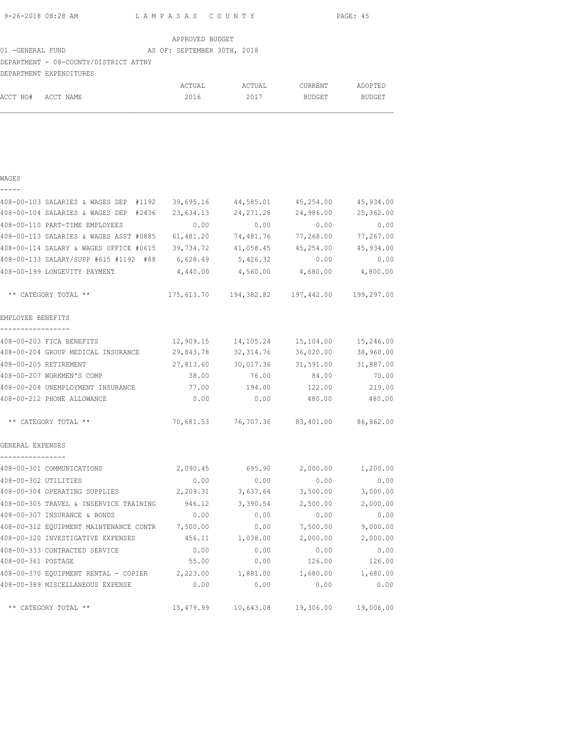APPROVED BUDGET

01 -GENERAL FUND AS OF: SEPTEMBER 30TH, 2018

DEPARTMENT - 08-COUNTY/DISTRICT ATTNY

DEPARTMENT EXPENDITURES

| ACCT NO# | ACCT NAME | ACTUAL 2016 | ACTUAL 2017 | CURRENT BUDGET | ADOPTED BUDGET |
|---|---|---|---|---|---|
| **WAGES** | | | | | |
| 408-00-103 | SALARIES & WAGES DEP #1192 | 39,695.16 | 44,585.01 | 45,254.00 | 45,934.00 |
| 408-00-104 | SALARIES & WAGES DEP #2436 | 23,634.13 | 24,271.28 | 24,986.00 | 25,362.00 |
| 408-00-110 | PART-TIME EMPLOYEES | 0.00 | 0.00 | 0.00 | 0.00 |
| 408-00-113 | SALARIES & WAGES ASST #0885 | 61,481.20 | 74,481.76 | 77,268.00 | 77,267.00 |
| 408-00-114 | SALARY & WAGES OFFICE #0615 | 39,734.72 | 41,058.45 | 45,254.00 | 45,934.00 |
| 408-00-133 | SALARY/SUPP #615 #1192 #88 | 6,628.49 | 5,426.32 | 0.00 | 0.00 |
| 408-00-199 | LONGEVITY PAYMENT | 4,440.00 | 4,560.00 | 4,680.00 | 4,800.00 |
| | ** CATEGORY TOTAL ** | 175,613.70 | 194,382.82 | 197,442.00 | 199,297.00 |
| **EMPLOYEE BENEFITS** | | | | | |
| 408-00-203 | FICA BENEFITS | 12,909.15 | 14,105.24 | 15,104.00 | 15,246.00 |
| 408-00-204 | GROUP MEDICAL INSURANCE | 29,843.78 | 32,314.76 | 36,020.00 | 38,960.00 |
| 408-00-205 | RETIREMENT | 27,813.60 | 30,017.36 | 31,591.00 | 31,887.00 |
| 408-00-207 | WORKMEN'S COMP | 38.00 | 76.00 | 84.00 | 70.00 |
| 408-00-208 | UNEMPLOYMENT INSURANCE | 77.00 | 194.00 | 122.00 | 219.00 |
| 408-00-212 | PHONE ALLOWANCE | 0.00 | 0.00 | 480.00 | 480.00 |
| | ** CATEGORY TOTAL ** | 70,681.53 | 76,707.36 | 83,401.00 | 86,862.00 |
| **GENERAL EXPENSES** | | | | | |
| 408-00-301 | COMMUNICATIONS | 2,090.45 | 695.90 | 2,000.00 | 1,200.00 |
| 408-00-302 | UTILITIES | 0.00 | 0.00 | 0.00 | 0.00 |
| 408-00-304 | OPERATING SUPPLIES | 2,209.31 | 3,637.64 | 3,500.00 | 3,000.00 |
| 408-00-305 | TRAVEL & INSERVICE TRAINING | 946.12 | 3,390.54 | 2,500.00 | 2,000.00 |
| 408-00-307 | INSURANCE & BONDS | 0.00 | 0.00 | 0.00 | 0.00 |
| 408-00-312 | EQUIPMENT MAINTENANCE CONTR | 7,500.00 | 0.00 | 7,500.00 | 9,000.00 |
| 408-00-320 | INVESTIGATIVE EXPENSES | 456.11 | 1,038.00 | 2,000.00 | 2,000.00 |
| 408-00-333 | CONTRACTED SERVICE | 0.00 | 0.00 | 0.00 | 0.00 |
| 408-00-361 | POSTAGE | 55.00 | 0.00 | 126.00 | 126.00 |
| 408-00-370 | EQUIPMENT RENTAL - COPIER | 2,223.00 | 1,881.00 | 1,680.00 | 1,680.00 |
| 408-00-389 | MISCELLANEOUS EXPENSE | 0.00 | 0.00 | 0.00 | 0.00 |
| | ** CATEGORY TOTAL ** | 15,479.99 | 10,643.08 | 19,306.00 | 19,006.00 |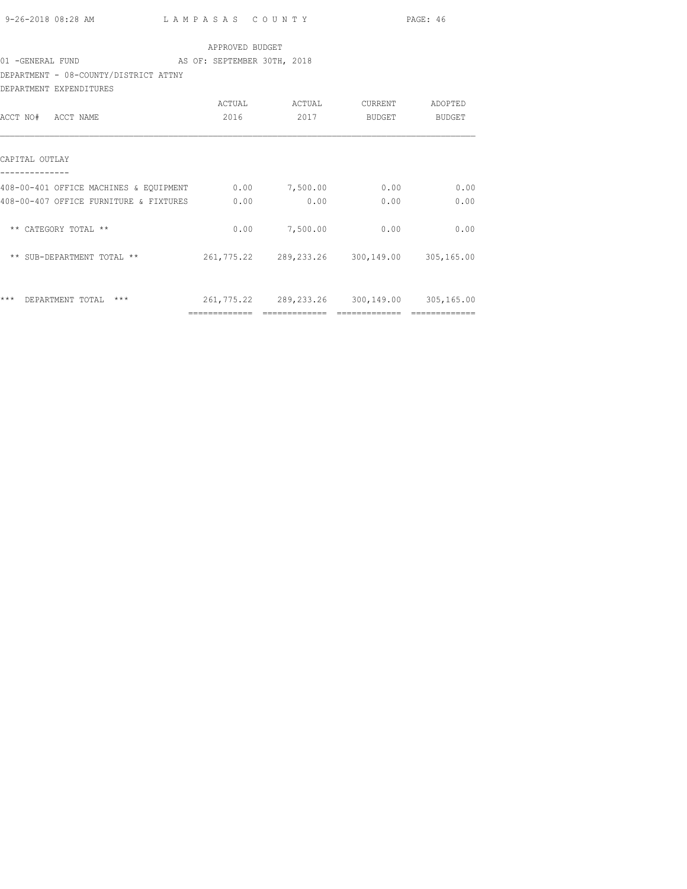APPROVED BUDGET

01 -GENERAL FUND AS OF: SEPTEMBER 30TH, 2018

DEPARTMENT - 08-COUNTY/DISTRICT ATTNY

DEPARTMENT EXPENDITURES

| ACCT NO# ACCT NAME | ACTUAL 2016 | ACTUAL 2017 | CURRENT BUDGET | ADOPTED BUDGET |
|---|---|---|---|---|
| **CAPITAL OUTLAY** | | | | |
| 408-00-401 OFFICE MACHINES & EQUIPMENT | 0.00 | 7,500.00 | 0.00 | 0.00 |
| 408-00-407 OFFICE FURNITURE & FIXTURES | 0.00 | 0.00 | 0.00 | 0.00 |
| ** CATEGORY TOTAL ** | 0.00 | 7,500.00 | 0.00 | 0.00 |
| ** SUB-DEPARTMENT TOTAL ** | 261,775.22 | 289,233.26 | 300,149.00 | 305,165.00 |
| *** DEPARTMENT TOTAL *** | 261,775.22 | 289,233.26 | 300,149.00 | 305,165.00 |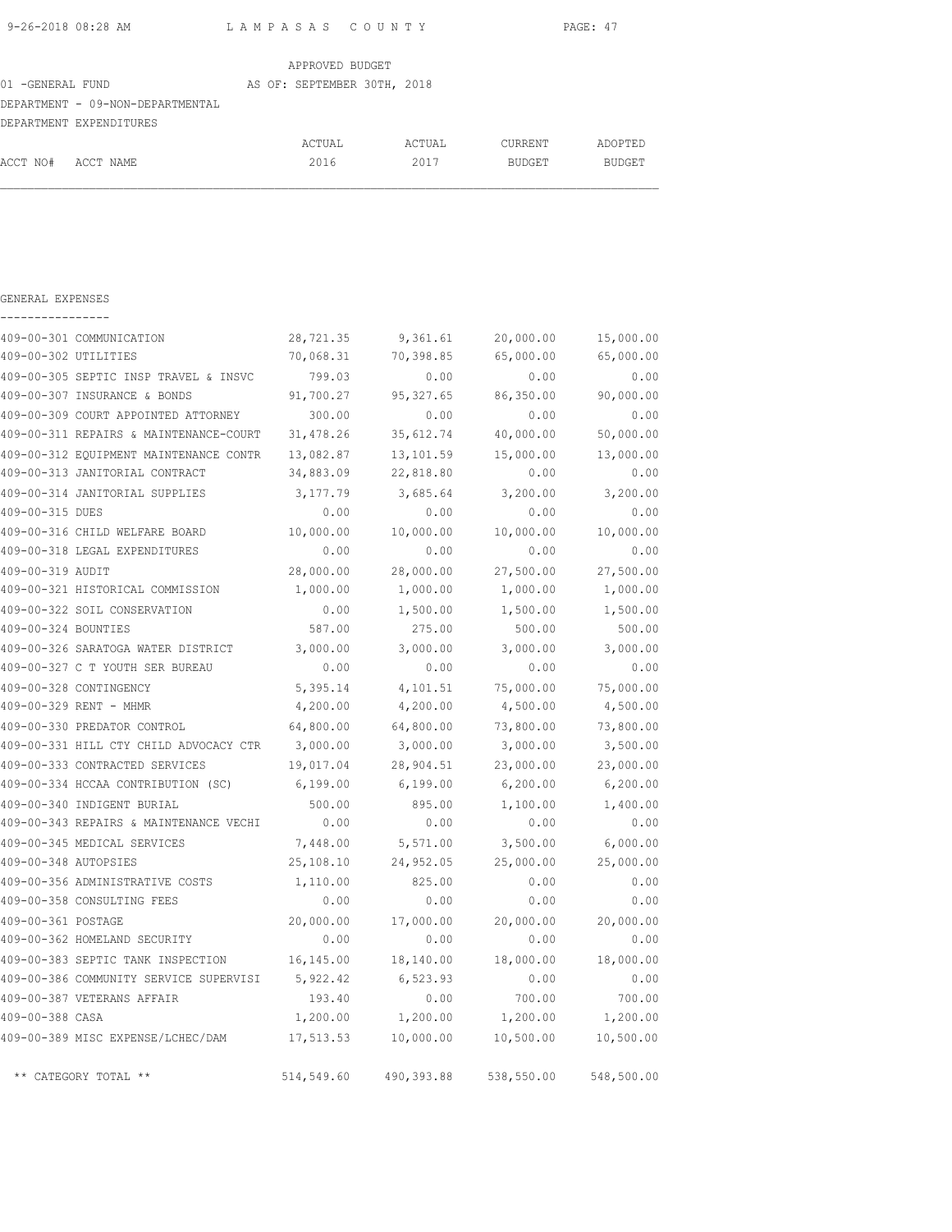LAMPASAS COUNTY

APPROVED BUDGET

01 -GENERAL FUND AS OF: SEPTEMBER 30TH, 2018

DEPARTMENT - 09-NON-DEPARTMENTAL

DEPARTMENT EXPENDITURES

GENERAL EXPENSES

| ACCT NO# | ACCT NAME | ACTUAL 2016 | ACTUAL 2017 | CURRENT BUDGET | ADOPTED BUDGET |
|---|---|---|---|---|---|
| 409-00-301 | COMMUNICATION | 28,721.35 | 9,361.61 | 20,000.00 | 15,000.00 |
| 409-00-302 | UTILITIES | 70,068.31 | 70,398.85 | 65,000.00 | 65,000.00 |
| 409-00-305 | SEPTIC INSP TRAVEL & INSVC | 799.03 | 0.00 | 0.00 | 0.00 |
| 409-00-307 | INSURANCE & BONDS | 91,700.27 | 95,327.65 | 86,350.00 | 90,000.00 |
| 409-00-309 | COURT APPOINTED ATTORNEY | 300.00 | 0.00 | 0.00 | 0.00 |
| 409-00-311 | REPAIRS & MAINTENANCE-COURT | 31,478.26 | 35,612.74 | 40,000.00 | 50,000.00 |
| 409-00-312 | EQUIPMENT MAINTENANCE CONTR | 13,082.87 | 13,101.59 | 15,000.00 | 13,000.00 |
| 409-00-313 | JANITORIAL CONTRACT | 34,883.09 | 22,818.80 | 0.00 | 0.00 |
| 409-00-314 | JANITORIAL SUPPLIES | 3,177.79 | 3,685.64 | 3,200.00 | 3,200.00 |
| 409-00-315 | DUES | 0.00 | 0.00 | 0.00 | 0.00 |
| 409-00-316 | CHILD WELFARE BOARD | 10,000.00 | 10,000.00 | 10,000.00 | 10,000.00 |
| 409-00-318 | LEGAL EXPENDITURES | 0.00 | 0.00 | 0.00 | 0.00 |
| 409-00-319 | AUDIT | 28,000.00 | 28,000.00 | 27,500.00 | 27,500.00 |
| 409-00-321 | HISTORICAL COMMISSION | 1,000.00 | 1,000.00 | 1,000.00 | 1,000.00 |
| 409-00-322 | SOIL CONSERVATION | 0.00 | 1,500.00 | 1,500.00 | 1,500.00 |
| 409-00-324 | BOUNTIES | 587.00 | 275.00 | 500.00 | 500.00 |
| 409-00-326 | SARATOGA WATER DISTRICT | 3,000.00 | 3,000.00 | 3,000.00 | 3,000.00 |
| 409-00-327 | C T YOUTH SER BUREAU | 0.00 | 0.00 | 0.00 | 0.00 |
| 409-00-328 | CONTINGENCY | 5,395.14 | 4,101.51 | 75,000.00 | 75,000.00 |
| 409-00-329 | RENT - MHMR | 4,200.00 | 4,200.00 | 4,500.00 | 4,500.00 |
| 409-00-330 | PREDATOR CONTROL | 64,800.00 | 64,800.00 | 73,800.00 | 73,800.00 |
| 409-00-331 | HILL CTY CHILD ADVOCACY CTR | 3,000.00 | 3,000.00 | 3,000.00 | 3,500.00 |
| 409-00-333 | CONTRACTED SERVICES | 19,017.04 | 28,904.51 | 23,000.00 | 23,000.00 |
| 409-00-334 | HCCAA CONTRIBUTION (SC) | 6,199.00 | 6,199.00 | 6,200.00 | 6,200.00 |
| 409-00-340 | INDIGENT BURIAL | 500.00 | 895.00 | 1,100.00 | 1,400.00 |
| 409-00-343 | REPAIRS & MAINTENANCE VECHI | 0.00 | 0.00 | 0.00 | 0.00 |
| 409-00-345 | MEDICAL SERVICES | 7,448.00 | 5,571.00 | 3,500.00 | 6,000.00 |
| 409-00-348 | AUTOPSIES | 25,108.10 | 24,952.05 | 25,000.00 | 25,000.00 |
| 409-00-356 | ADMINISTRATIVE COSTS | 1,110.00 | 825.00 | 0.00 | 0.00 |
| 409-00-358 | CONSULTING FEES | 0.00 | 0.00 | 0.00 | 0.00 |
| 409-00-361 | POSTAGE | 20,000.00 | 17,000.00 | 20,000.00 | 20,000.00 |
| 409-00-362 | HOMELAND SECURITY | 0.00 | 0.00 | 0.00 | 0.00 |
| 409-00-383 | SEPTIC TANK INSPECTION | 16,145.00 | 18,140.00 | 18,000.00 | 18,000.00 |
| 409-00-386 | COMMUNITY SERVICE SUPERVISI | 5,922.42 | 6,523.93 | 0.00 | 0.00 |
| 409-00-387 | VETERANS AFFAIR | 193.40 | 0.00 | 700.00 | 700.00 |
| 409-00-388 | CASA | 1,200.00 | 1,200.00 | 1,200.00 | 1,200.00 |
| 409-00-389 | MISC EXPENSE/LCHEC/DAM | 17,513.53 | 10,000.00 | 10,500.00 | 10,500.00 |
| | ** CATEGORY TOTAL ** | 514,549.60 | 490,393.88 | 538,550.00 | 548,500.00 |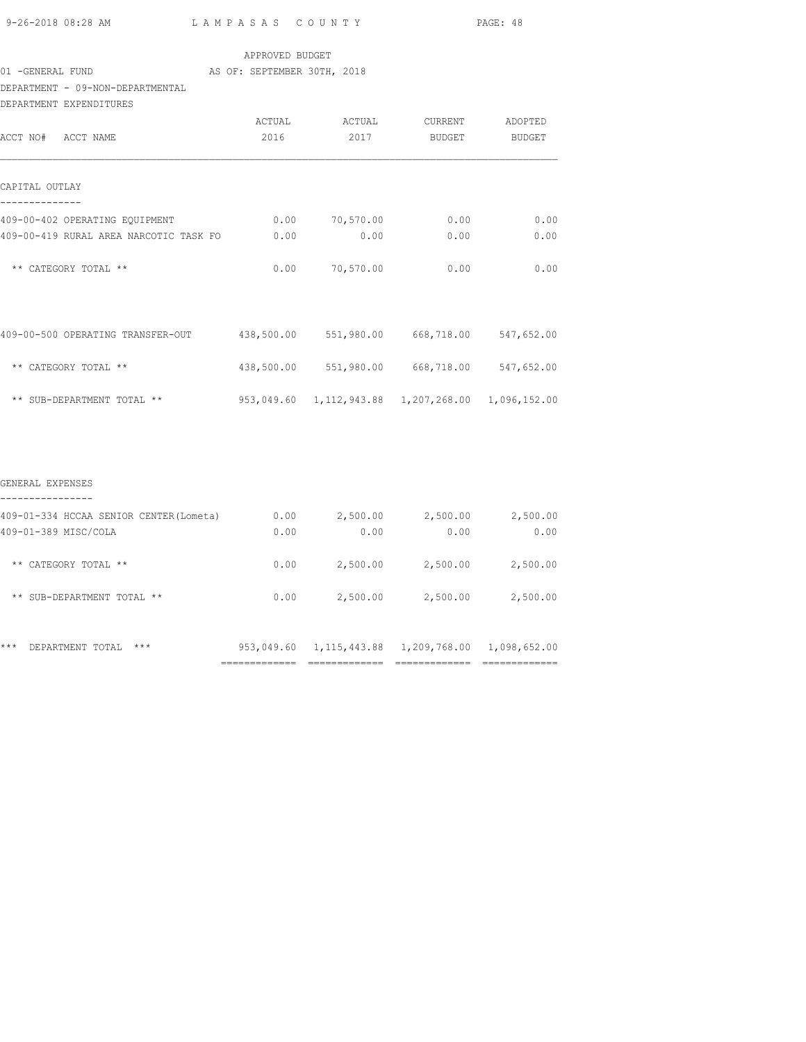9-26-2018 08:28 AM — LAMPASAS COUNTY

APPROVED BUDGET

01 -GENERAL FUND — AS OF: SEPTEMBER 30TH, 2018

DEPARTMENT - 09-NON-DEPARTMENTAL

DEPARTMENT EXPENDITURES

| ACCT NO# ACCT NAME | ACTUAL 2016 | ACTUAL 2017 | CURRENT BUDGET | ADOPTED BUDGET |
|---|---|---|---|---|
| **CAPITAL OUTLAY** | | | | |
| 409-00-402 OPERATING EQUIPMENT | 0.00 | 70,570.00 | 0.00 | 0.00 |
| 409-00-419 RURAL AREA NARCOTIC TASK FO | 0.00 | 0.00 | 0.00 | 0.00 |
| ** CATEGORY TOTAL ** | 0.00 | 70,570.00 | 0.00 | 0.00 |
| 409-00-500 OPERATING TRANSFER-OUT | 438,500.00 | 551,980.00 | 668,718.00 | 547,652.00 |
| ** CATEGORY TOTAL ** | 438,500.00 | 551,980.00 | 668,718.00 | 547,652.00 |
| ** SUB-DEPARTMENT TOTAL ** | 953,049.60 | 1,112,943.88 | 1,207,268.00 | 1,096,152.00 |
| **GENERAL EXPENSES** | | | | |
| 409-01-334 HCCAA SENIOR CENTER(Lometa) | 0.00 | 2,500.00 | 2,500.00 | 2,500.00 |
| 409-01-389 MISC/COLA | 0.00 | 0.00 | 0.00 | 0.00 |
| ** CATEGORY TOTAL ** | 0.00 | 2,500.00 | 2,500.00 | 2,500.00 |
| ** SUB-DEPARTMENT TOTAL ** | 0.00 | 2,500.00 | 2,500.00 | 2,500.00 |
| *** DEPARTMENT TOTAL *** | 953,049.60 | 1,115,443.88 | 1,209,768.00 | 1,098,652.00 |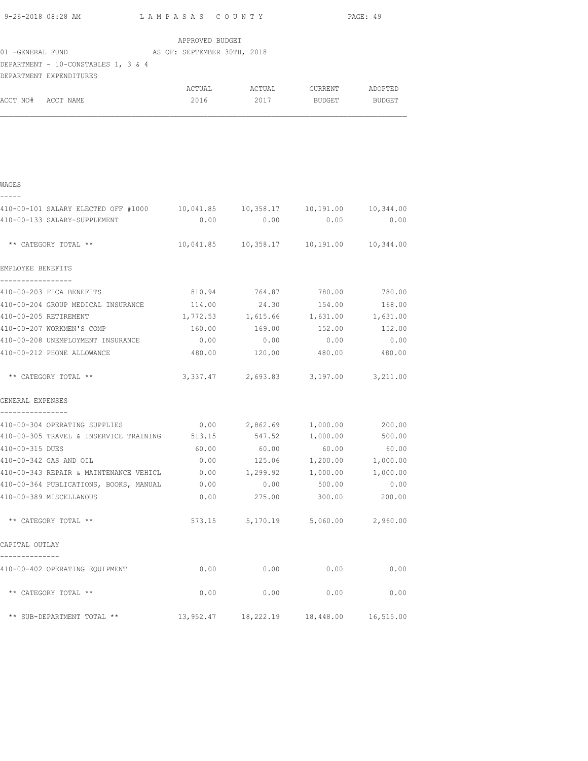APPROVED BUDGET

01 -GENERAL FUND AS OF: SEPTEMBER 30TH, 2018

DEPARTMENT - 10-CONSTABLES 1, 3 & 4

DEPARTMENT EXPENDITURES

| ACCT NO# ACCT NAME | ACTUAL 2016 | ACTUAL 2017 | CURRENT BUDGET | ADOPTED BUDGET |
|---|---|---|---|---|
| **WAGES** | | | | |
| 410-00-101 SALARY ELECTED OFF #1000 | 10,041.85 | 10,358.17 | 10,191.00 | 10,344.00 |
| 410-00-133 SALARY-SUPPLEMENT | 0.00 | 0.00 | 0.00 | 0.00 |
| ** CATEGORY TOTAL ** | 10,041.85 | 10,358.17 | 10,191.00 | 10,344.00 |
| **EMPLOYEE BENEFITS** | | | | |
| 410-00-203 FICA BENEFITS | 810.94 | 764.87 | 780.00 | 780.00 |
| 410-00-204 GROUP MEDICAL INSURANCE | 114.00 | 24.30 | 154.00 | 168.00 |
| 410-00-205 RETIREMENT | 1,772.53 | 1,615.66 | 1,631.00 | 1,631.00 |
| 410-00-207 WORKMEN'S COMP | 160.00 | 169.00 | 152.00 | 152.00 |
| 410-00-208 UNEMPLOYMENT INSURANCE | 0.00 | 0.00 | 0.00 | 0.00 |
| 410-00-212 PHONE ALLOWANCE | 480.00 | 120.00 | 480.00 | 480.00 |
| ** CATEGORY TOTAL ** | 3,337.47 | 2,693.83 | 3,197.00 | 3,211.00 |
| **GENERAL EXPENSES** | | | | |
| 410-00-304 OPERATING SUPPLIES | 0.00 | 2,862.69 | 1,000.00 | 200.00 |
| 410-00-305 TRAVEL & INSERVICE TRAINING | 513.15 | 547.52 | 1,000.00 | 500.00 |
| 410-00-315 DUES | 60.00 | 60.00 | 60.00 | 60.00 |
| 410-00-342 GAS AND OIL | 0.00 | 125.06 | 1,200.00 | 1,000.00 |
| 410-00-343 REPAIR & MAINTENANCE VEHICL | 0.00 | 1,299.92 | 1,000.00 | 1,000.00 |
| 410-00-364 PUBLICATIONS, BOOKS, MANUAL | 0.00 | 0.00 | 500.00 | 0.00 |
| 410-00-389 MISCELLANOUS | 0.00 | 275.00 | 300.00 | 200.00 |
| ** CATEGORY TOTAL ** | 573.15 | 5,170.19 | 5,060.00 | 2,960.00 |
| **CAPITAL OUTLAY** | | | | |
| 410-00-402 OPERATING EQUIPMENT | 0.00 | 0.00 | 0.00 | 0.00 |
| ** CATEGORY TOTAL ** | 0.00 | 0.00 | 0.00 | 0.00 |
| ** SUB-DEPARTMENT TOTAL ** | 13,952.47 | 18,222.19 | 18,448.00 | 16,515.00 |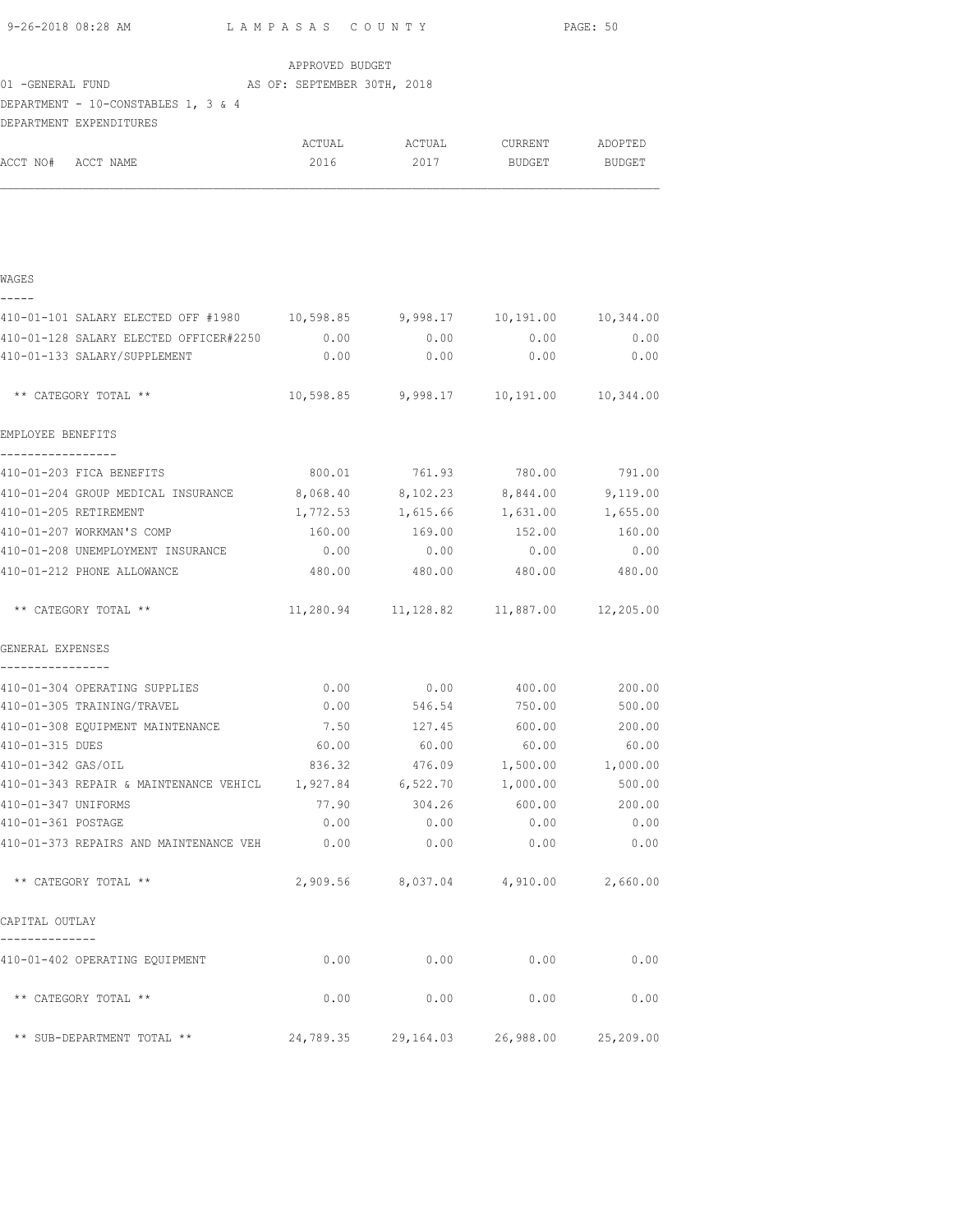APPROVED BUDGET

01 -GENERAL FUND AS OF: SEPTEMBER 30TH, 2018

DEPARTMENT - 10-CONSTABLES 1, 3 & 4

DEPARTMENT EXPENDITURES

| ACCT NO# ACCT NAME | ACTUAL 2016 | ACTUAL 2017 | CURRENT BUDGET | ADOPTED BUDGET |
|---|---|---|---|---|
| **WAGES** | | | | |
| 410-01-101 SALARY ELECTED OFF #1980 | 10,598.85 | 9,998.17 | 10,191.00 | 10,344.00 |
| 410-01-128 SALARY ELECTED OFFICER#2250 | 0.00 | 0.00 | 0.00 | 0.00 |
| 410-01-133 SALARY/SUPPLEMENT | 0.00 | 0.00 | 0.00 | 0.00 |
| ** CATEGORY TOTAL ** | 10,598.85 | 9,998.17 | 10,191.00 | 10,344.00 |
| **EMPLOYEE BENEFITS** | | | | |
| 410-01-203 FICA BENEFITS | 800.01 | 761.93 | 780.00 | 791.00 |
| 410-01-204 GROUP MEDICAL INSURANCE | 8,068.40 | 8,102.23 | 8,844.00 | 9,119.00 |
| 410-01-205 RETIREMENT | 1,772.53 | 1,615.66 | 1,631.00 | 1,655.00 |
| 410-01-207 WORKMAN'S COMP | 160.00 | 169.00 | 152.00 | 160.00 |
| 410-01-208 UNEMPLOYMENT INSURANCE | 0.00 | 0.00 | 0.00 | 0.00 |
| 410-01-212 PHONE ALLOWANCE | 480.00 | 480.00 | 480.00 | 480.00 |
| ** CATEGORY TOTAL ** | 11,280.94 | 11,128.82 | 11,887.00 | 12,205.00 |
| **GENERAL EXPENSES** | | | | |
| 410-01-304 OPERATING SUPPLIES | 0.00 | 0.00 | 400.00 | 200.00 |
| 410-01-305 TRAINING/TRAVEL | 0.00 | 546.54 | 750.00 | 500.00 |
| 410-01-308 EQUIPMENT MAINTENANCE | 7.50 | 127.45 | 600.00 | 200.00 |
| 410-01-315 DUES | 60.00 | 60.00 | 60.00 | 60.00 |
| 410-01-342 GAS/OIL | 836.32 | 476.09 | 1,500.00 | 1,000.00 |
| 410-01-343 REPAIR & MAINTENANCE VEHICL | 1,927.84 | 6,522.70 | 1,000.00 | 500.00 |
| 410-01-347 UNIFORMS | 77.90 | 304.26 | 600.00 | 200.00 |
| 410-01-361 POSTAGE | 0.00 | 0.00 | 0.00 | 0.00 |
| 410-01-373 REPAIRS AND MAINTENANCE VEH | 0.00 | 0.00 | 0.00 | 0.00 |
| ** CATEGORY TOTAL ** | 2,909.56 | 8,037.04 | 4,910.00 | 2,660.00 |
| **CAPITAL OUTLAY** | | | | |
| 410-01-402 OPERATING EQUIPMENT | 0.00 | 0.00 | 0.00 | 0.00 |
| ** CATEGORY TOTAL ** | 0.00 | 0.00 | 0.00 | 0.00 |
| ** SUB-DEPARTMENT TOTAL ** | 24,789.35 | 29,164.03 | 26,988.00 | 25,209.00 |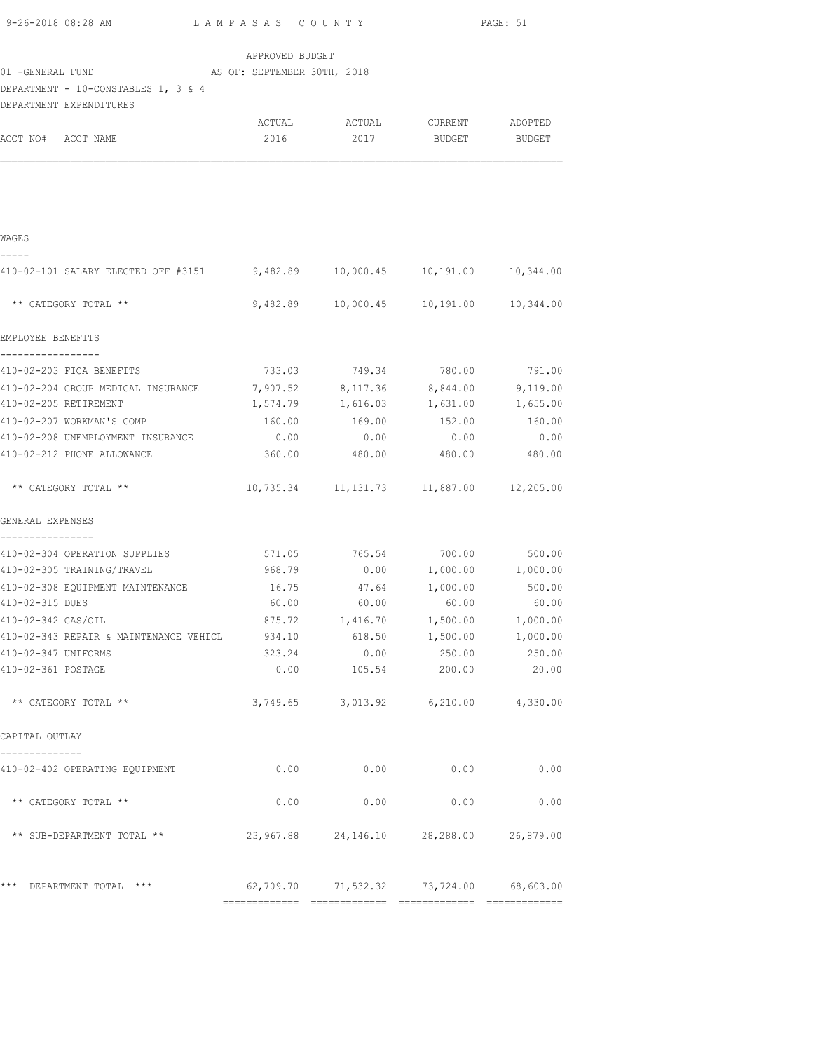LAMPASAS COUNTY

APPROVED BUDGET

01 -GENERAL FUND AS OF: SEPTEMBER 30TH, 2018

DEPARTMENT - 10-CONSTABLES 1, 3 & 4

DEPARTMENT EXPENDITURES

| ACCT NO# ACCT NAME | ACTUAL 2016 | ACTUAL 2017 | CURRENT BUDGET | ADOPTED BUDGET |
|---|---|---|---|---|
| **WAGES** | | | | |
| 410-02-101 SALARY ELECTED OFF #3151 | 9,482.89 | 10,000.45 | 10,191.00 | 10,344.00 |
| ** CATEGORY TOTAL ** | 9,482.89 | 10,000.45 | 10,191.00 | 10,344.00 |
| **EMPLOYEE BENEFITS** | | | | |
| 410-02-203 FICA BENEFITS | 733.03 | 749.34 | 780.00 | 791.00 |
| 410-02-204 GROUP MEDICAL INSURANCE | 7,907.52 | 8,117.36 | 8,844.00 | 9,119.00 |
| 410-02-205 RETIREMENT | 1,574.79 | 1,616.03 | 1,631.00 | 1,655.00 |
| 410-02-207 WORKMAN'S COMP | 160.00 | 169.00 | 152.00 | 160.00 |
| 410-02-208 UNEMPLOYMENT INSURANCE | 0.00 | 0.00 | 0.00 | 0.00 |
| 410-02-212 PHONE ALLOWANCE | 360.00 | 480.00 | 480.00 | 480.00 |
| ** CATEGORY TOTAL ** | 10,735.34 | 11,131.73 | 11,887.00 | 12,205.00 |
| **GENERAL EXPENSES** | | | | |
| 410-02-304 OPERATION SUPPLIES | 571.05 | 765.54 | 700.00 | 500.00 |
| 410-02-305 TRAINING/TRAVEL | 968.79 | 0.00 | 1,000.00 | 1,000.00 |
| 410-02-308 EQUIPMENT MAINTENANCE | 16.75 | 47.64 | 1,000.00 | 500.00 |
| 410-02-315 DUES | 60.00 | 60.00 | 60.00 | 60.00 |
| 410-02-342 GAS/OIL | 875.72 | 1,416.70 | 1,500.00 | 1,000.00 |
| 410-02-343 REPAIR & MAINTENANCE VEHICL | 934.10 | 618.50 | 1,500.00 | 1,000.00 |
| 410-02-347 UNIFORMS | 323.24 | 0.00 | 250.00 | 250.00 |
| 410-02-361 POSTAGE | 0.00 | 105.54 | 200.00 | 20.00 |
| ** CATEGORY TOTAL ** | 3,749.65 | 3,013.92 | 6,210.00 | 4,330.00 |
| **CAPITAL OUTLAY** | | | | |
| 410-02-402 OPERATING EQUIPMENT | 0.00 | 0.00 | 0.00 | 0.00 |
| ** CATEGORY TOTAL ** | 0.00 | 0.00 | 0.00 | 0.00 |
| ** SUB-DEPARTMENT TOTAL ** | 23,967.88 | 24,146.10 | 28,288.00 | 26,879.00 |
| *** DEPARTMENT TOTAL *** | 62,709.70 | 71,532.32 | 73,724.00 | 68,603.00 |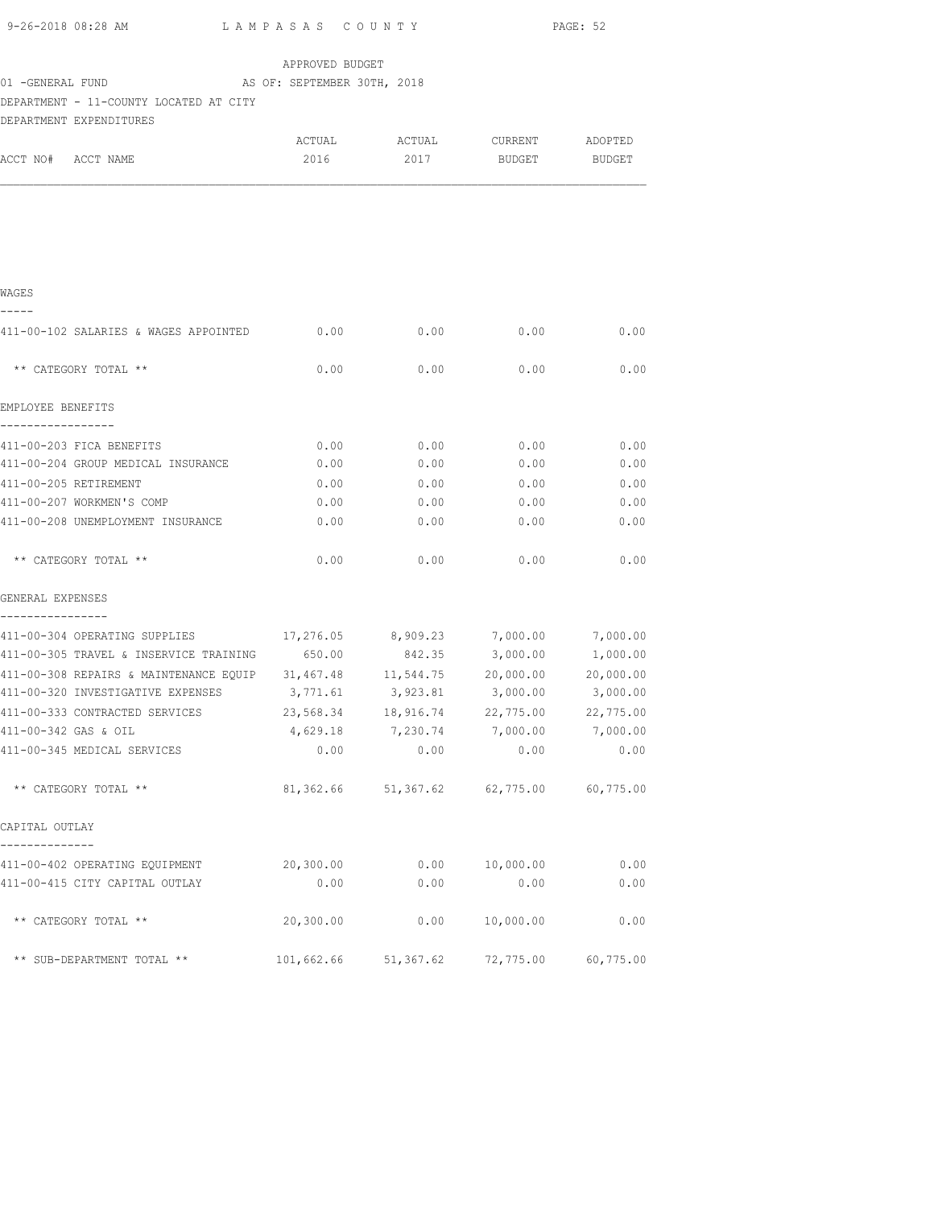APPROVED BUDGET
01 -GENERAL FUND AS OF: SEPTEMBER 30TH, 2018
DEPARTMENT - 11-COUNTY LOCATED AT CITY
DEPARTMENT EXPENDITURES

| ACCT NO# ACCT NAME | ACTUAL 2016 | ACTUAL 2017 | CURRENT BUDGET | ADOPTED BUDGET |
|---|---|---|---|---|
| **WAGES** | | | | |
| 411-00-102 SALARIES & WAGES APPOINTED | 0.00 | 0.00 | 0.00 | 0.00 |
| ** CATEGORY TOTAL ** | 0.00 | 0.00 | 0.00 | 0.00 |
| **EMPLOYEE BENEFITS** | | | | |
| 411-00-203 FICA BENEFITS | 0.00 | 0.00 | 0.00 | 0.00 |
| 411-00-204 GROUP MEDICAL INSURANCE | 0.00 | 0.00 | 0.00 | 0.00 |
| 411-00-205 RETIREMENT | 0.00 | 0.00 | 0.00 | 0.00 |
| 411-00-207 WORKMEN'S COMP | 0.00 | 0.00 | 0.00 | 0.00 |
| 411-00-208 UNEMPLOYMENT INSURANCE | 0.00 | 0.00 | 0.00 | 0.00 |
| ** CATEGORY TOTAL ** | 0.00 | 0.00 | 0.00 | 0.00 |
| **GENERAL EXPENSES** | | | | |
| 411-00-304 OPERATING SUPPLIES | 17,276.05 | 8,909.23 | 7,000.00 | 7,000.00 |
| 411-00-305 TRAVEL & INSERVICE TRAINING | 650.00 | 842.35 | 3,000.00 | 1,000.00 |
| 411-00-308 REPAIRS & MAINTENANCE EQUIP | 31,467.48 | 11,544.75 | 20,000.00 | 20,000.00 |
| 411-00-320 INVESTIGATIVE EXPENSES | 3,771.61 | 3,923.81 | 3,000.00 | 3,000.00 |
| 411-00-333 CONTRACTED SERVICES | 23,568.34 | 18,916.74 | 22,775.00 | 22,775.00 |
| 411-00-342 GAS & OIL | 4,629.18 | 7,230.74 | 7,000.00 | 7,000.00 |
| 411-00-345 MEDICAL SERVICES | 0.00 | 0.00 | 0.00 | 0.00 |
| ** CATEGORY TOTAL ** | 81,362.66 | 51,367.62 | 62,775.00 | 60,775.00 |
| **CAPITAL OUTLAY** | | | | |
| 411-00-402 OPERATING EQUIPMENT | 20,300.00 | 0.00 | 10,000.00 | 0.00 |
| 411-00-415 CITY CAPITAL OUTLAY | 0.00 | 0.00 | 0.00 | 0.00 |
| ** CATEGORY TOTAL ** | 20,300.00 | 0.00 | 10,000.00 | 0.00 |
| ** SUB-DEPARTMENT TOTAL ** | 101,662.66 | 51,367.62 | 72,775.00 | 60,775.00 |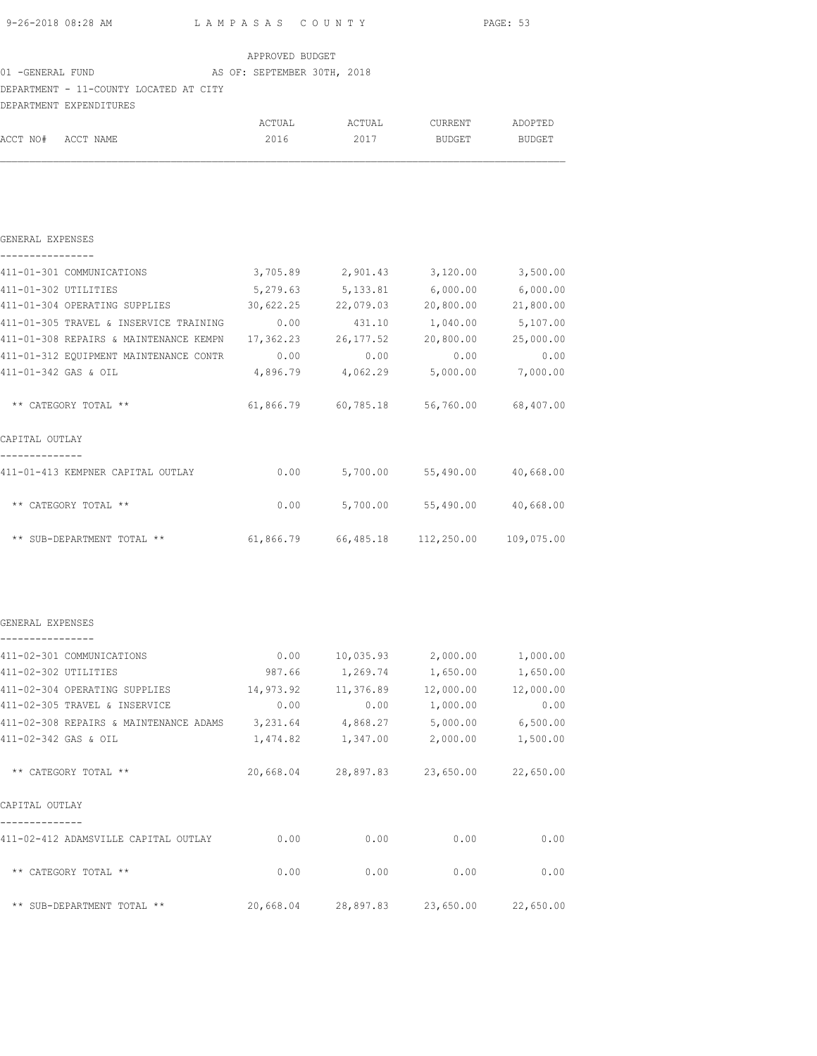APPROVED BUDGET

01 -GENERAL FUND — AS OF: SEPTEMBER 30TH, 2018

DEPARTMENT - 11-COUNTY LOCATED AT CITY

DEPARTMENT EXPENDITURES

| ACCT NO# ACCT NAME | ACTUAL 2016 | ACTUAL 2017 | CURRENT BUDGET | ADOPTED BUDGET |
|---|---|---|---|---|
| **GENERAL EXPENSES** | | | | |
| 411-01-301 COMMUNICATIONS | 3,705.89 | 2,901.43 | 3,120.00 | 3,500.00 |
| 411-01-302 UTILITIES | 5,279.63 | 5,133.81 | 6,000.00 | 6,000.00 |
| 411-01-304 OPERATING SUPPLIES | 30,622.25 | 22,079.03 | 20,800.00 | 21,800.00 |
| 411-01-305 TRAVEL & INSERVICE TRAINING | 0.00 | 431.10 | 1,040.00 | 5,107.00 |
| 411-01-308 REPAIRS & MAINTENANCE KEMPN | 17,362.23 | 26,177.52 | 20,800.00 | 25,000.00 |
| 411-01-312 EQUIPMENT MAINTENANCE CONTR | 0.00 | 0.00 | 0.00 | 0.00 |
| 411-01-342 GAS & OIL | 4,896.79 | 4,062.29 | 5,000.00 | 7,000.00 |
| ** CATEGORY TOTAL ** | 61,866.79 | 60,785.18 | 56,760.00 | 68,407.00 |
| **CAPITAL OUTLAY** | | | | |
| 411-01-413 KEMPNER CAPITAL OUTLAY | 0.00 | 5,700.00 | 55,490.00 | 40,668.00 |
| ** CATEGORY TOTAL ** | 0.00 | 5,700.00 | 55,490.00 | 40,668.00 |
| ** SUB-DEPARTMENT TOTAL ** | 61,866.79 | 66,485.18 | 112,250.00 | 109,075.00 |

| ACCT NO# ACCT NAME | ACTUAL 2016 | ACTUAL 2017 | CURRENT BUDGET | ADOPTED BUDGET |
|---|---|---|---|---|
| **GENERAL EXPENSES** | | | | |
| 411-02-301 COMMUNICATIONS | 0.00 | 10,035.93 | 2,000.00 | 1,000.00 |
| 411-02-302 UTILITIES | 987.66 | 1,269.74 | 1,650.00 | 1,650.00 |
| 411-02-304 OPERATING SUPPLIES | 14,973.92 | 11,376.89 | 12,000.00 | 12,000.00 |
| 411-02-305 TRAVEL & INSERVICE | 0.00 | 0.00 | 1,000.00 | 0.00 |
| 411-02-308 REPAIRS & MAINTENANCE ADAMS | 3,231.64 | 4,868.27 | 5,000.00 | 6,500.00 |
| 411-02-342 GAS & OIL | 1,474.82 | 1,347.00 | 2,000.00 | 1,500.00 |
| ** CATEGORY TOTAL ** | 20,668.04 | 28,897.83 | 23,650.00 | 22,650.00 |
| **CAPITAL OUTLAY** | | | | |
| 411-02-412 ADAMSVILLE CAPITAL OUTLAY | 0.00 | 0.00 | 0.00 | 0.00 |
| ** CATEGORY TOTAL ** | 0.00 | 0.00 | 0.00 | 0.00 |
| ** SUB-DEPARTMENT TOTAL ** | 20,668.04 | 28,897.83 | 23,650.00 | 22,650.00 |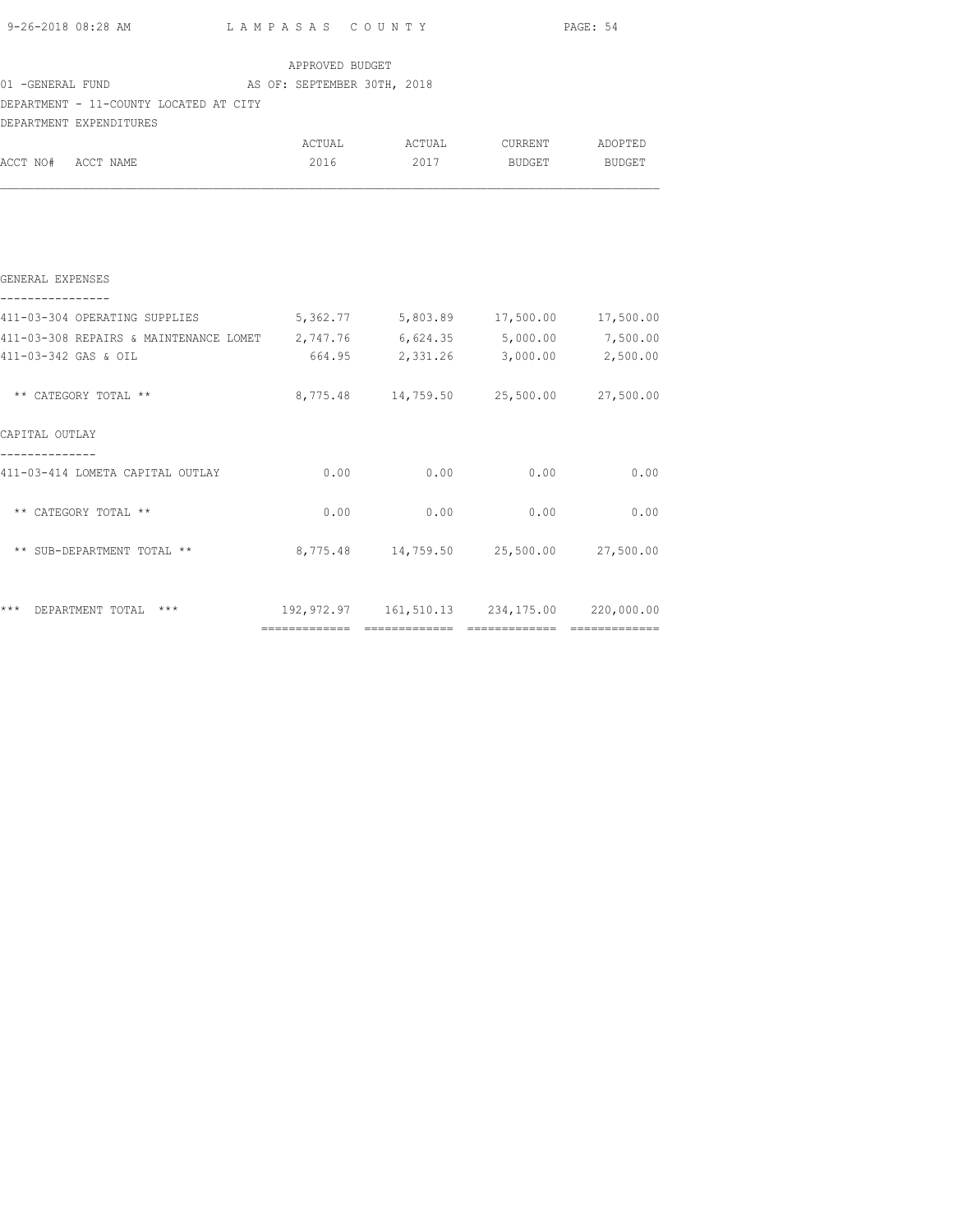APPROVED BUDGET

01 -GENERAL FUND AS OF: SEPTEMBER 30TH, 2018

DEPARTMENT - 11-COUNTY LOCATED AT CITY

DEPARTMENT EXPENDITURES

| ACCT NO# ACCT NAME | ACTUAL 2016 | ACTUAL 2017 | CURRENT BUDGET | ADOPTED BUDGET |
|---|---|---|---|---|
| **GENERAL EXPENSES** | | | | |
| 411-03-304 OPERATING SUPPLIES | 5,362.77 | 5,803.89 | 17,500.00 | 17,500.00 |
| 411-03-308 REPAIRS & MAINTENANCE LOMET | 2,747.76 | 6,624.35 | 5,000.00 | 7,500.00 |
| 411-03-342 GAS & OIL | 664.95 | 2,331.26 | 3,000.00 | 2,500.00 |
| ** CATEGORY TOTAL ** | 8,775.48 | 14,759.50 | 25,500.00 | 27,500.00 |
| **CAPITAL OUTLAY** | | | | |
| 411-03-414 LOMETA CAPITAL OUTLAY | 0.00 | 0.00 | 0.00 | 0.00 |
| ** CATEGORY TOTAL ** | 0.00 | 0.00 | 0.00 | 0.00 |
| ** SUB-DEPARTMENT TOTAL ** | 8,775.48 | 14,759.50 | 25,500.00 | 27,500.00 |
| *** DEPARTMENT TOTAL *** | 192,972.97 | 161,510.13 | 234,175.00 | 220,000.00 |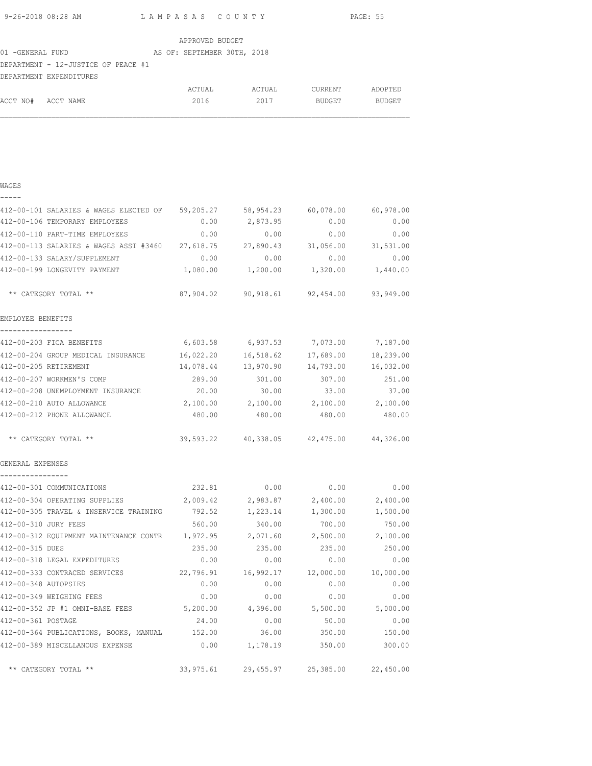LAMPASAS COUNTY

APPROVED BUDGET

01 -GENERAL FUND AS OF: SEPTEMBER 30TH, 2018

DEPARTMENT - 12-JUSTICE OF PEACE #1

DEPARTMENT EXPENDITURES

| ACCT NO# ACCT NAME | ACTUAL 2016 | ACTUAL 2017 | CURRENT BUDGET | ADOPTED BUDGET |
|---|---|---|---|---|
| **WAGES** | | | | |
| 412-00-101 SALARIES & WAGES ELECTED OF | 59,205.27 | 58,954.23 | 60,078.00 | 60,978.00 |
| 412-00-106 TEMPORARY EMPLOYEES | 0.00 | 2,873.95 | 0.00 | 0.00 |
| 412-00-110 PART-TIME EMPLOYEES | 0.00 | 0.00 | 0.00 | 0.00 |
| 412-00-113 SALARIES & WAGES ASST #3460 | 27,618.75 | 27,890.43 | 31,056.00 | 31,531.00 |
| 412-00-133 SALARY/SUPPLEMENT | 0.00 | 0.00 | 0.00 | 0.00 |
| 412-00-199 LONGEVITY PAYMENT | 1,080.00 | 1,200.00 | 1,320.00 | 1,440.00 |
| ** CATEGORY TOTAL ** | 87,904.02 | 90,918.61 | 92,454.00 | 93,949.00 |
| **EMPLOYEE BENEFITS** | | | | |
| 412-00-203 FICA BENEFITS | 6,603.58 | 6,937.53 | 7,073.00 | 7,187.00 |
| 412-00-204 GROUP MEDICAL INSURANCE | 16,022.20 | 16,518.62 | 17,689.00 | 18,239.00 |
| 412-00-205 RETIREMENT | 14,078.44 | 13,970.90 | 14,793.00 | 16,032.00 |
| 412-00-207 WORKMEN'S COMP | 289.00 | 301.00 | 307.00 | 251.00 |
| 412-00-208 UNEMPLOYMENT INSURANCE | 20.00 | 30.00 | 33.00 | 37.00 |
| 412-00-210 AUTO ALLOWANCE | 2,100.00 | 2,100.00 | 2,100.00 | 2,100.00 |
| 412-00-212 PHONE ALLOWANCE | 480.00 | 480.00 | 480.00 | 480.00 |
| ** CATEGORY TOTAL ** | 39,593.22 | 40,338.05 | 42,475.00 | 44,326.00 |
| **GENERAL EXPENSES** | | | | |
| 412-00-301 COMMUNICATIONS | 232.81 | 0.00 | 0.00 | 0.00 |
| 412-00-304 OPERATING SUPPLIES | 2,009.42 | 2,983.87 | 2,400.00 | 2,400.00 |
| 412-00-305 TRAVEL & INSERVICE TRAINING | 792.52 | 1,223.14 | 1,300.00 | 1,500.00 |
| 412-00-310 JURY FEES | 560.00 | 340.00 | 700.00 | 750.00 |
| 412-00-312 EQUIPMENT MAINTENANCE CONTR | 1,972.95 | 2,071.60 | 2,500.00 | 2,100.00 |
| 412-00-315 DUES | 235.00 | 235.00 | 235.00 | 250.00 |
| 412-00-318 LEGAL EXPEDITURES | 0.00 | 0.00 | 0.00 | 0.00 |
| 412-00-333 CONTRACED SERVICES | 22,796.91 | 16,992.17 | 12,000.00 | 10,000.00 |
| 412-00-348 AUTOPSIES | 0.00 | 0.00 | 0.00 | 0.00 |
| 412-00-349 WEIGHING FEES | 0.00 | 0.00 | 0.00 | 0.00 |
| 412-00-352 JP #1 OMNI-BASE FEES | 5,200.00 | 4,396.00 | 5,500.00 | 5,000.00 |
| 412-00-361 POSTAGE | 24.00 | 0.00 | 50.00 | 0.00 |
| 412-00-364 PUBLICATIONS, BOOKS, MANUAL | 152.00 | 36.00 | 350.00 | 150.00 |
| 412-00-389 MISCELLANOUS EXPENSE | 0.00 | 1,178.19 | 350.00 | 300.00 |
| ** CATEGORY TOTAL ** | 33,975.61 | 29,455.97 | 25,385.00 | 22,450.00 |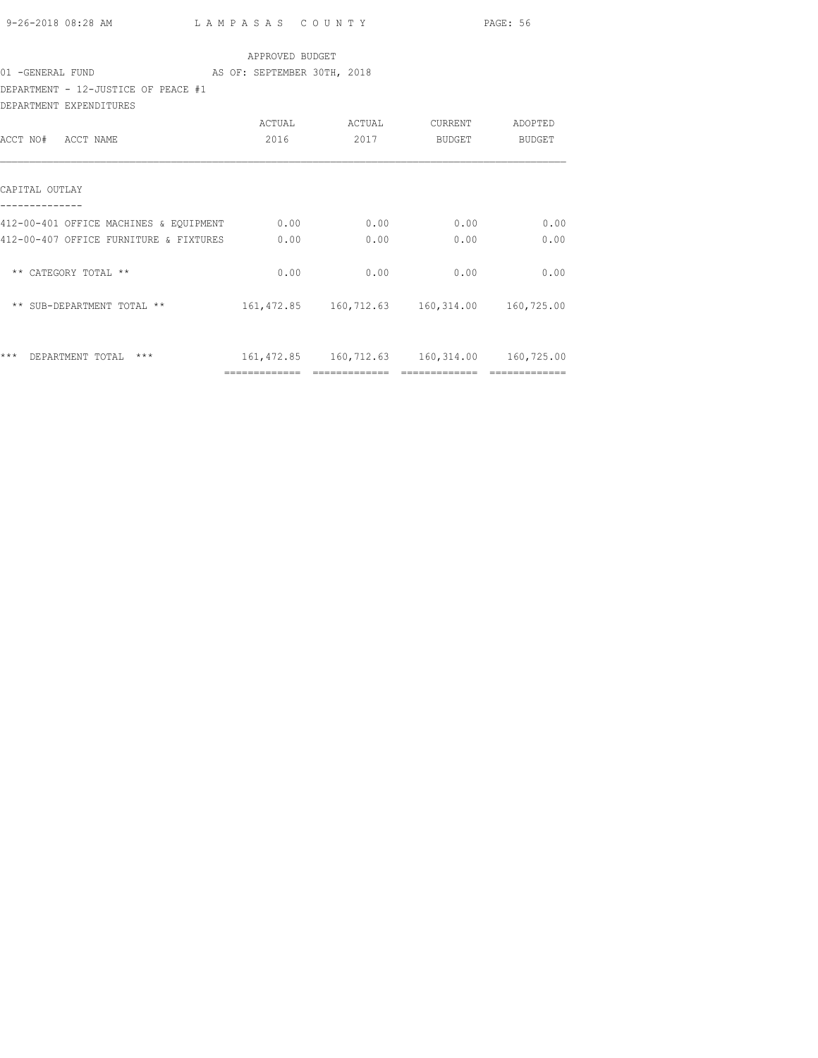APPROVED BUDGET

01 -GENERAL FUND AS OF: SEPTEMBER 30TH, 2018

DEPARTMENT - 12-JUSTICE OF PEACE #1

DEPARTMENT EXPENDITURES

| ACCT NO# ACCT NAME | ACTUAL 2016 | ACTUAL 2017 | CURRENT BUDGET | ADOPTED BUDGET |
|---|---|---|---|---|
| CAPITAL OUTLAY | | | | |
| 412-00-401 OFFICE MACHINES & EQUIPMENT | 0.00 | 0.00 | 0.00 | 0.00 |
| 412-00-407 OFFICE FURNITURE & FIXTURES | 0.00 | 0.00 | 0.00 | 0.00 |
| ** CATEGORY TOTAL ** | 0.00 | 0.00 | 0.00 | 0.00 |
| ** SUB-DEPARTMENT TOTAL ** | 161,472.85 | 160,712.63 | 160,314.00 | 160,725.00 |
| *** DEPARTMENT TOTAL *** | 161,472.85 | 160,712.63 | 160,314.00 | 160,725.00 |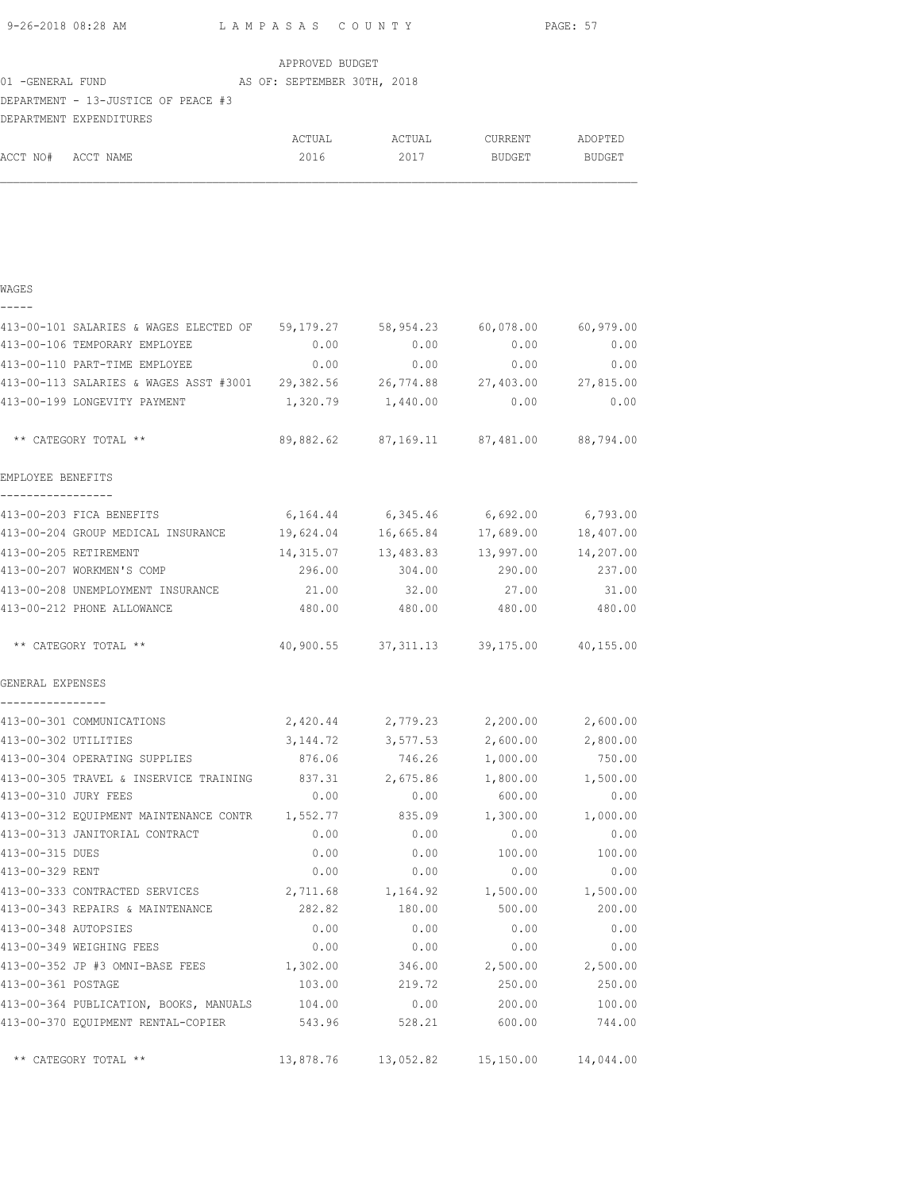APPROVED BUDGET

01 -GENERAL FUND AS OF: SEPTEMBER 30TH, 2018

DEPARTMENT - 13-JUSTICE OF PEACE #3

DEPARTMENT EXPENDITURES

| ACCT NO# ACCT NAME | ACTUAL 2016 | ACTUAL 2017 | CURRENT BUDGET | ADOPTED BUDGET |
|---|---|---|---|---|
| **WAGES** | | | | |
| 413-00-101 SALARIES & WAGES ELECTED OF | 59,179.27 | 58,954.23 | 60,078.00 | 60,979.00 |
| 413-00-106 TEMPORARY EMPLOYEE | 0.00 | 0.00 | 0.00 | 0.00 |
| 413-00-110 PART-TIME EMPLOYEE | 0.00 | 0.00 | 0.00 | 0.00 |
| 413-00-113 SALARIES & WAGES ASST #3001 | 29,382.56 | 26,774.88 | 27,403.00 | 27,815.00 |
| 413-00-199 LONGEVITY PAYMENT | 1,320.79 | 1,440.00 | 0.00 | 0.00 |
| ** CATEGORY TOTAL ** | 89,882.62 | 87,169.11 | 87,481.00 | 88,794.00 |
| **EMPLOYEE BENEFITS** | | | | |
| 413-00-203 FICA BENEFITS | 6,164.44 | 6,345.46 | 6,692.00 | 6,793.00 |
| 413-00-204 GROUP MEDICAL INSURANCE | 19,624.04 | 16,665.84 | 17,689.00 | 18,407.00 |
| 413-00-205 RETIREMENT | 14,315.07 | 13,483.83 | 13,997.00 | 14,207.00 |
| 413-00-207 WORKMEN'S COMP | 296.00 | 304.00 | 290.00 | 237.00 |
| 413-00-208 UNEMPLOYMENT INSURANCE | 21.00 | 32.00 | 27.00 | 31.00 |
| 413-00-212 PHONE ALLOWANCE | 480.00 | 480.00 | 480.00 | 480.00 |
| ** CATEGORY TOTAL ** | 40,900.55 | 37,311.13 | 39,175.00 | 40,155.00 |
| **GENERAL EXPENSES** | | | | |
| 413-00-301 COMMUNICATIONS | 2,420.44 | 2,779.23 | 2,200.00 | 2,600.00 |
| 413-00-302 UTILITIES | 3,144.72 | 3,577.53 | 2,600.00 | 2,800.00 |
| 413-00-304 OPERATING SUPPLIES | 876.06 | 746.26 | 1,000.00 | 750.00 |
| 413-00-305 TRAVEL & INSERVICE TRAINING | 837.31 | 2,675.86 | 1,800.00 | 1,500.00 |
| 413-00-310 JURY FEES | 0.00 | 0.00 | 600.00 | 0.00 |
| 413-00-312 EQUIPMENT MAINTENANCE CONTR | 1,552.77 | 835.09 | 1,300.00 | 1,000.00 |
| 413-00-313 JANITORIAL CONTRACT | 0.00 | 0.00 | 0.00 | 0.00 |
| 413-00-315 DUES | 0.00 | 0.00 | 100.00 | 100.00 |
| 413-00-329 RENT | 0.00 | 0.00 | 0.00 | 0.00 |
| 413-00-333 CONTRACTED SERVICES | 2,711.68 | 1,164.92 | 1,500.00 | 1,500.00 |
| 413-00-343 REPAIRS & MAINTENANCE | 282.82 | 180.00 | 500.00 | 200.00 |
| 413-00-348 AUTOPSIES | 0.00 | 0.00 | 0.00 | 0.00 |
| 413-00-349 WEIGHING FEES | 0.00 | 0.00 | 0.00 | 0.00 |
| 413-00-352 JP #3 OMNI-BASE FEES | 1,302.00 | 346.00 | 2,500.00 | 2,500.00 |
| 413-00-361 POSTAGE | 103.00 | 219.72 | 250.00 | 250.00 |
| 413-00-364 PUBLICATION, BOOKS, MANUALS | 104.00 | 0.00 | 200.00 | 100.00 |
| 413-00-370 EQUIPMENT RENTAL-COPIER | 543.96 | 528.21 | 600.00 | 744.00 |
| ** CATEGORY TOTAL ** | 13,878.76 | 13,052.82 | 15,150.00 | 14,044.00 |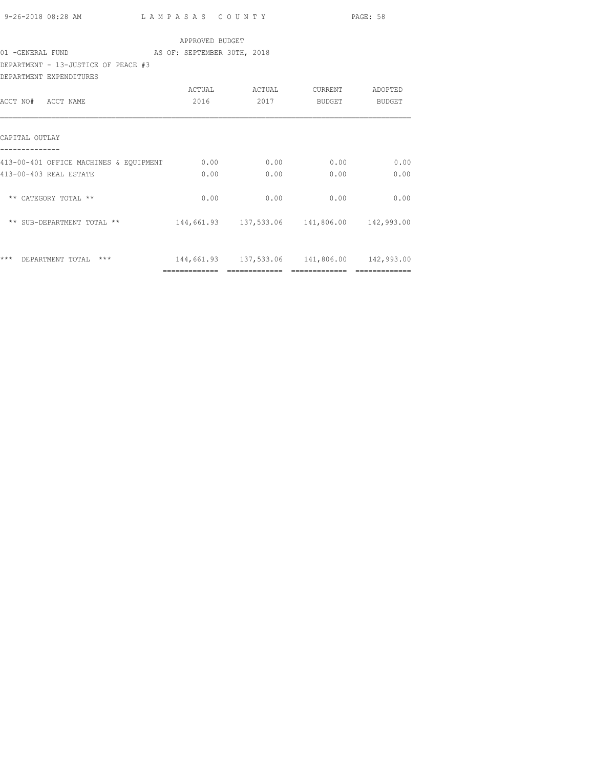APPROVED BUDGET

01 -GENERAL FUND AS OF: SEPTEMBER 30TH, 2018

DEPARTMENT - 13-JUSTICE OF PEACE #3

DEPARTMENT EXPENDITURES

| ACCT NO# ACCT NAME | ACTUAL 2016 | ACTUAL 2017 | CURRENT BUDGET | ADOPTED BUDGET |
|---|---|---|---|---|
| **CAPITAL OUTLAY** | | | | |
| 413-00-401 OFFICE MACHINES & EQUIPMENT | 0.00 | 0.00 | 0.00 | 0.00 |
| 413-00-403 REAL ESTATE | 0.00 | 0.00 | 0.00 | 0.00 |
| ** CATEGORY TOTAL ** | 0.00 | 0.00 | 0.00 | 0.00 |
| ** SUB-DEPARTMENT TOTAL ** | 144,661.93 | 137,533.06 | 141,806.00 | 142,993.00 |
| *** DEPARTMENT TOTAL *** | 144,661.93 | 137,533.06 | 141,806.00 | 142,993.00 |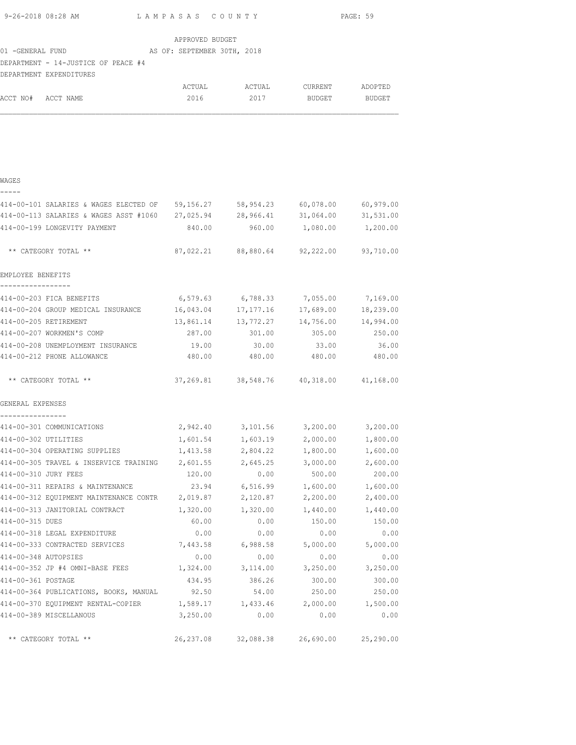APPROVED BUDGET

01 -GENERAL FUND — AS OF: SEPTEMBER 30TH, 2018

DEPARTMENT - 14-JUSTICE OF PEACE #4

DEPARTMENT EXPENDITURES

| ACCT NO# | ACCT NAME | ACTUAL 2016 | ACTUAL 2017 | CURRENT BUDGET | ADOPTED BUDGET |
|---|---|---|---|---|---|
| **WAGES** | | | | | |
| 414-00-101 | SALARIES & WAGES ELECTED OF | 59,156.27 | 58,954.23 | 60,078.00 | 60,979.00 |
| 414-00-113 | SALARIES & WAGES ASST #1060 | 27,025.94 | 28,966.41 | 31,064.00 | 31,531.00 |
| 414-00-199 | LONGEVITY PAYMENT | 840.00 | 960.00 | 1,080.00 | 1,200.00 |
| | ** CATEGORY TOTAL ** | 87,022.21 | 88,880.64 | 92,222.00 | 93,710.00 |
| **EMPLOYEE BENEFITS** | | | | | |
| 414-00-203 | FICA BENEFITS | 6,579.63 | 6,788.33 | 7,055.00 | 7,169.00 |
| 414-00-204 | GROUP MEDICAL INSURANCE | 16,043.04 | 17,177.16 | 17,689.00 | 18,239.00 |
| 414-00-205 | RETIREMENT | 13,861.14 | 13,772.27 | 14,756.00 | 14,994.00 |
| 414-00-207 | WORKMEN'S COMP | 287.00 | 301.00 | 305.00 | 250.00 |
| 414-00-208 | UNEMPLOYMENT INSURANCE | 19.00 | 30.00 | 33.00 | 36.00 |
| 414-00-212 | PHONE ALLOWANCE | 480.00 | 480.00 | 480.00 | 480.00 |
| | ** CATEGORY TOTAL ** | 37,269.81 | 38,548.76 | 40,318.00 | 41,168.00 |
| **GENERAL EXPENSES** | | | | | |
| 414-00-301 | COMMUNICATIONS | 2,942.40 | 3,101.56 | 3,200.00 | 3,200.00 |
| 414-00-302 | UTILITIES | 1,601.54 | 1,603.19 | 2,000.00 | 1,800.00 |
| 414-00-304 | OPERATING SUPPLIES | 1,413.58 | 2,804.22 | 1,800.00 | 1,600.00 |
| 414-00-305 | TRAVEL & INSERVICE TRAINING | 2,601.55 | 2,645.25 | 3,000.00 | 2,600.00 |
| 414-00-310 | JURY FEES | 120.00 | 0.00 | 500.00 | 200.00 |
| 414-00-311 | REPAIRS & MAINTENANCE | 23.94 | 6,516.99 | 1,600.00 | 1,600.00 |
| 414-00-312 | EQUIPMENT MAINTENANCE CONTR | 2,019.87 | 2,120.87 | 2,200.00 | 2,400.00 |
| 414-00-313 | JANITORIAL CONTRACT | 1,320.00 | 1,320.00 | 1,440.00 | 1,440.00 |
| 414-00-315 | DUES | 60.00 | 0.00 | 150.00 | 150.00 |
| 414-00-318 | LEGAL EXPENDITURE | 0.00 | 0.00 | 0.00 | 0.00 |
| 414-00-333 | CONTRACTED SERVICES | 7,443.58 | 6,988.58 | 5,000.00 | 5,000.00 |
| 414-00-348 | AUTOPSIES | 0.00 | 0.00 | 0.00 | 0.00 |
| 414-00-352 | JP #4 OMNI-BASE FEES | 1,324.00 | 3,114.00 | 3,250.00 | 3,250.00 |
| 414-00-361 | POSTAGE | 434.95 | 386.26 | 300.00 | 300.00 |
| 414-00-364 | PUBLICATIONS, BOOKS, MANUAL | 92.50 | 54.00 | 250.00 | 250.00 |
| 414-00-370 | EQUIPMENT RENTAL-COPIER | 1,589.17 | 1,433.46 | 2,000.00 | 1,500.00 |
| 414-00-389 | MISCELLANOUS | 3,250.00 | 0.00 | 0.00 | 0.00 |
| | ** CATEGORY TOTAL ** | 26,237.08 | 32,088.38 | 26,690.00 | 25,290.00 |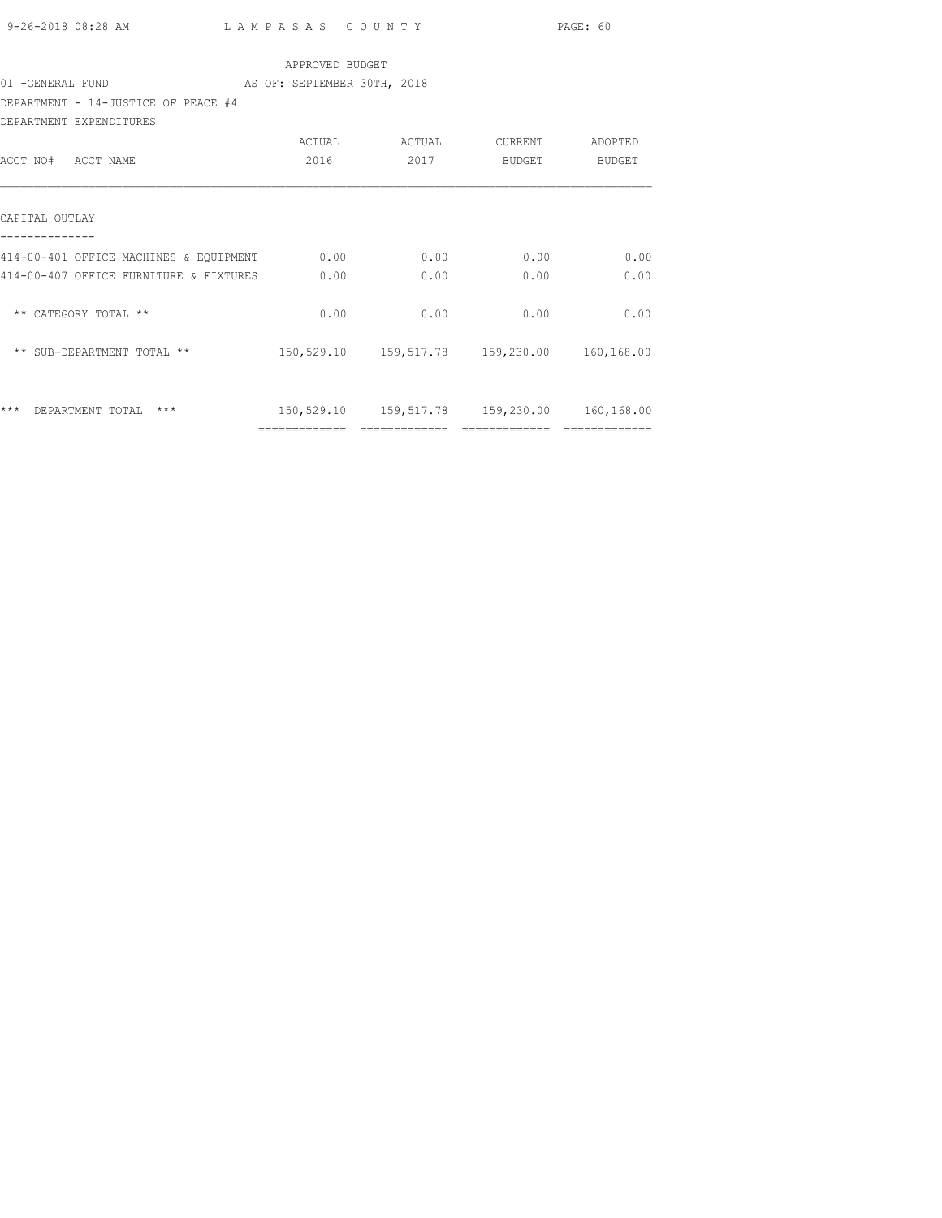APPROVED BUDGET

01 -GENERAL FUND AS OF: SEPTEMBER 30TH, 2018

DEPARTMENT - 14-JUSTICE OF PEACE #4

DEPARTMENT EXPENDITURES

| ACCT NO# ACCT NAME | ACTUAL 2016 | ACTUAL 2017 | CURRENT BUDGET | ADOPTED BUDGET |
|---|---|---|---|---|
| CAPITAL OUTLAY | | | | |
| 414-00-401 OFFICE MACHINES & EQUIPMENT | 0.00 | 0.00 | 0.00 | 0.00 |
| 414-00-407 OFFICE FURNITURE & FIXTURES | 0.00 | 0.00 | 0.00 | 0.00 |
| ** CATEGORY TOTAL ** | 0.00 | 0.00 | 0.00 | 0.00 |
| ** SUB-DEPARTMENT TOTAL ** | 150,529.10 | 159,517.78 | 159,230.00 | 160,168.00 |
| *** DEPARTMENT TOTAL *** | 150,529.10 | 159,517.78 | 159,230.00 | 160,168.00 |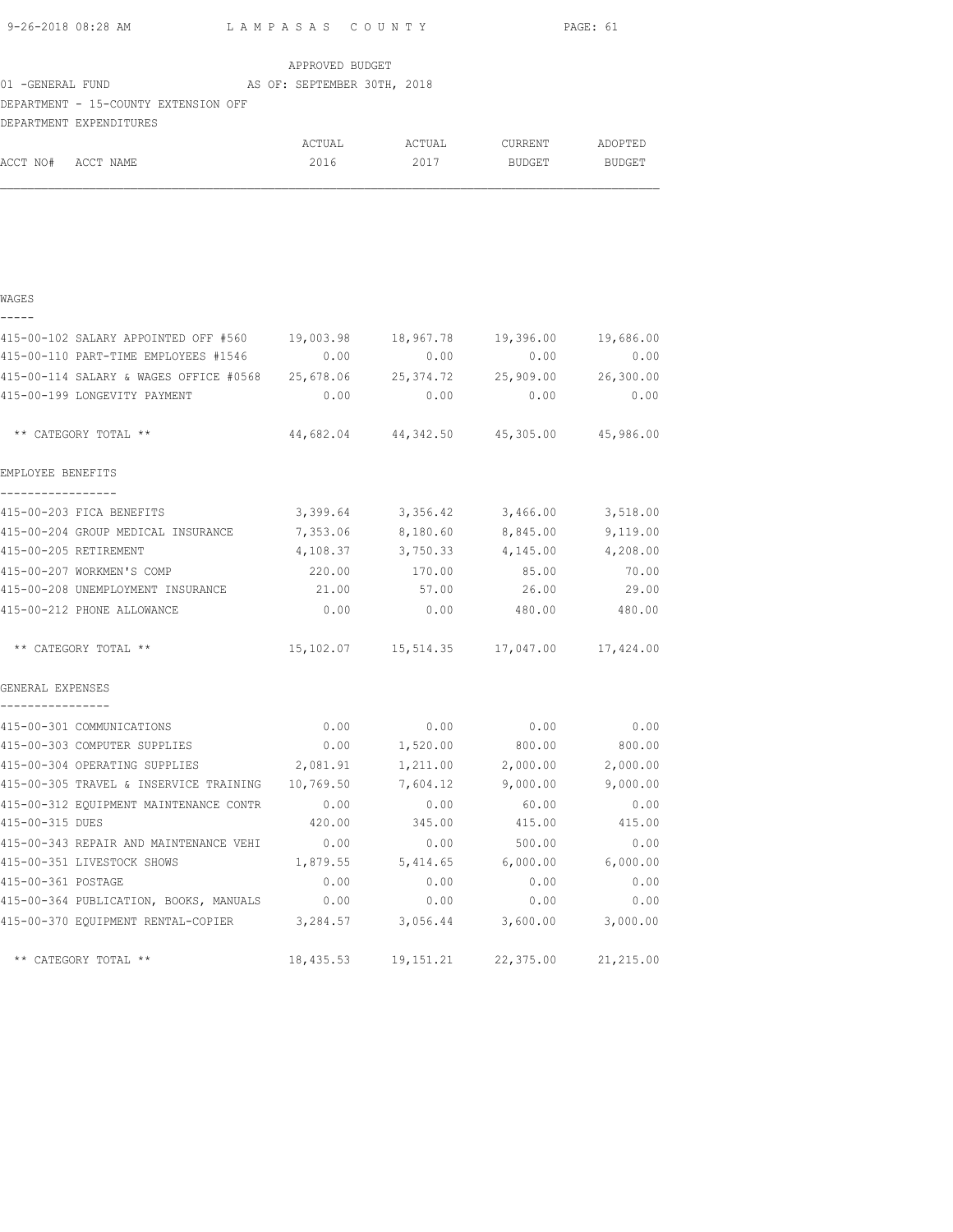APPROVED BUDGET

01 -GENERAL FUND AS OF: SEPTEMBER 30TH, 2018

DEPARTMENT - 15-COUNTY EXTENSION OFF

DEPARTMENT EXPENDITURES

| ACCT NO# ACCT NAME | ACTUAL 2016 | ACTUAL 2017 | CURRENT BUDGET | ADOPTED BUDGET |
|---|---|---|---|---|
| **WAGES** | | | | |
| 415-00-102 SALARY APPOINTED OFF #560 | 19,003.98 | 18,967.78 | 19,396.00 | 19,686.00 |
| 415-00-110 PART-TIME EMPLOYEES #1546 | 0.00 | 0.00 | 0.00 | 0.00 |
| 415-00-114 SALARY & WAGES OFFICE #0568 | 25,678.06 | 25,374.72 | 25,909.00 | 26,300.00 |
| 415-00-199 LONGEVITY PAYMENT | 0.00 | 0.00 | 0.00 | 0.00 |
| ** CATEGORY TOTAL ** | 44,682.04 | 44,342.50 | 45,305.00 | 45,986.00 |
| **EMPLOYEE BENEFITS** | | | | |
| 415-00-203 FICA BENEFITS | 3,399.64 | 3,356.42 | 3,466.00 | 3,518.00 |
| 415-00-204 GROUP MEDICAL INSURANCE | 7,353.06 | 8,180.60 | 8,845.00 | 9,119.00 |
| 415-00-205 RETIREMENT | 4,108.37 | 3,750.33 | 4,145.00 | 4,208.00 |
| 415-00-207 WORKMEN'S COMP | 220.00 | 170.00 | 85.00 | 70.00 |
| 415-00-208 UNEMPLOYMENT INSURANCE | 21.00 | 57.00 | 26.00 | 29.00 |
| 415-00-212 PHONE ALLOWANCE | 0.00 | 0.00 | 480.00 | 480.00 |
| ** CATEGORY TOTAL ** | 15,102.07 | 15,514.35 | 17,047.00 | 17,424.00 |
| **GENERAL EXPENSES** | | | | |
| 415-00-301 COMMUNICATIONS | 0.00 | 0.00 | 0.00 | 0.00 |
| 415-00-303 COMPUTER SUPPLIES | 0.00 | 1,520.00 | 800.00 | 800.00 |
| 415-00-304 OPERATING SUPPLIES | 2,081.91 | 1,211.00 | 2,000.00 | 2,000.00 |
| 415-00-305 TRAVEL & INSERVICE TRAINING | 10,769.50 | 7,604.12 | 9,000.00 | 9,000.00 |
| 415-00-312 EQUIPMENT MAINTENANCE CONTR | 0.00 | 0.00 | 60.00 | 0.00 |
| 415-00-315 DUES | 420.00 | 345.00 | 415.00 | 415.00 |
| 415-00-343 REPAIR AND MAINTENANCE VEHI | 0.00 | 0.00 | 500.00 | 0.00 |
| 415-00-351 LIVESTOCK SHOWS | 1,879.55 | 5,414.65 | 6,000.00 | 6,000.00 |
| 415-00-361 POSTAGE | 0.00 | 0.00 | 0.00 | 0.00 |
| 415-00-364 PUBLICATION, BOOKS, MANUALS | 0.00 | 0.00 | 0.00 | 0.00 |
| 415-00-370 EQUIPMENT RENTAL-COPIER | 3,284.57 | 3,056.44 | 3,600.00 | 3,000.00 |
| ** CATEGORY TOTAL ** | 18,435.53 | 19,151.21 | 22,375.00 | 21,215.00 |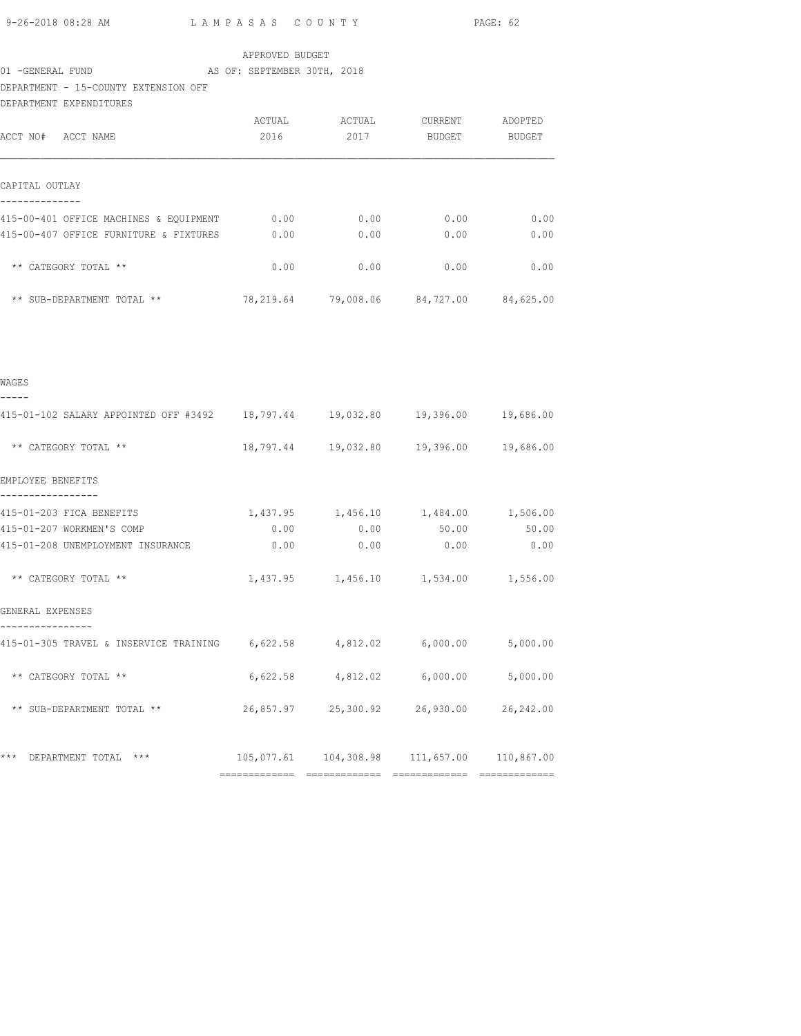APPROVED BUDGET

01 -GENERAL FUND AS OF: SEPTEMBER 30TH, 2018

DEPARTMENT - 15-COUNTY EXTENSION OFF

DEPARTMENT EXPENDITURES

| ACCT NO# ACCT NAME | ACTUAL 2016 | ACTUAL 2017 | CURRENT BUDGET | ADOPTED BUDGET |
|---|---|---|---|---|
| **CAPITAL OUTLAY** | | | | |
| 415-00-401 OFFICE MACHINES & EQUIPMENT | 0.00 | 0.00 | 0.00 | 0.00 |
| 415-00-407 OFFICE FURNITURE & FIXTURES | 0.00 | 0.00 | 0.00 | 0.00 |
| ** CATEGORY TOTAL ** | 0.00 | 0.00 | 0.00 | 0.00 |
| ** SUB-DEPARTMENT TOTAL ** | 78,219.64 | 79,008.06 | 84,727.00 | 84,625.00 |
| **WAGES** | | | | |
| 415-01-102 SALARY APPOINTED OFF #3492 | 18,797.44 | 19,032.80 | 19,396.00 | 19,686.00 |
| ** CATEGORY TOTAL ** | 18,797.44 | 19,032.80 | 19,396.00 | 19,686.00 |
| **EMPLOYEE BENEFITS** | | | | |
| 415-01-203 FICA BENEFITS | 1,437.95 | 1,456.10 | 1,484.00 | 1,506.00 |
| 415-01-207 WORKMEN'S COMP | 0.00 | 0.00 | 50.00 | 50.00 |
| 415-01-208 UNEMPLOYMENT INSURANCE | 0.00 | 0.00 | 0.00 | 0.00 |
| ** CATEGORY TOTAL ** | 1,437.95 | 1,456.10 | 1,534.00 | 1,556.00 |
| **GENERAL EXPENSES** | | | | |
| 415-01-305 TRAVEL & INSERVICE TRAINING | 6,622.58 | 4,812.02 | 6,000.00 | 5,000.00 |
| ** CATEGORY TOTAL ** | 6,622.58 | 4,812.02 | 6,000.00 | 5,000.00 |
| ** SUB-DEPARTMENT TOTAL ** | 26,857.97 | 25,300.92 | 26,930.00 | 26,242.00 |
| *** DEPARTMENT TOTAL *** | 105,077.61 | 104,308.98 | 111,657.00 | 110,867.00 |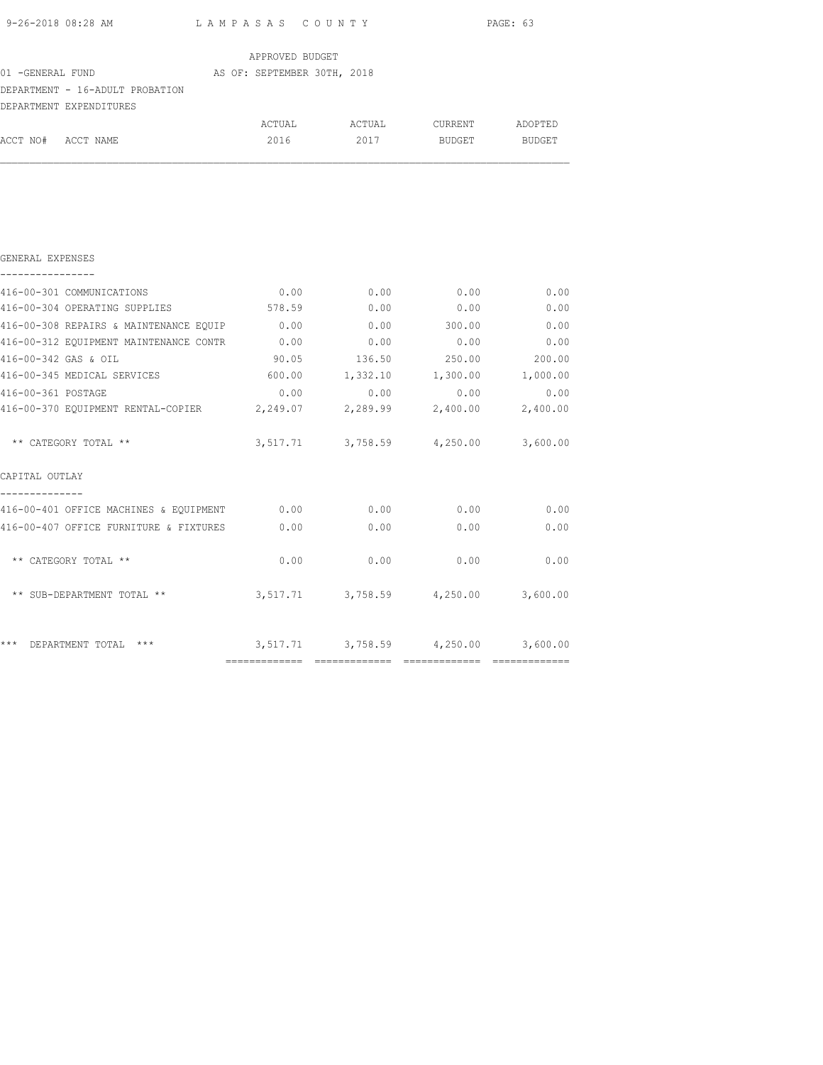LAMPASAS COUNTY

APPROVED BUDGET

01 -GENERAL FUND AS OF: SEPTEMBER 30TH, 2018

DEPARTMENT - 16-ADULT PROBATION

DEPARTMENT EXPENDITURES

| ACCT NO# ACCT NAME | ACTUAL 2016 | ACTUAL 2017 | CURRENT BUDGET | ADOPTED BUDGET |
|---|---|---|---|---|
| **GENERAL EXPENSES** | | | | |
| 416-00-301 COMMUNICATIONS | 0.00 | 0.00 | 0.00 | 0.00 |
| 416-00-304 OPERATING SUPPLIES | 578.59 | 0.00 | 0.00 | 0.00 |
| 416-00-308 REPAIRS & MAINTENANCE EQUIP | 0.00 | 0.00 | 300.00 | 0.00 |
| 416-00-312 EQUIPMENT MAINTENANCE CONTR | 0.00 | 0.00 | 0.00 | 0.00 |
| 416-00-342 GAS & OIL | 90.05 | 136.50 | 250.00 | 200.00 |
| 416-00-345 MEDICAL SERVICES | 600.00 | 1,332.10 | 1,300.00 | 1,000.00 |
| 416-00-361 POSTAGE | 0.00 | 0.00 | 0.00 | 0.00 |
| 416-00-370 EQUIPMENT RENTAL-COPIER | 2,249.07 | 2,289.99 | 2,400.00 | 2,400.00 |
| ** CATEGORY TOTAL ** | 3,517.71 | 3,758.59 | 4,250.00 | 3,600.00 |
| **CAPITAL OUTLAY** | | | | |
| 416-00-401 OFFICE MACHINES & EQUIPMENT | 0.00 | 0.00 | 0.00 | 0.00 |
| 416-00-407 OFFICE FURNITURE & FIXTURES | 0.00 | 0.00 | 0.00 | 0.00 |
| ** CATEGORY TOTAL ** | 0.00 | 0.00 | 0.00 | 0.00 |
| ** SUB-DEPARTMENT TOTAL ** | 3,517.71 | 3,758.59 | 4,250.00 | 3,600.00 |
| *** DEPARTMENT TOTAL *** | 3,517.71 | 3,758.59 | 4,250.00 | 3,600.00 |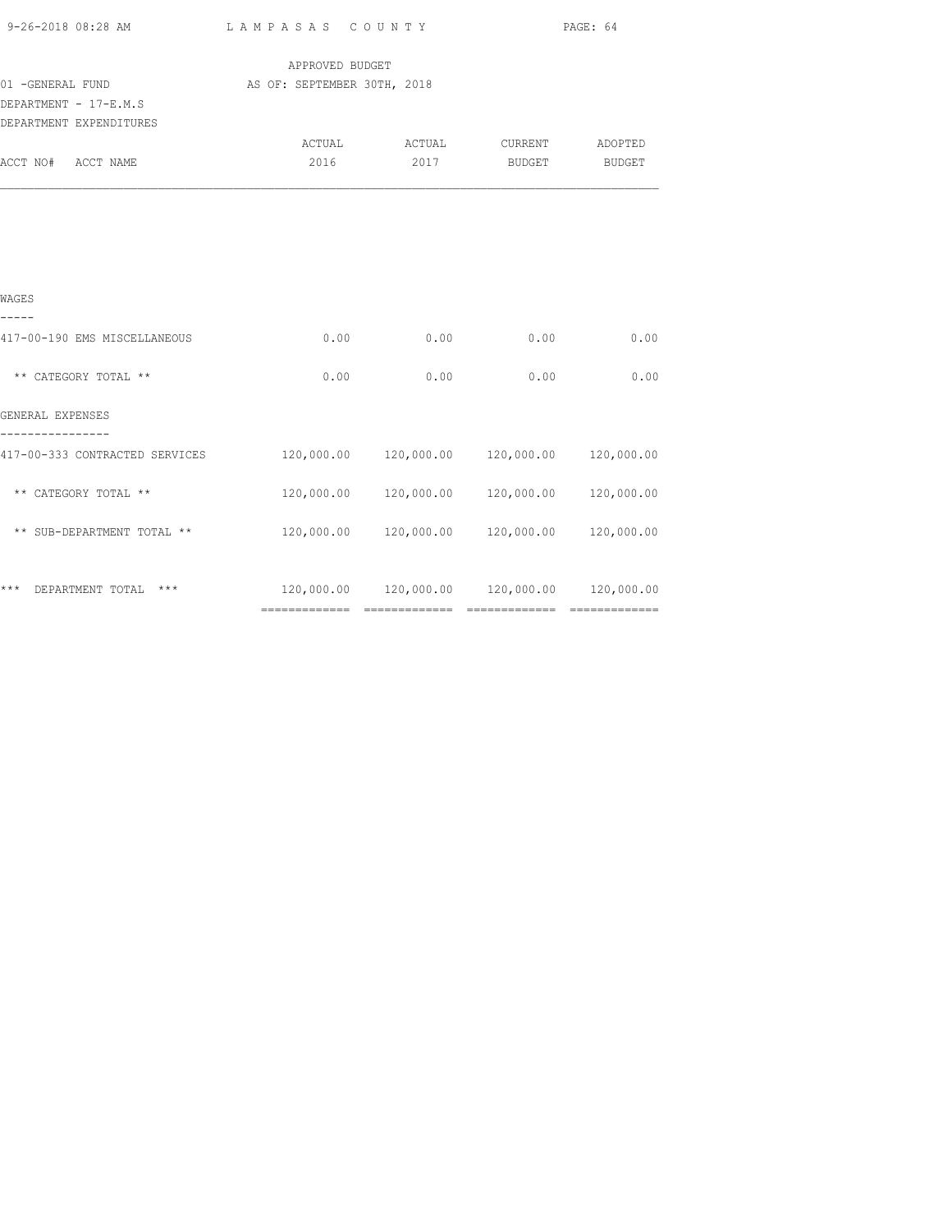APPROVED BUDGET
01 -GENERAL FUND AS OF: SEPTEMBER 30TH, 2018
DEPARTMENT - 17-E.M.S
DEPARTMENT EXPENDITURES

| ACCT NO# ACCT NAME | ACTUAL 2016 | ACTUAL 2017 | CURRENT BUDGET | ADOPTED BUDGET |
|---|---|---|---|---|
| **WAGES** | | | | |
| 417-00-190 EMS MISCELLANEOUS | 0.00 | 0.00 | 0.00 | 0.00 |
| ** CATEGORY TOTAL ** | 0.00 | 0.00 | 0.00 | 0.00 |
| **GENERAL EXPENSES** | | | | |
| 417-00-333 CONTRACTED SERVICES | 120,000.00 | 120,000.00 | 120,000.00 | 120,000.00 |
| ** CATEGORY TOTAL ** | 120,000.00 | 120,000.00 | 120,000.00 | 120,000.00 |
| ** SUB-DEPARTMENT TOTAL ** | 120,000.00 | 120,000.00 | 120,000.00 | 120,000.00 |
| *** DEPARTMENT TOTAL *** | 120,000.00 | 120,000.00 | 120,000.00 | 120,000.00 |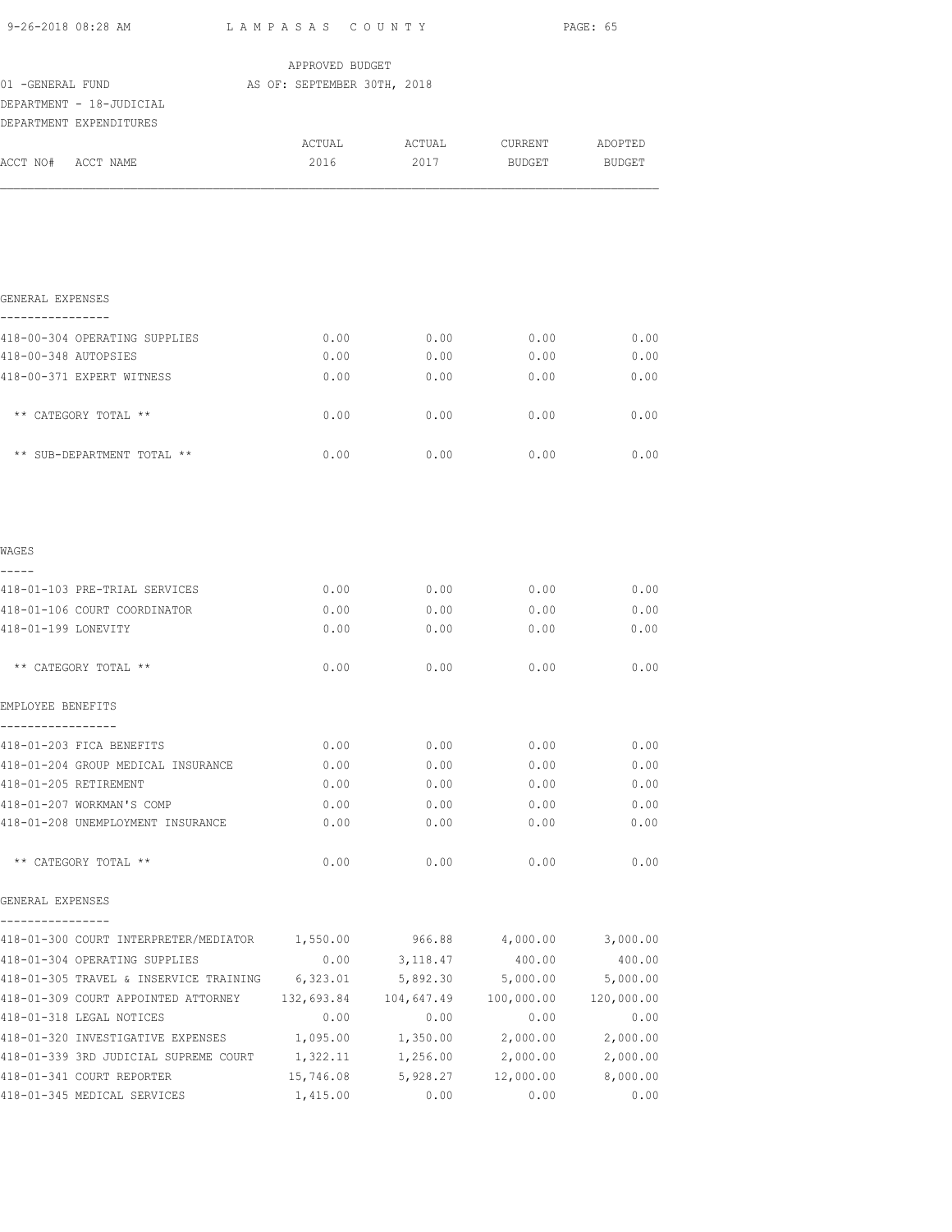APPROVED BUDGET

01 -GENERAL FUND AS OF: SEPTEMBER 30TH, 2018

DEPARTMENT - 18-JUDICIAL

DEPARTMENT EXPENDITURES

| ACCT NO# ACCT NAME | ACTUAL 2016 | ACTUAL 2017 | CURRENT BUDGET | ADOPTED BUDGET |
|---|---|---|---|---|
| **GENERAL EXPENSES** | | | | |
| 418-00-304 OPERATING SUPPLIES | 0.00 | 0.00 | 0.00 | 0.00 |
| 418-00-348 AUTOPSIES | 0.00 | 0.00 | 0.00 | 0.00 |
| 418-00-371 EXPERT WITNESS | 0.00 | 0.00 | 0.00 | 0.00 |
| ** CATEGORY TOTAL ** | 0.00 | 0.00 | 0.00 | 0.00 |
| ** SUB-DEPARTMENT TOTAL ** | 0.00 | 0.00 | 0.00 | 0.00 |
| **WAGES** | | | | |
| 418-01-103 PRE-TRIAL SERVICES | 0.00 | 0.00 | 0.00 | 0.00 |
| 418-01-106 COURT COORDINATOR | 0.00 | 0.00 | 0.00 | 0.00 |
| 418-01-199 LONEVITY | 0.00 | 0.00 | 0.00 | 0.00 |
| ** CATEGORY TOTAL ** | 0.00 | 0.00 | 0.00 | 0.00 |
| **EMPLOYEE BENEFITS** | | | | |
| 418-01-203 FICA BENEFITS | 0.00 | 0.00 | 0.00 | 0.00 |
| 418-01-204 GROUP MEDICAL INSURANCE | 0.00 | 0.00 | 0.00 | 0.00 |
| 418-01-205 RETIREMENT | 0.00 | 0.00 | 0.00 | 0.00 |
| 418-01-207 WORKMAN'S COMP | 0.00 | 0.00 | 0.00 | 0.00 |
| 418-01-208 UNEMPLOYMENT INSURANCE | 0.00 | 0.00 | 0.00 | 0.00 |
| ** CATEGORY TOTAL ** | 0.00 | 0.00 | 0.00 | 0.00 |
| **GENERAL EXPENSES** | | | | |
| 418-01-300 COURT INTERPRETER/MEDIATOR | 1,550.00 | 966.88 | 4,000.00 | 3,000.00 |
| 418-01-304 OPERATING SUPPLIES | 0.00 | 3,118.47 | 400.00 | 400.00 |
| 418-01-305 TRAVEL & INSERVICE TRAINING | 6,323.01 | 5,892.30 | 5,000.00 | 5,000.00 |
| 418-01-309 COURT APPOINTED ATTORNEY | 132,693.84 | 104,647.49 | 100,000.00 | 120,000.00 |
| 418-01-318 LEGAL NOTICES | 0.00 | 0.00 | 0.00 | 0.00 |
| 418-01-320 INVESTIGATIVE EXPENSES | 1,095.00 | 1,350.00 | 2,000.00 | 2,000.00 |
| 418-01-339 3RD JUDICIAL SUPREME COURT | 1,322.11 | 1,256.00 | 2,000.00 | 2,000.00 |
| 418-01-341 COURT REPORTER | 15,746.08 | 5,928.27 | 12,000.00 | 8,000.00 |
| 418-01-345 MEDICAL SERVICES | 1,415.00 | 0.00 | 0.00 | 0.00 |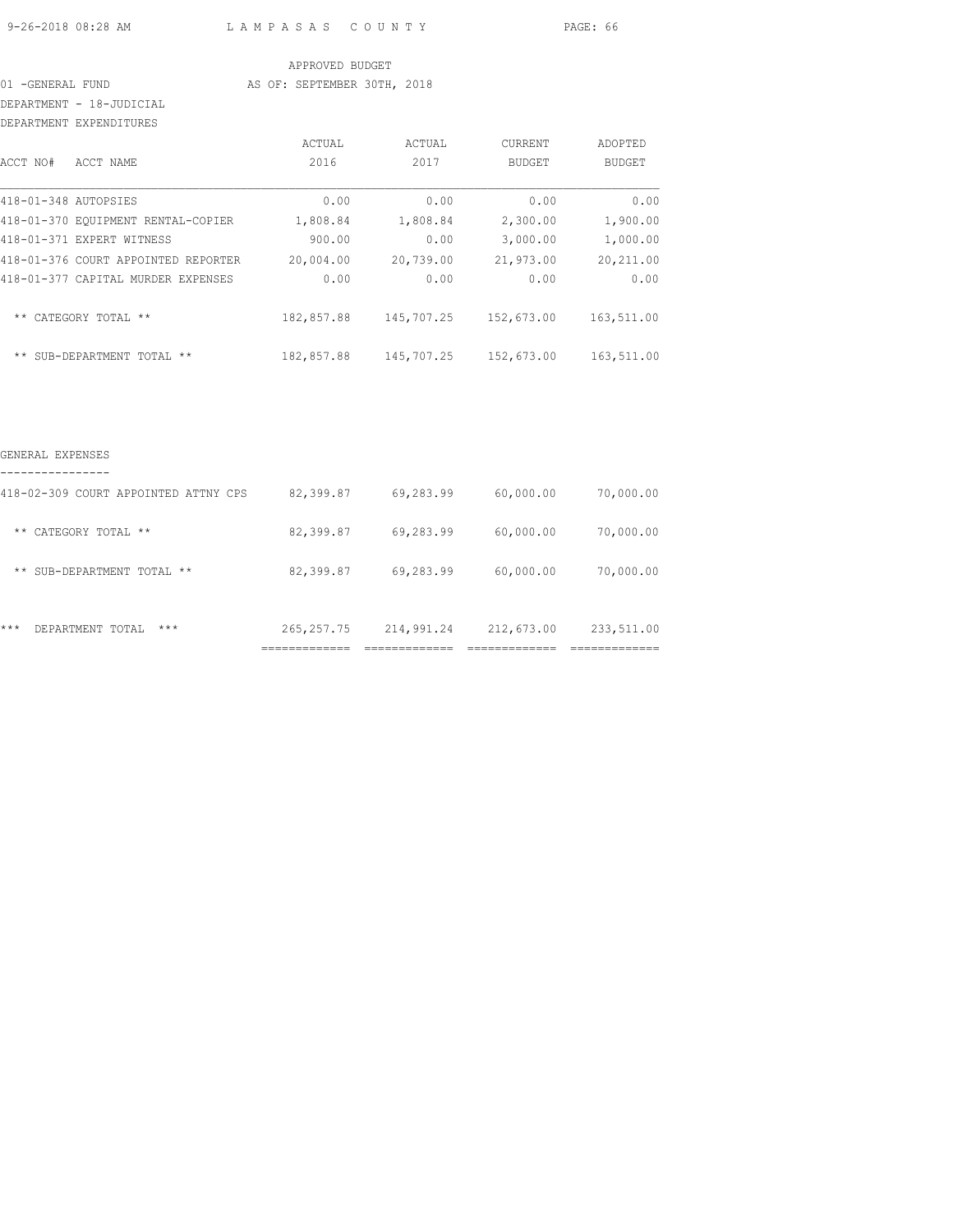APPROVED BUDGET

01 -GENERAL FUND AS OF: SEPTEMBER 30TH, 2018

DEPARTMENT - 18-JUDICIAL

DEPARTMENT EXPENDITURES

| ACCT NO# ACCT NAME | ACTUAL 2016 | ACTUAL 2017 | CURRENT BUDGET | ADOPTED BUDGET |
|---|---|---|---|---|
| 418-01-348 AUTOPSIES | 0.00 | 0.00 | 0.00 | 0.00 |
| 418-01-370 EQUIPMENT RENTAL-COPIER | 1,808.84 | 1,808.84 | 2,300.00 | 1,900.00 |
| 418-01-371 EXPERT WITNESS | 900.00 | 0.00 | 3,000.00 | 1,000.00 |
| 418-01-376 COURT APPOINTED REPORTER | 20,004.00 | 20,739.00 | 21,973.00 | 20,211.00 |
| 418-01-377 CAPITAL MURDER EXPENSES | 0.00 | 0.00 | 0.00 | 0.00 |
| ** CATEGORY TOTAL ** | 182,857.88 | 145,707.25 | 152,673.00 | 163,511.00 |
| ** SUB-DEPARTMENT TOTAL ** | 182,857.88 | 145,707.25 | 152,673.00 | 163,511.00 |

GENERAL EXPENSES

| ACCT NO# ACCT NAME | ACTUAL 2016 | ACTUAL 2017 | CURRENT BUDGET | ADOPTED BUDGET |
|---|---|---|---|---|
| 418-02-309 COURT APPOINTED ATTNY CPS | 82,399.87 | 69,283.99 | 60,000.00 | 70,000.00 |
| ** CATEGORY TOTAL ** | 82,399.87 | 69,283.99 | 60,000.00 | 70,000.00 |
| ** SUB-DEPARTMENT TOTAL ** | 82,399.87 | 69,283.99 | 60,000.00 | 70,000.00 |
| *** DEPARTMENT TOTAL *** | 265,257.75 | 214,991.24 | 212,673.00 | 233,511.00 |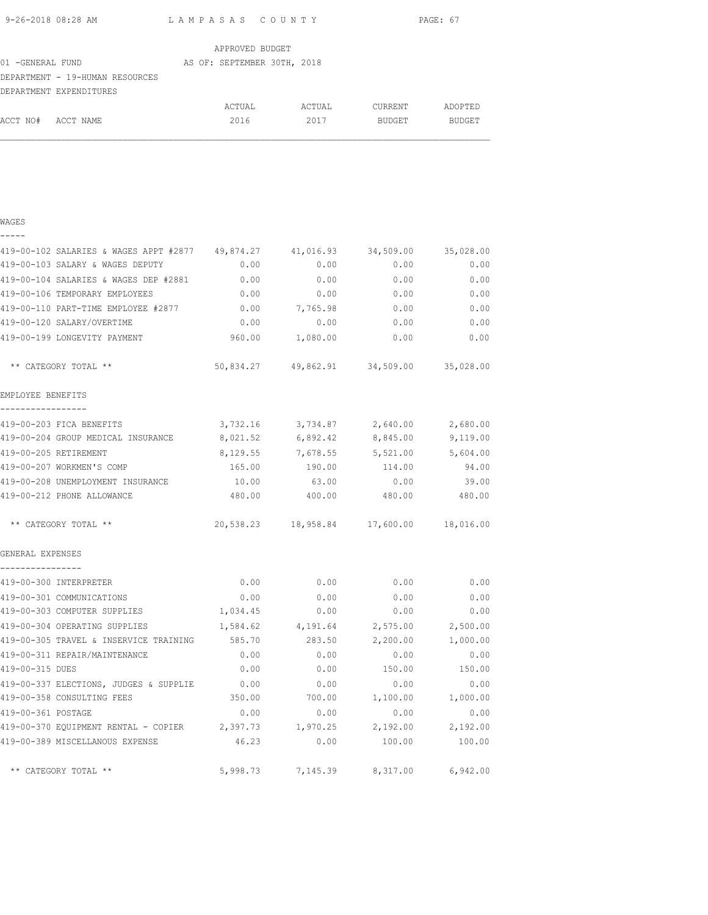APPROVED BUDGET

01 -GENERAL FUND AS OF: SEPTEMBER 30TH, 2018

DEPARTMENT - 19-HUMAN RESOURCES

DEPARTMENT EXPENDITURES

| ACCT NO# ACCT NAME | ACTUAL 2016 | ACTUAL 2017 | CURRENT BUDGET | ADOPTED BUDGET |
|---|---|---|---|---|
| **WAGES** | | | | |
| 419-00-102 SALARIES & WAGES APPT #2877 | 49,874.27 | 41,016.93 | 34,509.00 | 35,028.00 |
| 419-00-103 SALARY & WAGES DEPUTY | 0.00 | 0.00 | 0.00 | 0.00 |
| 419-00-104 SALARIES & WAGES DEP #2881 | 0.00 | 0.00 | 0.00 | 0.00 |
| 419-00-106 TEMPORARY EMPLOYEES | 0.00 | 0.00 | 0.00 | 0.00 |
| 419-00-110 PART-TIME EMPLOYEE #2877 | 0.00 | 7,765.98 | 0.00 | 0.00 |
| 419-00-120 SALARY/OVERTIME | 0.00 | 0.00 | 0.00 | 0.00 |
| 419-00-199 LONGEVITY PAYMENT | 960.00 | 1,080.00 | 0.00 | 0.00 |
| ** CATEGORY TOTAL ** | 50,834.27 | 49,862.91 | 34,509.00 | 35,028.00 |
| **EMPLOYEE BENEFITS** | | | | |
| 419-00-203 FICA BENEFITS | 3,732.16 | 3,734.87 | 2,640.00 | 2,680.00 |
| 419-00-204 GROUP MEDICAL INSURANCE | 8,021.52 | 6,892.42 | 8,845.00 | 9,119.00 |
| 419-00-205 RETIREMENT | 8,129.55 | 7,678.55 | 5,521.00 | 5,604.00 |
| 419-00-207 WORKMEN'S COMP | 165.00 | 190.00 | 114.00 | 94.00 |
| 419-00-208 UNEMPLOYMENT INSURANCE | 10.00 | 63.00 | 0.00 | 39.00 |
| 419-00-212 PHONE ALLOWANCE | 480.00 | 400.00 | 480.00 | 480.00 |
| ** CATEGORY TOTAL ** | 20,538.23 | 18,958.84 | 17,600.00 | 18,016.00 |
| **GENERAL EXPENSES** | | | | |
| 419-00-300 INTERPRETER | 0.00 | 0.00 | 0.00 | 0.00 |
| 419-00-301 COMMUNICATIONS | 0.00 | 0.00 | 0.00 | 0.00 |
| 419-00-303 COMPUTER SUPPLIES | 1,034.45 | 0.00 | 0.00 | 0.00 |
| 419-00-304 OPERATING SUPPLIES | 1,584.62 | 4,191.64 | 2,575.00 | 2,500.00 |
| 419-00-305 TRAVEL & INSERVICE TRAINING | 585.70 | 283.50 | 2,200.00 | 1,000.00 |
| 419-00-311 REPAIR/MAINTENANCE | 0.00 | 0.00 | 0.00 | 0.00 |
| 419-00-315 DUES | 0.00 | 0.00 | 150.00 | 150.00 |
| 419-00-337 ELECTIONS, JUDGES & SUPPLIE | 0.00 | 0.00 | 0.00 | 0.00 |
| 419-00-358 CONSULTING FEES | 350.00 | 700.00 | 1,100.00 | 1,000.00 |
| 419-00-361 POSTAGE | 0.00 | 0.00 | 0.00 | 0.00 |
| 419-00-370 EQUIPMENT RENTAL - COPIER | 2,397.73 | 1,970.25 | 2,192.00 | 2,192.00 |
| 419-00-389 MISCELLANOUS EXPENSE | 46.23 | 0.00 | 100.00 | 100.00 |
| ** CATEGORY TOTAL ** | 5,998.73 | 7,145.39 | 8,317.00 | 6,942.00 |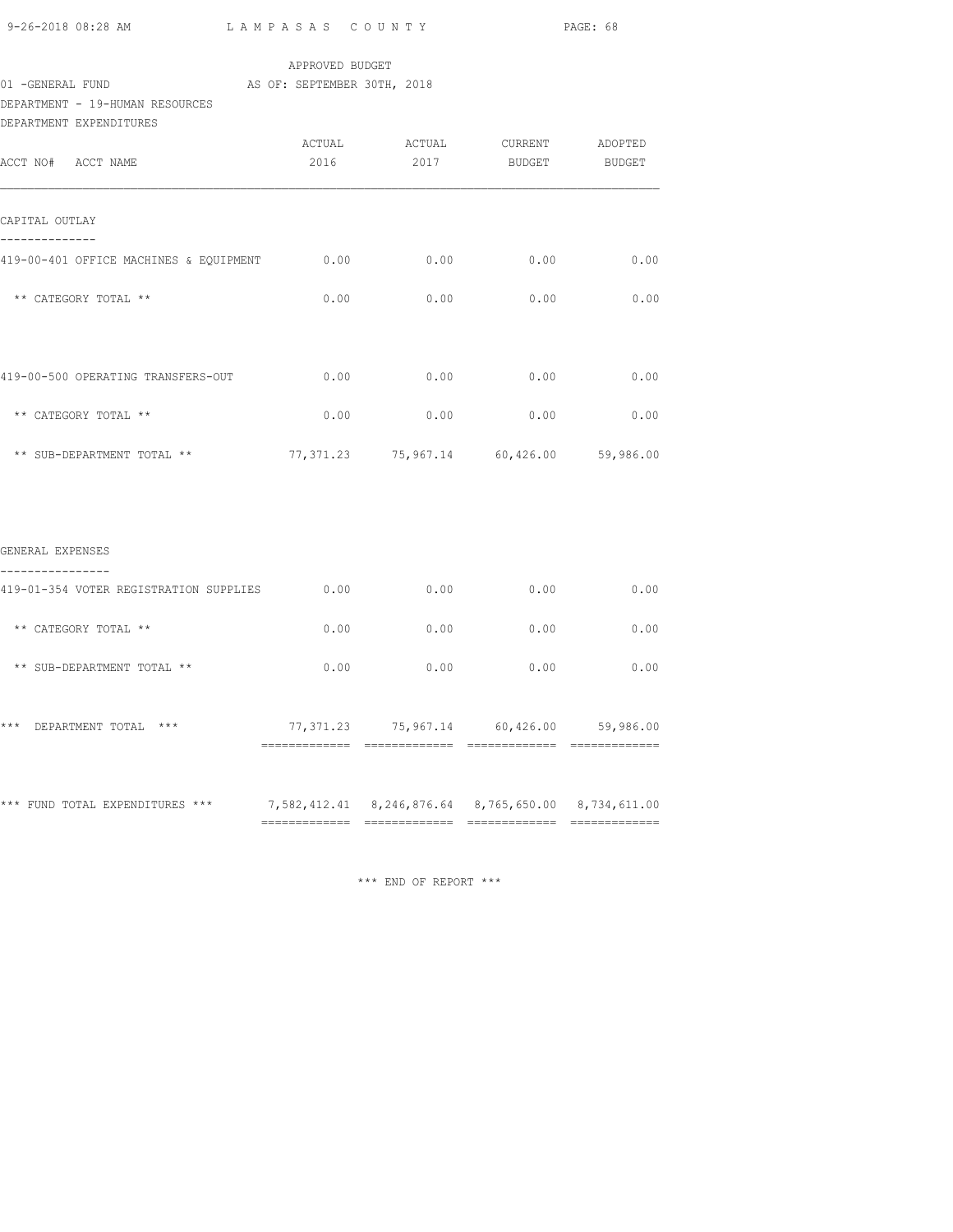APPROVED BUDGET

01 -GENERAL FUND AS OF: SEPTEMBER 30TH, 2018

DEPARTMENT - 19-HUMAN RESOURCES

DEPARTMENT EXPENDITURES

| ACCT NO# ACCT NAME | ACTUAL 2016 | ACTUAL 2017 | CURRENT BUDGET | ADOPTED BUDGET |
|---|---|---|---|---|
| **CAPITAL OUTLAY** | | | | |
| 419-00-401 OFFICE MACHINES & EQUIPMENT | 0.00 | 0.00 | 0.00 | 0.00 |
| ** CATEGORY TOTAL ** | 0.00 | 0.00 | 0.00 | 0.00 |
| 419-00-500 OPERATING TRANSFERS-OUT | 0.00 | 0.00 | 0.00 | 0.00 |
| ** CATEGORY TOTAL ** | 0.00 | 0.00 | 0.00 | 0.00 |
| ** SUB-DEPARTMENT TOTAL ** | 77,371.23 | 75,967.14 | 60,426.00 | 59,986.00 |
| **GENERAL EXPENSES** | | | | |
| 419-01-354 VOTER REGISTRATION SUPPLIES | 0.00 | 0.00 | 0.00 | 0.00 |
| ** CATEGORY TOTAL ** | 0.00 | 0.00 | 0.00 | 0.00 |
| ** SUB-DEPARTMENT TOTAL ** | 0.00 | 0.00 | 0.00 | 0.00 |
| *** DEPARTMENT TOTAL *** | 77,371.23 | 75,967.14 | 60,426.00 | 59,986.00 |
| *** FUND TOTAL EXPENDITURES *** | 7,582,412.41 | 8,246,876.64 | 8,765,650.00 | 8,734,611.00 |

*** END OF REPORT ***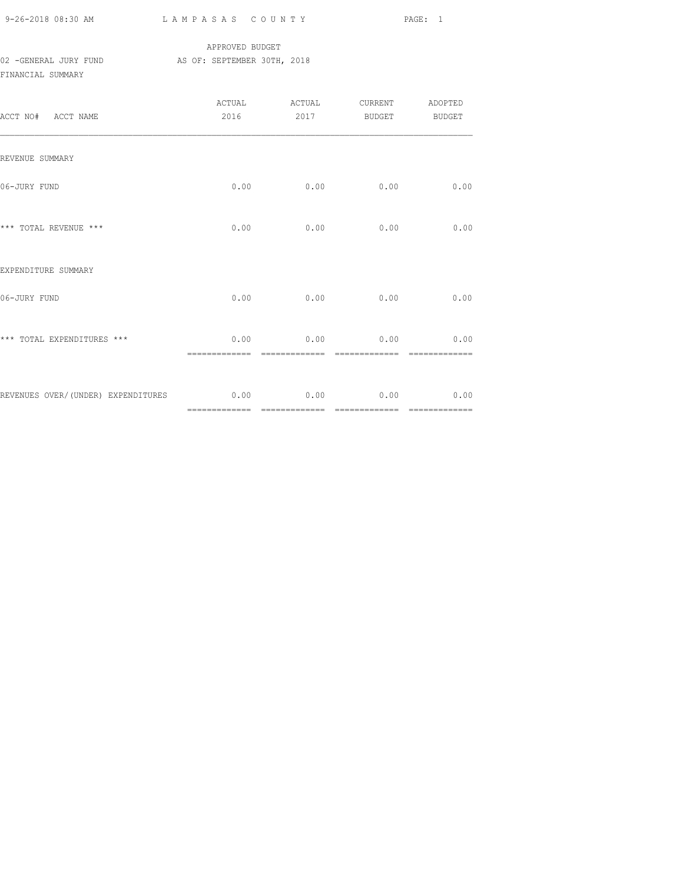APPROVED BUDGET

02 -GENERAL JURY FUND AS OF: SEPTEMBER 30TH, 2018

FINANCIAL SUMMARY

| ACCT NO# ACCT NAME | ACTUAL 2016 | ACTUAL 2017 | CURRENT BUDGET | ADOPTED BUDGET |
|---|---|---|---|---|
| REVENUE SUMMARY | | | | |
| 06-JURY FUND | 0.00 | 0.00 | 0.00 | 0.00 |
| *** TOTAL REVENUE *** | 0.00 | 0.00 | 0.00 | 0.00 |
| EXPENDITURE SUMMARY | | | | |
| 06-JURY FUND | 0.00 | 0.00 | 0.00 | 0.00 |
| *** TOTAL EXPENDITURES *** | 0.00 | 0.00 | 0.00 | 0.00 |
| REVENUES OVER/(UNDER) EXPENDITURES | 0.00 | 0.00 | 0.00 | 0.00 |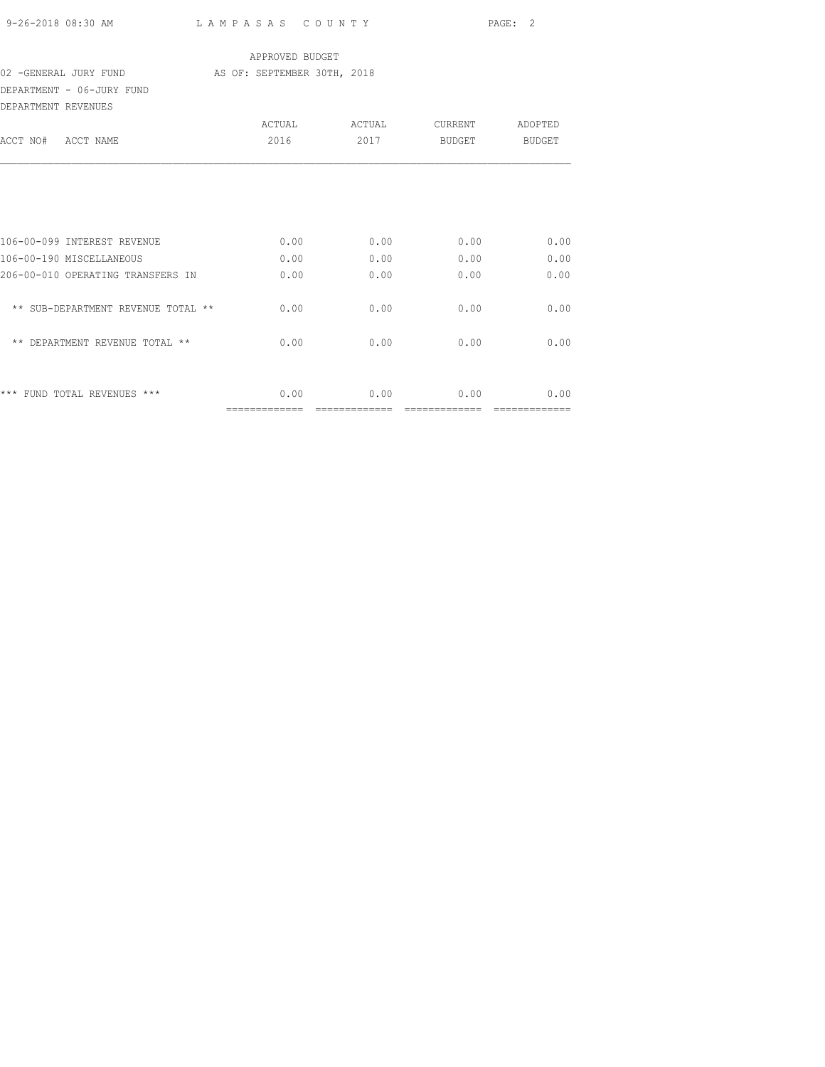APPROVED BUDGET

02 -GENERAL JURY FUND AS OF: SEPTEMBER 30TH, 2018

DEPARTMENT - 06-JURY FUND

DEPARTMENT REVENUES

| ACCT NO# ACCT NAME | ACTUAL 2016 | ACTUAL 2017 | CURRENT BUDGET | ADOPTED BUDGET |
|---|---|---|---|---|
| 106-00-099 INTEREST REVENUE | 0.00 | 0.00 | 0.00 | 0.00 |
| 106-00-190 MISCELLANEOUS | 0.00 | 0.00 | 0.00 | 0.00 |
| 206-00-010 OPERATING TRANSFERS IN | 0.00 | 0.00 | 0.00 | 0.00 |
| ** SUB-DEPARTMENT REVENUE TOTAL ** | 0.00 | 0.00 | 0.00 | 0.00 |
| ** DEPARTMENT REVENUE TOTAL ** | 0.00 | 0.00 | 0.00 | 0.00 |
| *** FUND TOTAL REVENUES *** | 0.00 | 0.00 | 0.00 | 0.00 |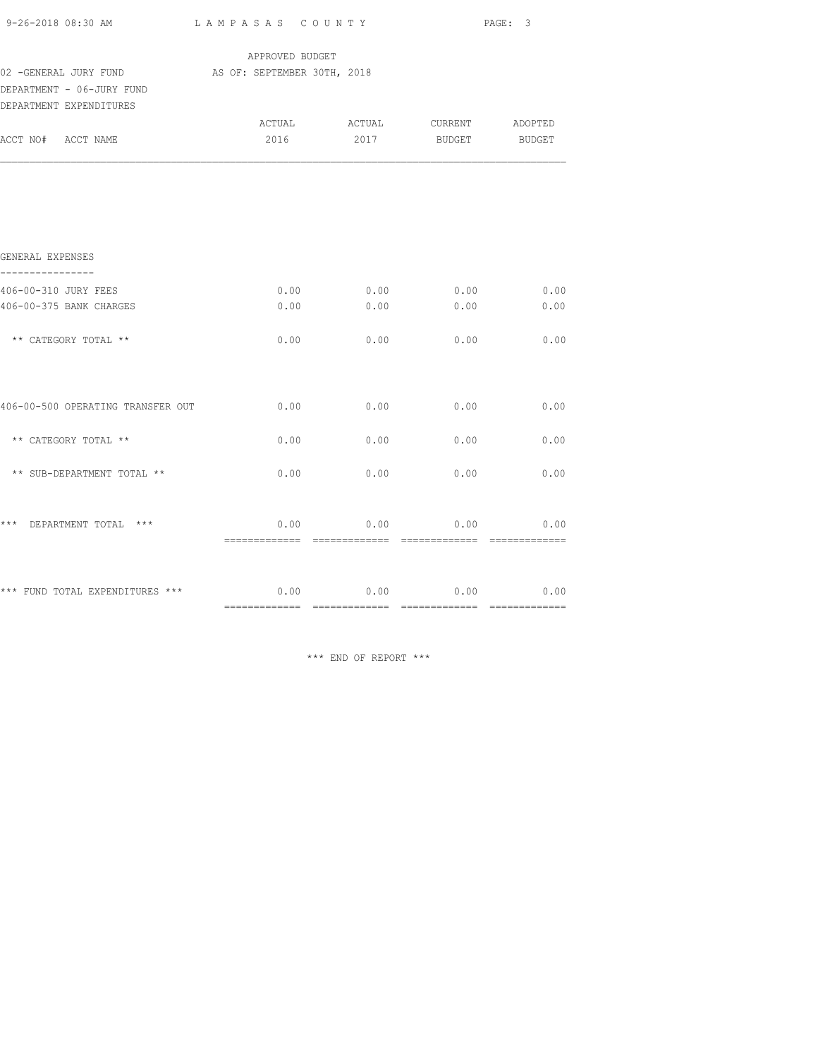APPROVED BUDGET

02 -GENERAL JURY FUND AS OF: SEPTEMBER 30TH, 2018

DEPARTMENT - 06-JURY FUND

DEPARTMENT EXPENDITURES

| ACCT NO# ACCT NAME | ACTUAL 2016 | ACTUAL 2017 | CURRENT BUDGET | ADOPTED BUDGET |
|---|---|---|---|---|
| GENERAL EXPENSES | | | | |
| 406-00-310 JURY FEES | 0.00 | 0.00 | 0.00 | 0.00 |
| 406-00-375 BANK CHARGES | 0.00 | 0.00 | 0.00 | 0.00 |
| ** CATEGORY TOTAL ** | 0.00 | 0.00 | 0.00 | 0.00 |
| 406-00-500 OPERATING TRANSFER OUT | 0.00 | 0.00 | 0.00 | 0.00 |
| ** CATEGORY TOTAL ** | 0.00 | 0.00 | 0.00 | 0.00 |
| ** SUB-DEPARTMENT TOTAL ** | 0.00 | 0.00 | 0.00 | 0.00 |
| *** DEPARTMENT TOTAL *** | 0.00 | 0.00 | 0.00 | 0.00 |
| *** FUND TOTAL EXPENDITURES *** | 0.00 | 0.00 | 0.00 | 0.00 |

*** END OF REPORT ***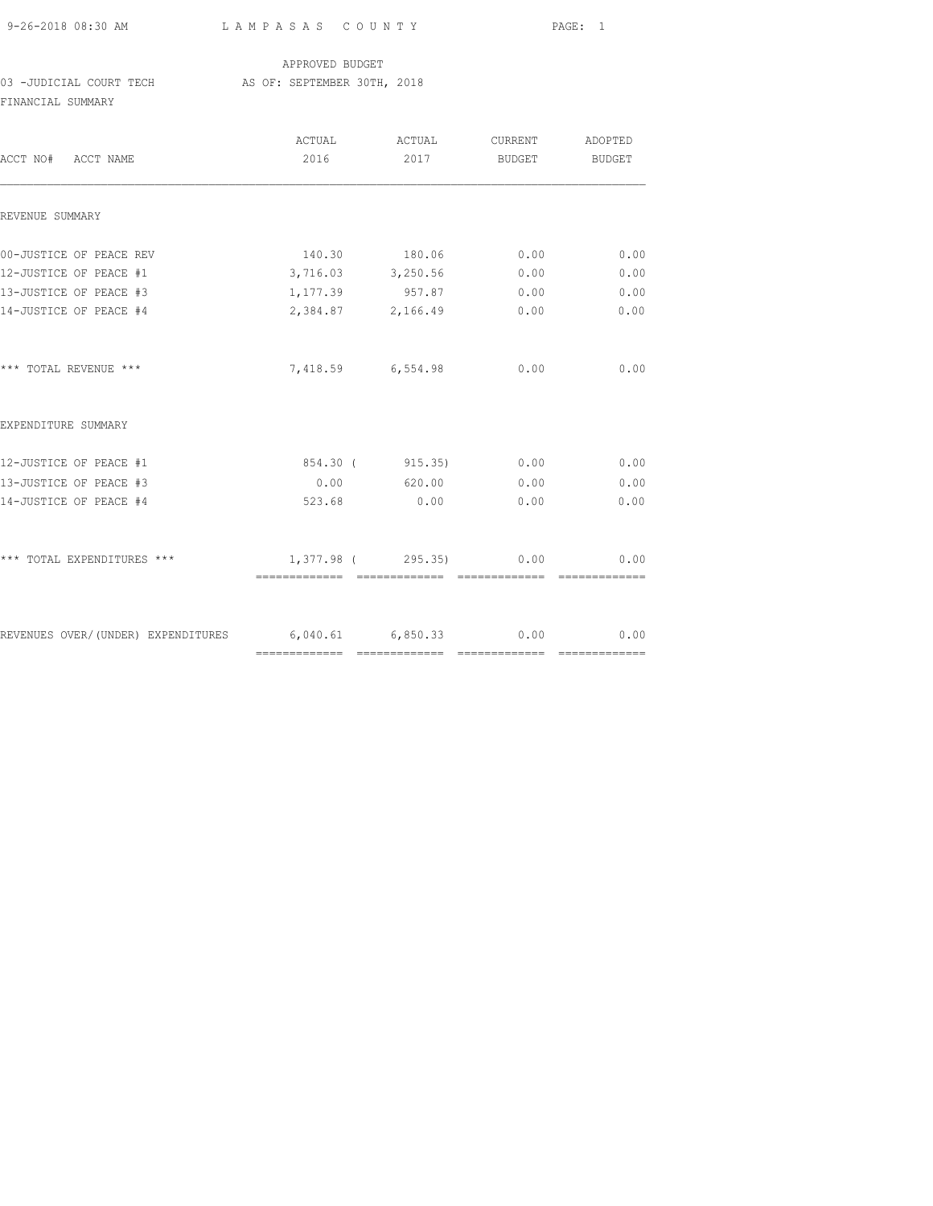APPROVED BUDGET

03 -JUDICIAL COURT TECH AS OF: SEPTEMBER 30TH, 2018

FINANCIAL SUMMARY

| ACCT NO# ACCT NAME | ACTUAL 2016 | ACTUAL 2017 | CURRENT BUDGET | ADOPTED BUDGET |
|---|---|---|---|---|
| REVENUE SUMMARY | | | | |
| 00-JUSTICE OF PEACE REV | 140.30 | 180.06 | 0.00 | 0.00 |
| 12-JUSTICE OF PEACE #1 | 3,716.03 | 3,250.56 | 0.00 | 0.00 |
| 13-JUSTICE OF PEACE #3 | 1,177.39 | 957.87 | 0.00 | 0.00 |
| 14-JUSTICE OF PEACE #4 | 2,384.87 | 2,166.49 | 0.00 | 0.00 |
| *** TOTAL REVENUE *** | 7,418.59 | 6,554.98 | 0.00 | 0.00 |
| EXPENDITURE SUMMARY | | | | |
| 12-JUSTICE OF PEACE #1 | 854.30 | ( 915.35) | 0.00 | 0.00 |
| 13-JUSTICE OF PEACE #3 | 0.00 | 620.00 | 0.00 | 0.00 |
| 14-JUSTICE OF PEACE #4 | 523.68 | 0.00 | 0.00 | 0.00 |
| *** TOTAL EXPENDITURES *** | 1,377.98 | ( 295.35) | 0.00 | 0.00 |
| REVENUES OVER/(UNDER) EXPENDITURES | 6,040.61 | 6,850.33 | 0.00 | 0.00 |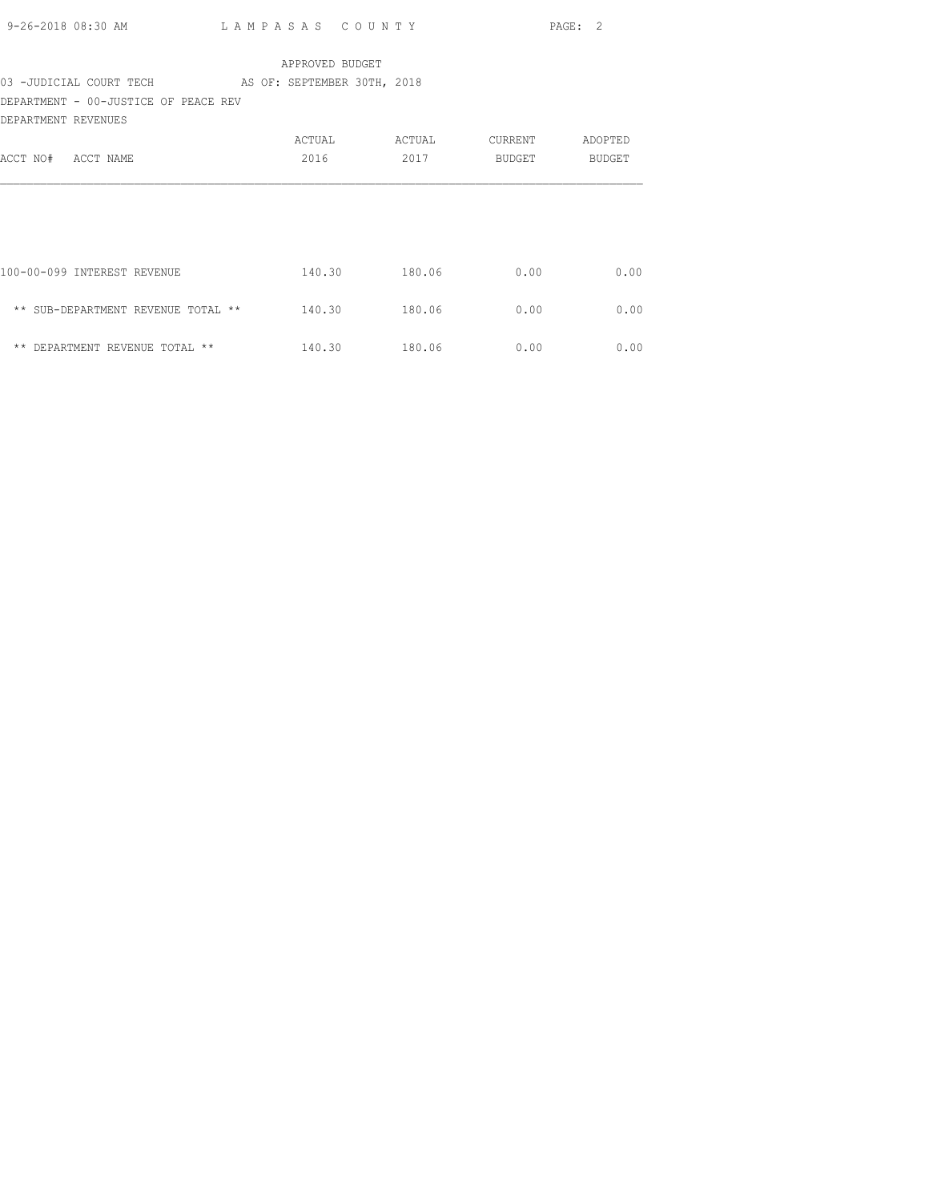APPROVED BUDGET

03 -JUDICIAL COURT TECH AS OF: SEPTEMBER 30TH, 2018

DEPARTMENT - 00-JUSTICE OF PEACE REV

DEPARTMENT REVENUES

| ACCT NO# ACCT NAME | ACTUAL 2016 | ACTUAL 2017 | CURRENT BUDGET | ADOPTED BUDGET |
|---|---|---|---|---|
| 100-00-099 INTEREST REVENUE | 140.30 | 180.06 | 0.00 | 0.00 |
| ** SUB-DEPARTMENT REVENUE TOTAL ** | 140.30 | 180.06 | 0.00 | 0.00 |
| ** DEPARTMENT REVENUE TOTAL ** | 140.30 | 180.06 | 0.00 | 0.00 |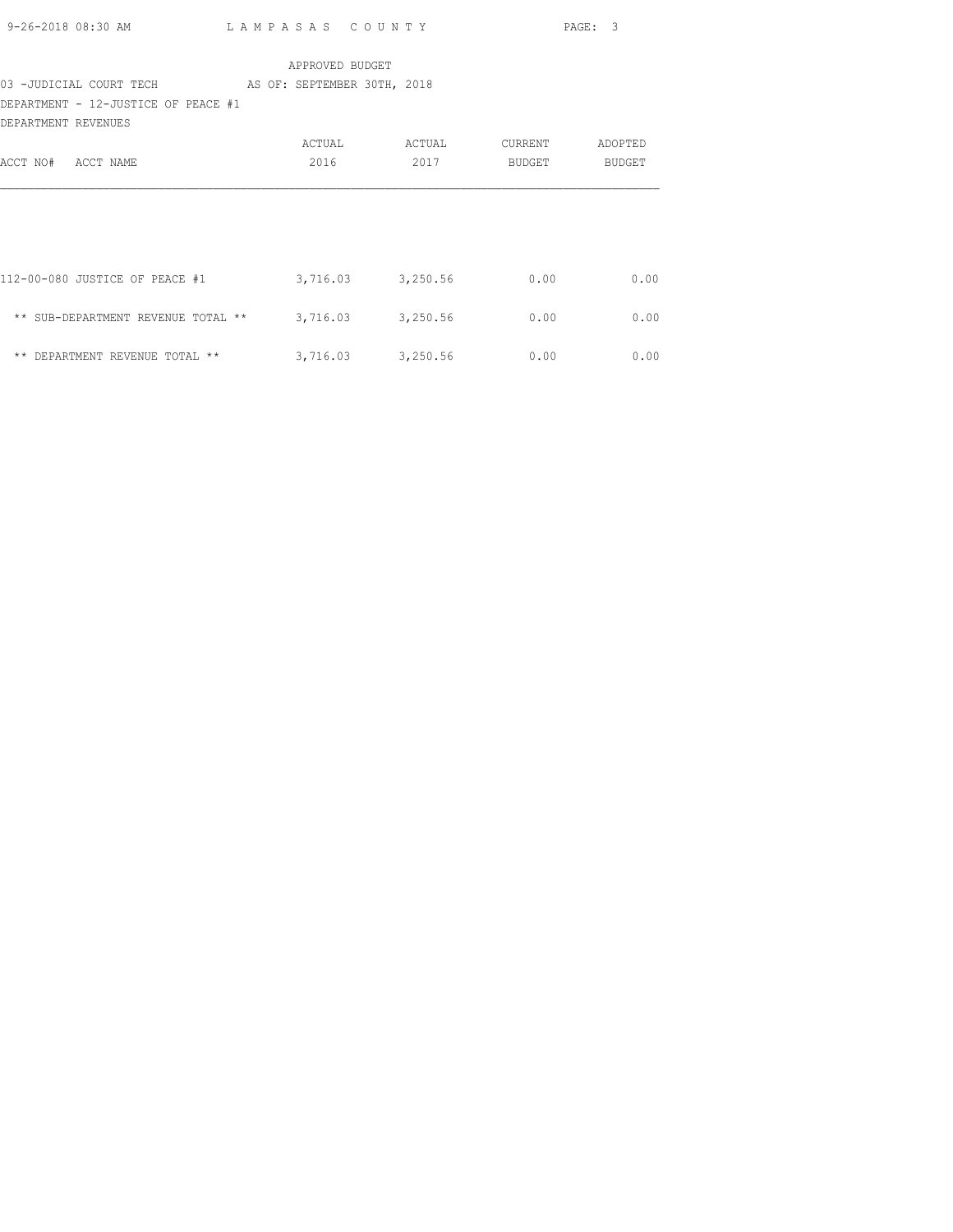APPROVED BUDGET

03 -JUDICIAL COURT TECH AS OF: SEPTEMBER 30TH, 2018

DEPARTMENT - 12-JUSTICE OF PEACE #1

DEPARTMENT REVENUES

| ACCT NO# ACCT NAME | ACTUAL 2016 | ACTUAL 2017 | CURRENT BUDGET | ADOPTED BUDGET |
|---|---|---|---|---|
| 112-00-080 JUSTICE OF PEACE #1 | 3,716.03 | 3,250.56 | 0.00 | 0.00 |
| ** SUB-DEPARTMENT REVENUE TOTAL ** | 3,716.03 | 3,250.56 | 0.00 | 0.00 |
| ** DEPARTMENT REVENUE TOTAL ** | 3,716.03 | 3,250.56 | 0.00 | 0.00 |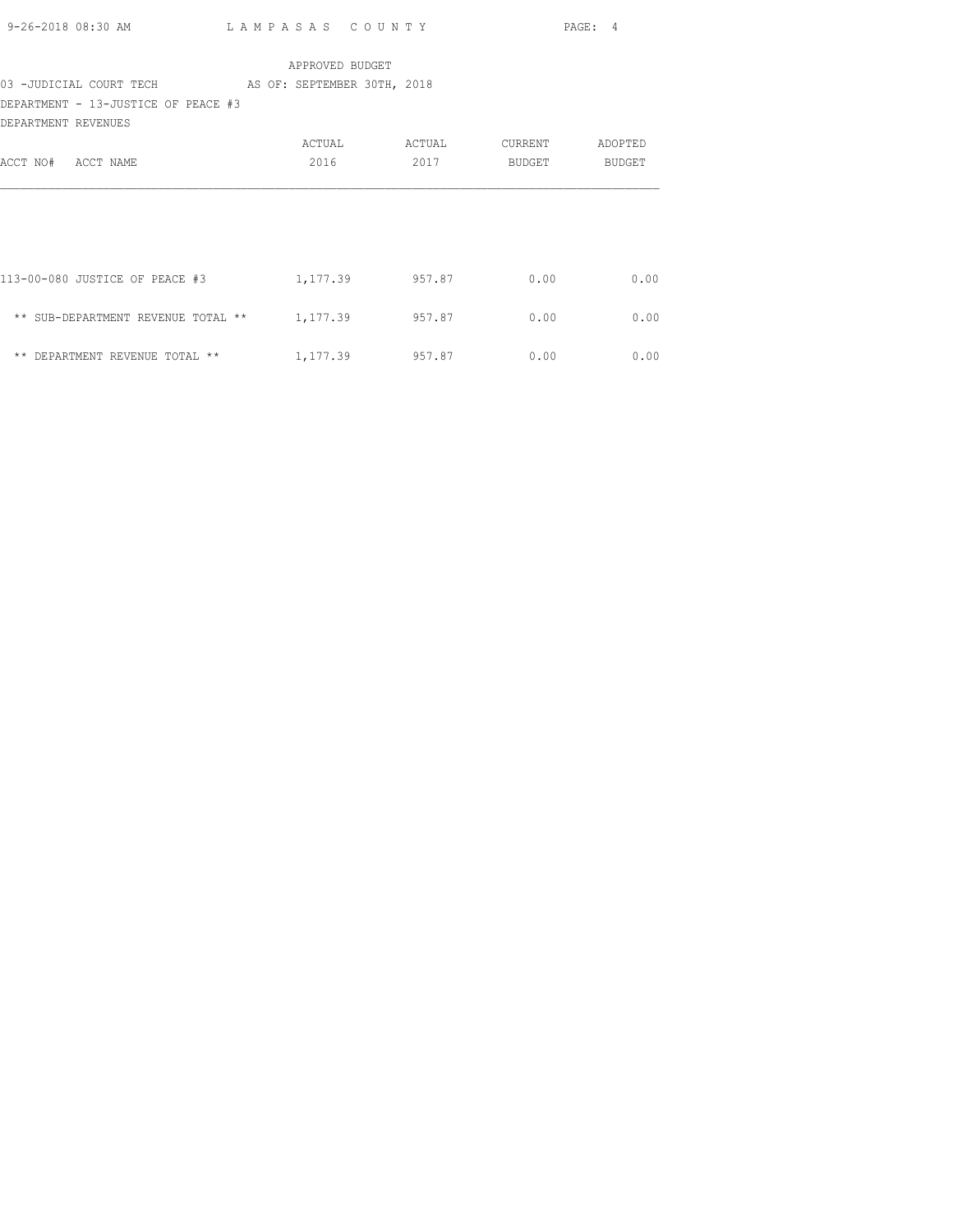APPROVED BUDGET

03 -JUDICIAL COURT TECH AS OF: SEPTEMBER 30TH, 2018

DEPARTMENT - 13-JUSTICE OF PEACE #3

DEPARTMENT REVENUES

| ACCT NO# ACCT NAME | ACTUAL 2016 | ACTUAL 2017 | CURRENT BUDGET | ADOPTED BUDGET |
|---|---|---|---|---|
| 113-00-080 JUSTICE OF PEACE #3 | 1,177.39 | 957.87 | 0.00 | 0.00 |
| ** SUB-DEPARTMENT REVENUE TOTAL ** | 1,177.39 | 957.87 | 0.00 | 0.00 |
| ** DEPARTMENT REVENUE TOTAL ** | 1,177.39 | 957.87 | 0.00 | 0.00 |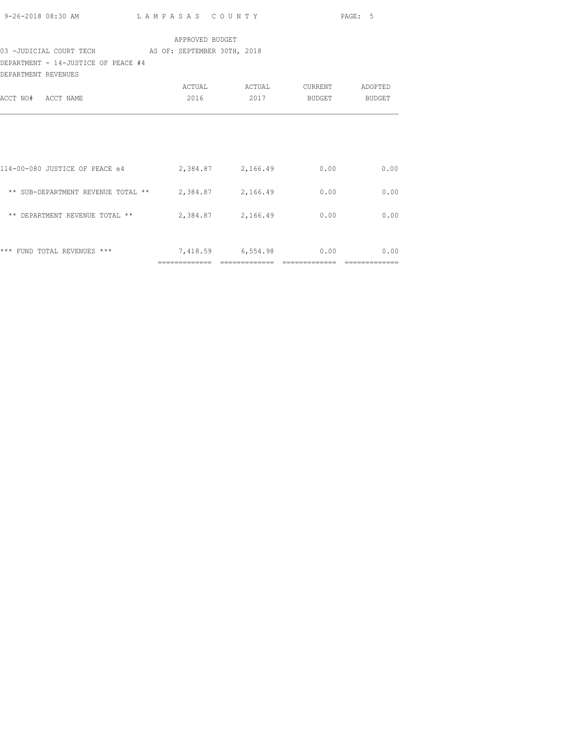APPROVED BUDGET

03 -JUDICIAL COURT TECH AS OF: SEPTEMBER 30TH, 2018

DEPARTMENT - 14-JUSTICE OF PEACE #4

DEPARTMENT REVENUES

| ACCT NO# ACCT NAME | ACTUAL 2016 | ACTUAL 2017 | CURRENT BUDGET | ADOPTED BUDGET |
|---|---|---|---|---|
| 114-00-080 JUSTICE OF PEACE e4 | 2,384.87 | 2,166.49 | 0.00 | 0.00 |
| ** SUB-DEPARTMENT REVENUE TOTAL ** | 2,384.87 | 2,166.49 | 0.00 | 0.00 |
| ** DEPARTMENT REVENUE TOTAL ** | 2,384.87 | 2,166.49 | 0.00 | 0.00 |
| *** FUND TOTAL REVENUES *** | 7,418.59 | 6,554.98 | 0.00 | 0.00 |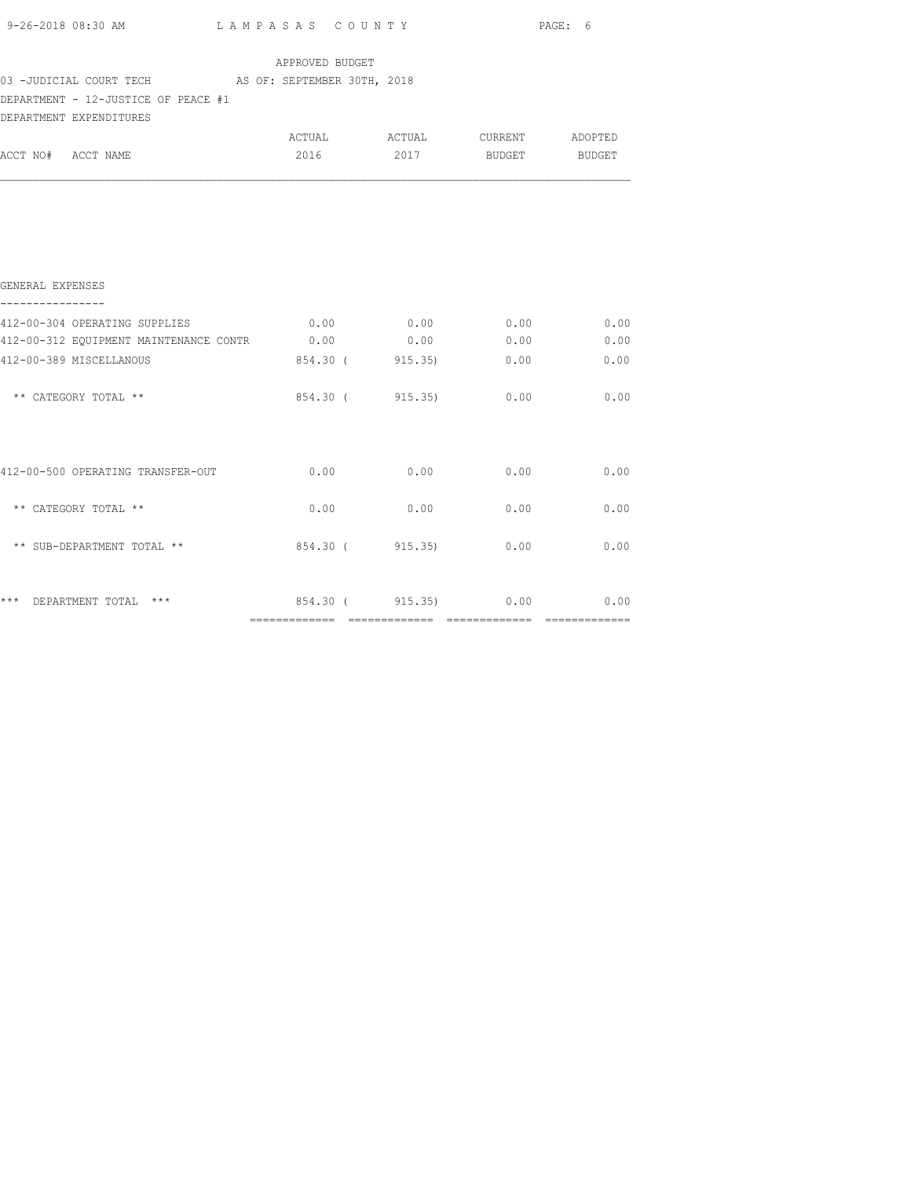LAMPASAS COUNTY

APPROVED BUDGET

03 -JUDICIAL COURT TECH AS OF: SEPTEMBER 30TH, 2018

DEPARTMENT - 12-JUSTICE OF PEACE #1

DEPARTMENT EXPENDITURES

| ACCT NO# ACCT NAME | ACTUAL 2016 | ACTUAL 2017 | CURRENT BUDGET | ADOPTED BUDGET |
|---|---|---|---|---|
| **GENERAL EXPENSES** | | | | |
| 412-00-304 OPERATING SUPPLIES | 0.00 | 0.00 | 0.00 | 0.00 |
| 412-00-312 EQUIPMENT MAINTENANCE CONTR | 0.00 | 0.00 | 0.00 | 0.00 |
| 412-00-389 MISCELLANOUS | 854.30 | ( 915.35) | 0.00 | 0.00 |
| ** CATEGORY TOTAL ** | 854.30 | ( 915.35) | 0.00 | 0.00 |
| 412-00-500 OPERATING TRANSFER-OUT | 0.00 | 0.00 | 0.00 | 0.00 |
| ** CATEGORY TOTAL ** | 0.00 | 0.00 | 0.00 | 0.00 |
| ** SUB-DEPARTMENT TOTAL ** | 854.30 | ( 915.35) | 0.00 | 0.00 |
| *** DEPARTMENT TOTAL *** | 854.30 | ( 915.35) | 0.00 | 0.00 |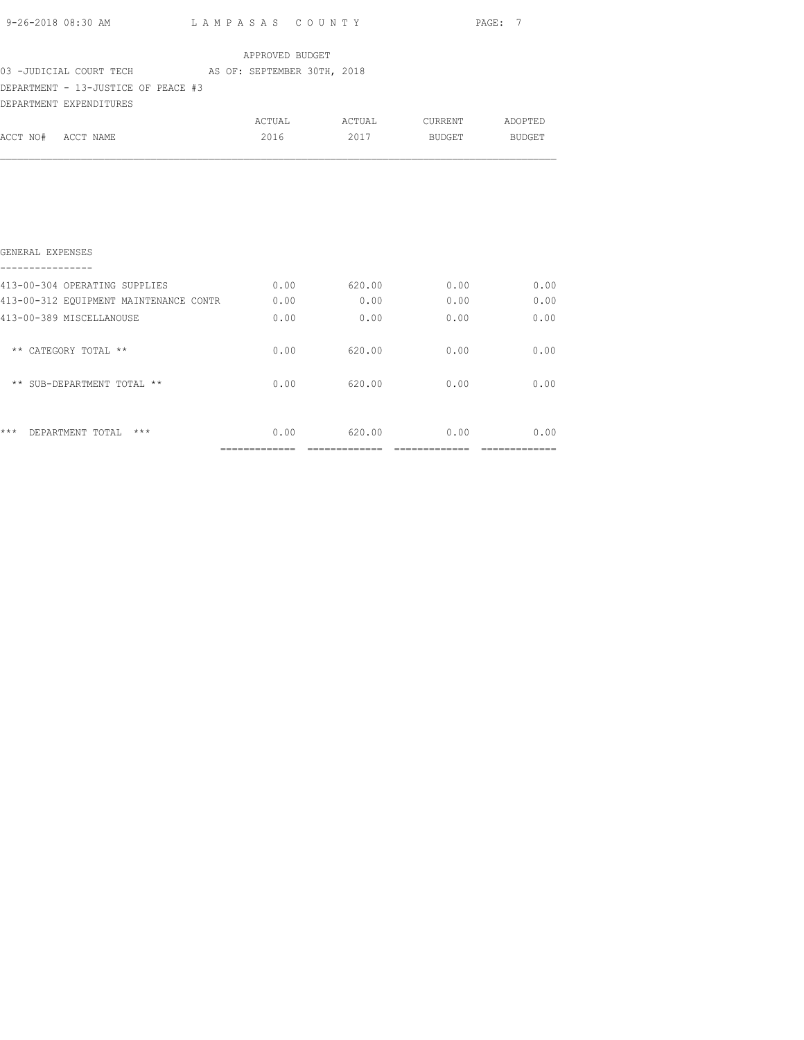APPROVED BUDGET

03 -JUDICIAL COURT TECH AS OF: SEPTEMBER 30TH, 2018

DEPARTMENT - 13-JUSTICE OF PEACE #3

DEPARTMENT EXPENDITURES

| ACCT NO# ACCT NAME | ACTUAL 2016 | ACTUAL 2017 | CURRENT BUDGET | ADOPTED BUDGET |
|---|---|---|---|---|
| **GENERAL EXPENSES** | | | | |
| 413-00-304 OPERATING SUPPLIES | 0.00 | 620.00 | 0.00 | 0.00 |
| 413-00-312 EQUIPMENT MAINTENANCE CONTR | 0.00 | 0.00 | 0.00 | 0.00 |
| 413-00-389 MISCELLANOUSE | 0.00 | 0.00 | 0.00 | 0.00 |
| ** CATEGORY TOTAL ** | 0.00 | 620.00 | 0.00 | 0.00 |
| ** SUB-DEPARTMENT TOTAL ** | 0.00 | 620.00 | 0.00 | 0.00 |
| *** DEPARTMENT TOTAL *** | 0.00 | 620.00 | 0.00 | 0.00 |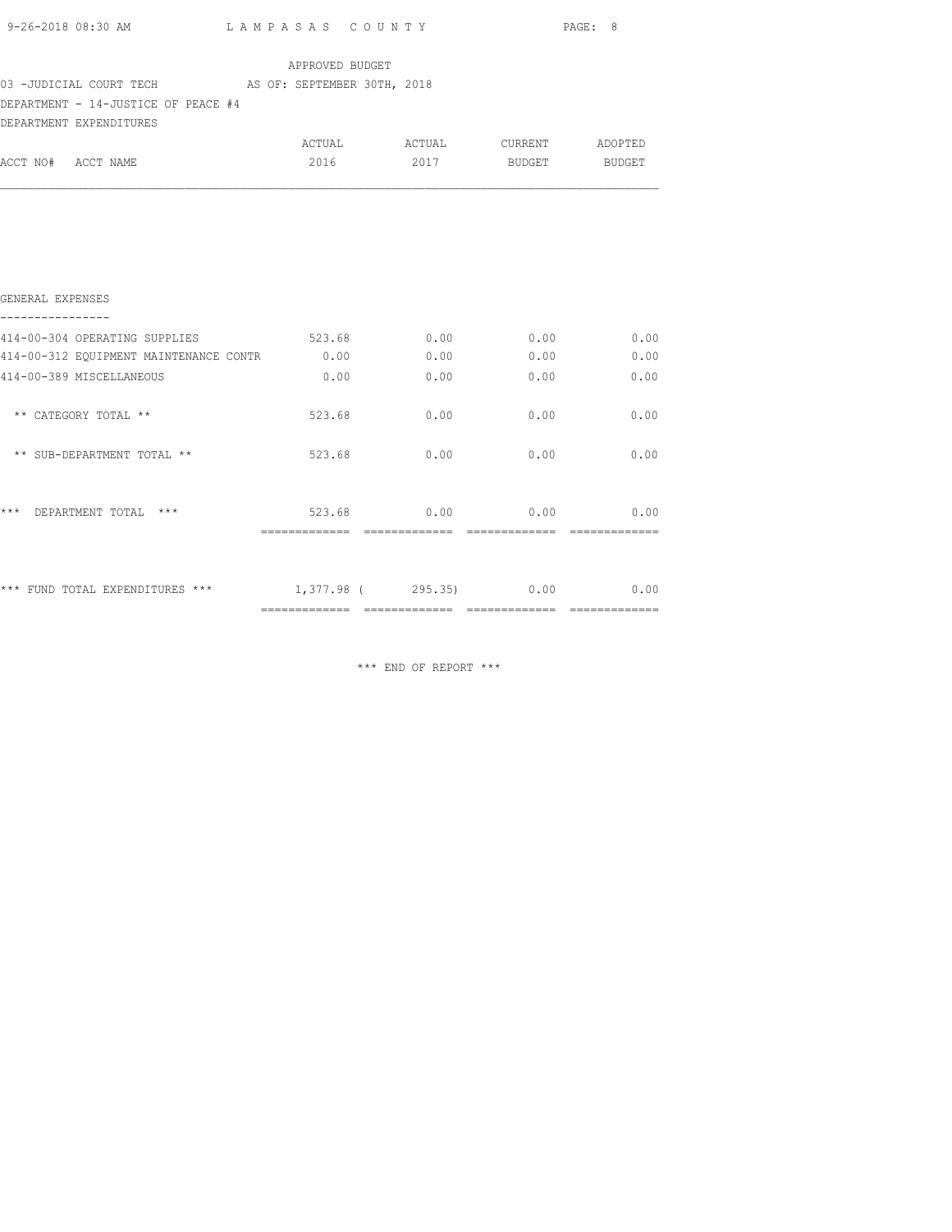APPROVED BUDGET

03 -JUDICIAL COURT TECH AS OF: SEPTEMBER 30TH, 2018

DEPARTMENT - 14-JUSTICE OF PEACE #4

DEPARTMENT EXPENDITURES

| ACCT NO# ACCT NAME | ACTUAL 2016 | ACTUAL 2017 | CURRENT BUDGET | ADOPTED BUDGET |
|---|---|---|---|---|
| GENERAL EXPENSES | | | | |
| 414-00-304 OPERATING SUPPLIES | 523.68 | 0.00 | 0.00 | 0.00 |
| 414-00-312 EQUIPMENT MAINTENANCE CONTR | 0.00 | 0.00 | 0.00 | 0.00 |
| 414-00-389 MISCELLANEOUS | 0.00 | 0.00 | 0.00 | 0.00 |
| ** CATEGORY TOTAL ** | 523.68 | 0.00 | 0.00 | 0.00 |
| ** SUB-DEPARTMENT TOTAL ** | 523.68 | 0.00 | 0.00 | 0.00 |
| *** DEPARTMENT TOTAL *** | 523.68 | 0.00 | 0.00 | 0.00 |
| *** FUND TOTAL EXPENDITURES *** | 1,377.98 | ( 295.35) | 0.00 | 0.00 |

*** END OF REPORT ***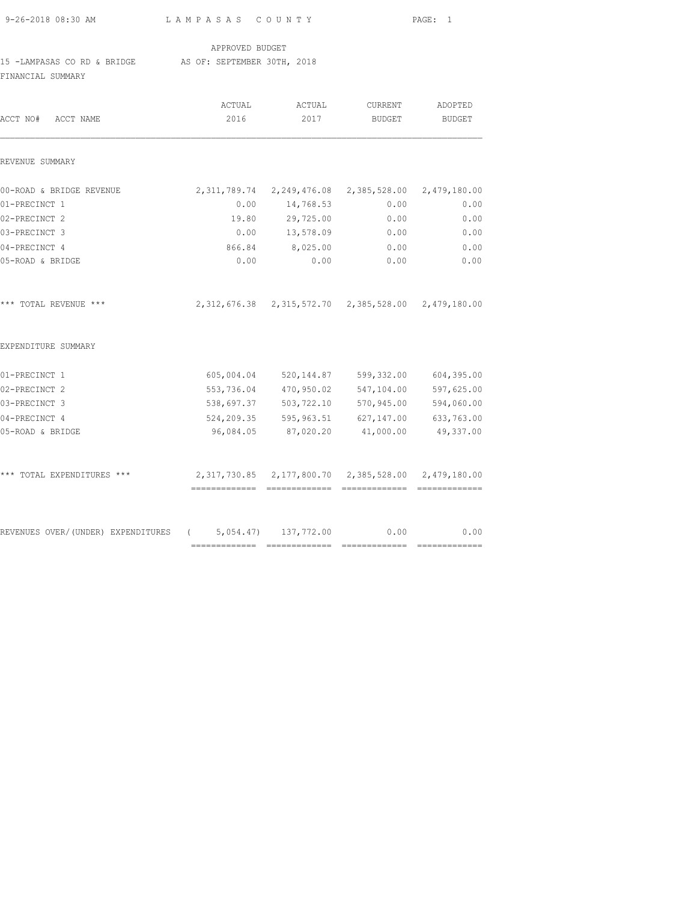APPROVED BUDGET

15 -LAMPASAS CO RD & BRIDGE AS OF: SEPTEMBER 30TH, 2018

FINANCIAL SUMMARY

| ACCT NO# ACCT NAME | ACTUAL 2016 | ACTUAL 2017 | CURRENT BUDGET | ADOPTED BUDGET |
|---|---|---|---|---|
| REVENUE SUMMARY | | | | |
| 00-ROAD & BRIDGE REVENUE | 2,311,789.74 | 2,249,476.08 | 2,385,528.00 | 2,479,180.00 |
| 01-PRECINCT 1 | 0.00 | 14,768.53 | 0.00 | 0.00 |
| 02-PRECINCT 2 | 19.80 | 29,725.00 | 0.00 | 0.00 |
| 03-PRECINCT 3 | 0.00 | 13,578.09 | 0.00 | 0.00 |
| 04-PRECINCT 4 | 866.84 | 8,025.00 | 0.00 | 0.00 |
| 05-ROAD & BRIDGE | 0.00 | 0.00 | 0.00 | 0.00 |
| *** TOTAL REVENUE *** | 2,312,676.38 | 2,315,572.70 | 2,385,528.00 | 2,479,180.00 |
| EXPENDITURE SUMMARY | | | | |
| 01-PRECINCT 1 | 605,004.04 | 520,144.87 | 599,332.00 | 604,395.00 |
| 02-PRECINCT 2 | 553,736.04 | 470,950.02 | 547,104.00 | 597,625.00 |
| 03-PRECINCT 3 | 538,697.37 | 503,722.10 | 570,945.00 | 594,060.00 |
| 04-PRECINCT 4 | 524,209.35 | 595,963.51 | 627,147.00 | 633,763.00 |
| 05-ROAD & BRIDGE | 96,084.05 | 87,020.20 | 41,000.00 | 49,337.00 |
| *** TOTAL EXPENDITURES *** | 2,317,730.85 | 2,177,800.70 | 2,385,528.00 | 2,479,180.00 |
| REVENUES OVER/(UNDER) EXPENDITURES | ( 5,054.47) | 137,772.00 | 0.00 | 0.00 |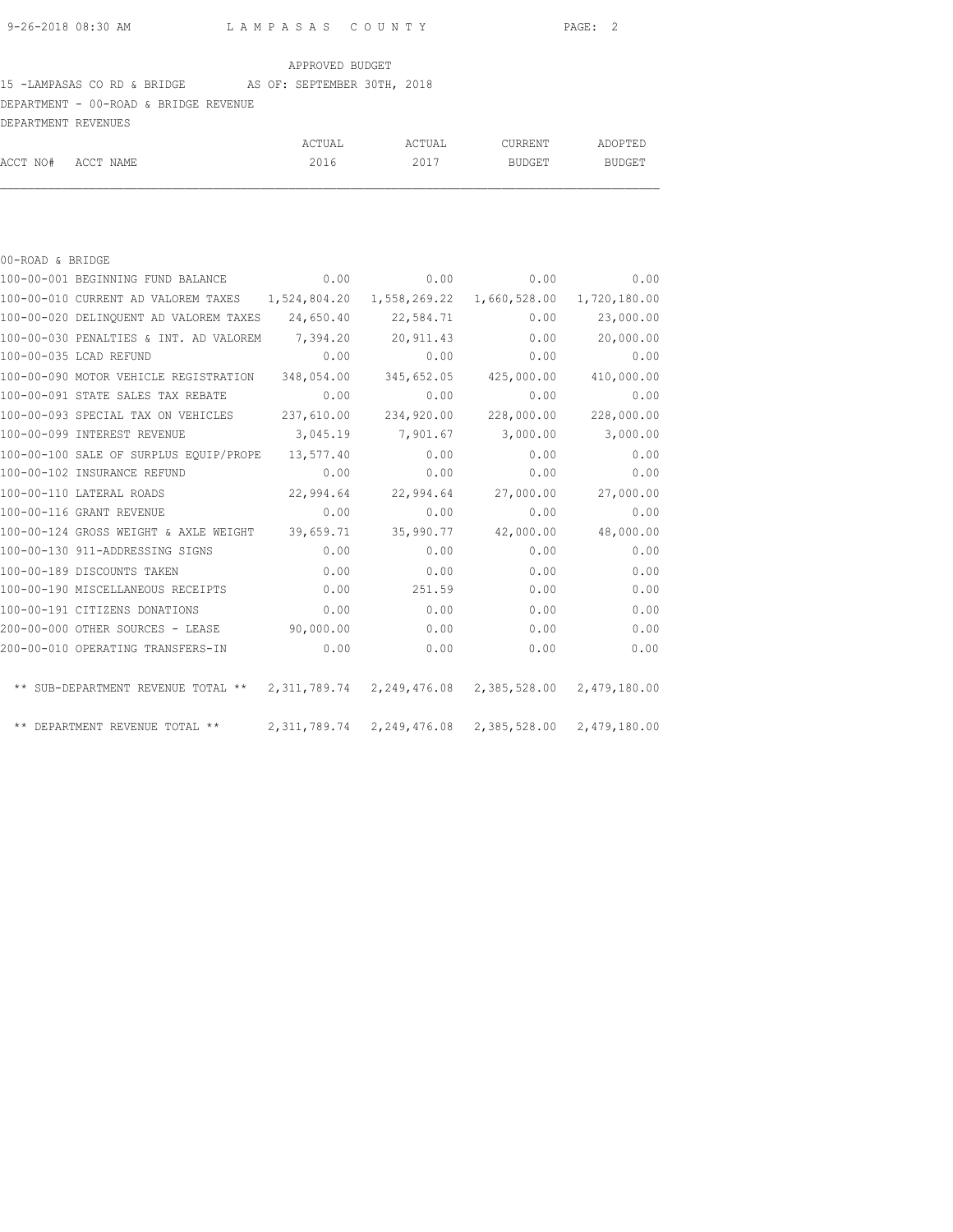APPROVED BUDGET

15 -LAMPASAS CO RD & BRIDGE    AS OF: SEPTEMBER 30TH, 2018

DEPARTMENT - 00-ROAD & BRIDGE REVENUE

DEPARTMENT REVENUES

| ACCT NO# | ACCT NAME | ACTUAL 2016 | ACTUAL 2017 | CURRENT BUDGET | ADOPTED BUDGET |
|---|---|---|---|---|---|
| 00-ROAD & BRIDGE | | | | | |
| 100-00-001 | BEGINNING FUND BALANCE | 0.00 | 0.00 | 0.00 | 0.00 |
| 100-00-010 | CURRENT AD VALOREM TAXES | 1,524,804.20 | 1,558,269.22 | 1,660,528.00 | 1,720,180.00 |
| 100-00-020 | DELINQUENT AD VALOREM TAXES | 24,650.40 | 22,584.71 | 0.00 | 23,000.00 |
| 100-00-030 | PENALTIES & INT. AD VALOREM | 7,394.20 | 20,911.43 | 0.00 | 20,000.00 |
| 100-00-035 | LCAD REFUND | 0.00 | 0.00 | 0.00 | 0.00 |
| 100-00-090 | MOTOR VEHICLE REGISTRATION | 348,054.00 | 345,652.05 | 425,000.00 | 410,000.00 |
| 100-00-091 | STATE SALES TAX REBATE | 0.00 | 0.00 | 0.00 | 0.00 |
| 100-00-093 | SPECIAL TAX ON VEHICLES | 237,610.00 | 234,920.00 | 228,000.00 | 228,000.00 |
| 100-00-099 | INTEREST REVENUE | 3,045.19 | 7,901.67 | 3,000.00 | 3,000.00 |
| 100-00-100 | SALE OF SURPLUS EQUIP/PROPE | 13,577.40 | 0.00 | 0.00 | 0.00 |
| 100-00-102 | INSURANCE REFUND | 0.00 | 0.00 | 0.00 | 0.00 |
| 100-00-110 | LATERAL ROADS | 22,994.64 | 22,994.64 | 27,000.00 | 27,000.00 |
| 100-00-116 | GRANT REVENUE | 0.00 | 0.00 | 0.00 | 0.00 |
| 100-00-124 | GROSS WEIGHT & AXLE WEIGHT | 39,659.71 | 35,990.77 | 42,000.00 | 48,000.00 |
| 100-00-130 | 911-ADDRESSING SIGNS | 0.00 | 0.00 | 0.00 | 0.00 |
| 100-00-189 | DISCOUNTS TAKEN | 0.00 | 0.00 | 0.00 | 0.00 |
| 100-00-190 | MISCELLANEOUS RECEIPTS | 0.00 | 251.59 | 0.00 | 0.00 |
| 100-00-191 | CITIZENS DONATIONS | 0.00 | 0.00 | 0.00 | 0.00 |
| 200-00-000 | OTHER SOURCES - LEASE | 90,000.00 | 0.00 | 0.00 | 0.00 |
| 200-00-010 | OPERATING TRANSFERS-IN | 0.00 | 0.00 | 0.00 | 0.00 |
| | ** SUB-DEPARTMENT REVENUE TOTAL ** | 2,311,789.74 | 2,249,476.08 | 2,385,528.00 | 2,479,180.00 |
| | ** DEPARTMENT REVENUE TOTAL ** | 2,311,789.74 | 2,249,476.08 | 2,385,528.00 | 2,479,180.00 |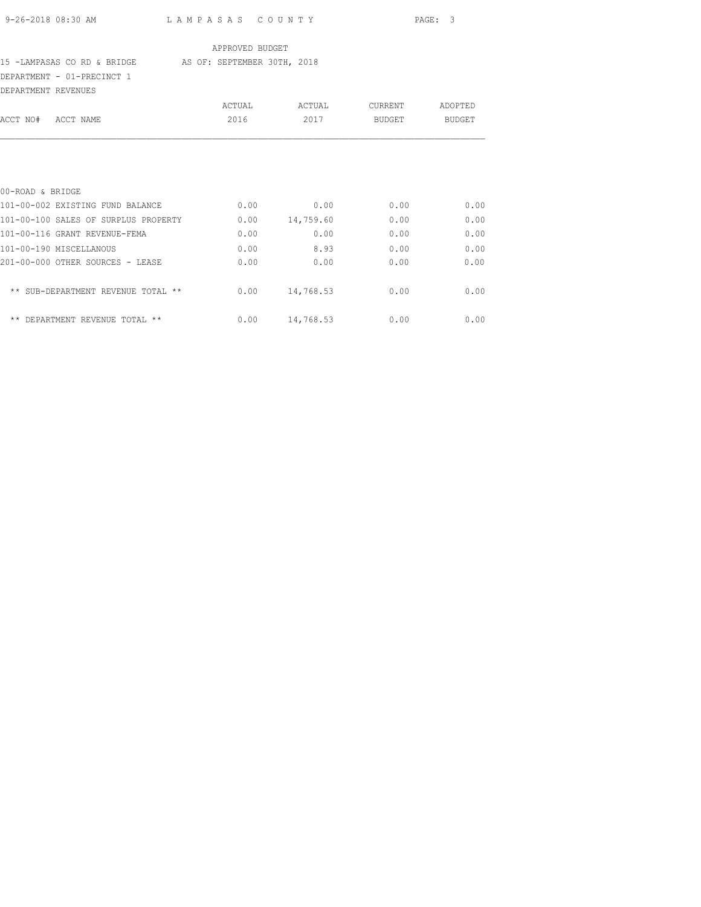APPROVED BUDGET

15 -LAMPASAS CO RD & BRIDGE    AS OF: SEPTEMBER 30TH, 2018

DEPARTMENT - 01-PRECINCT 1

DEPARTMENT REVENUES

| ACCT NO# ACCT NAME | ACTUAL 2016 | ACTUAL 2017 | CURRENT BUDGET | ADOPTED BUDGET |
|---|---|---|---|---|
| 00-ROAD & BRIDGE | | | | |
| 101-00-002 EXISTING FUND BALANCE | 0.00 | 0.00 | 0.00 | 0.00 |
| 101-00-100 SALES OF SURPLUS PROPERTY | 0.00 | 14,759.60 | 0.00 | 0.00 |
| 101-00-116 GRANT REVENUE-FEMA | 0.00 | 0.00 | 0.00 | 0.00 |
| 101-00-190 MISCELLANOUS | 0.00 | 8.93 | 0.00 | 0.00 |
| 201-00-000 OTHER SOURCES - LEASE | 0.00 | 0.00 | 0.00 | 0.00 |
| ** SUB-DEPARTMENT REVENUE TOTAL ** | 0.00 | 14,768.53 | 0.00 | 0.00 |
| ** DEPARTMENT REVENUE TOTAL ** | 0.00 | 14,768.53 | 0.00 | 0.00 |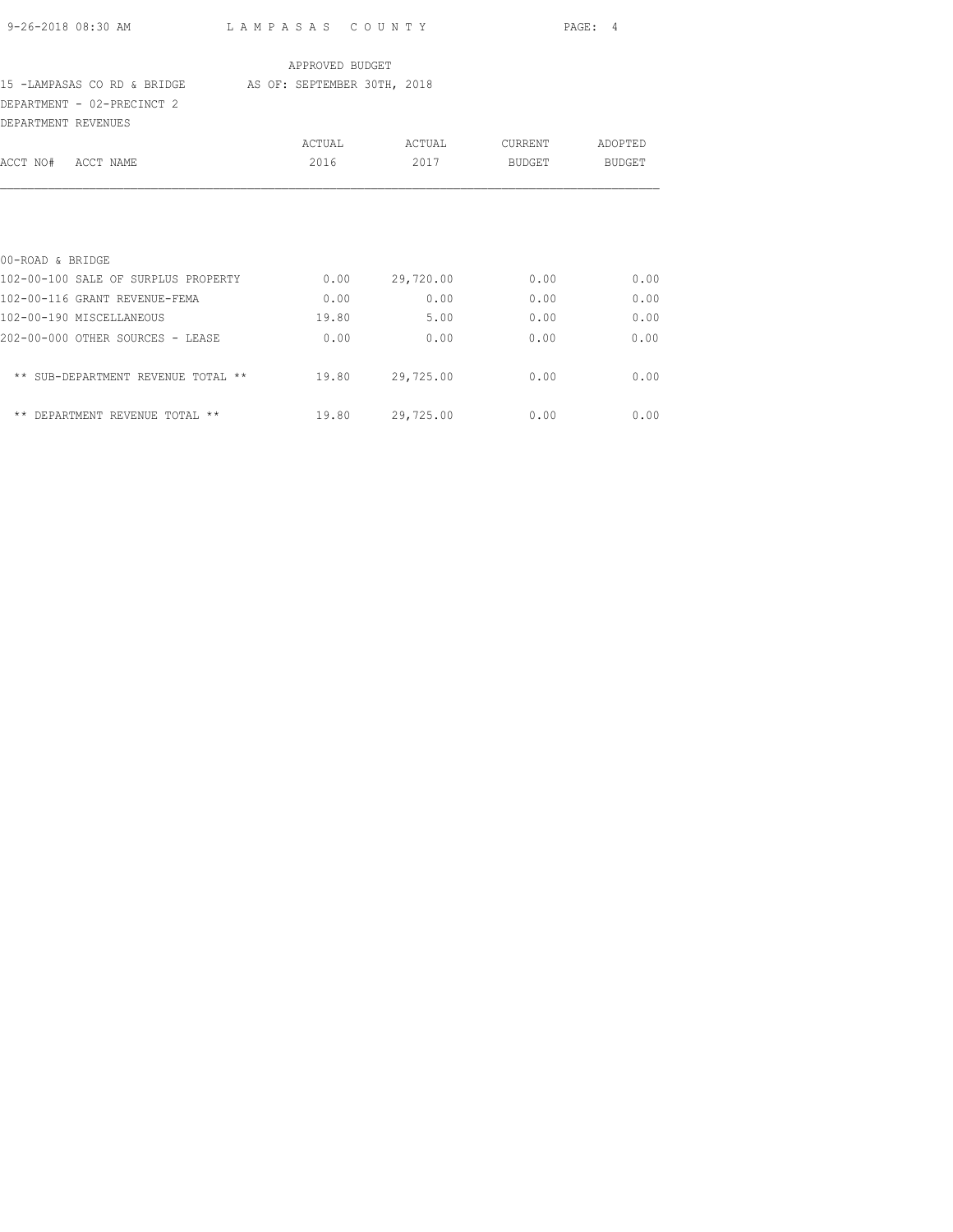APPROVED BUDGET

15 -LAMPASAS CO RD & BRIDGE AS OF: SEPTEMBER 30TH, 2018

DEPARTMENT - 02-PRECINCT 2

DEPARTMENT REVENUES

| ACCT NO# ACCT NAME | ACTUAL 2016 | ACTUAL 2017 | CURRENT BUDGET | ADOPTED BUDGET |
|---|---|---|---|---|
| 00-ROAD & BRIDGE | | | | |
| 102-00-100 SALE OF SURPLUS PROPERTY | 0.00 | 29,720.00 | 0.00 | 0.00 |
| 102-00-116 GRANT REVENUE-FEMA | 0.00 | 0.00 | 0.00 | 0.00 |
| 102-00-190 MISCELLANEOUS | 19.80 | 5.00 | 0.00 | 0.00 |
| 202-00-000 OTHER SOURCES - LEASE | 0.00 | 0.00 | 0.00 | 0.00 |
| ** SUB-DEPARTMENT REVENUE TOTAL ** | 19.80 | 29,725.00 | 0.00 | 0.00 |
| ** DEPARTMENT REVENUE TOTAL ** | 19.80 | 29,725.00 | 0.00 | 0.00 |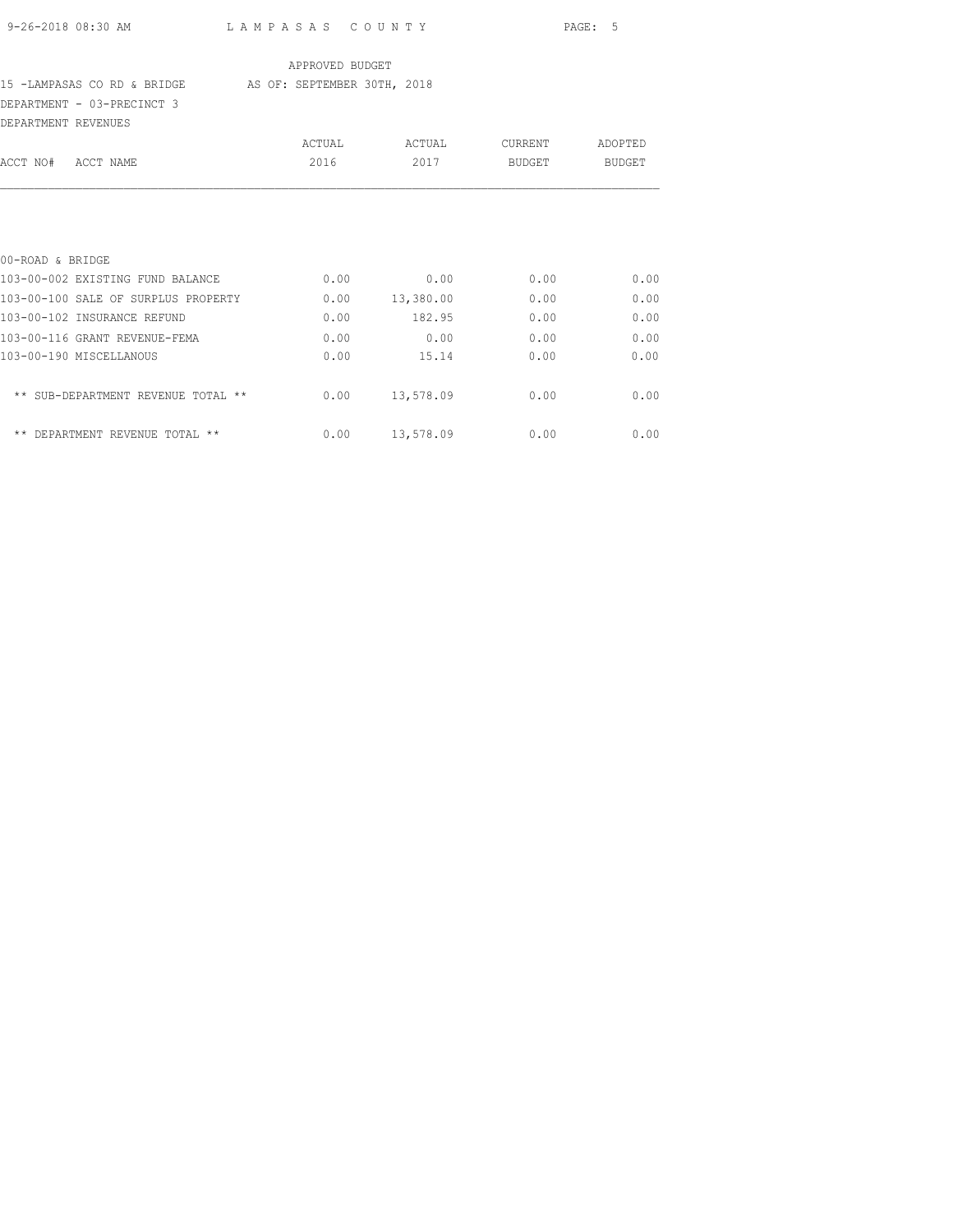LAMPASAS COUNTY

APPROVED BUDGET

15 -LAMPASAS CO RD & BRIDGE AS OF: SEPTEMBER 30TH, 2018

DEPARTMENT - 03-PRECINCT 3

DEPARTMENT REVENUES

| ACCT NO# ACCT NAME | ACTUAL 2016 | ACTUAL 2017 | CURRENT BUDGET | ADOPTED BUDGET |
|---|---|---|---|---|
| 00-ROAD & BRIDGE | | | | |
| 103-00-002 EXISTING FUND BALANCE | 0.00 | 0.00 | 0.00 | 0.00 |
| 103-00-100 SALE OF SURPLUS PROPERTY | 0.00 | 13,380.00 | 0.00 | 0.00 |
| 103-00-102 INSURANCE REFUND | 0.00 | 182.95 | 0.00 | 0.00 |
| 103-00-116 GRANT REVENUE-FEMA | 0.00 | 0.00 | 0.00 | 0.00 |
| 103-00-190 MISCELLANOUS | 0.00 | 15.14 | 0.00 | 0.00 |
| ** SUB-DEPARTMENT REVENUE TOTAL ** | 0.00 | 13,578.09 | 0.00 | 0.00 |
| ** DEPARTMENT REVENUE TOTAL ** | 0.00 | 13,578.09 | 0.00 | 0.00 |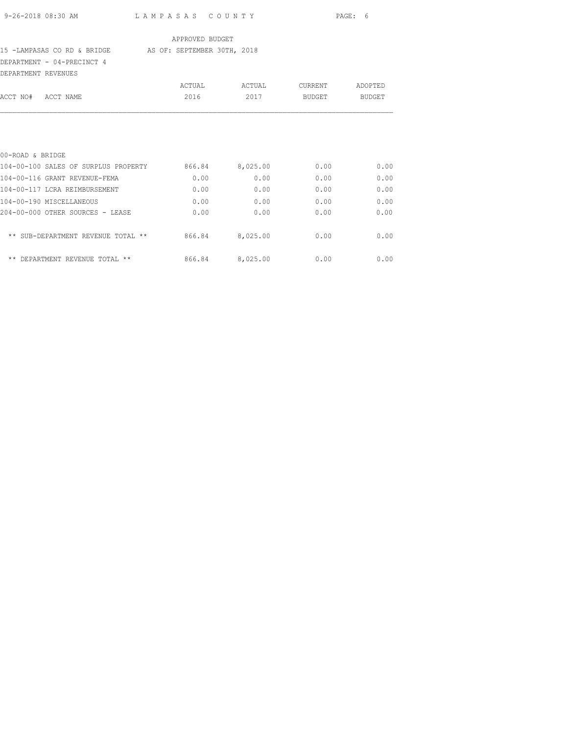APPROVED BUDGET

15 -LAMPASAS CO RD & BRIDGE AS OF: SEPTEMBER 30TH, 2018

DEPARTMENT - 04-PRECINCT 4

DEPARTMENT REVENUES

| ACCT NO# ACCT NAME | ACTUAL 2016 | ACTUAL 2017 | CURRENT BUDGET | ADOPTED BUDGET |
|---|---|---|---|---|
| 00-ROAD & BRIDGE | | | | |
| 104-00-100 SALES OF SURPLUS PROPERTY | 866.84 | 8,025.00 | 0.00 | 0.00 |
| 104-00-116 GRANT REVENUE-FEMA | 0.00 | 0.00 | 0.00 | 0.00 |
| 104-00-117 LCRA REIMBURSEMENT | 0.00 | 0.00 | 0.00 | 0.00 |
| 104-00-190 MISCELLANEOUS | 0.00 | 0.00 | 0.00 | 0.00 |
| 204-00-000 OTHER SOURCES - LEASE | 0.00 | 0.00 | 0.00 | 0.00 |
| ** SUB-DEPARTMENT REVENUE TOTAL ** | 866.84 | 8,025.00 | 0.00 | 0.00 |
| ** DEPARTMENT REVENUE TOTAL ** | 866.84 | 8,025.00 | 0.00 | 0.00 |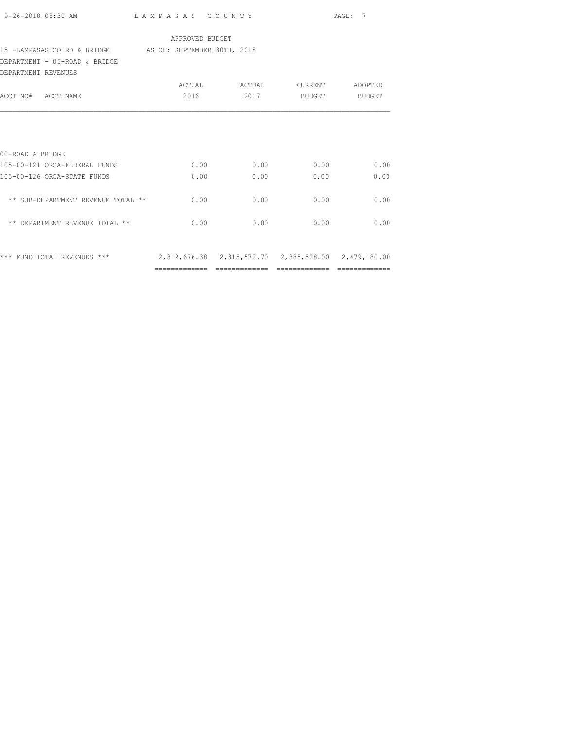APPROVED BUDGET

15 -LAMPASAS CO RD & BRIDGE     AS OF: SEPTEMBER 30TH, 2018

DEPARTMENT - 05-ROAD & BRIDGE

DEPARTMENT REVENUES

| ACCT NO# ACCT NAME | ACTUAL 2016 | ACTUAL 2017 | CURRENT BUDGET | ADOPTED BUDGET |
|---|---|---|---|---|
| 00-ROAD & BRIDGE | | | | |
| 105-00-121 ORCA-FEDERAL FUNDS | 0.00 | 0.00 | 0.00 | 0.00 |
| 105-00-126 ORCA-STATE FUNDS | 0.00 | 0.00 | 0.00 | 0.00 |
| ** SUB-DEPARTMENT REVENUE TOTAL ** | 0.00 | 0.00 | 0.00 | 0.00 |
| ** DEPARTMENT REVENUE TOTAL ** | 0.00 | 0.00 | 0.00 | 0.00 |
| *** FUND TOTAL REVENUES *** | 2,312,676.38 | 2,315,572.70 | 2,385,528.00 | 2,479,180.00 |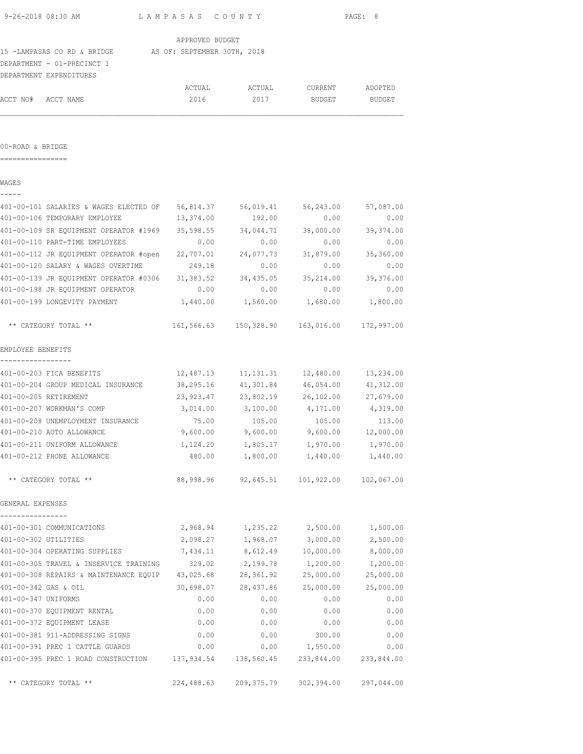APPROVED BUDGET

15 -LAMPASAS CO RD & BRIDGE AS OF: SEPTEMBER 30TH, 2018

DEPARTMENT - 01-PRECINCT 1

DEPARTMENT EXPENDITURES

## 00-ROAD & BRIDGE

### WAGES

| ACCT NO# ACCT NAME | ACTUAL 2016 | ACTUAL 2017 | CURRENT BUDGET | ADOPTED BUDGET |
|---|---|---|---|---|
| 401-00-101 SALARIES & WAGES ELECTED OF | 56,814.37 | 56,019.41 | 56,243.00 | 57,087.00 |
| 401-00-106 TEMPORARY EMPLOYEE | 13,374.00 | 192.00 | 0.00 | 0.00 |
| 401-00-109 SR EQUIPMENT OPERATOR #1969 | 35,598.55 | 34,044.71 | 38,000.00 | 39,374.00 |
| 401-00-110 PART-TIME EMPLOYEES | 0.00 | 0.00 | 0.00 | 0.00 |
| 401-00-112 JR EQUIPMENT OPERATOR #open | 22,707.01 | 24,077.73 | 31,879.00 | 35,360.00 |
| 401-00-120 SALARY & WAGES OVERTIME | 249.18 | 0.00 | 0.00 | 0.00 |
| 401-00-139 JR EQUIPMENT OPERATOR #0306 | 31,383.52 | 34,435.05 | 35,214.00 | 39,376.00 |
| 401-00-198 JR EQUIPMENT OPERATOR | 0.00 | 0.00 | 0.00 | 0.00 |
| 401-00-199 LONGEVITY PAYMENT | 1,440.00 | 1,560.00 | 1,680.00 | 1,800.00 |
| ** CATEGORY TOTAL ** | 161,566.63 | 150,328.90 | 163,016.00 | 172,997.00 |

### EMPLOYEE BENEFITS

| ACCT NO# ACCT NAME | ACTUAL 2016 | ACTUAL 2017 | CURRENT BUDGET | ADOPTED BUDGET |
|---|---|---|---|---|
| 401-00-203 FICA BENEFITS | 12,487.13 | 11,131.31 | 12,480.00 | 13,234.00 |
| 401-00-204 GROUP MEDICAL INSURANCE | 38,295.16 | 41,301.84 | 46,054.00 | 41,312.00 |
| 401-00-205 RETIREMENT | 23,923.47 | 23,802.19 | 26,102.00 | 27,679.00 |
| 401-00-207 WORKMAN'S COMP | 3,014.00 | 3,100.00 | 4,171.00 | 4,319.00 |
| 401-00-208 UNEMPLOYMENT INSURANCE | 75.00 | 105.00 | 105.00 | 113.00 |
| 401-00-210 AUTO ALLOWANCE | 9,600.00 | 9,600.00 | 9,600.00 | 12,000.00 |
| 401-00-211 UNIFORM ALLOWANCE | 1,124.20 | 1,805.17 | 1,970.00 | 1,970.00 |
| 401-00-212 PHONE ALLOWANCE | 480.00 | 1,800.00 | 1,440.00 | 1,440.00 |
| ** CATEGORY TOTAL ** | 88,998.96 | 92,645.51 | 101,922.00 | 102,067.00 |

### GENERAL EXPENSES

| ACCT NO# ACCT NAME | ACTUAL 2016 | ACTUAL 2017 | CURRENT BUDGET | ADOPTED BUDGET |
|---|---|---|---|---|
| 401-00-301 COMMUNICATIONS | 2,968.94 | 1,235.22 | 2,500.00 | 1,500.00 |
| 401-00-302 UTILITIES | 2,098.27 | 1,968.07 | 3,000.00 | 2,500.00 |
| 401-00-304 OPERATING SUPPLIES | 7,434.11 | 8,612.49 | 10,000.00 | 8,000.00 |
| 401-00-305 TRAVEL & INSERVICE TRAINING | 329.02 | 2,199.78 | 1,200.00 | 1,200.00 |
| 401-00-308 REPAIRS & MAINTENANCE EQUIP | 43,025.68 | 28,361.92 | 25,000.00 | 25,000.00 |
| 401-00-342 GAS & OIL | 30,698.07 | 28,437.86 | 25,000.00 | 25,000.00 |
| 401-00-347 UNIFORMS | 0.00 | 0.00 | 0.00 | 0.00 |
| 401-00-370 EQUIPMENT RENTAL | 0.00 | 0.00 | 0.00 | 0.00 |
| 401-00-372 EQUIPMENT LEASE | 0.00 | 0.00 | 0.00 | 0.00 |
| 401-00-381 911-ADDRESSING SIGNS | 0.00 | 0.00 | 300.00 | 0.00 |
| 401-00-391 PREC 1 CATTLE GUARDS | 0.00 | 0.00 | 1,550.00 | 0.00 |
| 401-00-395 PREC 1 ROAD CONSTRUCTION | 137,934.54 | 138,560.45 | 233,844.00 | 233,844.00 |
| ** CATEGORY TOTAL ** | 224,488.63 | 209,375.79 | 302,394.00 | 297,044.00 |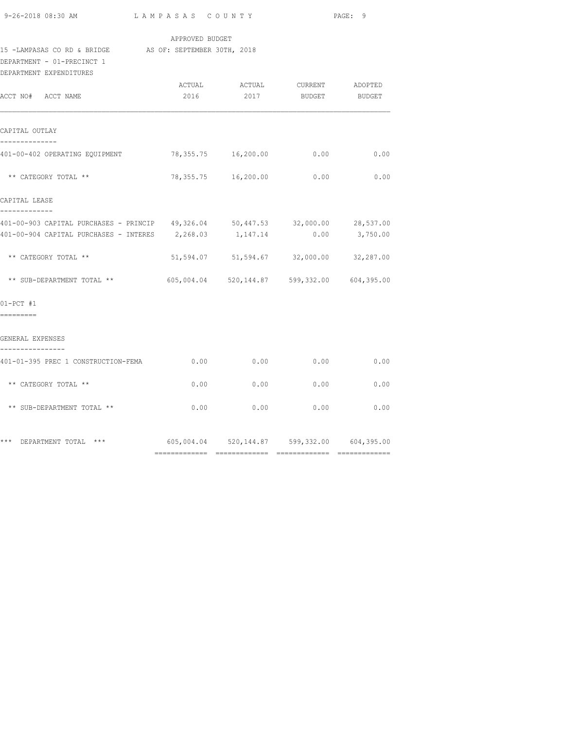APPROVED BUDGET

15 -LAMPASAS CO RD & BRIDGE AS OF: SEPTEMBER 30TH, 2018

DEPARTMENT - 01-PRECINCT 1

DEPARTMENT EXPENDITURES

| ACCT NO# ACCT NAME | ACTUAL 2016 | ACTUAL 2017 | CURRENT BUDGET | ADOPTED BUDGET |
|---|---|---|---|---|
| **CAPITAL OUTLAY** | | | | |
| 401-00-402 OPERATING EQUIPMENT | 78,355.75 | 16,200.00 | 0.00 | 0.00 |
| ** CATEGORY TOTAL ** | 78,355.75 | 16,200.00 | 0.00 | 0.00 |
| **CAPITAL LEASE** | | | | |
| 401-00-903 CAPITAL PURCHASES - PRINCIP | 49,326.04 | 50,447.53 | 32,000.00 | 28,537.00 |
| 401-00-904 CAPITAL PURCHASES - INTERES | 2,268.03 | 1,147.14 | 0.00 | 3,750.00 |
| ** CATEGORY TOTAL ** | 51,594.07 | 51,594.67 | 32,000.00 | 32,287.00 |
| ** SUB-DEPARTMENT TOTAL ** | 605,004.04 | 520,144.87 | 599,332.00 | 604,395.00 |
| **01-PCT #1** | | | | |
| **GENERAL EXPENSES** | | | | |
| 401-01-395 PREC 1 CONSTRUCTION-FEMA | 0.00 | 0.00 | 0.00 | 0.00 |
| ** CATEGORY TOTAL ** | 0.00 | 0.00 | 0.00 | 0.00 |
| ** SUB-DEPARTMENT TOTAL ** | 0.00 | 0.00 | 0.00 | 0.00 |
| *** DEPARTMENT TOTAL *** | 605,004.04 | 520,144.87 | 599,332.00 | 604,395.00 |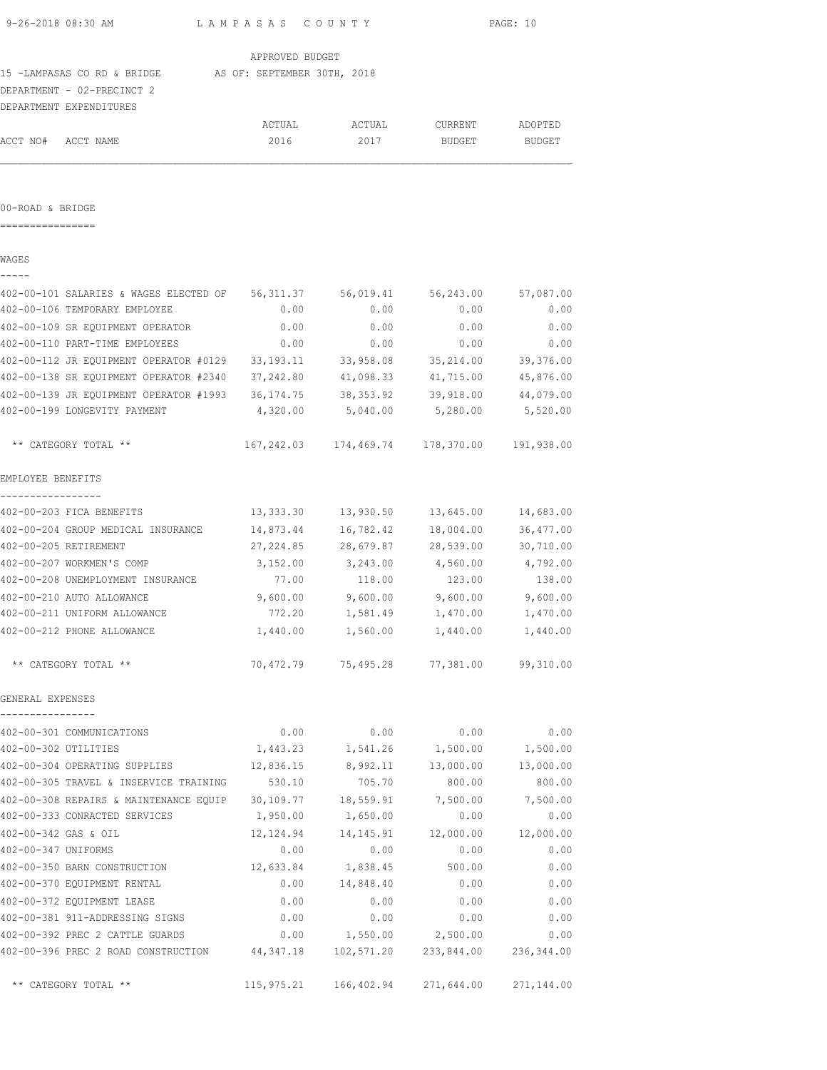LAMPASAS COUNTY

APPROVED BUDGET

15 -LAMPASAS CO RD & BRIDGE    AS OF: SEPTEMBER 30TH, 2018

DEPARTMENT - 02-PRECINCT 2

DEPARTMENT EXPENDITURES

## 00-ROAD & BRIDGE

| ACCT NO# ACCT NAME | ACTUAL 2016 | ACTUAL 2017 | CURRENT BUDGET | ADOPTED BUDGET |
|---|---|---|---|---|
| **WAGES** | | | | |
| 402-00-101 SALARIES & WAGES ELECTED OF | 56,311.37 | 56,019.41 | 56,243.00 | 57,087.00 |
| 402-00-106 TEMPORARY EMPLOYEE | 0.00 | 0.00 | 0.00 | 0.00 |
| 402-00-109 SR EQUIPMENT OPERATOR | 0.00 | 0.00 | 0.00 | 0.00 |
| 402-00-110 PART-TIME EMPLOYEES | 0.00 | 0.00 | 0.00 | 0.00 |
| 402-00-112 JR EQUIPMENT OPERATOR #0129 | 33,193.11 | 33,958.08 | 35,214.00 | 39,376.00 |
| 402-00-138 SR EQUIPMENT OPERATOR #2340 | 37,242.80 | 41,098.33 | 41,715.00 | 45,876.00 |
| 402-00-139 JR EQUIPMENT OPERATOR #1993 | 36,174.75 | 38,353.92 | 39,918.00 | 44,079.00 |
| 402-00-199 LONGEVITY PAYMENT | 4,320.00 | 5,040.00 | 5,280.00 | 5,520.00 |
| ** CATEGORY TOTAL ** | 167,242.03 | 174,469.74 | 178,370.00 | 191,938.00 |
| **EMPLOYEE BENEFITS** | | | | |
| 402-00-203 FICA BENEFITS | 13,333.30 | 13,930.50 | 13,645.00 | 14,683.00 |
| 402-00-204 GROUP MEDICAL INSURANCE | 14,873.44 | 16,782.42 | 18,004.00 | 36,477.00 |
| 402-00-205 RETIREMENT | 27,224.85 | 28,679.87 | 28,539.00 | 30,710.00 |
| 402-00-207 WORKMEN'S COMP | 3,152.00 | 3,243.00 | 4,560.00 | 4,792.00 |
| 402-00-208 UNEMPLOYMENT INSURANCE | 77.00 | 118.00 | 123.00 | 138.00 |
| 402-00-210 AUTO ALLOWANCE | 9,600.00 | 9,600.00 | 9,600.00 | 9,600.00 |
| 402-00-211 UNIFORM ALLOWANCE | 772.20 | 1,581.49 | 1,470.00 | 1,470.00 |
| 402-00-212 PHONE ALLOWANCE | 1,440.00 | 1,560.00 | 1,440.00 | 1,440.00 |
| ** CATEGORY TOTAL ** | 70,472.79 | 75,495.28 | 77,381.00 | 99,310.00 |
| **GENERAL EXPENSES** | | | | |
| 402-00-301 COMMUNICATIONS | 0.00 | 0.00 | 0.00 | 0.00 |
| 402-00-302 UTILITIES | 1,443.23 | 1,541.26 | 1,500.00 | 1,500.00 |
| 402-00-304 OPERATING SUPPLIES | 12,836.15 | 8,992.11 | 13,000.00 | 13,000.00 |
| 402-00-305 TRAVEL & INSERVICE TRAINING | 530.10 | 705.70 | 800.00 | 800.00 |
| 402-00-308 REPAIRS & MAINTENANCE EQUIP | 30,109.77 | 18,559.91 | 7,500.00 | 7,500.00 |
| 402-00-333 CONRACTED SERVICES | 1,950.00 | 1,650.00 | 0.00 | 0.00 |
| 402-00-342 GAS & OIL | 12,124.94 | 14,145.91 | 12,000.00 | 12,000.00 |
| 402-00-347 UNIFORMS | 0.00 | 0.00 | 0.00 | 0.00 |
| 402-00-350 BARN CONSTRUCTION | 12,633.84 | 1,838.45 | 500.00 | 0.00 |
| 402-00-370 EQUIPMENT RENTAL | 0.00 | 14,848.40 | 0.00 | 0.00 |
| 402-00-372 EQUIPMENT LEASE | 0.00 | 0.00 | 0.00 | 0.00 |
| 402-00-381 911-ADDRESSING SIGNS | 0.00 | 0.00 | 0.00 | 0.00 |
| 402-00-392 PREC 2 CATTLE GUARDS | 0.00 | 1,550.00 | 2,500.00 | 0.00 |
| 402-00-396 PREC 2 ROAD CONSTRUCTION | 44,347.18 | 102,571.20 | 233,844.00 | 236,344.00 |
| ** CATEGORY TOTAL ** | 115,975.21 | 166,402.94 | 271,644.00 | 271,144.00 |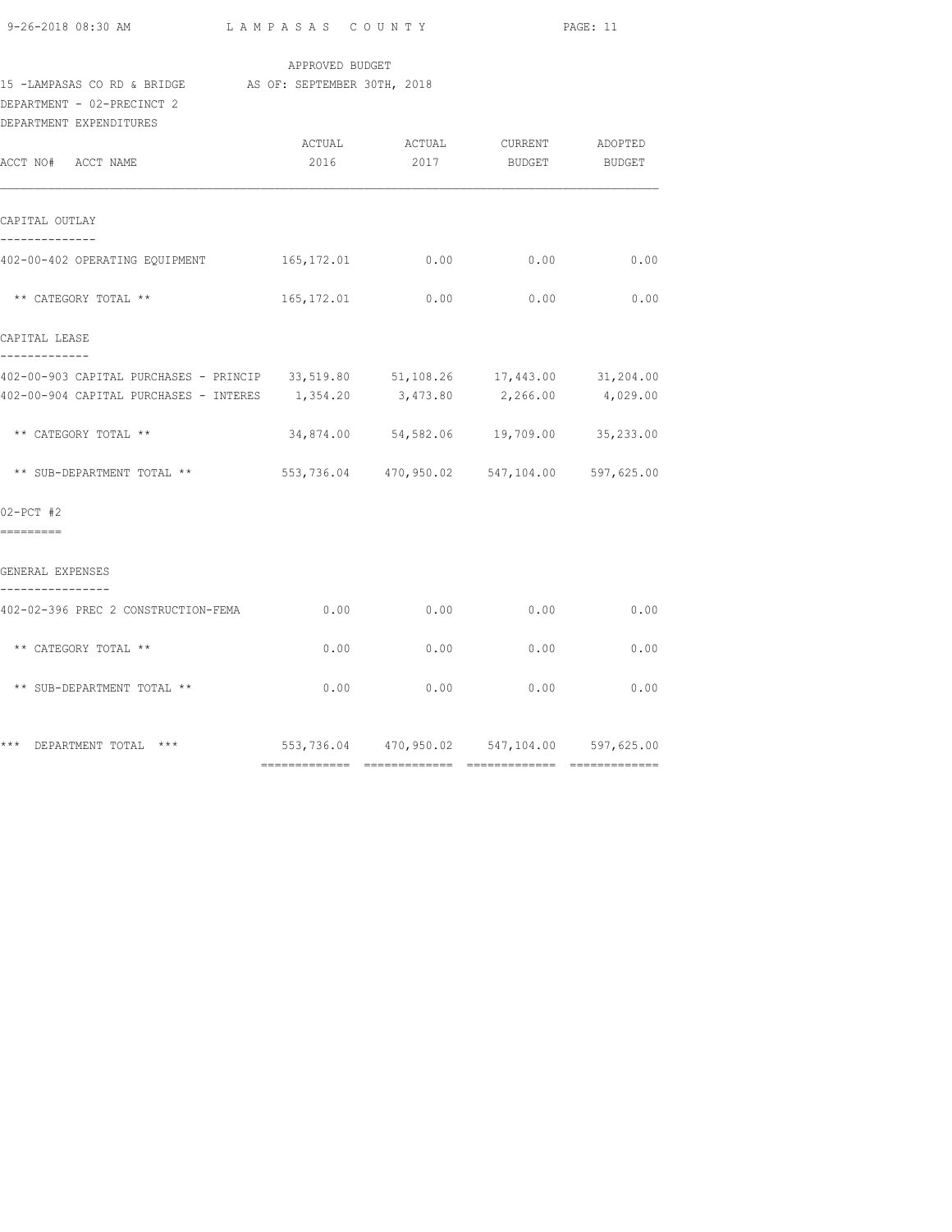APPROVED BUDGET

15 -LAMPASAS CO RD & BRIDGE AS OF: SEPTEMBER 30TH, 2018

DEPARTMENT - 02-PRECINCT 2

DEPARTMENT EXPENDITURES

| ACCT NO# ACCT NAME | ACTUAL 2016 | ACTUAL 2017 | CURRENT BUDGET | ADOPTED BUDGET |
|---|---|---|---|---|
| **CAPITAL OUTLAY** | | | | |
| 402-00-402 OPERATING EQUIPMENT | 165,172.01 | 0.00 | 0.00 | 0.00 |
| ** CATEGORY TOTAL ** | 165,172.01 | 0.00 | 0.00 | 0.00 |
| **CAPITAL LEASE** | | | | |
| 402-00-903 CAPITAL PURCHASES - PRINCIP | 33,519.80 | 51,108.26 | 17,443.00 | 31,204.00 |
| 402-00-904 CAPITAL PURCHASES - INTERES | 1,354.20 | 3,473.80 | 2,266.00 | 4,029.00 |
| ** CATEGORY TOTAL ** | 34,874.00 | 54,582.06 | 19,709.00 | 35,233.00 |
| ** SUB-DEPARTMENT TOTAL ** | 553,736.04 | 470,950.02 | 547,104.00 | 597,625.00 |
| **02-PCT #2** | | | | |
| **GENERAL EXPENSES** | | | | |
| 402-02-396 PREC 2 CONSTRUCTION-FEMA | 0.00 | 0.00 | 0.00 | 0.00 |
| ** CATEGORY TOTAL ** | 0.00 | 0.00 | 0.00 | 0.00 |
| ** SUB-DEPARTMENT TOTAL ** | 0.00 | 0.00 | 0.00 | 0.00 |
| *** DEPARTMENT TOTAL *** | 553,736.04 | 470,950.02 | 547,104.00 | 597,625.00 |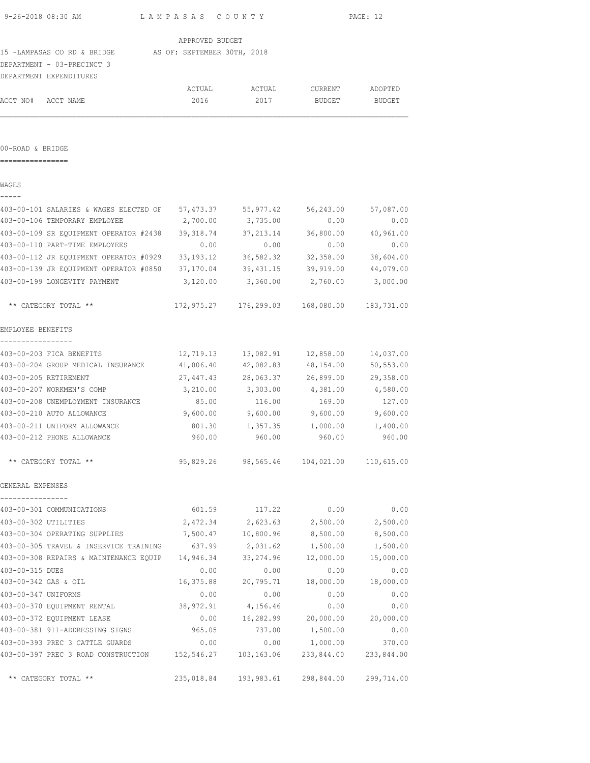APPROVED BUDGET

15 -LAMPASAS CO RD & BRIDGE    AS OF: SEPTEMBER 30TH, 2018

DEPARTMENT - 03-PRECINCT 3

DEPARTMENT EXPENDITURES

## 00-ROAD & BRIDGE

### WAGES

| ACCT NO# ACCT NAME | ACTUAL 2016 | ACTUAL 2017 | CURRENT BUDGET | ADOPTED BUDGET |
|---|---|---|---|---|
| 403-00-101 SALARIES & WAGES ELECTED OF | 57,473.37 | 55,977.42 | 56,243.00 | 57,087.00 |
| 403-00-106 TEMPORARY EMPLOYEE | 2,700.00 | 3,735.00 | 0.00 | 0.00 |
| 403-00-109 SR EQUIPMENT OPERATOR #2438 | 39,318.74 | 37,213.14 | 36,800.00 | 40,961.00 |
| 403-00-110 PART-TIME EMPLOYEES | 0.00 | 0.00 | 0.00 | 0.00 |
| 403-00-112 JR EQUIPMENT OPERATOR #0929 | 33,193.12 | 36,582.32 | 32,358.00 | 38,604.00 |
| 403-00-139 JR EQUIPMENT OPERATOR #0850 | 37,170.04 | 39,431.15 | 39,919.00 | 44,079.00 |
| 403-00-199 LONGEVITY PAYMENT | 3,120.00 | 3,360.00 | 2,760.00 | 3,000.00 |
| ** CATEGORY TOTAL ** | 172,975.27 | 176,299.03 | 168,080.00 | 183,731.00 |

### EMPLOYEE BENEFITS

| ACCT NO# ACCT NAME | ACTUAL 2016 | ACTUAL 2017 | CURRENT BUDGET | ADOPTED BUDGET |
|---|---|---|---|---|
| 403-00-203 FICA BENEFITS | 12,719.13 | 13,082.91 | 12,858.00 | 14,037.00 |
| 403-00-204 GROUP MEDICAL INSURANCE | 41,006.40 | 42,082.83 | 48,154.00 | 50,553.00 |
| 403-00-205 RETIREMENT | 27,447.43 | 28,063.37 | 26,899.00 | 29,358.00 |
| 403-00-207 WORKMEN'S COMP | 3,210.00 | 3,303.00 | 4,381.00 | 4,580.00 |
| 403-00-208 UNEMPLOYMENT INSURANCE | 85.00 | 116.00 | 169.00 | 127.00 |
| 403-00-210 AUTO ALLOWANCE | 9,600.00 | 9,600.00 | 9,600.00 | 9,600.00 |
| 403-00-211 UNIFORM ALLOWANCE | 801.30 | 1,357.35 | 1,000.00 | 1,400.00 |
| 403-00-212 PHONE ALLOWANCE | 960.00 | 960.00 | 960.00 | 960.00 |
| ** CATEGORY TOTAL ** | 95,829.26 | 98,565.46 | 104,021.00 | 110,615.00 |

### GENERAL EXPENSES

| ACCT NO# ACCT NAME | ACTUAL 2016 | ACTUAL 2017 | CURRENT BUDGET | ADOPTED BUDGET |
|---|---|---|---|---|
| 403-00-301 COMMUNICATIONS | 601.59 | 117.22 | 0.00 | 0.00 |
| 403-00-302 UTILITIES | 2,472.34 | 2,623.63 | 2,500.00 | 2,500.00 |
| 403-00-304 OPERATING SUPPLIES | 7,500.47 | 10,800.96 | 8,500.00 | 8,500.00 |
| 403-00-305 TRAVEL & INSERVICE TRAINING | 637.99 | 2,031.62 | 1,500.00 | 1,500.00 |
| 403-00-308 REPAIRS & MAINTENANCE EQUIP | 14,946.34 | 33,274.96 | 12,000.00 | 15,000.00 |
| 403-00-315 DUES | 0.00 | 0.00 | 0.00 | 0.00 |
| 403-00-342 GAS & OIL | 16,375.88 | 20,795.71 | 18,000.00 | 18,000.00 |
| 403-00-347 UNIFORMS | 0.00 | 0.00 | 0.00 | 0.00 |
| 403-00-370 EQUIPMENT RENTAL | 38,972.91 | 4,156.46 | 0.00 | 0.00 |
| 403-00-372 EQUIPMENT LEASE | 0.00 | 16,282.99 | 20,000.00 | 20,000.00 |
| 403-00-381 911-ADDRESSING SIGNS | 965.05 | 737.00 | 1,500.00 | 0.00 |
| 403-00-393 PREC 3 CATTLE GUARDS | 0.00 | 0.00 | 1,000.00 | 370.00 |
| 403-00-397 PREC 3 ROAD CONSTRUCTION | 152,546.27 | 103,163.06 | 233,844.00 | 233,844.00 |
| ** CATEGORY TOTAL ** | 235,018.84 | 193,983.61 | 298,844.00 | 299,714.00 |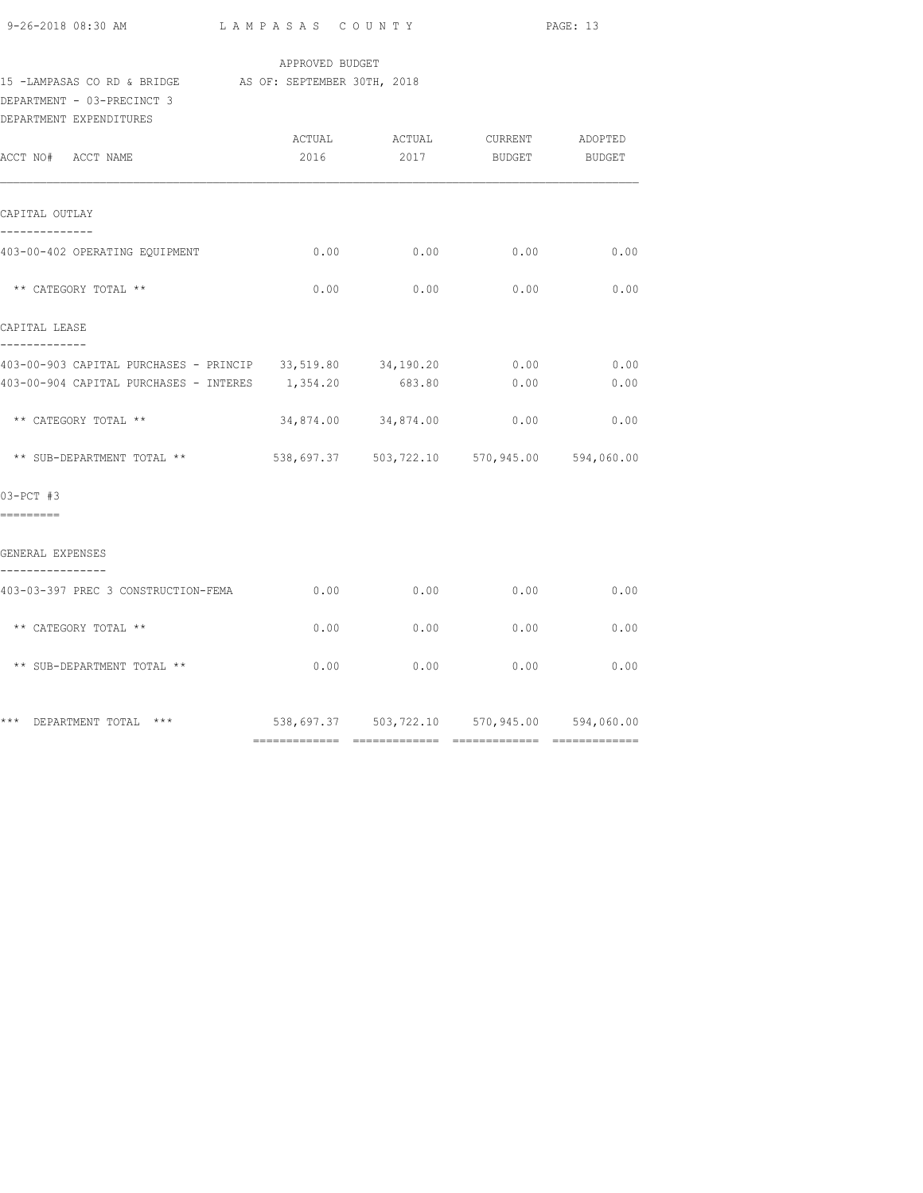APPROVED BUDGET

15 -LAMPASAS CO RD & BRIDGE AS OF: SEPTEMBER 30TH, 2018

DEPARTMENT - 03-PRECINCT 3

DEPARTMENT EXPENDITURES

| ACCT NO# ACCT NAME | ACTUAL 2016 | ACTUAL 2017 | CURRENT BUDGET | ADOPTED BUDGET |
|---|---|---|---|---|
| **CAPITAL OUTLAY** | | | | |
| 403-00-402 OPERATING EQUIPMENT | 0.00 | 0.00 | 0.00 | 0.00 |
| ** CATEGORY TOTAL ** | 0.00 | 0.00 | 0.00 | 0.00 |
| **CAPITAL LEASE** | | | | |
| 403-00-903 CAPITAL PURCHASES - PRINCIP | 33,519.80 | 34,190.20 | 0.00 | 0.00 |
| 403-00-904 CAPITAL PURCHASES - INTERES | 1,354.20 | 683.80 | 0.00 | 0.00 |
| ** CATEGORY TOTAL ** | 34,874.00 | 34,874.00 | 0.00 | 0.00 |
| ** SUB-DEPARTMENT TOTAL ** | 538,697.37 | 503,722.10 | 570,945.00 | 594,060.00 |
| **03-PCT #3** | | | | |
| **GENERAL EXPENSES** | | | | |
| 403-03-397 PREC 3 CONSTRUCTION-FEMA | 0.00 | 0.00 | 0.00 | 0.00 |
| ** CATEGORY TOTAL ** | 0.00 | 0.00 | 0.00 | 0.00 |
| ** SUB-DEPARTMENT TOTAL ** | 0.00 | 0.00 | 0.00 | 0.00 |
| *** DEPARTMENT TOTAL *** | 538,697.37 | 503,722.10 | 570,945.00 | 594,060.00 |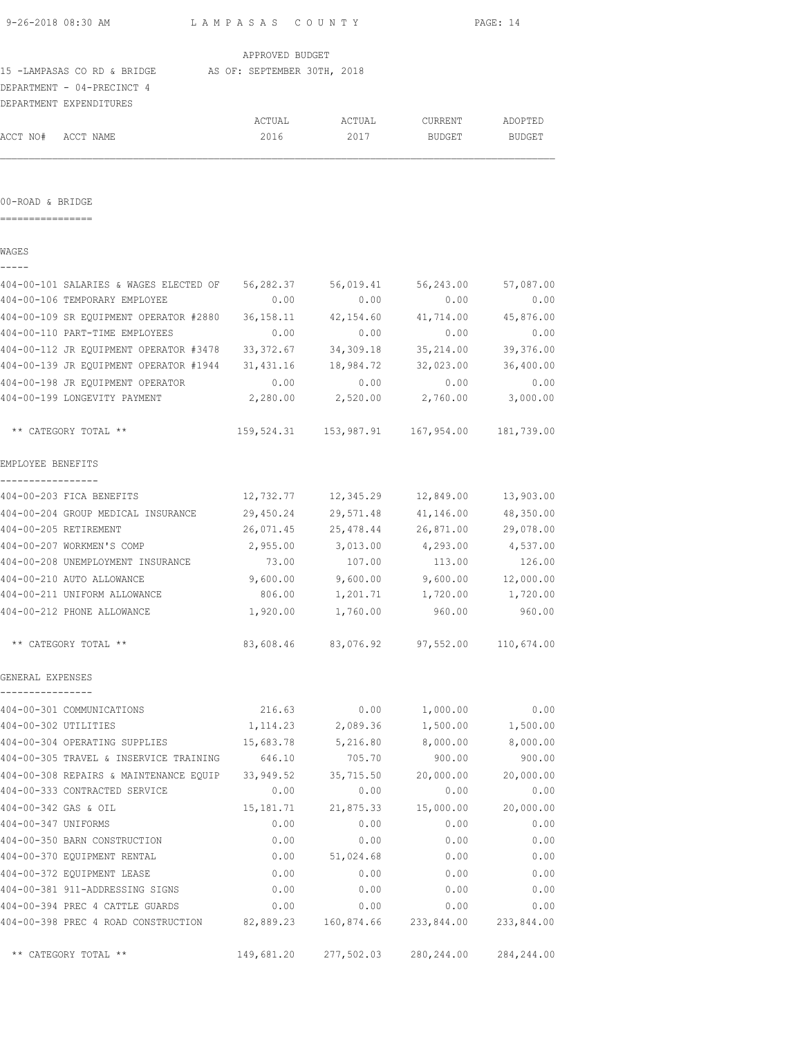APPROVED BUDGET

15 -LAMPASAS CO RD & BRIDGE AS OF: SEPTEMBER 30TH, 2018

DEPARTMENT - 04-PRECINCT 4

DEPARTMENT EXPENDITURES

| ACCT NO# ACCT NAME | ACTUAL 2016 | ACTUAL 2017 | CURRENT BUDGET | ADOPTED BUDGET |
|---|---|---|---|---|

## 00-ROAD & BRIDGE

### WAGES

| ACCT NO# ACCT NAME | ACTUAL 2016 | ACTUAL 2017 | CURRENT BUDGET | ADOPTED BUDGET |
|---|---|---|---|---|
| 404-00-101 SALARIES & WAGES ELECTED OF | 56,282.37 | 56,019.41 | 56,243.00 | 57,087.00 |
| 404-00-106 TEMPORARY EMPLOYEE | 0.00 | 0.00 | 0.00 | 0.00 |
| 404-00-109 SR EQUIPMENT OPERATOR #2880 | 36,158.11 | 42,154.60 | 41,714.00 | 45,876.00 |
| 404-00-110 PART-TIME EMPLOYEES | 0.00 | 0.00 | 0.00 | 0.00 |
| 404-00-112 JR EQUIPMENT OPERATOR #3478 | 33,372.67 | 34,309.18 | 35,214.00 | 39,376.00 |
| 404-00-139 JR EQUIPMENT OPERATOR #1944 | 31,431.16 | 18,984.72 | 32,023.00 | 36,400.00 |
| 404-00-198 JR EQUIPMENT OPERATOR | 0.00 | 0.00 | 0.00 | 0.00 |
| 404-00-199 LONGEVITY PAYMENT | 2,280.00 | 2,520.00 | 2,760.00 | 3,000.00 |
| ** CATEGORY TOTAL ** | 159,524.31 | 153,987.91 | 167,954.00 | 181,739.00 |

### EMPLOYEE BENEFITS

| ACCT NO# ACCT NAME | ACTUAL 2016 | ACTUAL 2017 | CURRENT BUDGET | ADOPTED BUDGET |
|---|---|---|---|---|
| 404-00-203 FICA BENEFITS | 12,732.77 | 12,345.29 | 12,849.00 | 13,903.00 |
| 404-00-204 GROUP MEDICAL INSURANCE | 29,450.24 | 29,571.48 | 41,146.00 | 48,350.00 |
| 404-00-205 RETIREMENT | 26,071.45 | 25,478.44 | 26,871.00 | 29,078.00 |
| 404-00-207 WORKMEN'S COMP | 2,955.00 | 3,013.00 | 4,293.00 | 4,537.00 |
| 404-00-208 UNEMPLOYMENT INSURANCE | 73.00 | 107.00 | 113.00 | 126.00 |
| 404-00-210 AUTO ALLOWANCE | 9,600.00 | 9,600.00 | 9,600.00 | 12,000.00 |
| 404-00-211 UNIFORM ALLOWANCE | 806.00 | 1,201.71 | 1,720.00 | 1,720.00 |
| 404-00-212 PHONE ALLOWANCE | 1,920.00 | 1,760.00 | 960.00 | 960.00 |
| ** CATEGORY TOTAL ** | 83,608.46 | 83,076.92 | 97,552.00 | 110,674.00 |

### GENERAL EXPENSES

| ACCT NO# ACCT NAME | ACTUAL 2016 | ACTUAL 2017 | CURRENT BUDGET | ADOPTED BUDGET |
|---|---|---|---|---|
| 404-00-301 COMMUNICATIONS | 216.63 | 0.00 | 1,000.00 | 0.00 |
| 404-00-302 UTILITIES | 1,114.23 | 2,089.36 | 1,500.00 | 1,500.00 |
| 404-00-304 OPERATING SUPPLIES | 15,683.78 | 5,216.80 | 8,000.00 | 8,000.00 |
| 404-00-305 TRAVEL & INSERVICE TRAINING | 646.10 | 705.70 | 900.00 | 900.00 |
| 404-00-308 REPAIRS & MAINTENANCE EQUIP | 33,949.52 | 35,715.50 | 20,000.00 | 20,000.00 |
| 404-00-333 CONTRACTED SERVICE | 0.00 | 0.00 | 0.00 | 0.00 |
| 404-00-342 GAS & OIL | 15,181.71 | 21,875.33 | 15,000.00 | 20,000.00 |
| 404-00-347 UNIFORMS | 0.00 | 0.00 | 0.00 | 0.00 |
| 404-00-350 BARN CONSTRUCTION | 0.00 | 0.00 | 0.00 | 0.00 |
| 404-00-370 EQUIPMENT RENTAL | 0.00 | 51,024.68 | 0.00 | 0.00 |
| 404-00-372 EQUIPMENT LEASE | 0.00 | 0.00 | 0.00 | 0.00 |
| 404-00-381 911-ADDRESSING SIGNS | 0.00 | 0.00 | 0.00 | 0.00 |
| 404-00-394 PREC 4 CATTLE GUARDS | 0.00 | 0.00 | 0.00 | 0.00 |
| 404-00-398 PREC 4 ROAD CONSTRUCTION | 82,889.23 | 160,874.66 | 233,844.00 | 233,844.00 |
| ** CATEGORY TOTAL ** | 149,681.20 | 277,502.03 | 280,244.00 | 284,244.00 |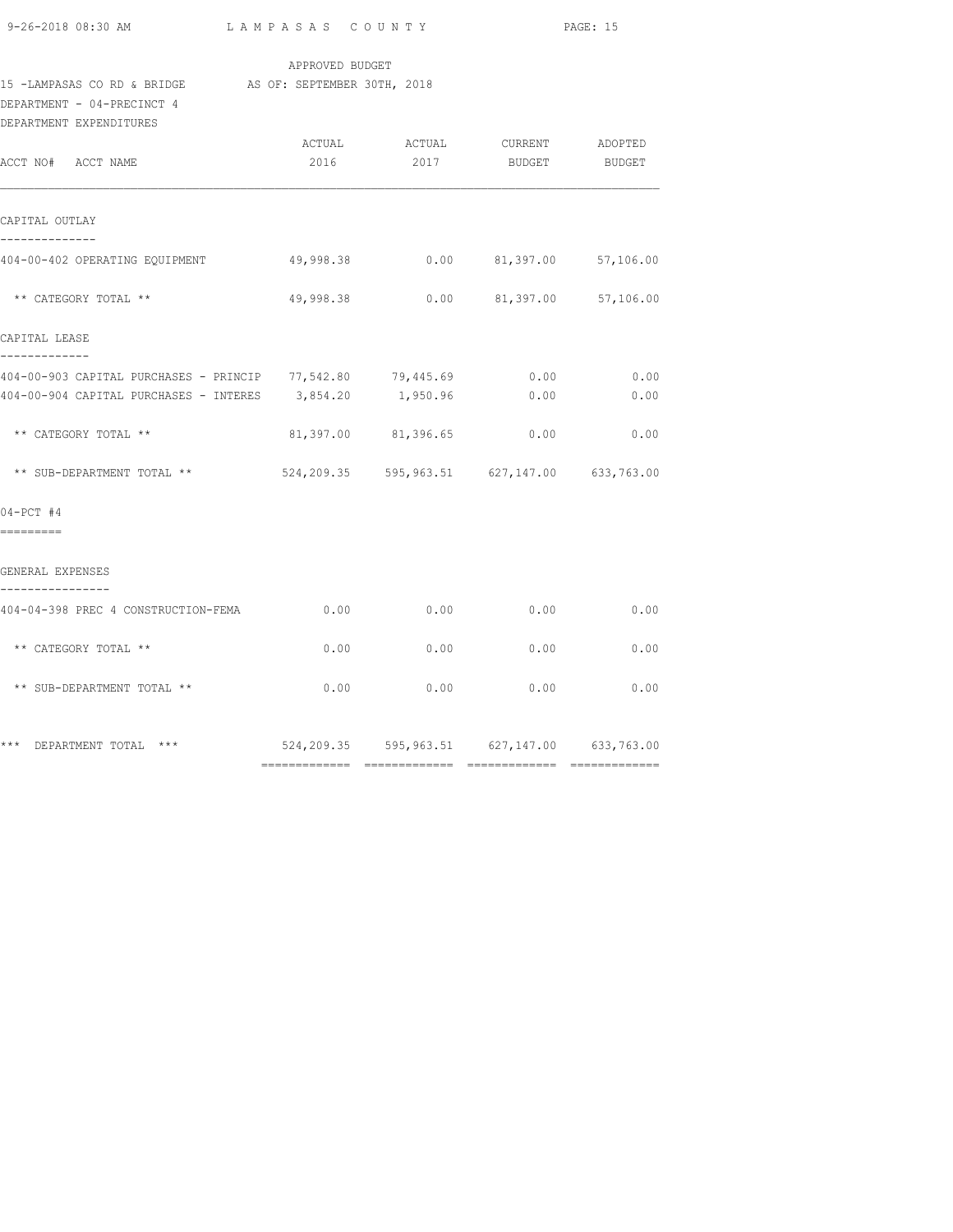APPROVED BUDGET

15 -LAMPASAS CO RD & BRIDGE AS OF: SEPTEMBER 30TH, 2018

DEPARTMENT - 04-PRECINCT 4

DEPARTMENT EXPENDITURES

| ACCT NO# ACCT NAME | ACTUAL 2016 | ACTUAL 2017 | CURRENT BUDGET | ADOPTED BUDGET |
|---|---|---|---|---|
| **CAPITAL OUTLAY** | | | | |
| 404-00-402 OPERATING EQUIPMENT | 49,998.38 | 0.00 | 81,397.00 | 57,106.00 |
| ** CATEGORY TOTAL ** | 49,998.38 | 0.00 | 81,397.00 | 57,106.00 |
| **CAPITAL LEASE** | | | | |
| 404-00-903 CAPITAL PURCHASES - PRINCIP | 77,542.80 | 79,445.69 | 0.00 | 0.00 |
| 404-00-904 CAPITAL PURCHASES - INTERES | 3,854.20 | 1,950.96 | 0.00 | 0.00 |
| ** CATEGORY TOTAL ** | 81,397.00 | 81,396.65 | 0.00 | 0.00 |
| ** SUB-DEPARTMENT TOTAL ** | 524,209.35 | 595,963.51 | 627,147.00 | 633,763.00 |
| **04-PCT #4** | | | | |
| **GENERAL EXPENSES** | | | | |
| 404-04-398 PREC 4 CONSTRUCTION-FEMA | 0.00 | 0.00 | 0.00 | 0.00 |
| ** CATEGORY TOTAL ** | 0.00 | 0.00 | 0.00 | 0.00 |
| ** SUB-DEPARTMENT TOTAL ** | 0.00 | 0.00 | 0.00 | 0.00 |
| *** DEPARTMENT TOTAL *** | 524,209.35 | 595,963.51 | 627,147.00 | 633,763.00 |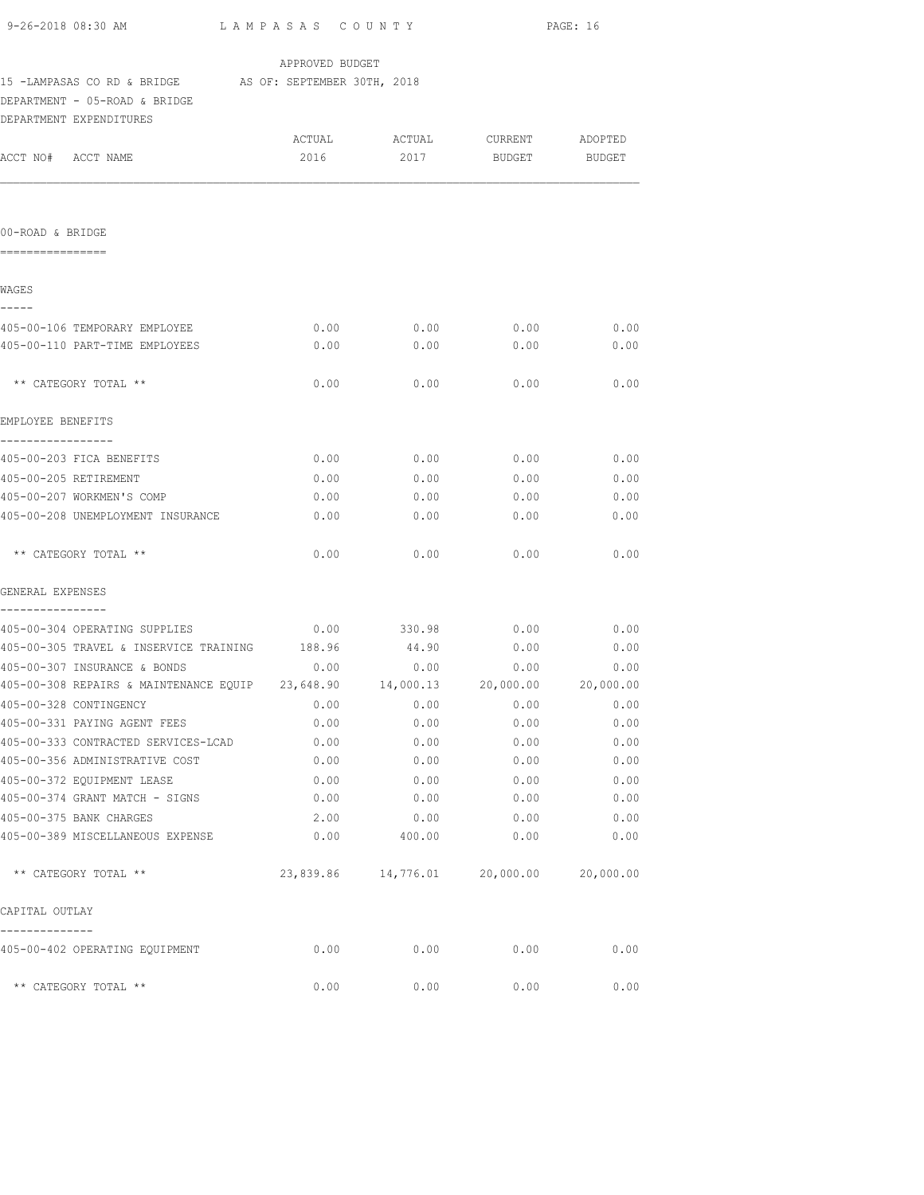APPROVED BUDGET

15 -LAMPASAS CO RD & BRIDGE AS OF: SEPTEMBER 30TH, 2018

DEPARTMENT - 05-ROAD & BRIDGE

DEPARTMENT EXPENDITURES

| ACCT NO# ACCT NAME | ACTUAL 2016 | ACTUAL 2017 | CURRENT BUDGET | ADOPTED BUDGET |
|---|---|---|---|---|
| **00-ROAD & BRIDGE** | | | | |
| **WAGES** | | | | |
| 405-00-106 TEMPORARY EMPLOYEE | 0.00 | 0.00 | 0.00 | 0.00 |
| 405-00-110 PART-TIME EMPLOYEES | 0.00 | 0.00 | 0.00 | 0.00 |
| ** CATEGORY TOTAL ** | 0.00 | 0.00 | 0.00 | 0.00 |
| **EMPLOYEE BENEFITS** | | | | |
| 405-00-203 FICA BENEFITS | 0.00 | 0.00 | 0.00 | 0.00 |
| 405-00-205 RETIREMENT | 0.00 | 0.00 | 0.00 | 0.00 |
| 405-00-207 WORKMEN'S COMP | 0.00 | 0.00 | 0.00 | 0.00 |
| 405-00-208 UNEMPLOYMENT INSURANCE | 0.00 | 0.00 | 0.00 | 0.00 |
| ** CATEGORY TOTAL ** | 0.00 | 0.00 | 0.00 | 0.00 |
| **GENERAL EXPENSES** | | | | |
| 405-00-304 OPERATING SUPPLIES | 0.00 | 330.98 | 0.00 | 0.00 |
| 405-00-305 TRAVEL & INSERVICE TRAINING | 188.96 | 44.90 | 0.00 | 0.00 |
| 405-00-307 INSURANCE & BONDS | 0.00 | 0.00 | 0.00 | 0.00 |
| 405-00-308 REPAIRS & MAINTENANCE EQUIP | 23,648.90 | 14,000.13 | 20,000.00 | 20,000.00 |
| 405-00-328 CONTINGENCY | 0.00 | 0.00 | 0.00 | 0.00 |
| 405-00-331 PAYING AGENT FEES | 0.00 | 0.00 | 0.00 | 0.00 |
| 405-00-333 CONTRACTED SERVICES-LCAD | 0.00 | 0.00 | 0.00 | 0.00 |
| 405-00-356 ADMINISTRATIVE COST | 0.00 | 0.00 | 0.00 | 0.00 |
| 405-00-372 EQUIPMENT LEASE | 0.00 | 0.00 | 0.00 | 0.00 |
| 405-00-374 GRANT MATCH - SIGNS | 0.00 | 0.00 | 0.00 | 0.00 |
| 405-00-375 BANK CHARGES | 2.00 | 0.00 | 0.00 | 0.00 |
| 405-00-389 MISCELLANEOUS EXPENSE | 0.00 | 400.00 | 0.00 | 0.00 |
| ** CATEGORY TOTAL ** | 23,839.86 | 14,776.01 | 20,000.00 | 20,000.00 |
| **CAPITAL OUTLAY** | | | | |
| 405-00-402 OPERATING EQUIPMENT | 0.00 | 0.00 | 0.00 | 0.00 |
| ** CATEGORY TOTAL ** | 0.00 | 0.00 | 0.00 | 0.00 |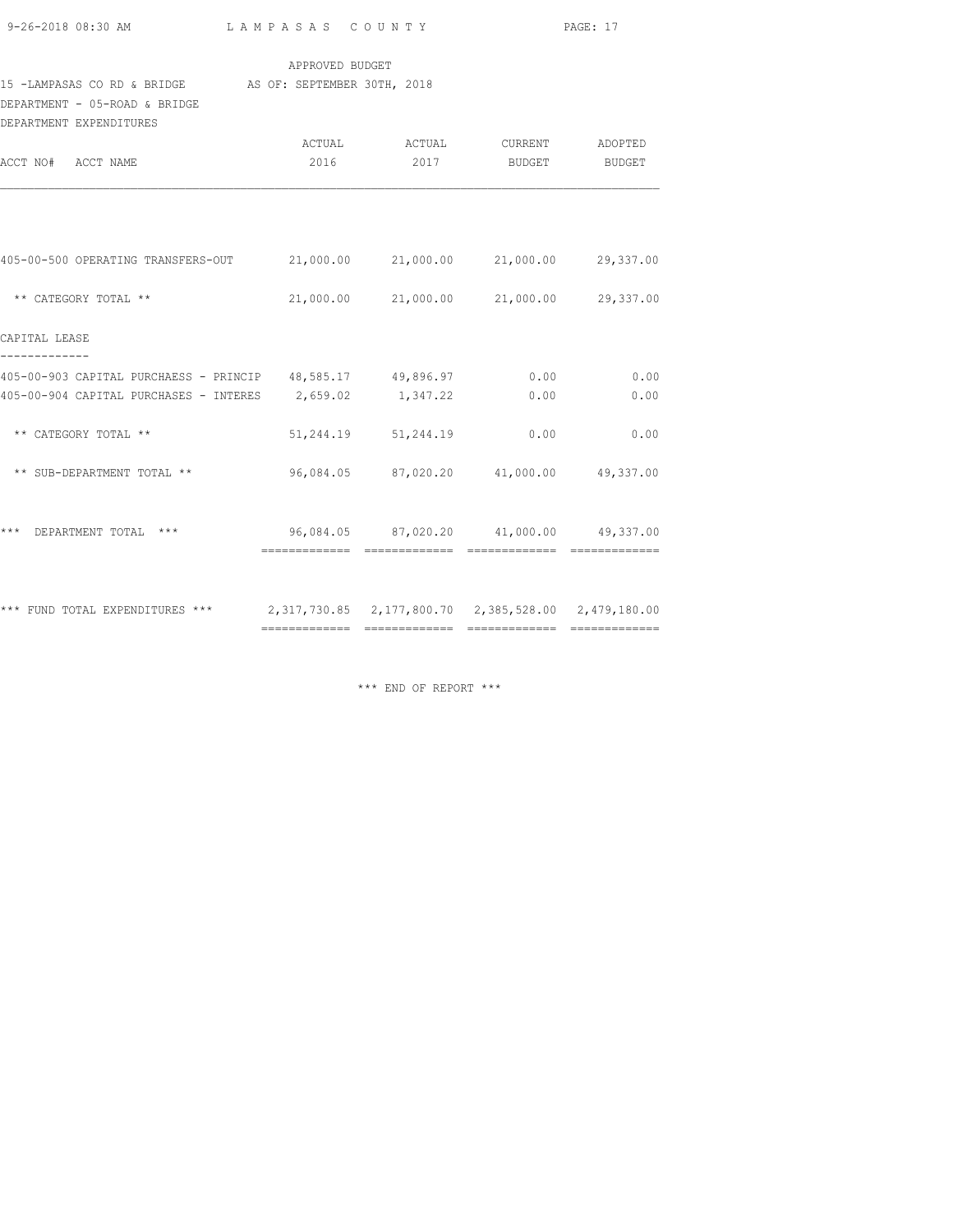APPROVED BUDGET

15 -LAMPASAS CO RD & BRIDGE AS OF: SEPTEMBER 30TH, 2018

DEPARTMENT - 05-ROAD & BRIDGE

DEPARTMENT EXPENDITURES

| ACCT NO# ACCT NAME | ACTUAL 2016 | ACTUAL 2017 | CURRENT BUDGET | ADOPTED BUDGET |
|---|---|---|---|---|
| 405-00-500 OPERATING TRANSFERS-OUT | 21,000.00 | 21,000.00 | 21,000.00 | 29,337.00 |
| ** CATEGORY TOTAL ** | 21,000.00 | 21,000.00 | 21,000.00 | 29,337.00 |
| CAPITAL LEASE | | | | |
| 405-00-903 CAPITAL PURCHAESS - PRINCIP | 48,585.17 | 49,896.97 | 0.00 | 0.00 |
| 405-00-904 CAPITAL PURCHASES - INTERES | 2,659.02 | 1,347.22 | 0.00 | 0.00 |
| ** CATEGORY TOTAL ** | 51,244.19 | 51,244.19 | 0.00 | 0.00 |
| ** SUB-DEPARTMENT TOTAL ** | 96,084.05 | 87,020.20 | 41,000.00 | 49,337.00 |
| *** DEPARTMENT TOTAL *** | 96,084.05 | 87,020.20 | 41,000.00 | 49,337.00 |
| *** FUND TOTAL EXPENDITURES *** | 2,317,730.85 | 2,177,800.70 | 2,385,528.00 | 2,479,180.00 |

*** END OF REPORT ***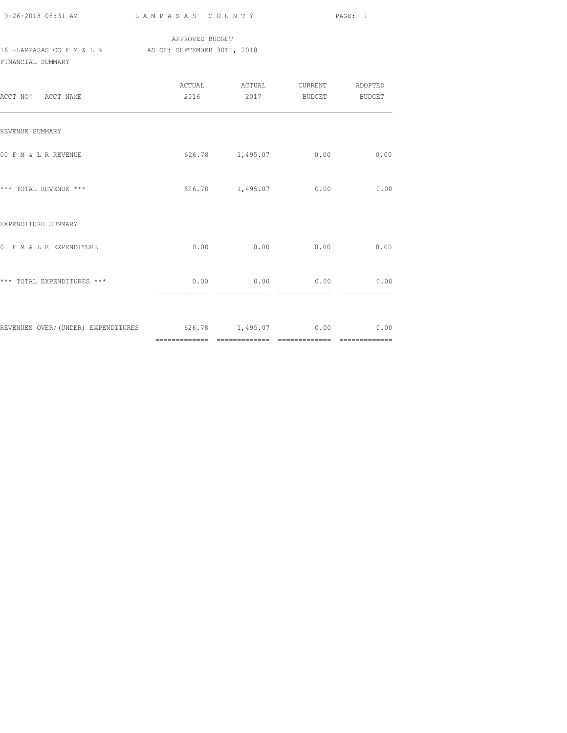APPROVED BUDGET

16 -LAMPASAS CO F M & L R AS OF: SEPTEMBER 30TH, 2018

FINANCIAL SUMMARY

| ACCT NO# ACCT NAME | ACTUAL 2016 | ACTUAL 2017 | CURRENT BUDGET | ADOPTED BUDGET |
|---|---|---|---|---|
| REVENUE SUMMARY | | | | |
| 00 F M & L R REVENUE | 626.78 | 1,495.07 | 0.00 | 0.00 |
| *** TOTAL REVENUE *** | 626.78 | 1,495.07 | 0.00 | 0.00 |
| EXPENDITURE SUMMARY | | | | |
| 01 F M & L R EXPENDITURE | 0.00 | 0.00 | 0.00 | 0.00 |
| *** TOTAL EXPENDITURES *** | 0.00 | 0.00 | 0.00 | 0.00 |
| REVENUES OVER/(UNDER) EXPENDITURES | 626.78 | 1,495.07 | 0.00 | 0.00 |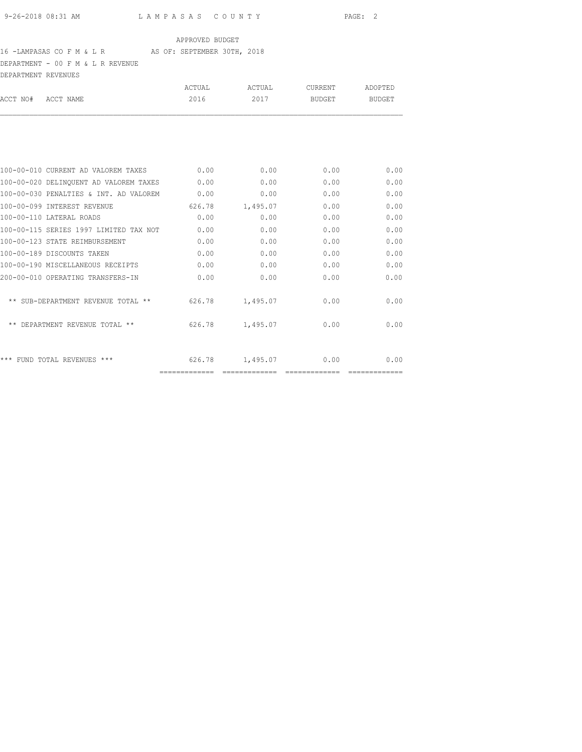APPROVED BUDGET

16 -LAMPASAS CO F M & L R AS OF: SEPTEMBER 30TH, 2018

DEPARTMENT - 00 F M & L R REVENUE

DEPARTMENT REVENUES

| ACCT NO# ACCT NAME | ACTUAL 2016 | ACTUAL 2017 | CURRENT BUDGET | ADOPTED BUDGET |
|---|---|---|---|---|
| 100-00-010 CURRENT AD VALOREM TAXES | 0.00 | 0.00 | 0.00 | 0.00 |
| 100-00-020 DELINQUENT AD VALOREM TAXES | 0.00 | 0.00 | 0.00 | 0.00 |
| 100-00-030 PENALTIES & INT. AD VALOREM | 0.00 | 0.00 | 0.00 | 0.00 |
| 100-00-099 INTEREST REVENUE | 626.78 | 1,495.07 | 0.00 | 0.00 |
| 100-00-110 LATERAL ROADS | 0.00 | 0.00 | 0.00 | 0.00 |
| 100-00-115 SERIES 1997 LIMITED TAX NOT | 0.00 | 0.00 | 0.00 | 0.00 |
| 100-00-123 STATE REIMBURSEMENT | 0.00 | 0.00 | 0.00 | 0.00 |
| 100-00-189 DISCOUNTS TAKEN | 0.00 | 0.00 | 0.00 | 0.00 |
| 100-00-190 MISCELLANEOUS RECEIPTS | 0.00 | 0.00 | 0.00 | 0.00 |
| 200-00-010 OPERATING TRANSFERS-IN | 0.00 | 0.00 | 0.00 | 0.00 |
| ** SUB-DEPARTMENT REVENUE TOTAL ** | 626.78 | 1,495.07 | 0.00 | 0.00 |
| ** DEPARTMENT REVENUE TOTAL ** | 626.78 | 1,495.07 | 0.00 | 0.00 |
| *** FUND TOTAL REVENUES *** | 626.78 | 1,495.07 | 0.00 | 0.00 |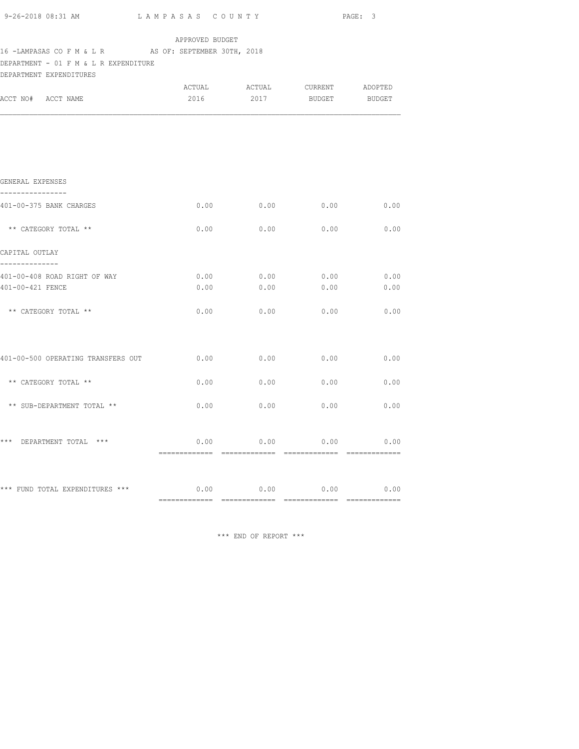APPROVED BUDGET

16 -LAMPASAS CO F M & L R AS OF: SEPTEMBER 30TH, 2018

DEPARTMENT - 01 F M & L R EXPENDITURE

DEPARTMENT EXPENDITURES

| ACCT NO# ACCT NAME | ACTUAL 2016 | ACTUAL 2017 | CURRENT BUDGET | ADOPTED BUDGET |
|---|---|---|---|---|
| **GENERAL EXPENSES** | | | | |
| 401-00-375 BANK CHARGES | 0.00 | 0.00 | 0.00 | 0.00 |
| ** CATEGORY TOTAL ** | 0.00 | 0.00 | 0.00 | 0.00 |
| **CAPITAL OUTLAY** | | | | |
| 401-00-408 ROAD RIGHT OF WAY | 0.00 | 0.00 | 0.00 | 0.00 |
| 401-00-421 FENCE | 0.00 | 0.00 | 0.00 | 0.00 |
| ** CATEGORY TOTAL ** | 0.00 | 0.00 | 0.00 | 0.00 |
| 401-00-500 OPERATING TRANSFERS OUT | 0.00 | 0.00 | 0.00 | 0.00 |
| ** CATEGORY TOTAL ** | 0.00 | 0.00 | 0.00 | 0.00 |
| ** SUB-DEPARTMENT TOTAL ** | 0.00 | 0.00 | 0.00 | 0.00 |
| *** DEPARTMENT TOTAL *** | 0.00 | 0.00 | 0.00 | 0.00 |
| *** FUND TOTAL EXPENDITURES *** | 0.00 | 0.00 | 0.00 | 0.00 |

*** END OF REPORT ***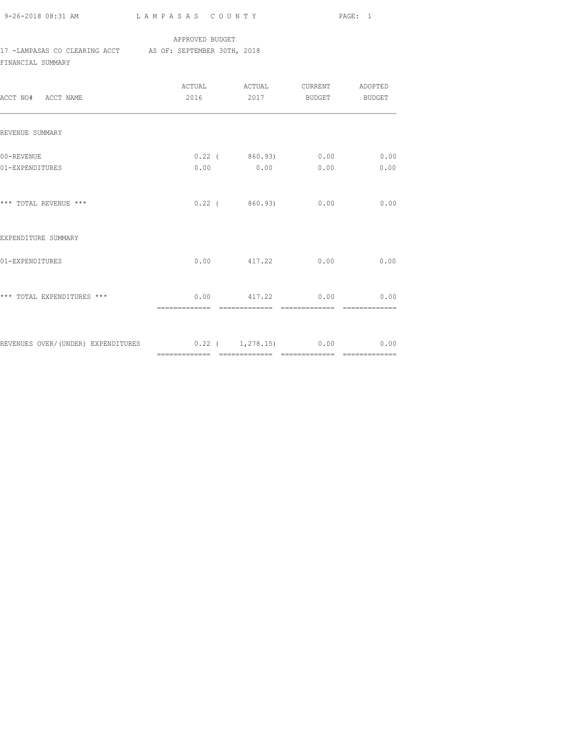APPROVED BUDGET

17 -LAMPASAS CO CLEARING ACCT AS OF: SEPTEMBER 30TH, 2018

FINANCIAL SUMMARY

| ACCT NO# ACCT NAME | ACTUAL 2016 | ACTUAL 2017 | CURRENT BUDGET | ADOPTED BUDGET |
|---|---|---|---|---|
| REVENUE SUMMARY | | | | |
| 00-REVENUE | 0.22 | ( 860.93) | 0.00 | 0.00 |
| 01-EXPENDITURES | 0.00 | 0.00 | 0.00 | 0.00 |
| *** TOTAL REVENUE *** | 0.22 | ( 860.93) | 0.00 | 0.00 |
| EXPENDITURE SUMMARY | | | | |
| 01-EXPENDITURES | 0.00 | 417.22 | 0.00 | 0.00 |
| *** TOTAL EXPENDITURES *** | 0.00 | 417.22 | 0.00 | 0.00 |
| REVENUES OVER/(UNDER) EXPENDITURES | 0.22 | ( 1,278.15) | 0.00 | 0.00 |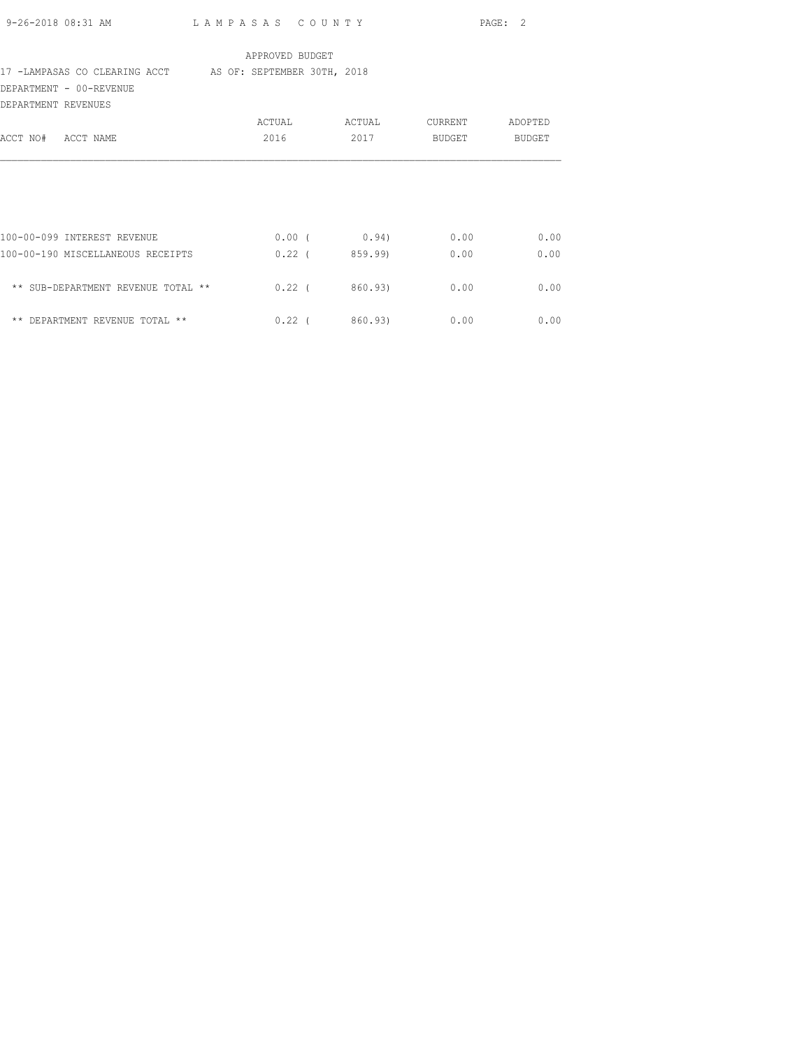APPROVED BUDGET

17 -LAMPASAS CO CLEARING ACCT    AS OF: SEPTEMBER 30TH, 2018

DEPARTMENT - 00-REVENUE

DEPARTMENT REVENUES

| ACCT NO# ACCT NAME | ACTUAL 2016 | ACTUAL 2017 | CURRENT BUDGET | ADOPTED BUDGET |
|---|---|---|---|---|
| 100-00-099 INTEREST REVENUE | 0.00 | ( 0.94) | 0.00 | 0.00 |
| 100-00-190 MISCELLANEOUS RECEIPTS | 0.22 | ( 859.99) | 0.00 | 0.00 |
| ** SUB-DEPARTMENT REVENUE TOTAL ** | 0.22 | ( 860.93) | 0.00 | 0.00 |
| ** DEPARTMENT REVENUE TOTAL ** | 0.22 | ( 860.93) | 0.00 | 0.00 |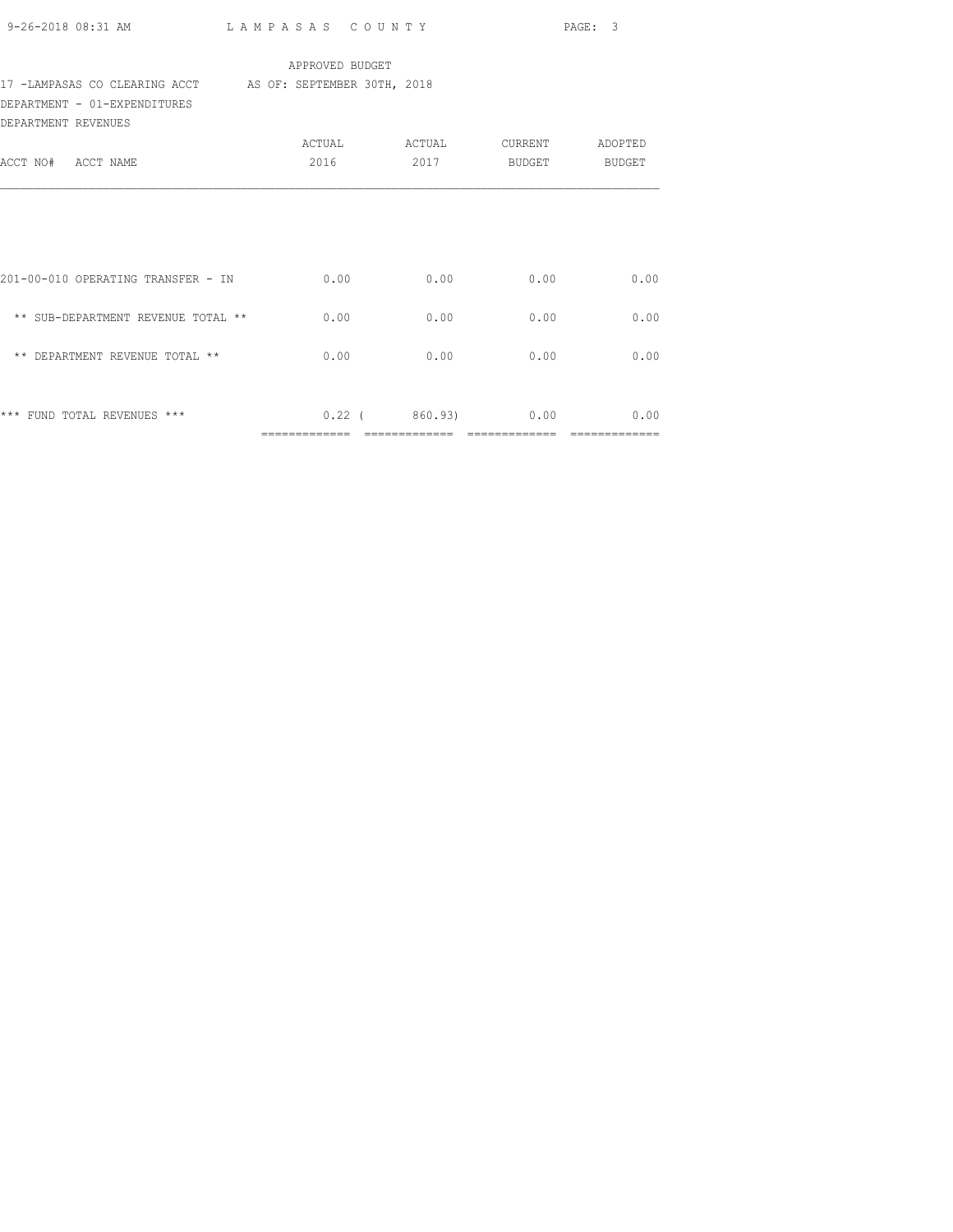APPROVED BUDGET

17 -LAMPASAS CO CLEARING ACCT AS OF: SEPTEMBER 30TH, 2018

DEPARTMENT - 01-EXPENDITURES

DEPARTMENT REVENUES

| ACCT NO# ACCT NAME | ACTUAL 2016 | ACTUAL 2017 | CURRENT BUDGET | ADOPTED BUDGET |
|---|---|---|---|---|
| 201-00-010 OPERATING TRANSFER - IN | 0.00 | 0.00 | 0.00 | 0.00 |
| ** SUB-DEPARTMENT REVENUE TOTAL ** | 0.00 | 0.00 | 0.00 | 0.00 |
| ** DEPARTMENT REVENUE TOTAL ** | 0.00 | 0.00 | 0.00 | 0.00 |
| *** FUND TOTAL REVENUES *** | 0.22 | ( 860.93) | 0.00 | 0.00 |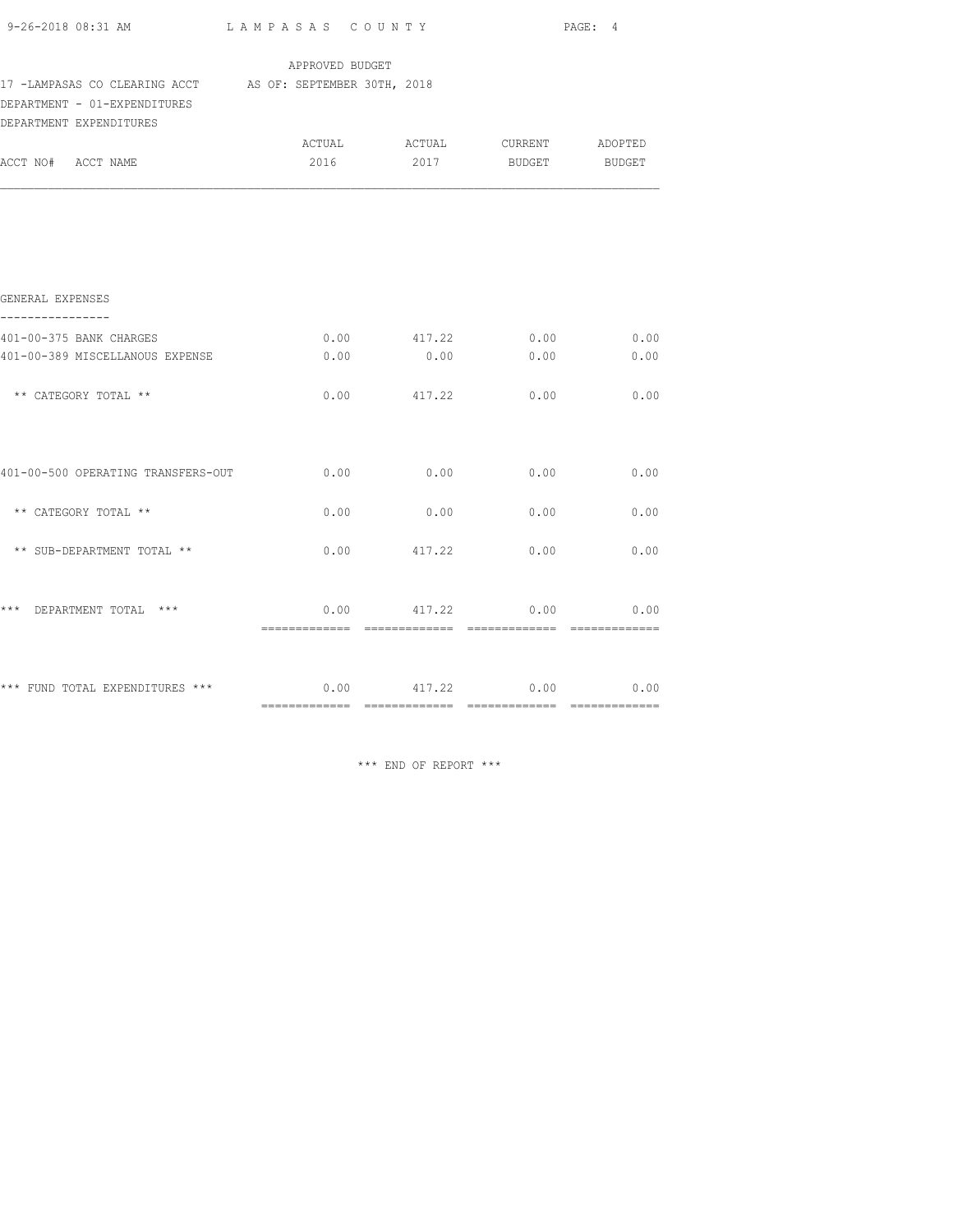LAMPASAS COUNTY

APPROVED BUDGET

17 -LAMPASAS CO CLEARING ACCT      AS OF: SEPTEMBER 30TH, 2018

DEPARTMENT - 01-EXPENDITURES

DEPARTMENT EXPENDITURES

| ACCT NO# ACCT NAME | ACTUAL 2016 | ACTUAL 2017 | CURRENT BUDGET | ADOPTED BUDGET |
|---|---|---|---|---|
| **GENERAL EXPENSES** | | | | |
| 401-00-375 BANK CHARGES | 0.00 | 417.22 | 0.00 | 0.00 |
| 401-00-389 MISCELLANOUS EXPENSE | 0.00 | 0.00 | 0.00 | 0.00 |
| ** CATEGORY TOTAL ** | 0.00 | 417.22 | 0.00 | 0.00 |
| 401-00-500 OPERATING TRANSFERS-OUT | 0.00 | 0.00 | 0.00 | 0.00 |
| ** CATEGORY TOTAL ** | 0.00 | 0.00 | 0.00 | 0.00 |
| ** SUB-DEPARTMENT TOTAL ** | 0.00 | 417.22 | 0.00 | 0.00 |
| *** DEPARTMENT TOTAL *** | 0.00 | 417.22 | 0.00 | 0.00 |
| *** FUND TOTAL EXPENDITURES *** | 0.00 | 417.22 | 0.00 | 0.00 |

*** END OF REPORT ***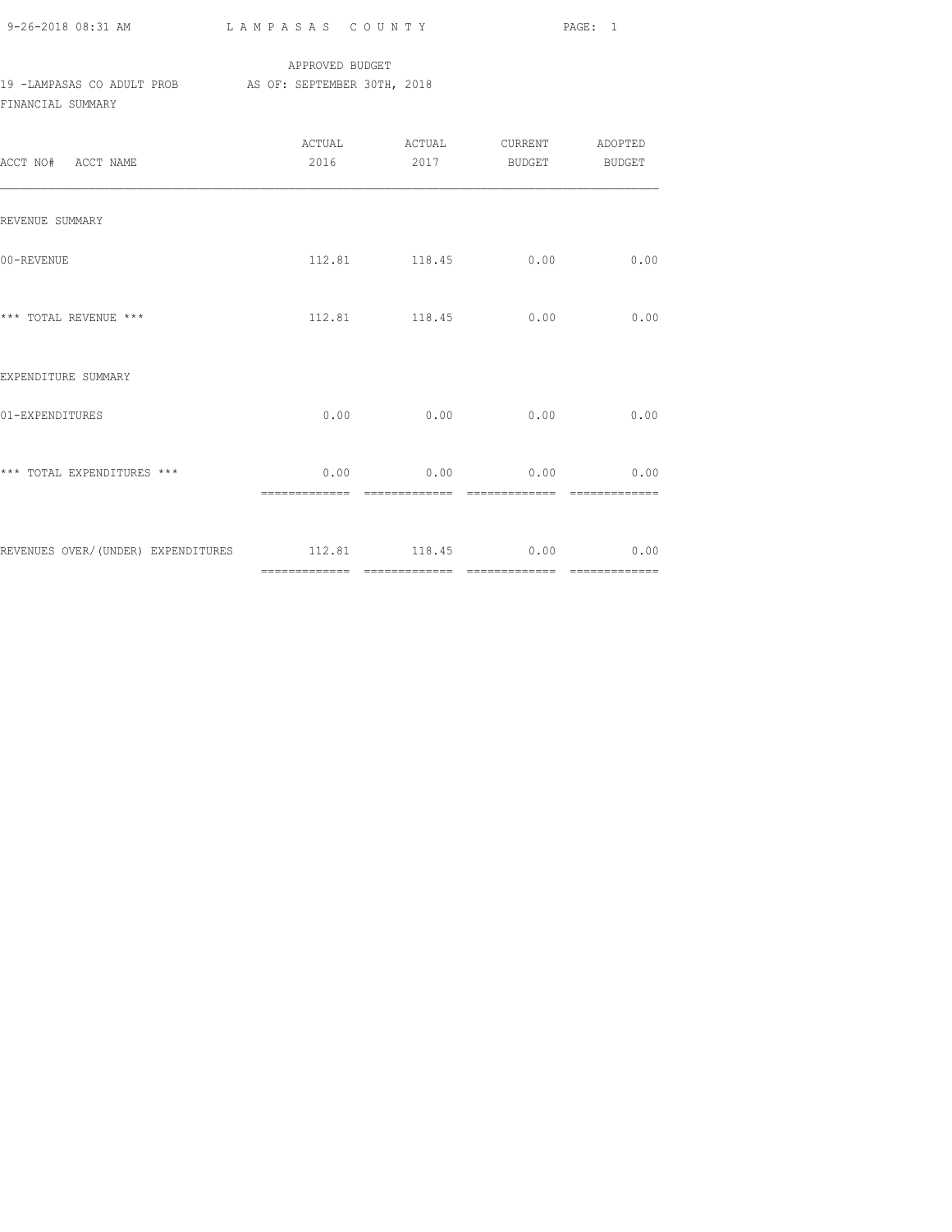LAMPASAS COUNTY

APPROVED BUDGET

19 -LAMPASAS CO ADULT PROB AS OF: SEPTEMBER 30TH, 2018

FINANCIAL SUMMARY

| ACCT NO# ACCT NAME | ACTUAL 2016 | ACTUAL 2017 | CURRENT BUDGET | ADOPTED BUDGET |
|---|---|---|---|---|
| REVENUE SUMMARY | | | | |
| 00-REVENUE | 112.81 | 118.45 | 0.00 | 0.00 |
| *** TOTAL REVENUE *** | 112.81 | 118.45 | 0.00 | 0.00 |
| EXPENDITURE SUMMARY | | | | |
| 01-EXPENDITURES | 0.00 | 0.00 | 0.00 | 0.00 |
| *** TOTAL EXPENDITURES *** | 0.00 | 0.00 | 0.00 | 0.00 |
| REVENUES OVER/(UNDER) EXPENDITURES | 112.81 | 118.45 | 0.00 | 0.00 |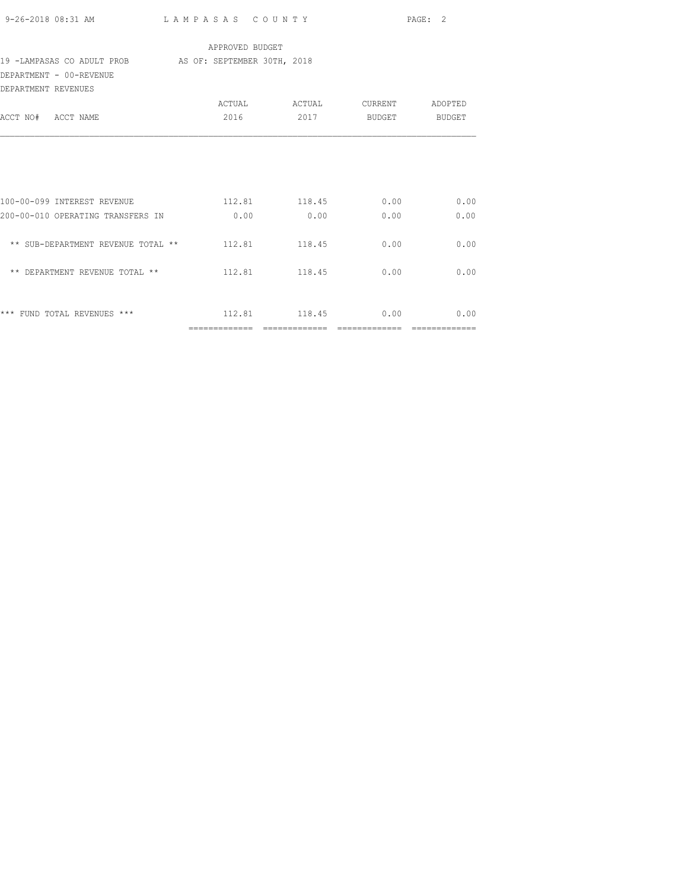APPROVED BUDGET

19 -LAMPASAS CO ADULT PROB AS OF: SEPTEMBER 30TH, 2018

DEPARTMENT - 00-REVENUE

DEPARTMENT REVENUES

| ACCT NO# ACCT NAME | ACTUAL 2016 | ACTUAL 2017 | CURRENT BUDGET | ADOPTED BUDGET |
|---|---|---|---|---|
| 100-00-099 INTEREST REVENUE | 112.81 | 118.45 | 0.00 | 0.00 |
| 200-00-010 OPERATING TRANSFERS IN | 0.00 | 0.00 | 0.00 | 0.00 |
| ** SUB-DEPARTMENT REVENUE TOTAL ** | 112.81 | 118.45 | 0.00 | 0.00 |
| ** DEPARTMENT REVENUE TOTAL ** | 112.81 | 118.45 | 0.00 | 0.00 |
| *** FUND TOTAL REVENUES *** | 112.81 | 118.45 | 0.00 | 0.00 |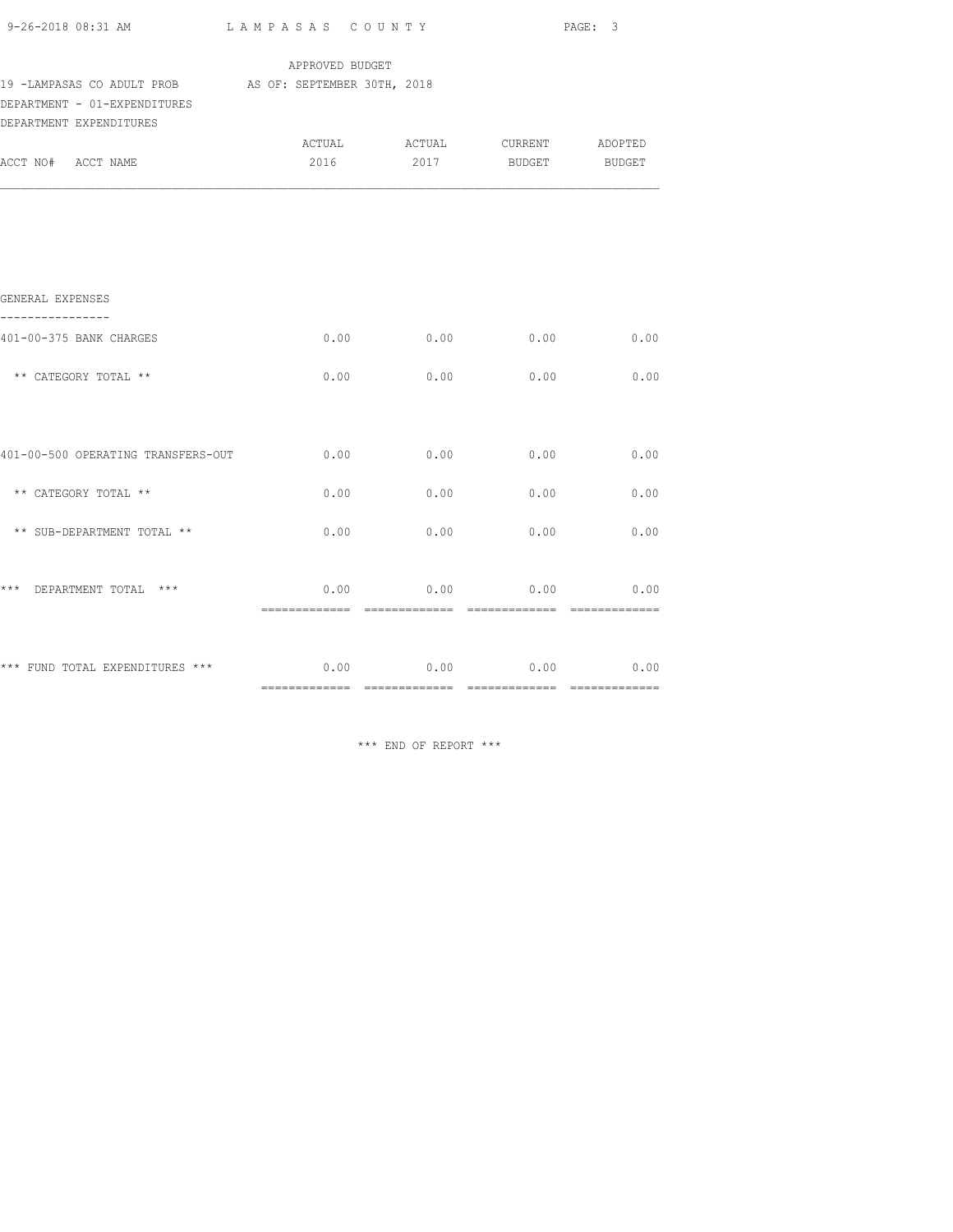APPROVED BUDGET

19 -LAMPASAS CO ADULT PROB AS OF: SEPTEMBER 30TH, 2018

DEPARTMENT - 01-EXPENDITURES

DEPARTMENT EXPENDITURES

| ACCT NO# ACCT NAME | ACTUAL 2016 | ACTUAL 2017 | CURRENT BUDGET | ADOPTED BUDGET |
|---|---|---|---|---|
| **GENERAL EXPENSES** | | | | |
| 401-00-375 BANK CHARGES | 0.00 | 0.00 | 0.00 | 0.00 |
| ** CATEGORY TOTAL ** | 0.00 | 0.00 | 0.00 | 0.00 |
| 401-00-500 OPERATING TRANSFERS-OUT | 0.00 | 0.00 | 0.00 | 0.00 |
| ** CATEGORY TOTAL ** | 0.00 | 0.00 | 0.00 | 0.00 |
| ** SUB-DEPARTMENT TOTAL ** | 0.00 | 0.00 | 0.00 | 0.00 |
| *** DEPARTMENT TOTAL *** | 0.00 | 0.00 | 0.00 | 0.00 |
| *** FUND TOTAL EXPENDITURES *** | 0.00 | 0.00 | 0.00 | 0.00 |

*** END OF REPORT ***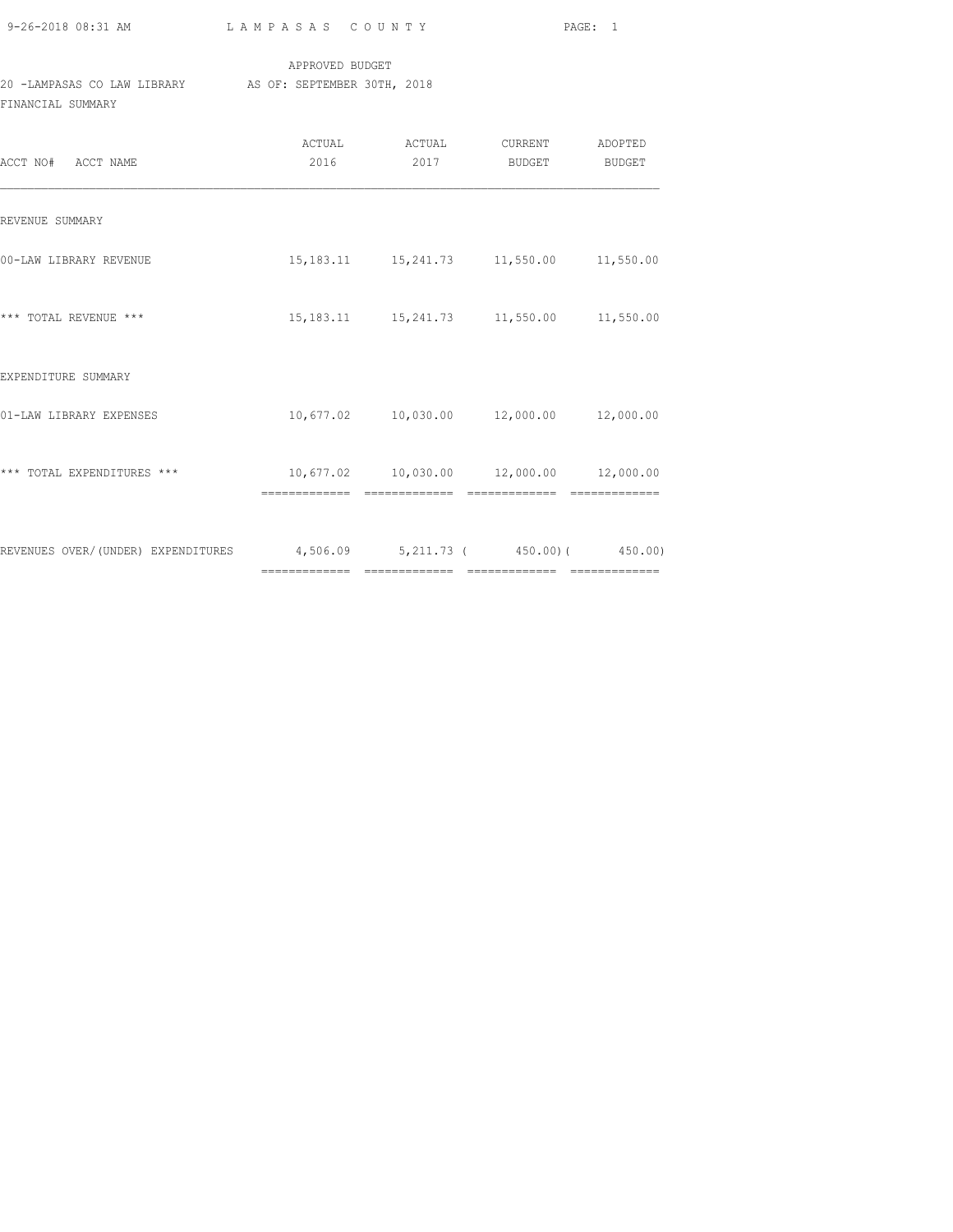APPROVED BUDGET

20 -LAMPASAS CO LAW LIBRARY AS OF: SEPTEMBER 30TH, 2018

FINANCIAL SUMMARY

| ACCT NO# ACCT NAME | ACTUAL 2016 | ACTUAL 2017 | CURRENT BUDGET | ADOPTED BUDGET |
|---|---|---|---|---|
| REVENUE SUMMARY | | | | |
| 00-LAW LIBRARY REVENUE | 15,183.11 | 15,241.73 | 11,550.00 | 11,550.00 |
| *** TOTAL REVENUE *** | 15,183.11 | 15,241.73 | 11,550.00 | 11,550.00 |
| EXPENDITURE SUMMARY | | | | |
| 01-LAW LIBRARY EXPENSES | 10,677.02 | 10,030.00 | 12,000.00 | 12,000.00 |
| *** TOTAL EXPENDITURES *** | 10,677.02 | 10,030.00 | 12,000.00 | 12,000.00 |
| REVENUES OVER/(UNDER) EXPENDITURES | 4,506.09 | 5,211.73 | ( 450.00) | ( 450.00) |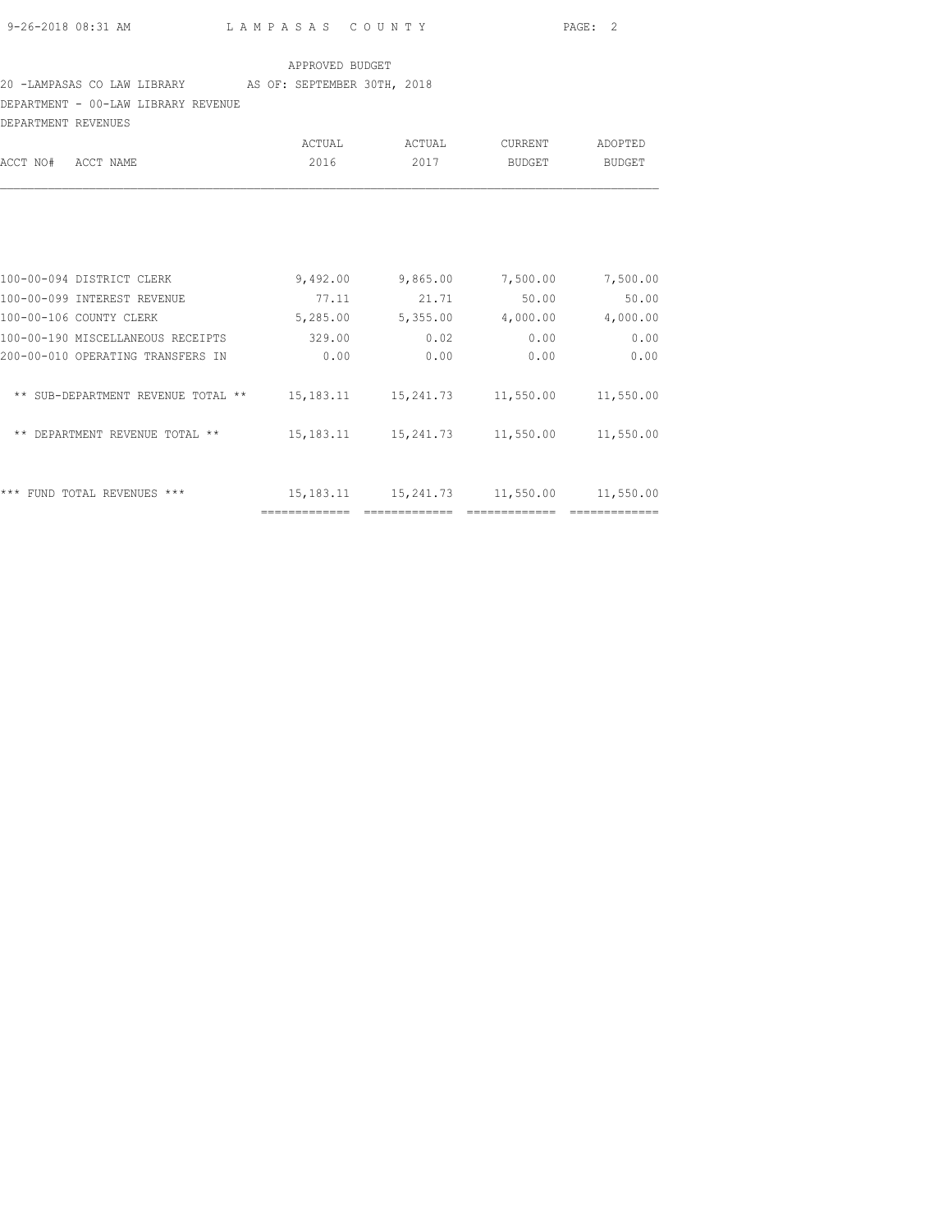APPROVED BUDGET

20 -LAMPASAS CO LAW LIBRARY AS OF: SEPTEMBER 30TH, 2018

DEPARTMENT - 00-LAW LIBRARY REVENUE

DEPARTMENT REVENUES

| ACCT NO# ACCT NAME | ACTUAL 2016 | ACTUAL 2017 | CURRENT BUDGET | ADOPTED BUDGET |
|---|---|---|---|---|
| 100-00-094 DISTRICT CLERK | 9,492.00 | 9,865.00 | 7,500.00 | 7,500.00 |
| 100-00-099 INTEREST REVENUE | 77.11 | 21.71 | 50.00 | 50.00 |
| 100-00-106 COUNTY CLERK | 5,285.00 | 5,355.00 | 4,000.00 | 4,000.00 |
| 100-00-190 MISCELLANEOUS RECEIPTS | 329.00 | 0.02 | 0.00 | 0.00 |
| 200-00-010 OPERATING TRANSFERS IN | 0.00 | 0.00 | 0.00 | 0.00 |
| ** SUB-DEPARTMENT REVENUE TOTAL ** | 15,183.11 | 15,241.73 | 11,550.00 | 11,550.00 |
| ** DEPARTMENT REVENUE TOTAL ** | 15,183.11 | 15,241.73 | 11,550.00 | 11,550.00 |
| *** FUND TOTAL REVENUES *** | 15,183.11 | 15,241.73 | 11,550.00 | 11,550.00 |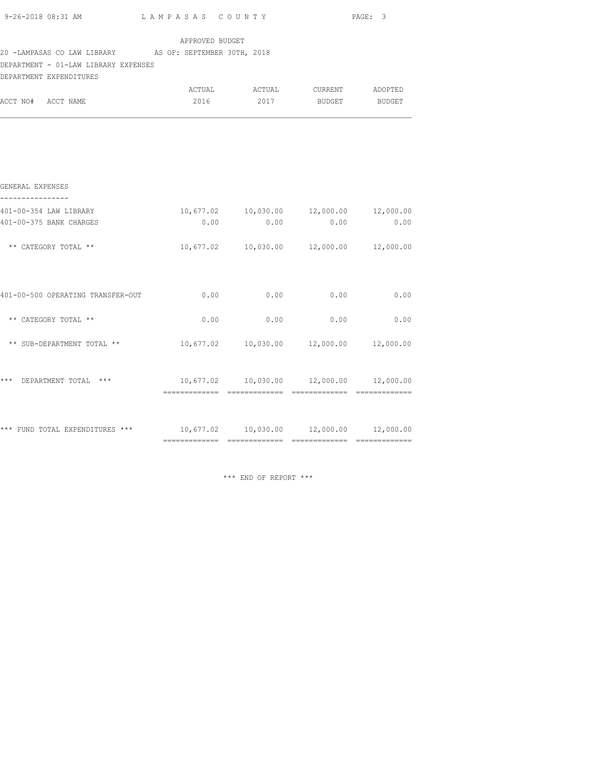APPROVED BUDGET

20 -LAMPASAS CO LAW LIBRARY AS OF: SEPTEMBER 30TH, 2018

DEPARTMENT - 01-LAW LIBRARY EXPENSES

DEPARTMENT EXPENDITURES

| ACCT NO# ACCT NAME | ACTUAL 2016 | ACTUAL 2017 | CURRENT BUDGET | ADOPTED BUDGET |
|---|---|---|---|---|
| **GENERAL EXPENSES** | | | | |
| 401-00-354 LAW LIBRARY | 10,677.02 | 10,030.00 | 12,000.00 | 12,000.00 |
| 401-00-375 BANK CHARGES | 0.00 | 0.00 | 0.00 | 0.00 |
| ** CATEGORY TOTAL ** | 10,677.02 | 10,030.00 | 12,000.00 | 12,000.00 |
| 401-00-500 OPERATING TRANSFER-OUT | 0.00 | 0.00 | 0.00 | 0.00 |
| ** CATEGORY TOTAL ** | 0.00 | 0.00 | 0.00 | 0.00 |
| ** SUB-DEPARTMENT TOTAL ** | 10,677.02 | 10,030.00 | 12,000.00 | 12,000.00 |
| *** DEPARTMENT TOTAL *** | 10,677.02 | 10,030.00 | 12,000.00 | 12,000.00 |
| *** FUND TOTAL EXPENDITURES *** | 10,677.02 | 10,030.00 | 12,000.00 | 12,000.00 |

*** END OF REPORT ***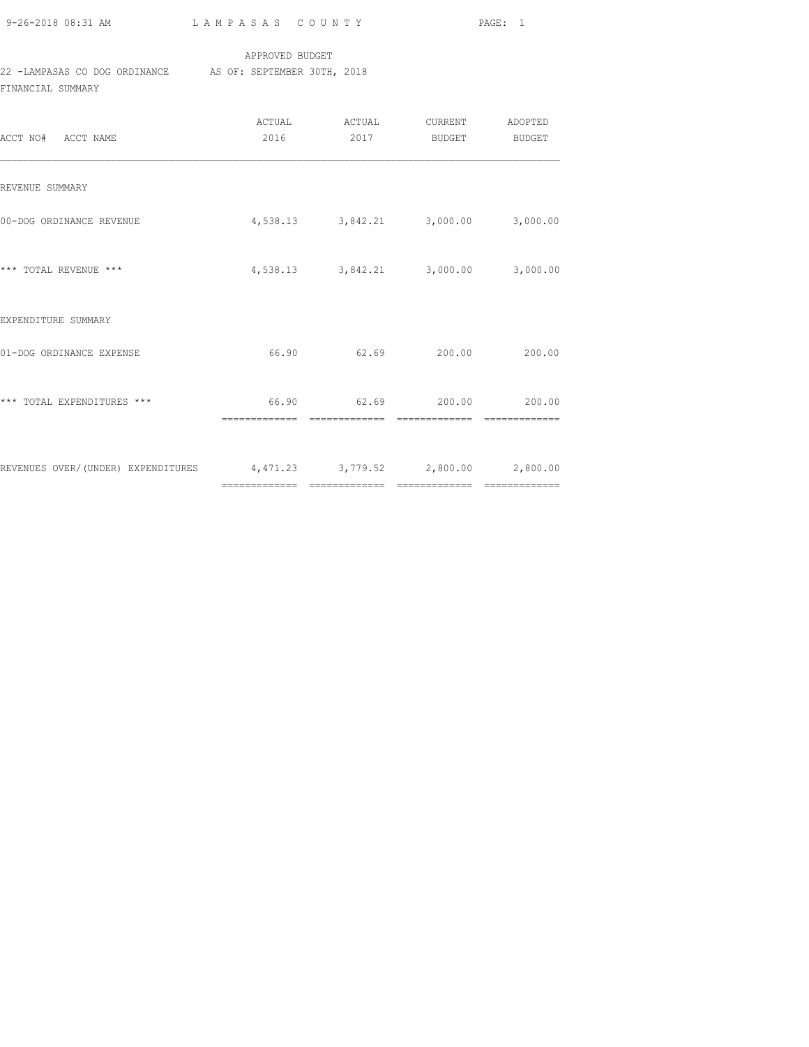APPROVED BUDGET

22 -LAMPASAS CO DOG ORDINANCE AS OF: SEPTEMBER 30TH, 2018

FINANCIAL SUMMARY

| ACCT NO# ACCT NAME | ACTUAL 2016 | ACTUAL 2017 | CURRENT BUDGET | ADOPTED BUDGET |
|---|---|---|---|---|
| REVENUE SUMMARY | | | | |
| 00-DOG ORDINANCE REVENUE | 4,538.13 | 3,842.21 | 3,000.00 | 3,000.00 |
| *** TOTAL REVENUE *** | 4,538.13 | 3,842.21 | 3,000.00 | 3,000.00 |
| EXPENDITURE SUMMARY | | | | |
| 01-DOG ORDINANCE EXPENSE | 66.90 | 62.69 | 200.00 | 200.00 |
| *** TOTAL EXPENDITURES *** | 66.90 | 62.69 | 200.00 | 200.00 |
| REVENUES OVER/(UNDER) EXPENDITURES | 4,471.23 | 3,779.52 | 2,800.00 | 2,800.00 |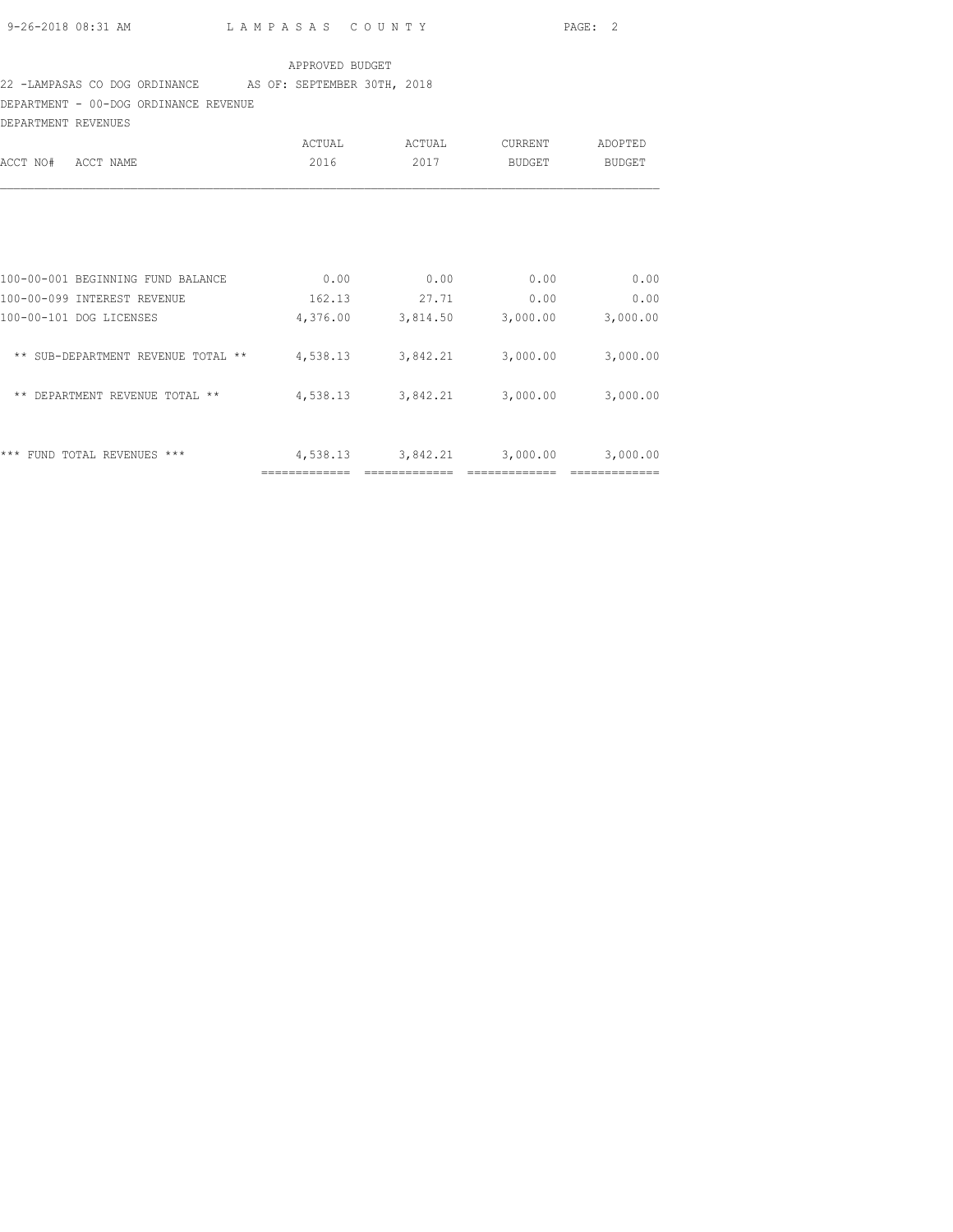APPROVED BUDGET

22 -LAMPASAS CO DOG ORDINANCE AS OF: SEPTEMBER 30TH, 2018

DEPARTMENT - 00-DOG ORDINANCE REVENUE

DEPARTMENT REVENUES

| ACCT NO# ACCT NAME | ACTUAL 2016 | ACTUAL 2017 | CURRENT BUDGET | ADOPTED BUDGET |
|---|---|---|---|---|
| 100-00-001 BEGINNING FUND BALANCE | 0.00 | 0.00 | 0.00 | 0.00 |
| 100-00-099 INTEREST REVENUE | 162.13 | 27.71 | 0.00 | 0.00 |
| 100-00-101 DOG LICENSES | 4,376.00 | 3,814.50 | 3,000.00 | 3,000.00 |
| ** SUB-DEPARTMENT REVENUE TOTAL ** | 4,538.13 | 3,842.21 | 3,000.00 | 3,000.00 |
| ** DEPARTMENT REVENUE TOTAL ** | 4,538.13 | 3,842.21 | 3,000.00 | 3,000.00 |
| *** FUND TOTAL REVENUES *** | 4,538.13 | 3,842.21 | 3,000.00 | 3,000.00 |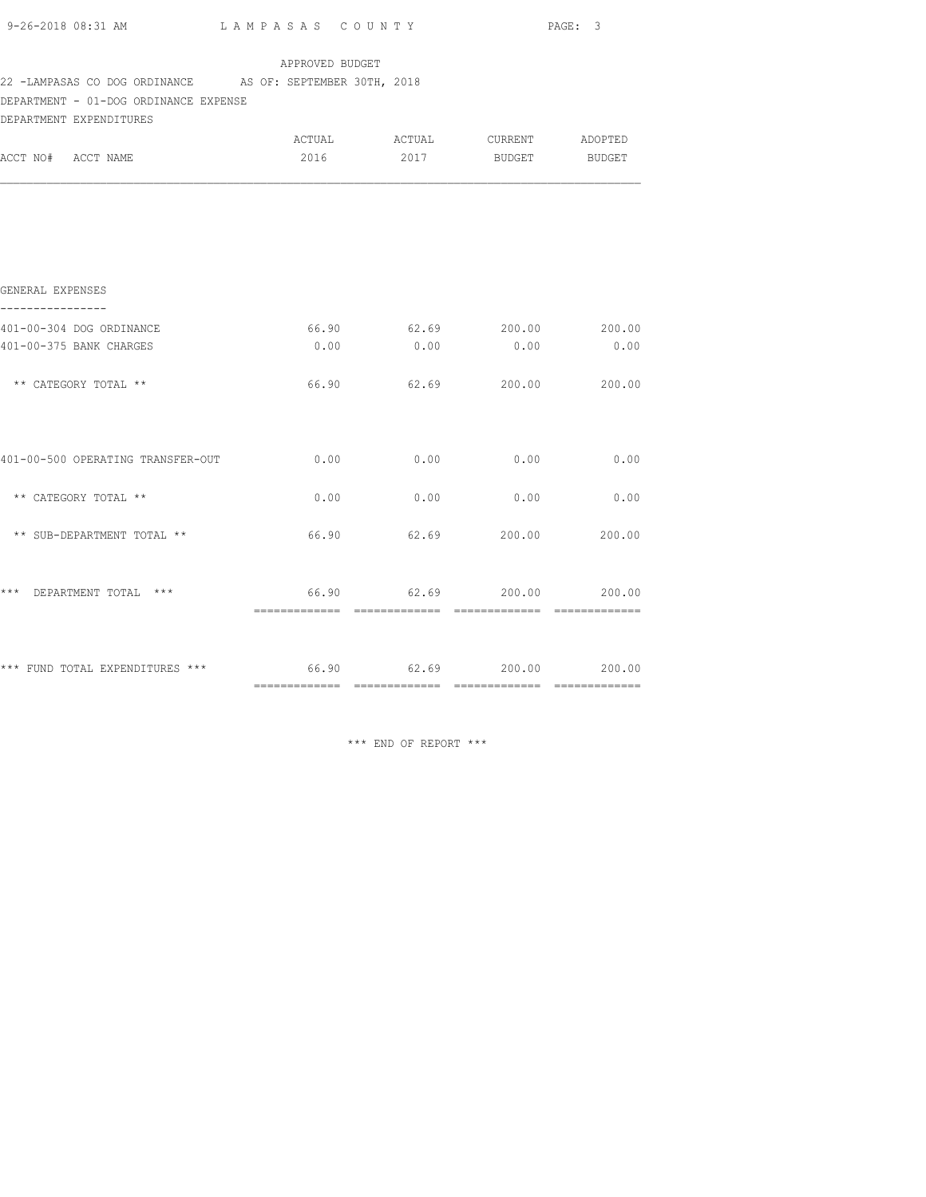APPROVED BUDGET

22 -LAMPASAS CO DOG ORDINANCE AS OF: SEPTEMBER 30TH, 2018

DEPARTMENT - 01-DOG ORDINANCE EXPENSE

DEPARTMENT EXPENDITURES

| ACCT NO# ACCT NAME | ACTUAL 2016 | ACTUAL 2017 | CURRENT BUDGET | ADOPTED BUDGET |
|---|---|---|---|---|
| **GENERAL EXPENSES** | | | | |
| 401-00-304 DOG ORDINANCE | 66.90 | 62.69 | 200.00 | 200.00 |
| 401-00-375 BANK CHARGES | 0.00 | 0.00 | 0.00 | 0.00 |
| ** CATEGORY TOTAL ** | 66.90 | 62.69 | 200.00 | 200.00 |
| 401-00-500 OPERATING TRANSFER-OUT | 0.00 | 0.00 | 0.00 | 0.00 |
| ** CATEGORY TOTAL ** | 0.00 | 0.00 | 0.00 | 0.00 |
| ** SUB-DEPARTMENT TOTAL ** | 66.90 | 62.69 | 200.00 | 200.00 |
| *** DEPARTMENT TOTAL *** | 66.90 | 62.69 | 200.00 | 200.00 |
| *** FUND TOTAL EXPENDITURES *** | 66.90 | 62.69 | 200.00 | 200.00 |

*** END OF REPORT ***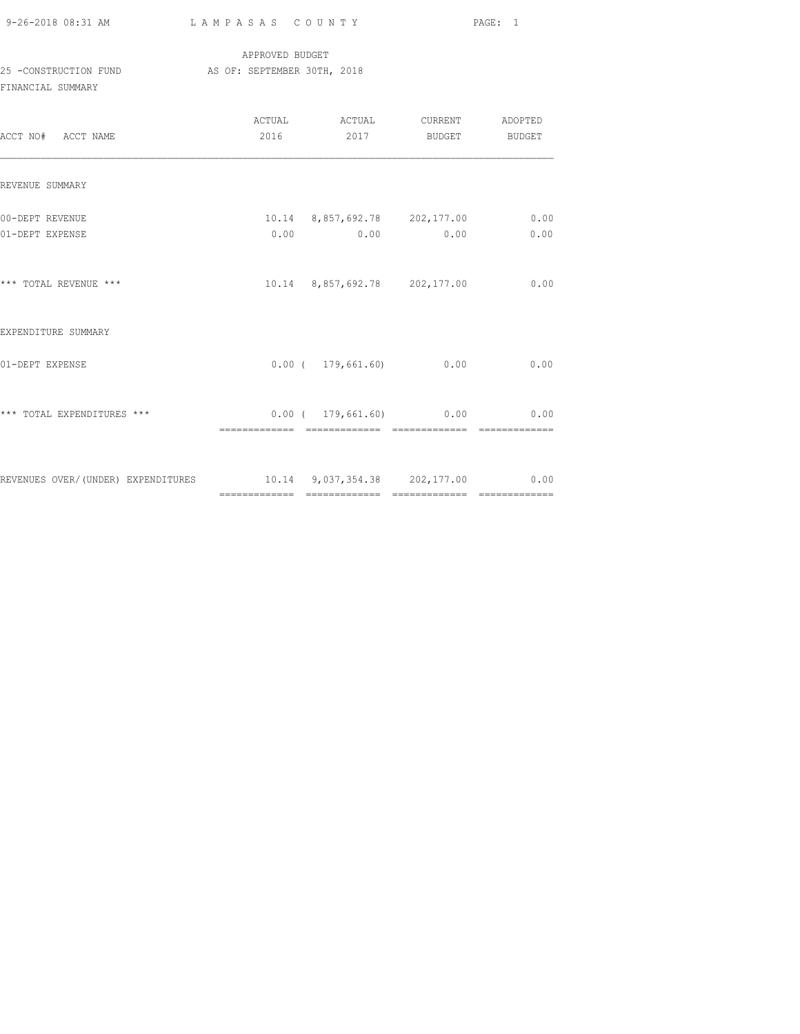APPROVED BUDGET

25 -CONSTRUCTION FUND AS OF: SEPTEMBER 30TH, 2018

FINANCIAL SUMMARY

| ACCT NO# ACCT NAME | ACTUAL 2016 | ACTUAL 2017 | CURRENT BUDGET | ADOPTED BUDGET |
|---|---|---|---|---|
| REVENUE SUMMARY | | | | |
| 00-DEPT REVENUE | 10.14 | 8,857,692.78 | 202,177.00 | 0.00 |
| 01-DEPT EXPENSE | 0.00 | 0.00 | 0.00 | 0.00 |
| *** TOTAL REVENUE *** | 10.14 | 8,857,692.78 | 202,177.00 | 0.00 |
| EXPENDITURE SUMMARY | | | | |
| 01-DEPT EXPENSE | 0.00 | ( 179,661.60) | 0.00 | 0.00 |
| *** TOTAL EXPENDITURES *** | 0.00 | ( 179,661.60) | 0.00 | 0.00 |
| REVENUES OVER/(UNDER) EXPENDITURES | 10.14 | 9,037,354.38 | 202,177.00 | 0.00 |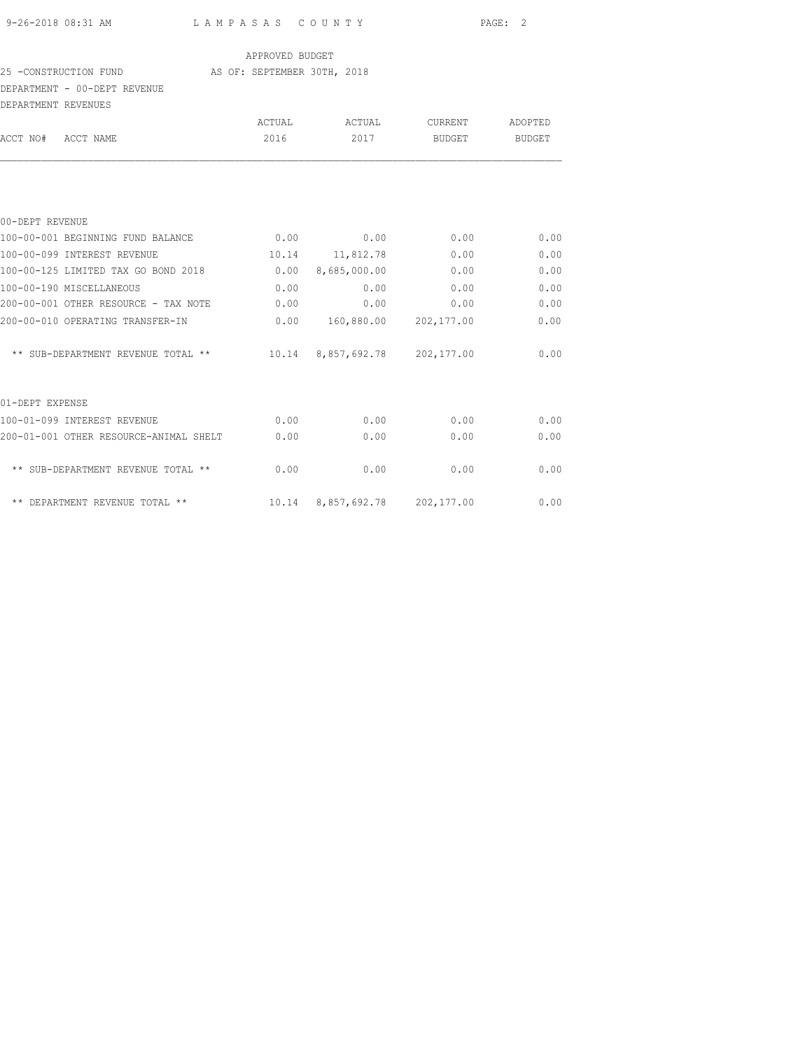APPROVED BUDGET

25 -CONSTRUCTION FUND AS OF: SEPTEMBER 30TH, 2018

DEPARTMENT - 00-DEPT REVENUE

DEPARTMENT REVENUES

| ACCT NO# ACCT NAME | ACTUAL 2016 | ACTUAL 2017 | CURRENT BUDGET | ADOPTED BUDGET |
|---|---|---|---|---|
| **00-DEPT REVENUE** | | | | |
| 100-00-001 BEGINNING FUND BALANCE | 0.00 | 0.00 | 0.00 | 0.00 |
| 100-00-099 INTEREST REVENUE | 10.14 | 11,812.78 | 0.00 | 0.00 |
| 100-00-125 LIMITED TAX GO BOND 2018 | 0.00 | 8,685,000.00 | 0.00 | 0.00 |
| 100-00-190 MISCELLANEOUS | 0.00 | 0.00 | 0.00 | 0.00 |
| 200-00-001 OTHER RESOURCE - TAX NOTE | 0.00 | 0.00 | 0.00 | 0.00 |
| 200-00-010 OPERATING TRANSFER-IN | 0.00 | 160,880.00 | 202,177.00 | 0.00 |
| ** SUB-DEPARTMENT REVENUE TOTAL ** | 10.14 | 8,857,692.78 | 202,177.00 | 0.00 |
| **01-DEPT EXPENSE** | | | | |
| 100-01-099 INTEREST REVENUE | 0.00 | 0.00 | 0.00 | 0.00 |
| 200-01-001 OTHER RESOURCE-ANIMAL SHELT | 0.00 | 0.00 | 0.00 | 0.00 |
| ** SUB-DEPARTMENT REVENUE TOTAL ** | 0.00 | 0.00 | 0.00 | 0.00 |
| ** DEPARTMENT REVENUE TOTAL ** | 10.14 | 8,857,692.78 | 202,177.00 | 0.00 |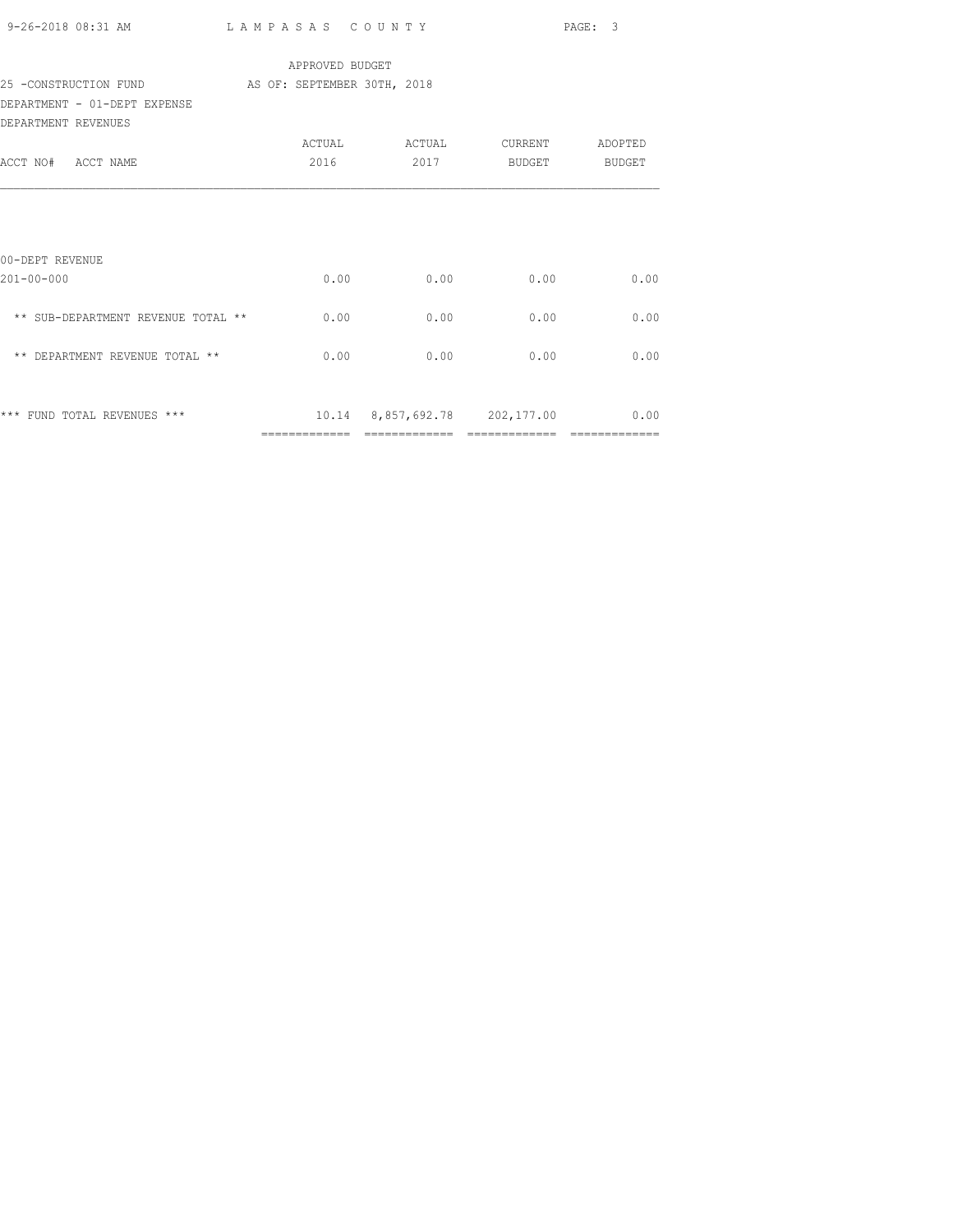APPROVED BUDGET

25 -CONSTRUCTION FUND AS OF: SEPTEMBER 30TH, 2018

DEPARTMENT - 01-DEPT EXPENSE

DEPARTMENT REVENUES

| ACCT NO# ACCT NAME | ACTUAL 2016 | ACTUAL 2017 | CURRENT BUDGET | ADOPTED BUDGET |
|---|---|---|---|---|
| 00-DEPT REVENUE | | | | |
| 201-00-000 | 0.00 | 0.00 | 0.00 | 0.00 |
| ** SUB-DEPARTMENT REVENUE TOTAL ** | 0.00 | 0.00 | 0.00 | 0.00 |
| ** DEPARTMENT REVENUE TOTAL ** | 0.00 | 0.00 | 0.00 | 0.00 |
| *** FUND TOTAL REVENUES *** | 10.14 | 8,857,692.78 | 202,177.00 | 0.00 |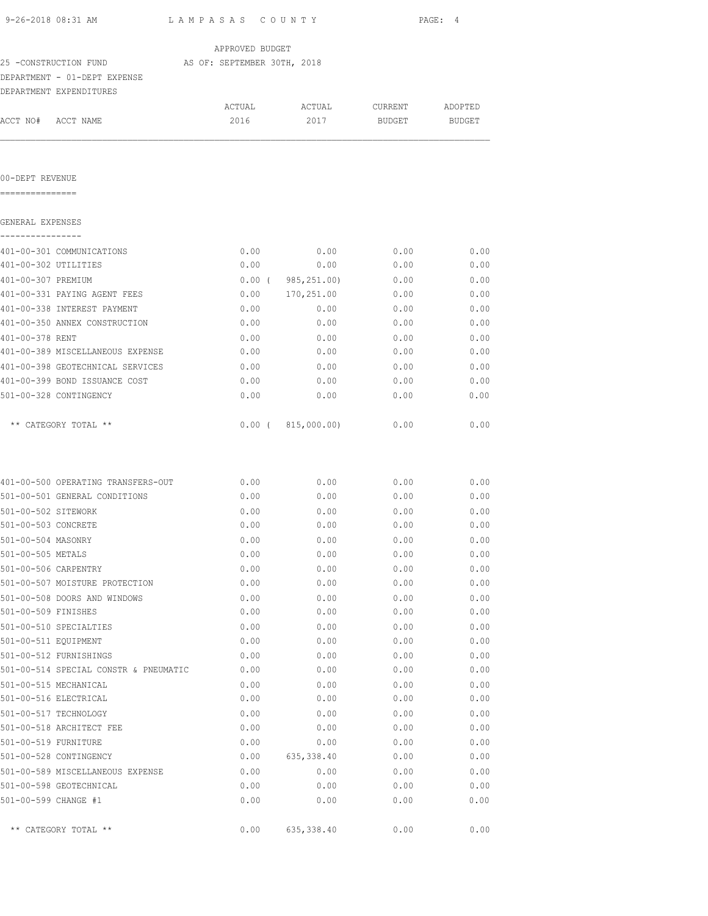APPROVED BUDGET

25 -CONSTRUCTION FUND AS OF: SEPTEMBER 30TH, 2018

DEPARTMENT - 01-DEPT EXPENSE

DEPARTMENT EXPENDITURES

| ACCT NO# | ACCT NAME | ACTUAL 2016 | ACTUAL 2017 | CURRENT BUDGET | ADOPTED BUDGET |
|---|---|---|---|---|---|

00-DEPT REVENUE
===============

GENERAL EXPENSES
----------------

| ACCT NO# ACCT NAME | ACTUAL 2016 | ACTUAL 2017 | CURRENT BUDGET | ADOPTED BUDGET |
|---|---|---|---|---|
| 401-00-301 COMMUNICATIONS | 0.00 | 0.00 | 0.00 | 0.00 |
| 401-00-302 UTILITIES | 0.00 | 0.00 | 0.00 | 0.00 |
| 401-00-307 PREMIUM | 0.00 | ( 985,251.00) | 0.00 | 0.00 |
| 401-00-331 PAYING AGENT FEES | 0.00 | 170,251.00 | 0.00 | 0.00 |
| 401-00-338 INTEREST PAYMENT | 0.00 | 0.00 | 0.00 | 0.00 |
| 401-00-350 ANNEX CONSTRUCTION | 0.00 | 0.00 | 0.00 | 0.00 |
| 401-00-378 RENT | 0.00 | 0.00 | 0.00 | 0.00 |
| 401-00-389 MISCELLANEOUS EXPENSE | 0.00 | 0.00 | 0.00 | 0.00 |
| 401-00-398 GEOTECHNICAL SERVICES | 0.00 | 0.00 | 0.00 | 0.00 |
| 401-00-399 BOND ISSUANCE COST | 0.00 | 0.00 | 0.00 | 0.00 |
| 501-00-328 CONTINGENCY | 0.00 | 0.00 | 0.00 | 0.00 |
| ** CATEGORY TOTAL ** | 0.00 | ( 815,000.00) | 0.00 | 0.00 |

| ACCT NO# ACCT NAME | ACTUAL 2016 | ACTUAL 2017 | CURRENT BUDGET | ADOPTED BUDGET |
|---|---|---|---|---|
| 401-00-500 OPERATING TRANSFERS-OUT | 0.00 | 0.00 | 0.00 | 0.00 |
| 501-00-501 GENERAL CONDITIONS | 0.00 | 0.00 | 0.00 | 0.00 |
| 501-00-502 SITEWORK | 0.00 | 0.00 | 0.00 | 0.00 |
| 501-00-503 CONCRETE | 0.00 | 0.00 | 0.00 | 0.00 |
| 501-00-504 MASONRY | 0.00 | 0.00 | 0.00 | 0.00 |
| 501-00-505 METALS | 0.00 | 0.00 | 0.00 | 0.00 |
| 501-00-506 CARPENTRY | 0.00 | 0.00 | 0.00 | 0.00 |
| 501-00-507 MOISTURE PROTECTION | 0.00 | 0.00 | 0.00 | 0.00 |
| 501-00-508 DOORS AND WINDOWS | 0.00 | 0.00 | 0.00 | 0.00 |
| 501-00-509 FINISHES | 0.00 | 0.00 | 0.00 | 0.00 |
| 501-00-510 SPECIALTIES | 0.00 | 0.00 | 0.00 | 0.00 |
| 501-00-511 EQUIPMENT | 0.00 | 0.00 | 0.00 | 0.00 |
| 501-00-512 FURNISHINGS | 0.00 | 0.00 | 0.00 | 0.00 |
| 501-00-514 SPECIAL CONSTR & PNEUMATIC | 0.00 | 0.00 | 0.00 | 0.00 |
| 501-00-515 MECHANICAL | 0.00 | 0.00 | 0.00 | 0.00 |
| 501-00-516 ELECTRICAL | 0.00 | 0.00 | 0.00 | 0.00 |
| 501-00-517 TECHNOLOGY | 0.00 | 0.00 | 0.00 | 0.00 |
| 501-00-518 ARCHITECT FEE | 0.00 | 0.00 | 0.00 | 0.00 |
| 501-00-519 FURNITURE | 0.00 | 0.00 | 0.00 | 0.00 |
| 501-00-528 CONTINGENCY | 0.00 | 635,338.40 | 0.00 | 0.00 |
| 501-00-589 MISCELLANEOUS EXPENSE | 0.00 | 0.00 | 0.00 | 0.00 |
| 501-00-598 GEOTECHNICAL | 0.00 | 0.00 | 0.00 | 0.00 |
| 501-00-599 CHANGE #1 | 0.00 | 0.00 | 0.00 | 0.00 |
| ** CATEGORY TOTAL ** | 0.00 | 635,338.40 | 0.00 | 0.00 |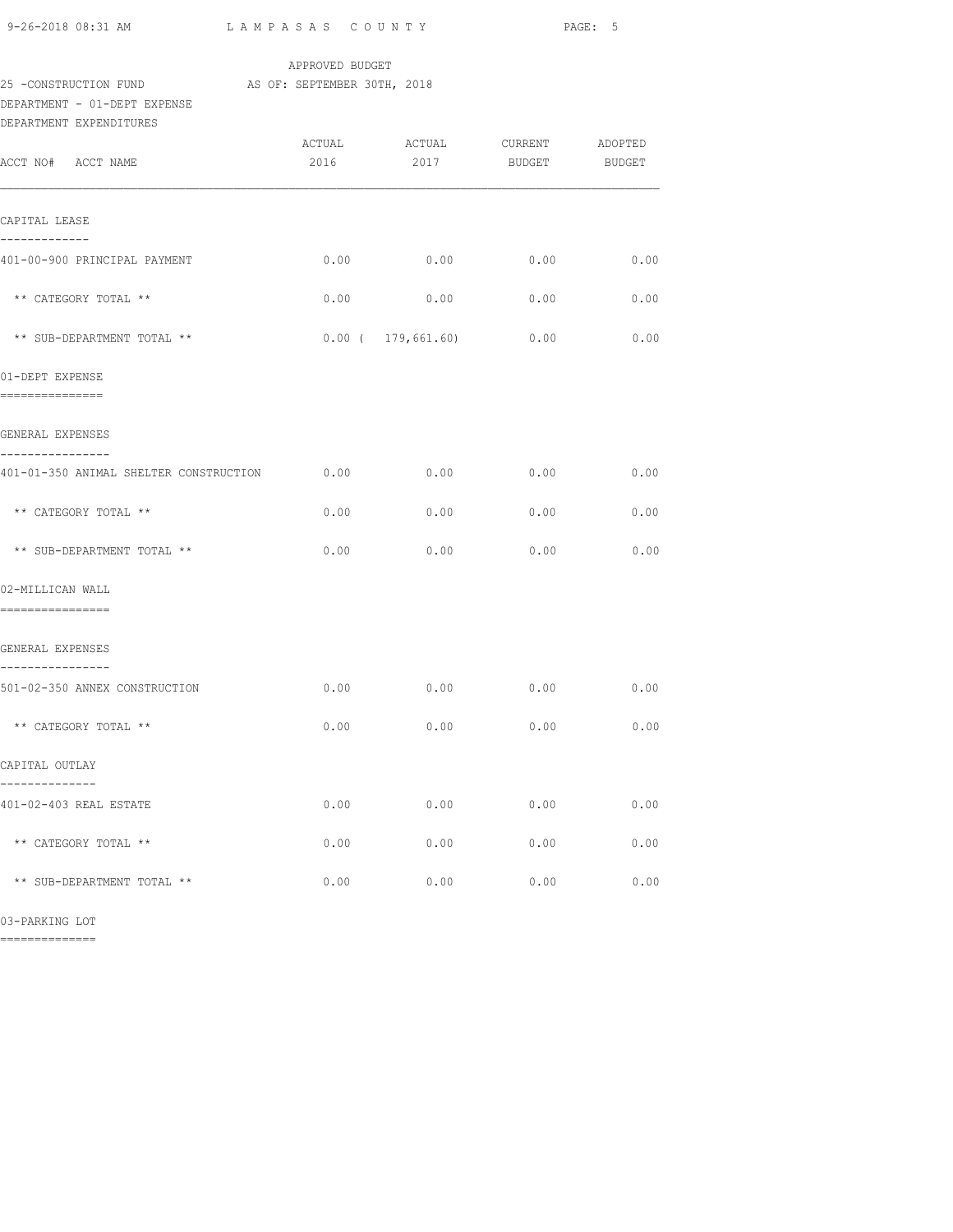APPROVED BUDGET

25 -CONSTRUCTION FUND AS OF: SEPTEMBER 30TH, 2018

DEPARTMENT - 01-DEPT EXPENSE

DEPARTMENT EXPENDITURES

| ACCT NO# ACCT NAME | ACTUAL 2016 | ACTUAL 2017 | CURRENT BUDGET | ADOPTED BUDGET |
|---|---|---|---|---|
| **CAPITAL LEASE** | | | | |
| 401-00-900 PRINCIPAL PAYMENT | 0.00 | 0.00 | 0.00 | 0.00 |
| ** CATEGORY TOTAL ** | 0.00 | 0.00 | 0.00 | 0.00 |
| ** SUB-DEPARTMENT TOTAL ** | 0.00 | ( 179,661.60) | 0.00 | 0.00 |
| **01-DEPT EXPENSE** | | | | |
| **GENERAL EXPENSES** | | | | |
| 401-01-350 ANIMAL SHELTER CONSTRUCTION | 0.00 | 0.00 | 0.00 | 0.00 |
| ** CATEGORY TOTAL ** | 0.00 | 0.00 | 0.00 | 0.00 |
| ** SUB-DEPARTMENT TOTAL ** | 0.00 | 0.00 | 0.00 | 0.00 |
| **02-MILLICAN WALL** | | | | |
| **GENERAL EXPENSES** | | | | |
| 501-02-350 ANNEX CONSTRUCTION | 0.00 | 0.00 | 0.00 | 0.00 |
| ** CATEGORY TOTAL ** | 0.00 | 0.00 | 0.00 | 0.00 |
| **CAPITAL OUTLAY** | | | | |
| 401-02-403 REAL ESTATE | 0.00 | 0.00 | 0.00 | 0.00 |
| ** CATEGORY TOTAL ** | 0.00 | 0.00 | 0.00 | 0.00 |
| ** SUB-DEPARTMENT TOTAL ** | 0.00 | 0.00 | 0.00 | 0.00 |

03-PARKING LOT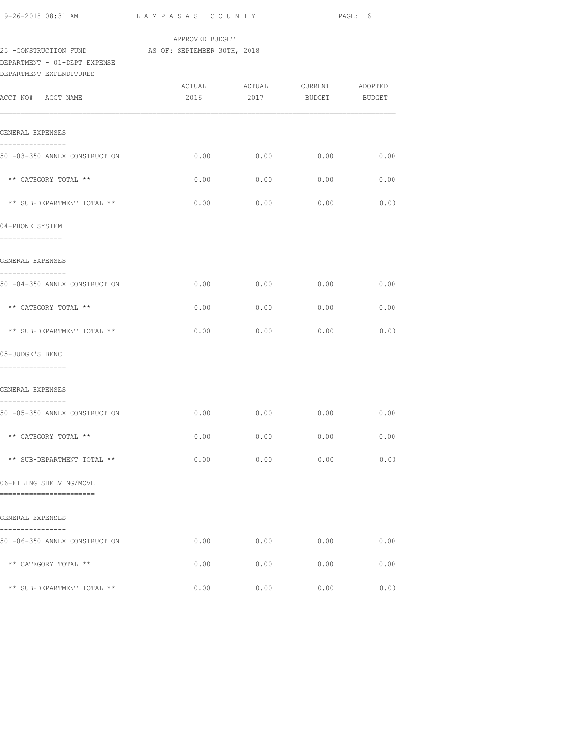APPROVED BUDGET

25 -CONSTRUCTION FUND AS OF: SEPTEMBER 30TH, 2018

DEPARTMENT - 01-DEPT EXPENSE

DEPARTMENT EXPENDITURES

| ACCT NO# ACCT NAME | ACTUAL 2016 | ACTUAL 2017 | CURRENT BUDGET | ADOPTED BUDGET |
|---|---|---|---|---|
| GENERAL EXPENSES | | | | |
| 501-03-350 ANNEX CONSTRUCTION | 0.00 | 0.00 | 0.00 | 0.00 |
| ** CATEGORY TOTAL ** | 0.00 | 0.00 | 0.00 | 0.00 |
| ** SUB-DEPARTMENT TOTAL ** | 0.00 | 0.00 | 0.00 | 0.00 |
| 04-PHONE SYSTEM | | | | |
| GENERAL EXPENSES | | | | |
| 501-04-350 ANNEX CONSTRUCTION | 0.00 | 0.00 | 0.00 | 0.00 |
| ** CATEGORY TOTAL ** | 0.00 | 0.00 | 0.00 | 0.00 |
| ** SUB-DEPARTMENT TOTAL ** | 0.00 | 0.00 | 0.00 | 0.00 |
| 05-JUDGE'S BENCH | | | | |
| GENERAL EXPENSES | | | | |
| 501-05-350 ANNEX CONSTRUCTION | 0.00 | 0.00 | 0.00 | 0.00 |
| ** CATEGORY TOTAL ** | 0.00 | 0.00 | 0.00 | 0.00 |
| ** SUB-DEPARTMENT TOTAL ** | 0.00 | 0.00 | 0.00 | 0.00 |
| 06-FILING SHELVING/MOVE | | | | |
| GENERAL EXPENSES | | | | |
| 501-06-350 ANNEX CONSTRUCTION | 0.00 | 0.00 | 0.00 | 0.00 |
| ** CATEGORY TOTAL ** | 0.00 | 0.00 | 0.00 | 0.00 |
| ** SUB-DEPARTMENT TOTAL ** | 0.00 | 0.00 | 0.00 | 0.00 |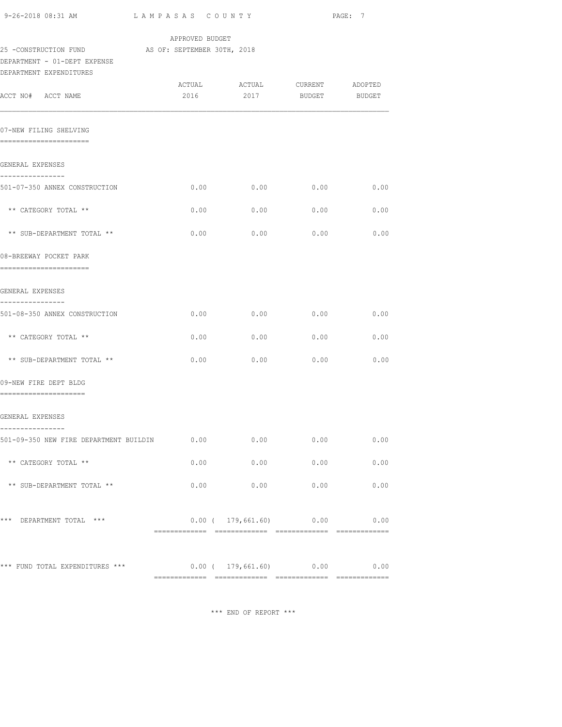APPROVED BUDGET

25 -CONSTRUCTION FUND AS OF: SEPTEMBER 30TH, 2018

DEPARTMENT - 01-DEPT EXPENSE

DEPARTMENT EXPENDITURES

| ACCT NO# ACCT NAME | ACTUAL 2016 | ACTUAL 2017 | CURRENT BUDGET | ADOPTED BUDGET |
|---|---|---|---|---|
| **07-NEW FILING SHELVING** | | | | |
| GENERAL EXPENSES | | | | |
| 501-07-350 ANNEX CONSTRUCTION | 0.00 | 0.00 | 0.00 | 0.00 |
| ** CATEGORY TOTAL ** | 0.00 | 0.00 | 0.00 | 0.00 |
| ** SUB-DEPARTMENT TOTAL ** | 0.00 | 0.00 | 0.00 | 0.00 |
| **08-BREEWAY POCKET PARK** | | | | |
| GENERAL EXPENSES | | | | |
| 501-08-350 ANNEX CONSTRUCTION | 0.00 | 0.00 | 0.00 | 0.00 |
| ** CATEGORY TOTAL ** | 0.00 | 0.00 | 0.00 | 0.00 |
| ** SUB-DEPARTMENT TOTAL ** | 0.00 | 0.00 | 0.00 | 0.00 |
| **09-NEW FIRE DEPT BLDG** | | | | |
| GENERAL EXPENSES | | | | |
| 501-09-350 NEW FIRE DEPARTMENT BUILDIN | 0.00 | 0.00 | 0.00 | 0.00 |
| ** CATEGORY TOTAL ** | 0.00 | 0.00 | 0.00 | 0.00 |
| ** SUB-DEPARTMENT TOTAL ** | 0.00 | 0.00 | 0.00 | 0.00 |
| *** DEPARTMENT TOTAL *** | 0.00 | ( 179,661.60) | 0.00 | 0.00 |
| *** FUND TOTAL EXPENDITURES *** | 0.00 | ( 179,661.60) | 0.00 | 0.00 |

*** END OF REPORT ***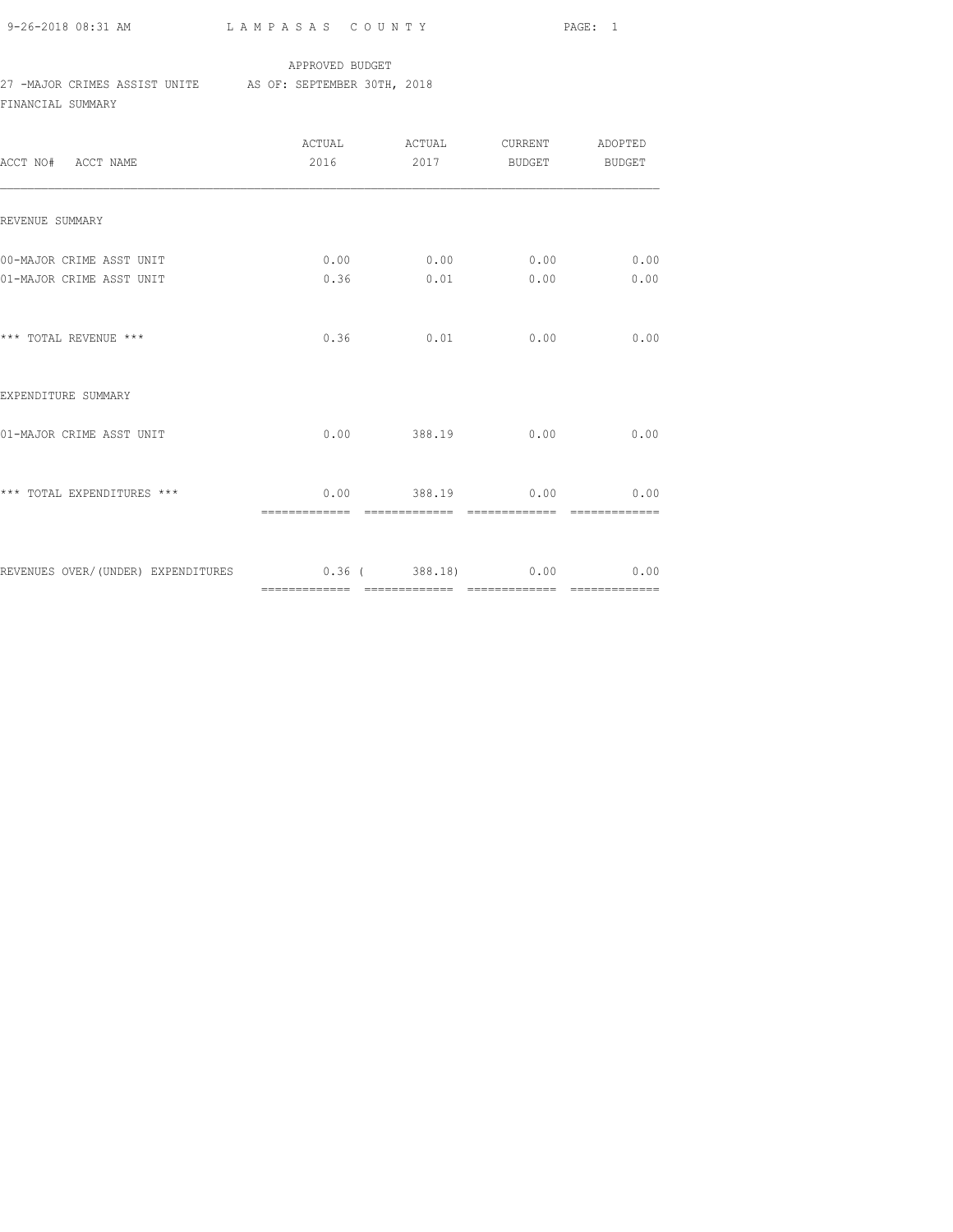LAMPASAS COUNTY

APPROVED BUDGET

27 -MAJOR CRIMES ASSIST UNITE AS OF: SEPTEMBER 30TH, 2018

FINANCIAL SUMMARY

| ACCT NO# ACCT NAME | ACTUAL 2016 | ACTUAL 2017 | CURRENT BUDGET | ADOPTED BUDGET |
|---|---|---|---|---|
| REVENUE SUMMARY | | | | |
| 00-MAJOR CRIME ASST UNIT | 0.00 | 0.00 | 0.00 | 0.00 |
| 01-MAJOR CRIME ASST UNIT | 0.36 | 0.01 | 0.00 | 0.00 |
| *** TOTAL REVENUE *** | 0.36 | 0.01 | 0.00 | 0.00 |
| EXPENDITURE SUMMARY | | | | |
| 01-MAJOR CRIME ASST UNIT | 0.00 | 388.19 | 0.00 | 0.00 |
| *** TOTAL EXPENDITURES *** | 0.00 | 388.19 | 0.00 | 0.00 |
| REVENUES OVER/(UNDER) EXPENDITURES | 0.36 | ( 388.18) | 0.00 | 0.00 |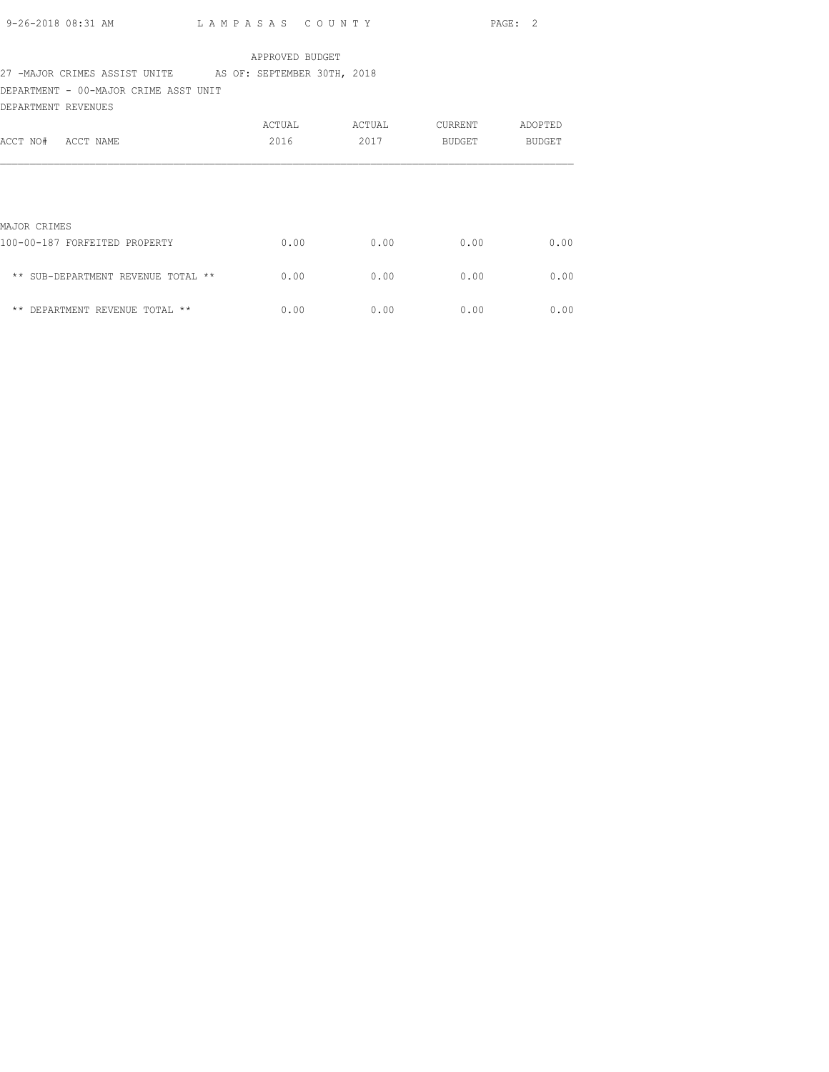APPROVED BUDGET

27 -MAJOR CRIMES ASSIST UNITE AS OF: SEPTEMBER 30TH, 2018

DEPARTMENT - 00-MAJOR CRIME ASST UNIT

DEPARTMENT REVENUES

| ACCT NO# ACCT NAME | ACTUAL 2016 | ACTUAL 2017 | CURRENT BUDGET | ADOPTED BUDGET |
|---|---|---|---|---|
| MAJOR CRIMES | | | | |
| 100-00-187 FORFEITED PROPERTY | 0.00 | 0.00 | 0.00 | 0.00 |
| ** SUB-DEPARTMENT REVENUE TOTAL ** | 0.00 | 0.00 | 0.00 | 0.00 |
| ** DEPARTMENT REVENUE TOTAL ** | 0.00 | 0.00 | 0.00 | 0.00 |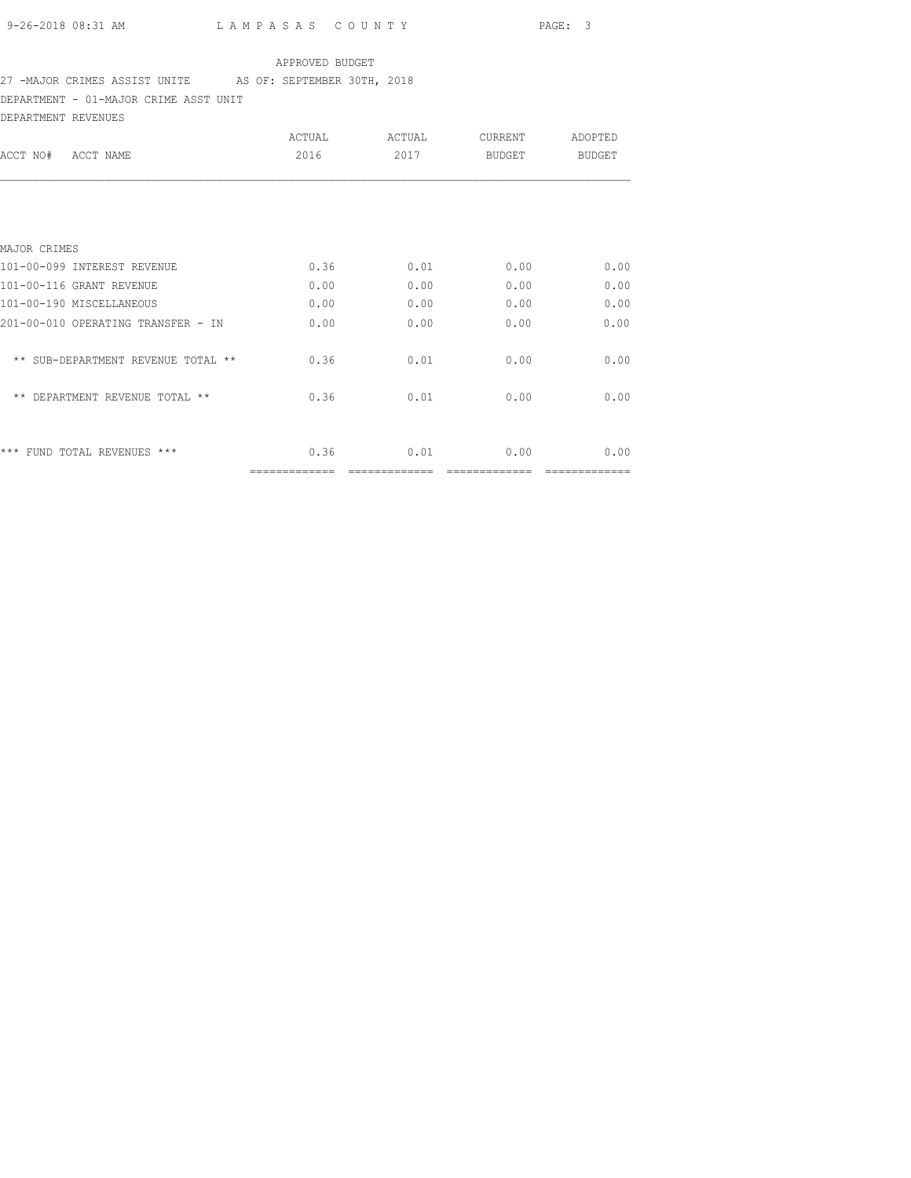APPROVED BUDGET

27 -MAJOR CRIMES ASSIST UNITE AS OF: SEPTEMBER 30TH, 2018

DEPARTMENT - 01-MAJOR CRIME ASST UNIT

DEPARTMENT REVENUES

| ACCT NO# ACCT NAME | ACTUAL 2016 | ACTUAL 2017 | CURRENT BUDGET | ADOPTED BUDGET |
|---|---|---|---|---|
| MAJOR CRIMES | | | | |
| 101-00-099 INTEREST REVENUE | 0.36 | 0.01 | 0.00 | 0.00 |
| 101-00-116 GRANT REVENUE | 0.00 | 0.00 | 0.00 | 0.00 |
| 101-00-190 MISCELLANEOUS | 0.00 | 0.00 | 0.00 | 0.00 |
| 201-00-010 OPERATING TRANSFER - IN | 0.00 | 0.00 | 0.00 | 0.00 |
| ** SUB-DEPARTMENT REVENUE TOTAL ** | 0.36 | 0.01 | 0.00 | 0.00 |
| ** DEPARTMENT REVENUE TOTAL ** | 0.36 | 0.01 | 0.00 | 0.00 |
| *** FUND TOTAL REVENUES *** | 0.36 | 0.01 | 0.00 | 0.00 |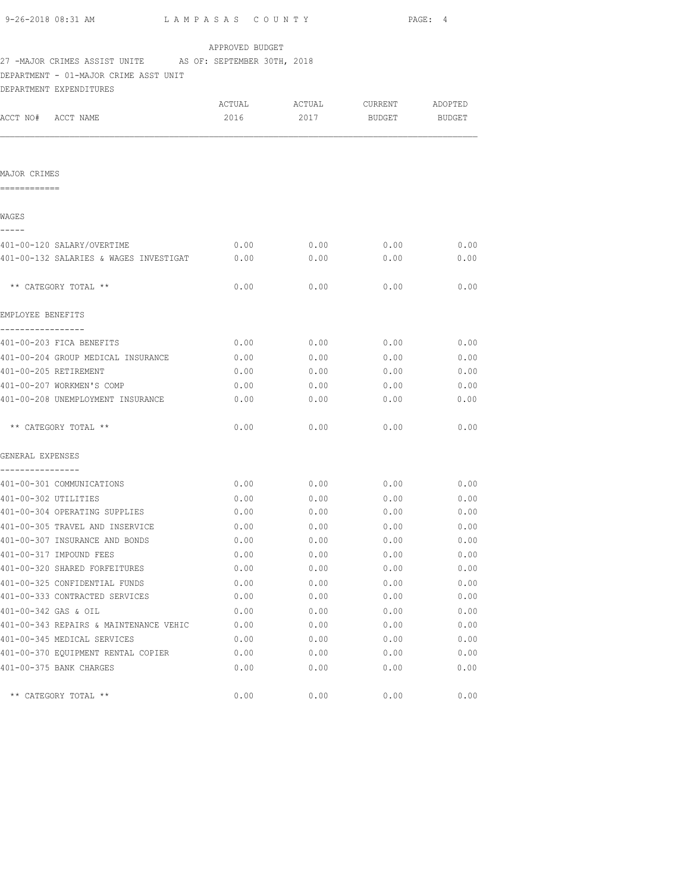APPROVED BUDGET

27 -MAJOR CRIMES ASSIST UNITE AS OF: SEPTEMBER 30TH, 2018

DEPARTMENT - 01-MAJOR CRIME ASST UNIT

DEPARTMENT EXPENDITURES

| ACCT NO# ACCT NAME | ACTUAL 2016 | ACTUAL 2017 | CURRENT BUDGET | ADOPTED BUDGET |
|---|---|---|---|---|
| **MAJOR CRIMES** | | | | |
| **WAGES** | | | | |
| 401-00-120 SALARY/OVERTIME | 0.00 | 0.00 | 0.00 | 0.00 |
| 401-00-132 SALARIES & WAGES INVESTIGAT | 0.00 | 0.00 | 0.00 | 0.00 |
| ** CATEGORY TOTAL ** | 0.00 | 0.00 | 0.00 | 0.00 |
| **EMPLOYEE BENEFITS** | | | | |
| 401-00-203 FICA BENEFITS | 0.00 | 0.00 | 0.00 | 0.00 |
| 401-00-204 GROUP MEDICAL INSURANCE | 0.00 | 0.00 | 0.00 | 0.00 |
| 401-00-205 RETIREMENT | 0.00 | 0.00 | 0.00 | 0.00 |
| 401-00-207 WORKMEN'S COMP | 0.00 | 0.00 | 0.00 | 0.00 |
| 401-00-208 UNEMPLOYMENT INSURANCE | 0.00 | 0.00 | 0.00 | 0.00 |
| ** CATEGORY TOTAL ** | 0.00 | 0.00 | 0.00 | 0.00 |
| **GENERAL EXPENSES** | | | | |
| 401-00-301 COMMUNICATIONS | 0.00 | 0.00 | 0.00 | 0.00 |
| 401-00-302 UTILITIES | 0.00 | 0.00 | 0.00 | 0.00 |
| 401-00-304 OPERATING SUPPLIES | 0.00 | 0.00 | 0.00 | 0.00 |
| 401-00-305 TRAVEL AND INSERVICE | 0.00 | 0.00 | 0.00 | 0.00 |
| 401-00-307 INSURANCE AND BONDS | 0.00 | 0.00 | 0.00 | 0.00 |
| 401-00-317 IMPOUND FEES | 0.00 | 0.00 | 0.00 | 0.00 |
| 401-00-320 SHARED FORFEITURES | 0.00 | 0.00 | 0.00 | 0.00 |
| 401-00-325 CONFIDENTIAL FUNDS | 0.00 | 0.00 | 0.00 | 0.00 |
| 401-00-333 CONTRACTED SERVICES | 0.00 | 0.00 | 0.00 | 0.00 |
| 401-00-342 GAS & OIL | 0.00 | 0.00 | 0.00 | 0.00 |
| 401-00-343 REPAIRS & MAINTENANCE VEHIC | 0.00 | 0.00 | 0.00 | 0.00 |
| 401-00-345 MEDICAL SERVICES | 0.00 | 0.00 | 0.00 | 0.00 |
| 401-00-370 EQUIPMENT RENTAL COPIER | 0.00 | 0.00 | 0.00 | 0.00 |
| 401-00-375 BANK CHARGES | 0.00 | 0.00 | 0.00 | 0.00 |
| ** CATEGORY TOTAL ** | 0.00 | 0.00 | 0.00 | 0.00 |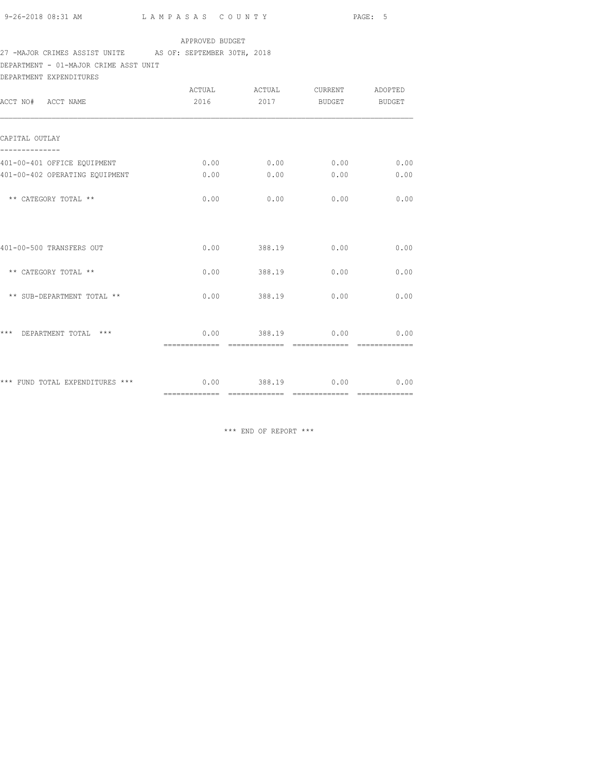APPROVED BUDGET

27 -MAJOR CRIMES ASSIST UNITE AS OF: SEPTEMBER 30TH, 2018

DEPARTMENT - 01-MAJOR CRIME ASST UNIT

DEPARTMENT EXPENDITURES

| ACCT NO# ACCT NAME | ACTUAL 2016 | ACTUAL 2017 | CURRENT BUDGET | ADOPTED BUDGET |
|---|---|---|---|---|
| **CAPITAL OUTLAY** | | | | |
| 401-00-401 OFFICE EQUIPMENT | 0.00 | 0.00 | 0.00 | 0.00 |
| 401-00-402 OPERATING EQUIPMENT | 0.00 | 0.00 | 0.00 | 0.00 |
| ** CATEGORY TOTAL ** | 0.00 | 0.00 | 0.00 | 0.00 |
| 401-00-500 TRANSFERS OUT | 0.00 | 388.19 | 0.00 | 0.00 |
| ** CATEGORY TOTAL ** | 0.00 | 388.19 | 0.00 | 0.00 |
| ** SUB-DEPARTMENT TOTAL ** | 0.00 | 388.19 | 0.00 | 0.00 |
| *** DEPARTMENT TOTAL *** | 0.00 | 388.19 | 0.00 | 0.00 |
| *** FUND TOTAL EXPENDITURES *** | 0.00 | 388.19 | 0.00 | 0.00 |

*** END OF REPORT ***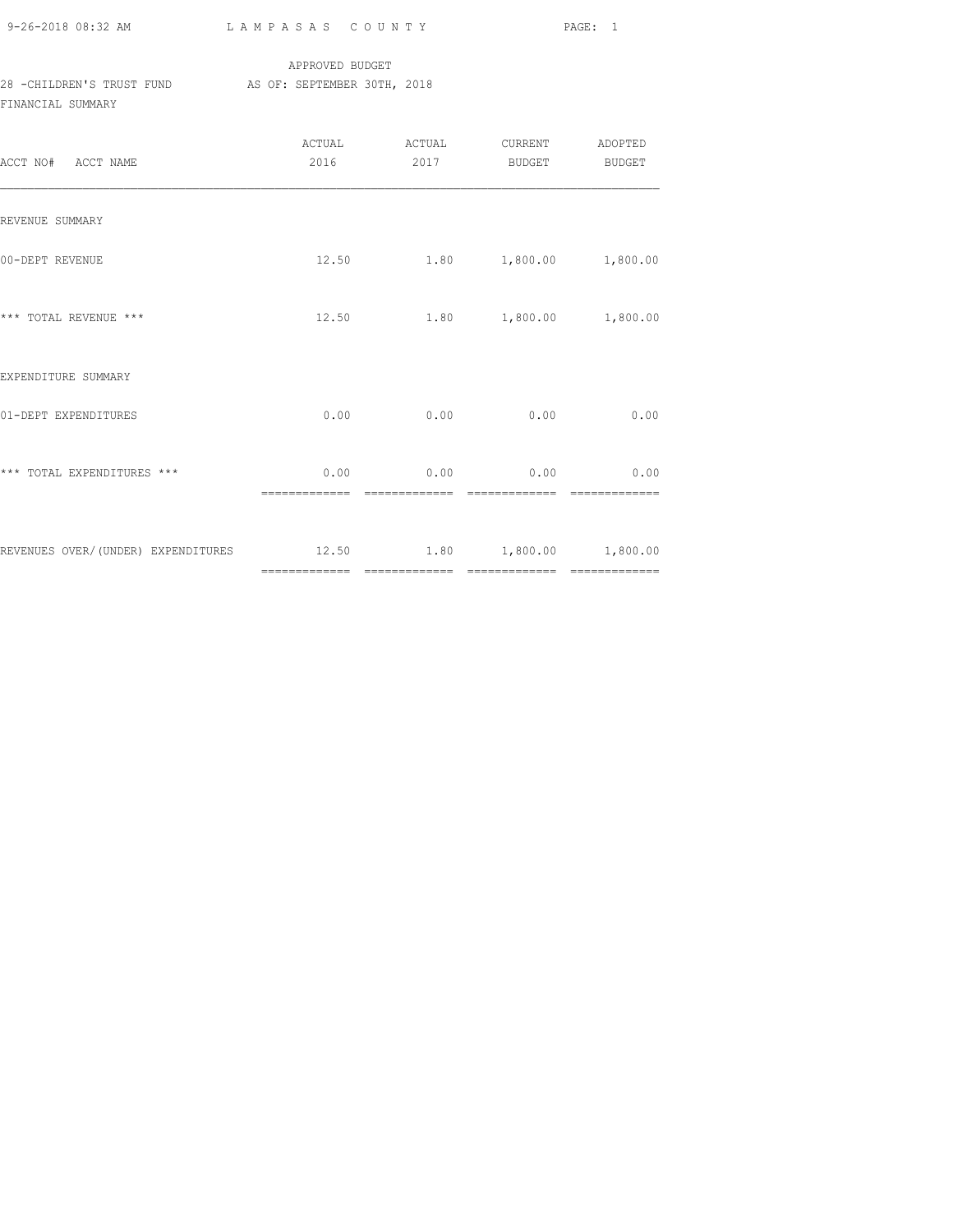APPROVED BUDGET

28 -CHILDREN'S TRUST FUND AS OF: SEPTEMBER 30TH, 2018

FINANCIAL SUMMARY

| ACCT NO# ACCT NAME | ACTUAL 2016 | ACTUAL 2017 | CURRENT BUDGET | ADOPTED BUDGET |
|---|---|---|---|---|
| REVENUE SUMMARY | | | | |
| 00-DEPT REVENUE | 12.50 | 1.80 | 1,800.00 | 1,800.00 |
| *** TOTAL REVENUE *** | 12.50 | 1.80 | 1,800.00 | 1,800.00 |
| EXPENDITURE SUMMARY | | | | |
| 01-DEPT EXPENDITURES | 0.00 | 0.00 | 0.00 | 0.00 |
| *** TOTAL EXPENDITURES *** | 0.00 | 0.00 | 0.00 | 0.00 |
| REVENUES OVER/(UNDER) EXPENDITURES | 12.50 | 1.80 | 1,800.00 | 1,800.00 |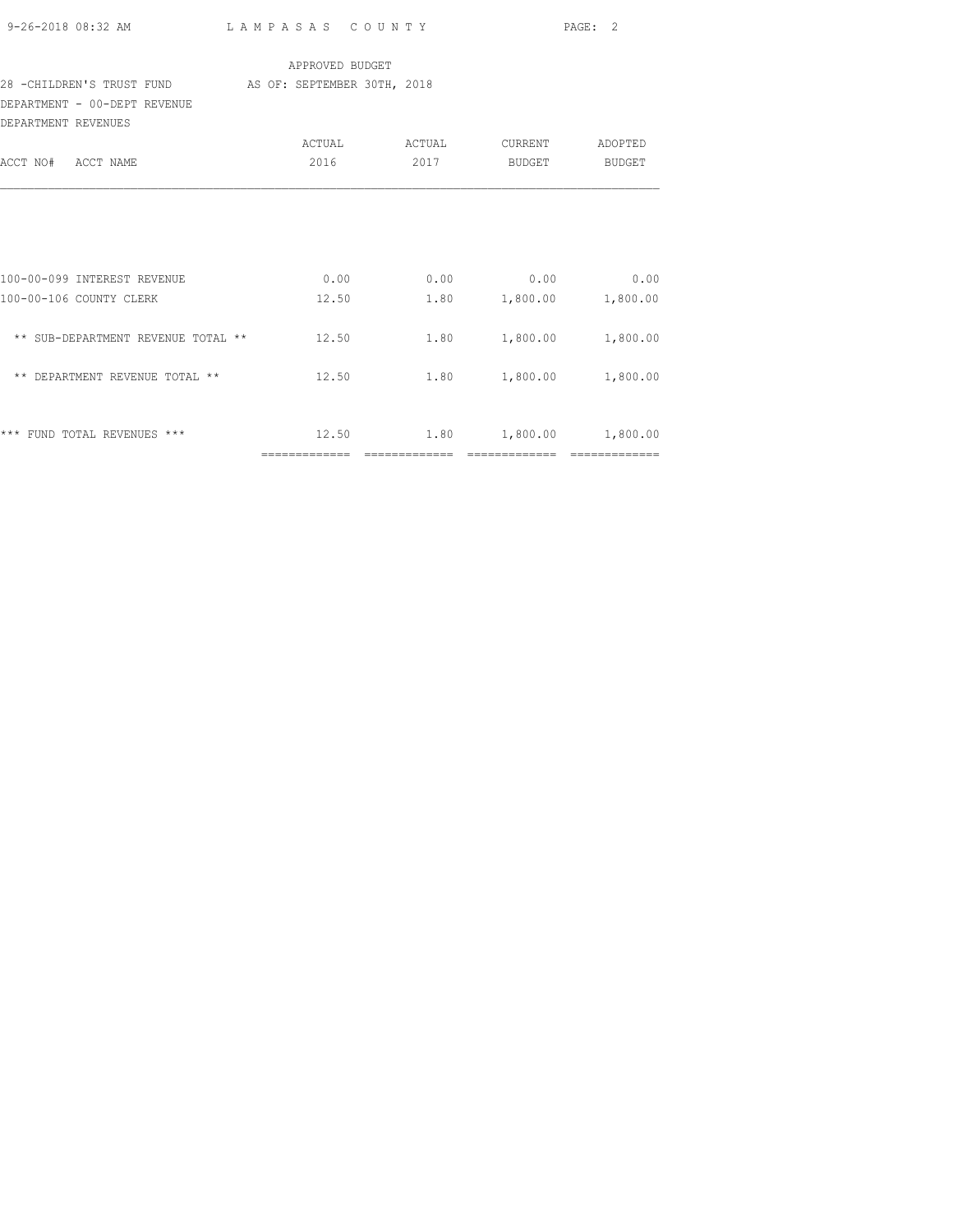APPROVED BUDGET

28 -CHILDREN'S TRUST FUND AS OF: SEPTEMBER 30TH, 2018

DEPARTMENT - 00-DEPT REVENUE

DEPARTMENT REVENUES

| ACCT NO# ACCT NAME | ACTUAL 2016 | ACTUAL 2017 | CURRENT BUDGET | ADOPTED BUDGET |
|---|---|---|---|---|
| 100-00-099 INTEREST REVENUE | 0.00 | 0.00 | 0.00 | 0.00 |
| 100-00-106 COUNTY CLERK | 12.50 | 1.80 | 1,800.00 | 1,800.00 |
| ** SUB-DEPARTMENT REVENUE TOTAL ** | 12.50 | 1.80 | 1,800.00 | 1,800.00 |
| ** DEPARTMENT REVENUE TOTAL ** | 12.50 | 1.80 | 1,800.00 | 1,800.00 |
| *** FUND TOTAL REVENUES *** | 12.50 | 1.80 | 1,800.00 | 1,800.00 |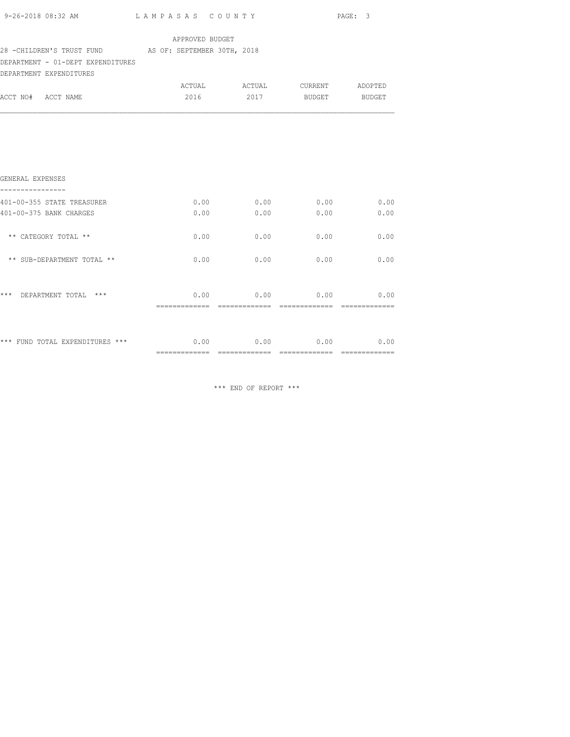APPROVED BUDGET

28 -CHILDREN'S TRUST FUND AS OF: SEPTEMBER 30TH, 2018

DEPARTMENT - 01-DEPT EXPENDITURES

DEPARTMENT EXPENDITURES

| ACCT NO# ACCT NAME | ACTUAL 2016 | ACTUAL 2017 | CURRENT BUDGET | ADOPTED BUDGET |
|---|---|---|---|---|
| **GENERAL EXPENSES** | | | | |
| 401-00-355 STATE TREASURER | 0.00 | 0.00 | 0.00 | 0.00 |
| 401-00-375 BANK CHARGES | 0.00 | 0.00 | 0.00 | 0.00 |
| ** CATEGORY TOTAL ** | 0.00 | 0.00 | 0.00 | 0.00 |
| ** SUB-DEPARTMENT TOTAL ** | 0.00 | 0.00 | 0.00 | 0.00 |
| *** DEPARTMENT TOTAL *** | 0.00 | 0.00 | 0.00 | 0.00 |
| *** FUND TOTAL EXPENDITURES *** | 0.00 | 0.00 | 0.00 | 0.00 |

*** END OF REPORT ***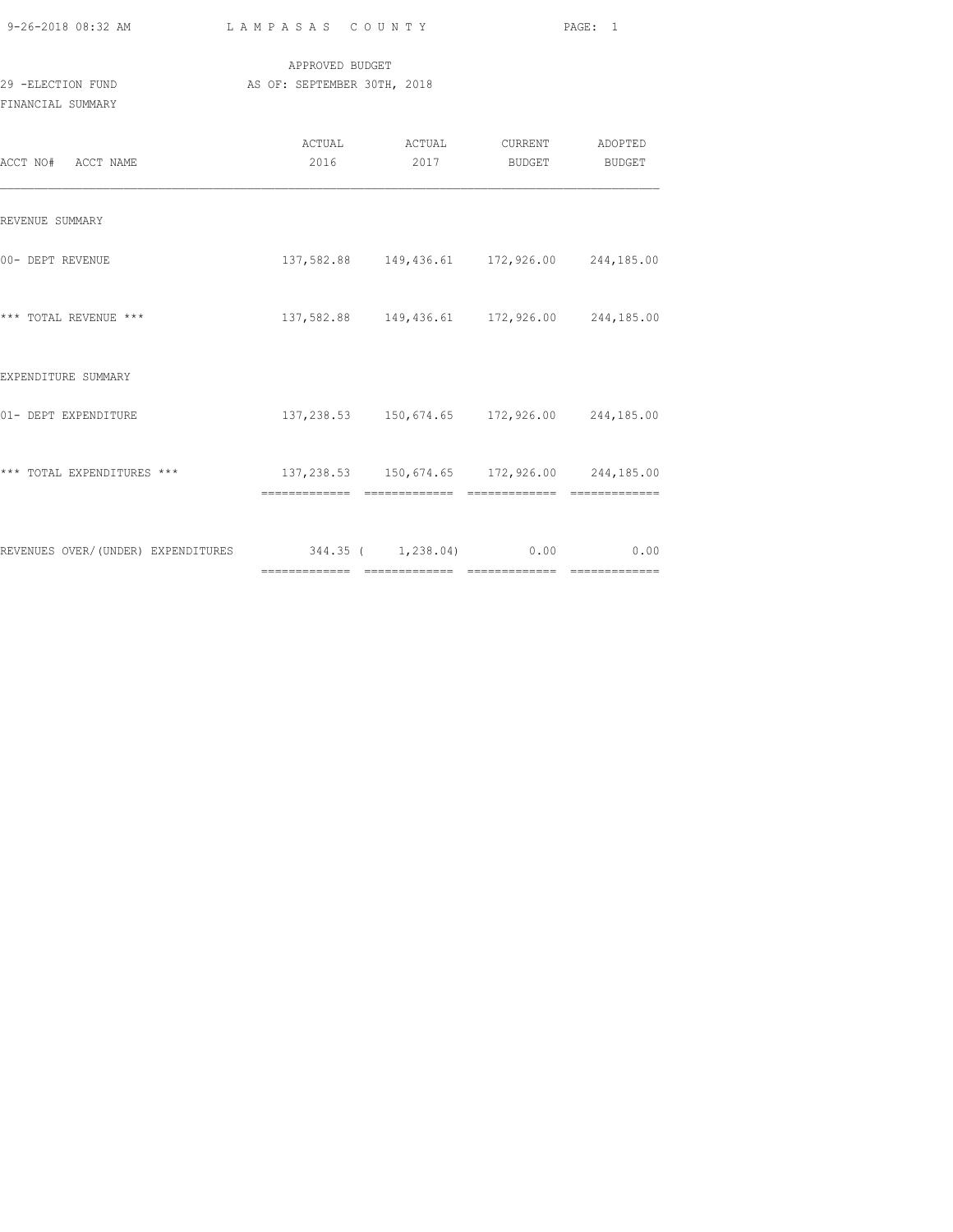APPROVED BUDGET

29 -ELECTION FUND AS OF: SEPTEMBER 30TH, 2018

FINANCIAL SUMMARY

| ACCT NO# ACCT NAME | ACTUAL 2016 | ACTUAL 2017 | CURRENT BUDGET | ADOPTED BUDGET |
|---|---|---|---|---|
| REVENUE SUMMARY | | | | |
| 00- DEPT REVENUE | 137,582.88 | 149,436.61 | 172,926.00 | 244,185.00 |
| *** TOTAL REVENUE *** | 137,582.88 | 149,436.61 | 172,926.00 | 244,185.00 |
| EXPENDITURE SUMMARY | | | | |
| 01- DEPT EXPENDITURE | 137,238.53 | 150,674.65 | 172,926.00 | 244,185.00 |
| *** TOTAL EXPENDITURES *** | 137,238.53 | 150,674.65 | 172,926.00 | 244,185.00 |
| REVENUES OVER/(UNDER) EXPENDITURES | 344.35 | ( 1,238.04) | 0.00 | 0.00 |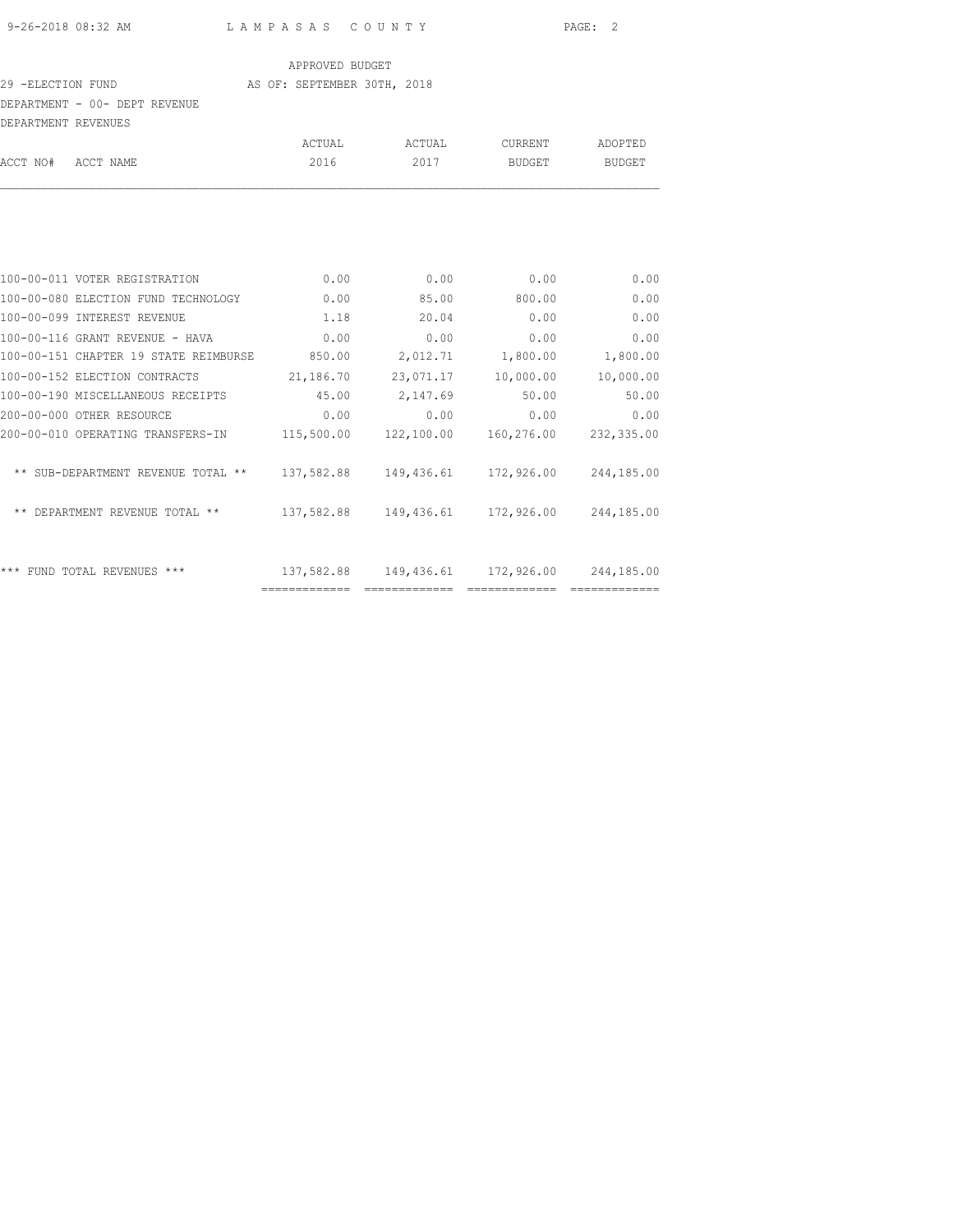APPROVED BUDGET

29 -ELECTION FUND — AS OF: SEPTEMBER 30TH, 2018

DEPARTMENT - 00- DEPT REVENUE

DEPARTMENT REVENUES

| ACCT NO# ACCT NAME | ACTUAL 2016 | ACTUAL 2017 | CURRENT BUDGET | ADOPTED BUDGET |
|---|---|---|---|---|
| 100-00-011 VOTER REGISTRATION | 0.00 | 0.00 | 0.00 | 0.00 |
| 100-00-080 ELECTION FUND TECHNOLOGY | 0.00 | 85.00 | 800.00 | 0.00 |
| 100-00-099 INTEREST REVENUE | 1.18 | 20.04 | 0.00 | 0.00 |
| 100-00-116 GRANT REVENUE - HAVA | 0.00 | 0.00 | 0.00 | 0.00 |
| 100-00-151 CHAPTER 19 STATE REIMBURSE | 850.00 | 2,012.71 | 1,800.00 | 1,800.00 |
| 100-00-152 ELECTION CONTRACTS | 21,186.70 | 23,071.17 | 10,000.00 | 10,000.00 |
| 100-00-190 MISCELLANEOUS RECEIPTS | 45.00 | 2,147.69 | 50.00 | 50.00 |
| 200-00-000 OTHER RESOURCE | 0.00 | 0.00 | 0.00 | 0.00 |
| 200-00-010 OPERATING TRANSFERS-IN | 115,500.00 | 122,100.00 | 160,276.00 | 232,335.00 |
| ** SUB-DEPARTMENT REVENUE TOTAL ** | 137,582.88 | 149,436.61 | 172,926.00 | 244,185.00 |
| ** DEPARTMENT REVENUE TOTAL ** | 137,582.88 | 149,436.61 | 172,926.00 | 244,185.00 |
| *** FUND TOTAL REVENUES *** | 137,582.88 | 149,436.61 | 172,926.00 | 244,185.00 |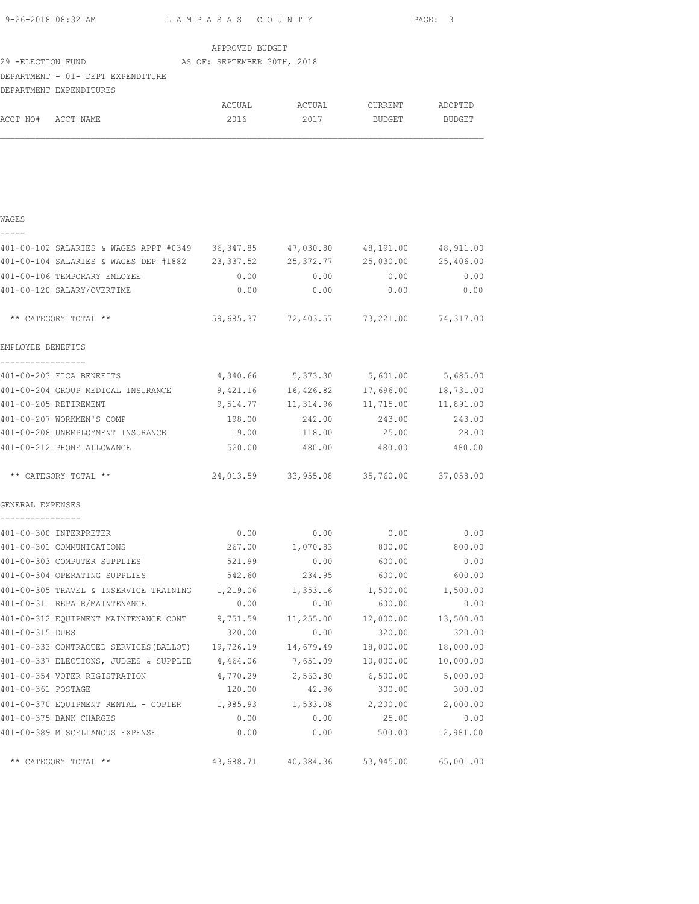APPROVED BUDGET

29 -ELECTION FUND AS OF: SEPTEMBER 30TH, 2018

DEPARTMENT - 01- DEPT EXPENDITURE

DEPARTMENT EXPENDITURES

| ACCT NO# ACCT NAME | ACTUAL 2016 | ACTUAL 2017 | CURRENT BUDGET | ADOPTED BUDGET |
|---|---|---|---|---|
| **WAGES** | | | | |
| 401-00-102 SALARIES & WAGES APPT #0349 | 36,347.85 | 47,030.80 | 48,191.00 | 48,911.00 |
| 401-00-104 SALARIES & WAGES DEP #1882 | 23,337.52 | 25,372.77 | 25,030.00 | 25,406.00 |
| 401-00-106 TEMPORARY EMLOYEE | 0.00 | 0.00 | 0.00 | 0.00 |
| 401-00-120 SALARY/OVERTIME | 0.00 | 0.00 | 0.00 | 0.00 |
| ** CATEGORY TOTAL ** | 59,685.37 | 72,403.57 | 73,221.00 | 74,317.00 |
| **EMPLOYEE BENEFITS** | | | | |
| 401-00-203 FICA BENEFITS | 4,340.66 | 5,373.30 | 5,601.00 | 5,685.00 |
| 401-00-204 GROUP MEDICAL INSURANCE | 9,421.16 | 16,426.82 | 17,696.00 | 18,731.00 |
| 401-00-205 RETIREMENT | 9,514.77 | 11,314.96 | 11,715.00 | 11,891.00 |
| 401-00-207 WORKMEN'S COMP | 198.00 | 242.00 | 243.00 | 243.00 |
| 401-00-208 UNEMPLOYMENT INSURANCE | 19.00 | 118.00 | 25.00 | 28.00 |
| 401-00-212 PHONE ALLOWANCE | 520.00 | 480.00 | 480.00 | 480.00 |
| ** CATEGORY TOTAL ** | 24,013.59 | 33,955.08 | 35,760.00 | 37,058.00 |
| **GENERAL EXPENSES** | | | | |
| 401-00-300 INTERPRETER | 0.00 | 0.00 | 0.00 | 0.00 |
| 401-00-301 COMMUNICATIONS | 267.00 | 1,070.83 | 800.00 | 800.00 |
| 401-00-303 COMPUTER SUPPLIES | 521.99 | 0.00 | 600.00 | 0.00 |
| 401-00-304 OPERATING SUPPLIES | 542.60 | 234.95 | 600.00 | 600.00 |
| 401-00-305 TRAVEL & INSERVICE TRAINING | 1,219.06 | 1,353.16 | 1,500.00 | 1,500.00 |
| 401-00-311 REPAIR/MAINTENANCE | 0.00 | 0.00 | 600.00 | 0.00 |
| 401-00-312 EQUIPMENT MAINTENANCE CONT | 9,751.59 | 11,255.00 | 12,000.00 | 13,500.00 |
| 401-00-315 DUES | 320.00 | 0.00 | 320.00 | 320.00 |
| 401-00-333 CONTRACTED SERVICES(BALLOT) | 19,726.19 | 14,679.49 | 18,000.00 | 18,000.00 |
| 401-00-337 ELECTIONS, JUDGES & SUPPLIE | 4,464.06 | 7,651.09 | 10,000.00 | 10,000.00 |
| 401-00-354 VOTER REGISTRATION | 4,770.29 | 2,563.80 | 6,500.00 | 5,000.00 |
| 401-00-361 POSTAGE | 120.00 | 42.96 | 300.00 | 300.00 |
| 401-00-370 EQUIPMENT RENTAL - COPIER | 1,985.93 | 1,533.08 | 2,200.00 | 2,000.00 |
| 401-00-375 BANK CHARGES | 0.00 | 0.00 | 25.00 | 0.00 |
| 401-00-389 MISCELLANOUS EXPENSE | 0.00 | 0.00 | 500.00 | 12,981.00 |
| ** CATEGORY TOTAL ** | 43,688.71 | 40,384.36 | 53,945.00 | 65,001.00 |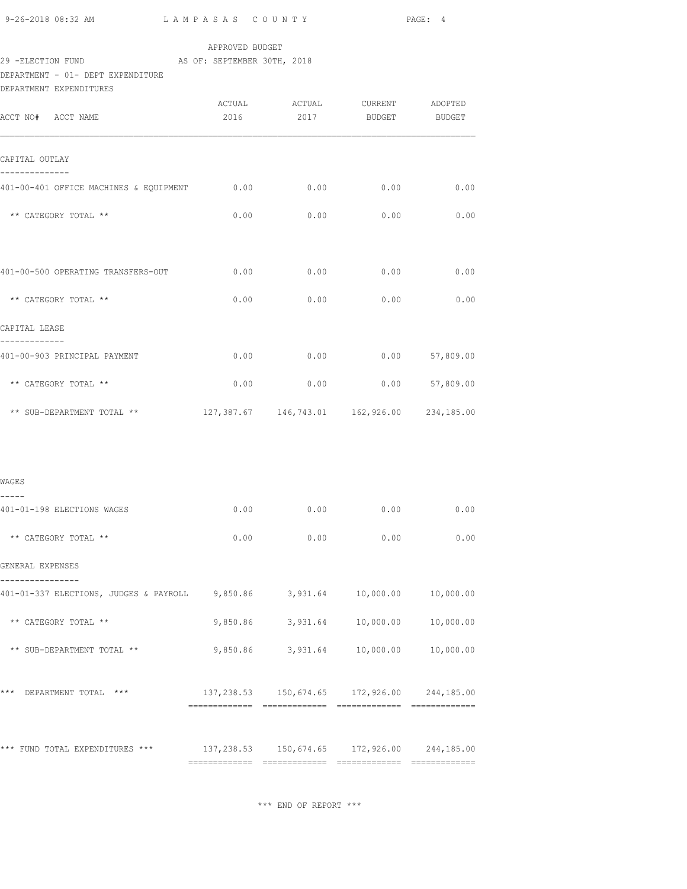APPROVED BUDGET

29 -ELECTION FUND AS OF: SEPTEMBER 30TH, 2018

DEPARTMENT - 01- DEPT EXPENDITURE

DEPARTMENT EXPENDITURES

| ACCT NO# ACCT NAME | ACTUAL 2016 | ACTUAL 2017 | CURRENT BUDGET | ADOPTED BUDGET |
|---|---|---|---|---|
| CAPITAL OUTLAY | | | | |
| 401-00-401 OFFICE MACHINES & EQUIPMENT | 0.00 | 0.00 | 0.00 | 0.00 |
| ** CATEGORY TOTAL ** | 0.00 | 0.00 | 0.00 | 0.00 |
| 401-00-500 OPERATING TRANSFERS-OUT | 0.00 | 0.00 | 0.00 | 0.00 |
| ** CATEGORY TOTAL ** | 0.00 | 0.00 | 0.00 | 0.00 |
| CAPITAL LEASE | | | | |
| 401-00-903 PRINCIPAL PAYMENT | 0.00 | 0.00 | 0.00 | 57,809.00 |
| ** CATEGORY TOTAL ** | 0.00 | 0.00 | 0.00 | 57,809.00 |
| ** SUB-DEPARTMENT TOTAL ** | 127,387.67 | 146,743.01 | 162,926.00 | 234,185.00 |
| WAGES | | | | |
| 401-01-198 ELECTIONS WAGES | 0.00 | 0.00 | 0.00 | 0.00 |
| ** CATEGORY TOTAL ** | 0.00 | 0.00 | 0.00 | 0.00 |
| GENERAL EXPENSES | | | | |
| 401-01-337 ELECTIONS, JUDGES & PAYROLL | 9,850.86 | 3,931.64 | 10,000.00 | 10,000.00 |
| ** CATEGORY TOTAL ** | 9,850.86 | 3,931.64 | 10,000.00 | 10,000.00 |
| ** SUB-DEPARTMENT TOTAL ** | 9,850.86 | 3,931.64 | 10,000.00 | 10,000.00 |
| *** DEPARTMENT TOTAL *** | 137,238.53 | 150,674.65 | 172,926.00 | 244,185.00 |
| *** FUND TOTAL EXPENDITURES *** | 137,238.53 | 150,674.65 | 172,926.00 | 244,185.00 |

*** END OF REPORT ***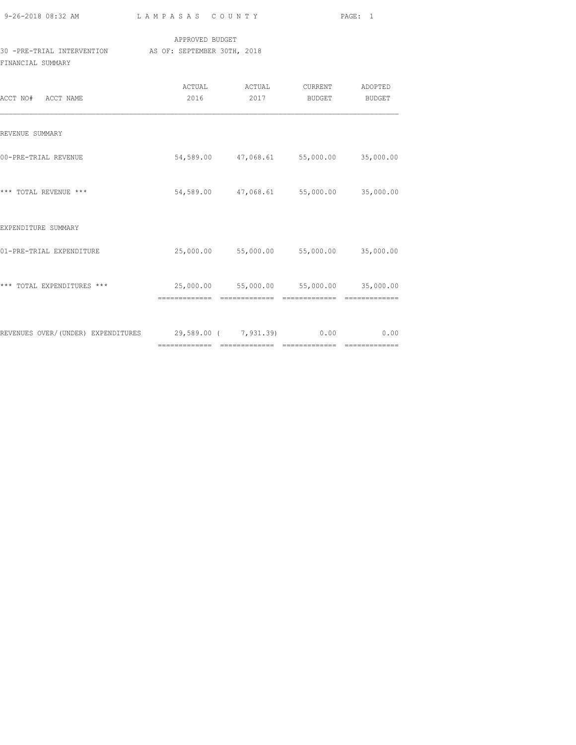APPROVED BUDGET

30 -PRE-TRIAL INTERVENTION AS OF: SEPTEMBER 30TH, 2018

FINANCIAL SUMMARY

| ACCT NO# ACCT NAME | ACTUAL 2016 | ACTUAL 2017 | CURRENT BUDGET | ADOPTED BUDGET |
|---|---|---|---|---|
| REVENUE SUMMARY | | | | |
| 00-PRE-TRIAL REVENUE | 54,589.00 | 47,068.61 | 55,000.00 | 35,000.00 |
| *** TOTAL REVENUE *** | 54,589.00 | 47,068.61 | 55,000.00 | 35,000.00 |
| EXPENDITURE SUMMARY | | | | |
| 01-PRE-TRIAL EXPENDITURE | 25,000.00 | 55,000.00 | 55,000.00 | 35,000.00 |
| *** TOTAL EXPENDITURES *** | 25,000.00 | 55,000.00 | 55,000.00 | 35,000.00 |
| REVENUES OVER/(UNDER) EXPENDITURES | 29,589.00 | ( 7,931.39) | 0.00 | 0.00 |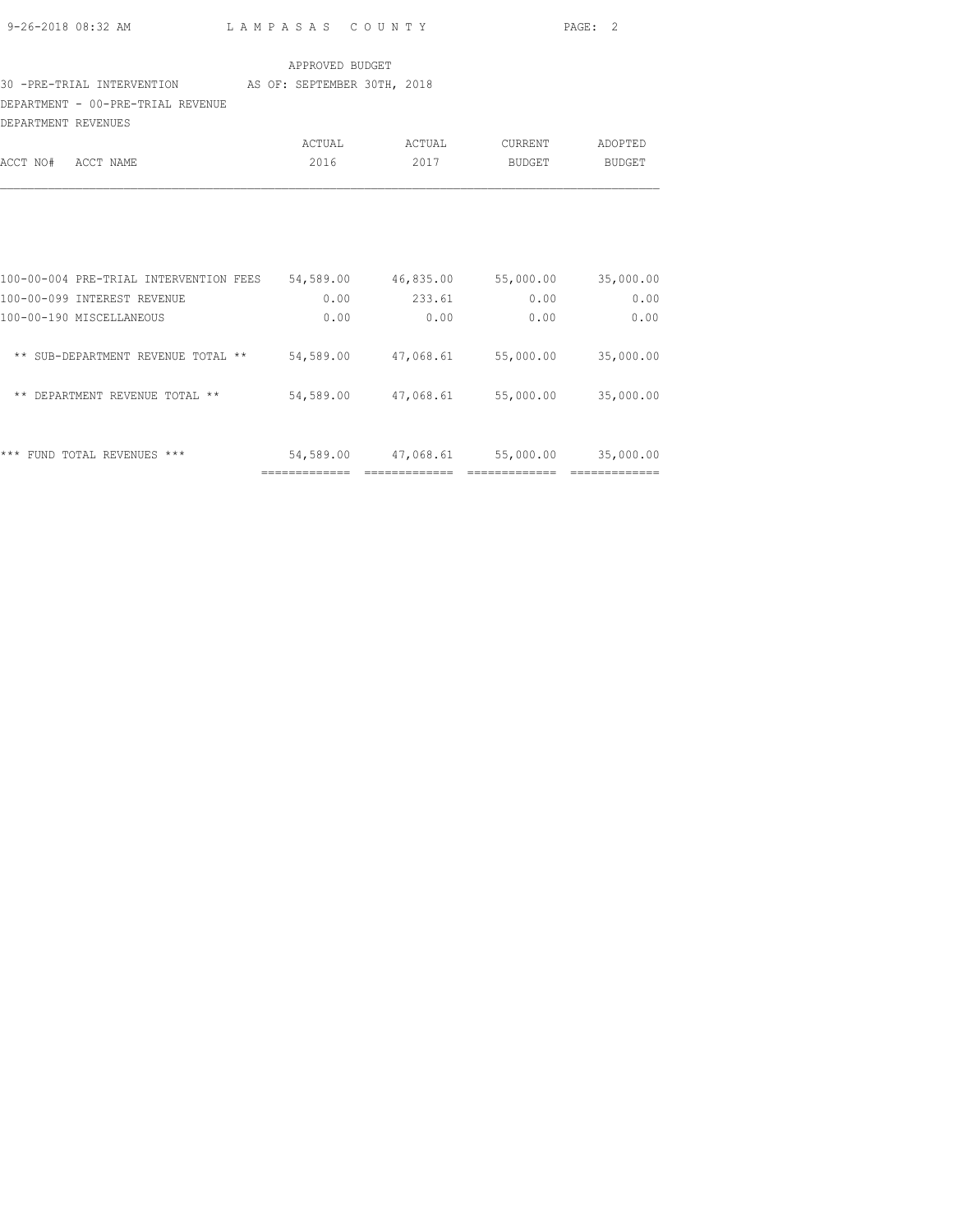APPROVED BUDGET

30 -PRE-TRIAL INTERVENTION AS OF: SEPTEMBER 30TH, 2018

DEPARTMENT - 00-PRE-TRIAL REVENUE

DEPARTMENT REVENUES

| ACCT NO# ACCT NAME | ACTUAL 2016 | ACTUAL 2017 | CURRENT BUDGET | ADOPTED BUDGET |
|---|---|---|---|---|
| 100-00-004 PRE-TRIAL INTERVENTION FEES | 54,589.00 | 46,835.00 | 55,000.00 | 35,000.00 |
| 100-00-099 INTEREST REVENUE | 0.00 | 233.61 | 0.00 | 0.00 |
| 100-00-190 MISCELLANEOUS | 0.00 | 0.00 | 0.00 | 0.00 |
| ** SUB-DEPARTMENT REVENUE TOTAL ** | 54,589.00 | 47,068.61 | 55,000.00 | 35,000.00 |
| ** DEPARTMENT REVENUE TOTAL ** | 54,589.00 | 47,068.61 | 55,000.00 | 35,000.00 |
| *** FUND TOTAL REVENUES *** | 54,589.00 | 47,068.61 | 55,000.00 | 35,000.00 |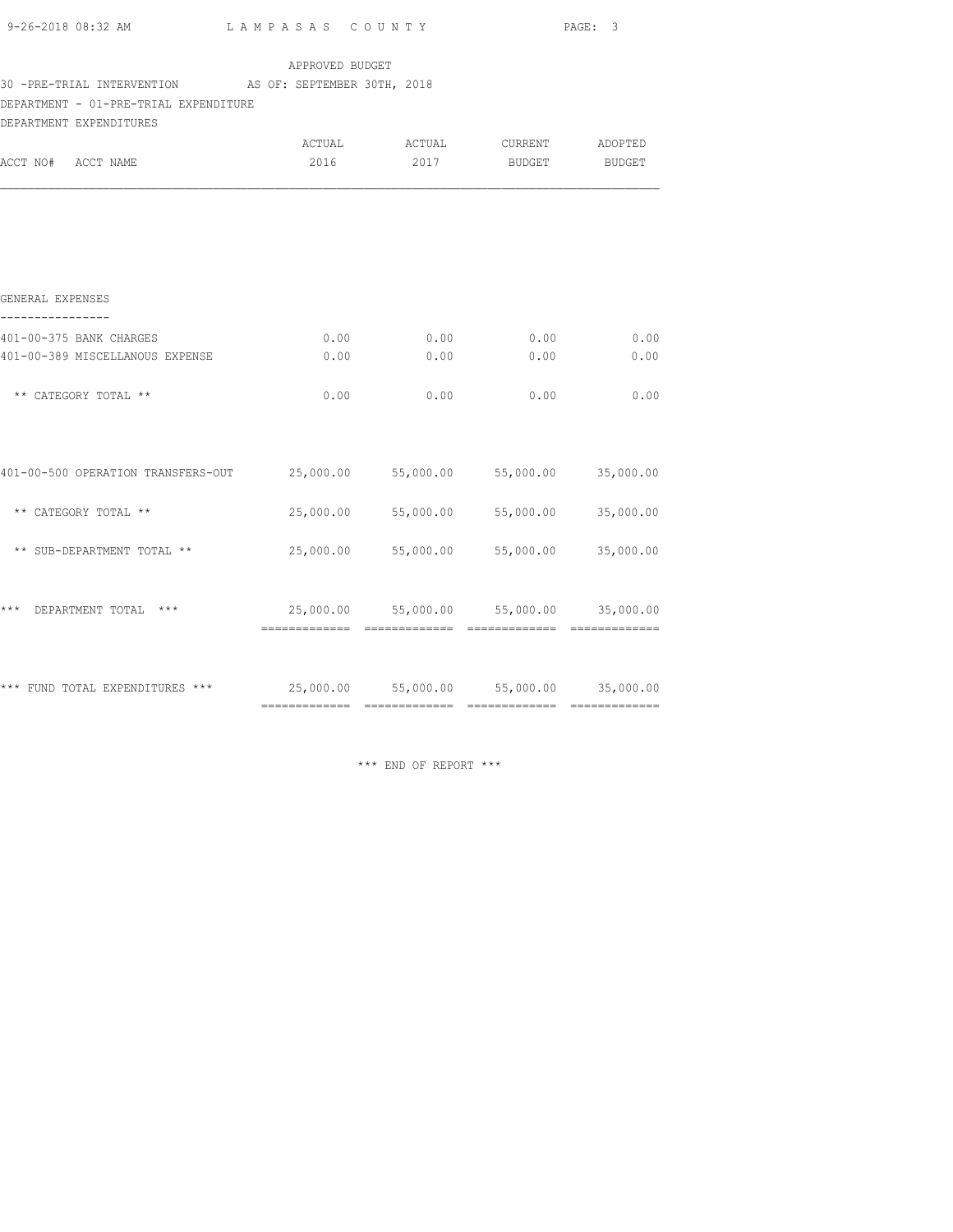APPROVED BUDGET

30 -PRE-TRIAL INTERVENTION AS OF: SEPTEMBER 30TH, 2018

DEPARTMENT - 01-PRE-TRIAL EXPENDITURE

DEPARTMENT EXPENDITURES

| ACCT NO# ACCT NAME | ACTUAL 2016 | ACTUAL 2017 | CURRENT BUDGET | ADOPTED BUDGET |
|---|---|---|---|---|
| **GENERAL EXPENSES** | | | | |
| 401-00-375 BANK CHARGES | 0.00 | 0.00 | 0.00 | 0.00 |
| 401-00-389 MISCELLANOUS EXPENSE | 0.00 | 0.00 | 0.00 | 0.00 |
| ** CATEGORY TOTAL ** | 0.00 | 0.00 | 0.00 | 0.00 |
| 401-00-500 OPERATION TRANSFERS-OUT | 25,000.00 | 55,000.00 | 55,000.00 | 35,000.00 |
| ** CATEGORY TOTAL ** | 25,000.00 | 55,000.00 | 55,000.00 | 35,000.00 |
| ** SUB-DEPARTMENT TOTAL ** | 25,000.00 | 55,000.00 | 55,000.00 | 35,000.00 |
| *** DEPARTMENT TOTAL *** | 25,000.00 | 55,000.00 | 55,000.00 | 35,000.00 |
| *** FUND TOTAL EXPENDITURES *** | 25,000.00 | 55,000.00 | 55,000.00 | 35,000.00 |

*** END OF REPORT ***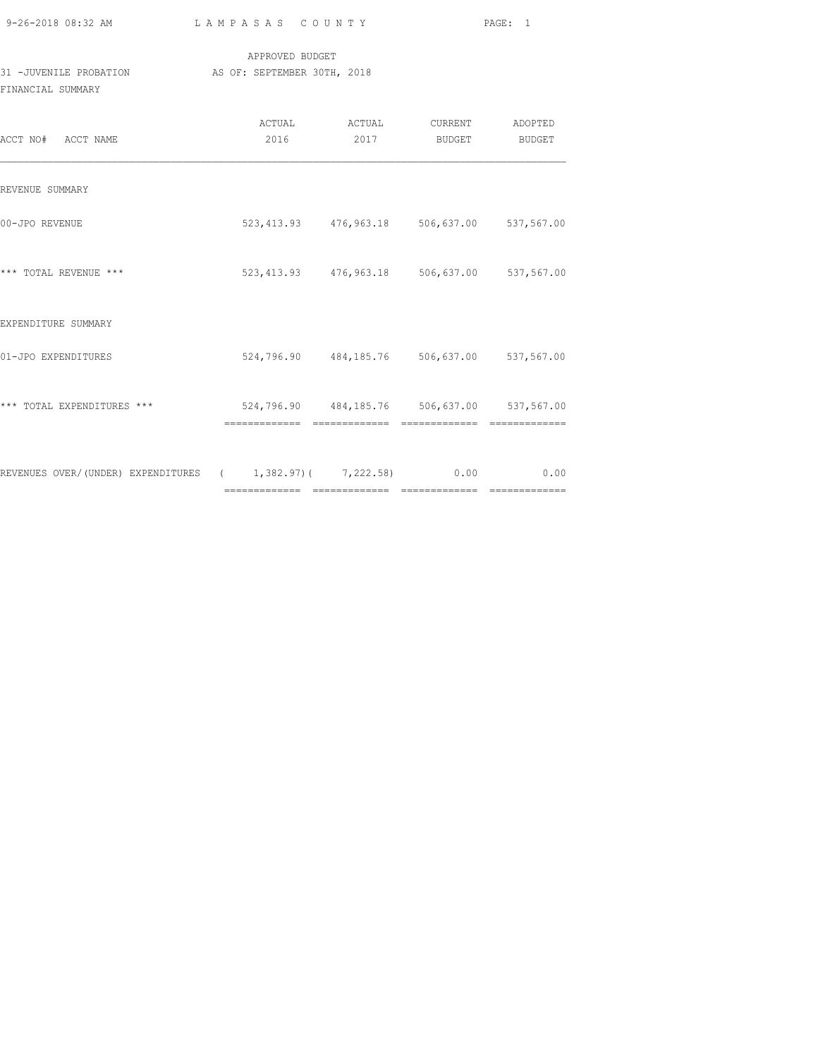APPROVED BUDGET

31 -JUVENILE PROBATION AS OF: SEPTEMBER 30TH, 2018

FINANCIAL SUMMARY

| ACCT NO# ACCT NAME | ACTUAL 2016 | ACTUAL 2017 | CURRENT BUDGET | ADOPTED BUDGET |
|---|---|---|---|---|
| REVENUE SUMMARY | | | | |
| 00-JPO REVENUE | 523,413.93 | 476,963.18 | 506,637.00 | 537,567.00 |
| *** TOTAL REVENUE *** | 523,413.93 | 476,963.18 | 506,637.00 | 537,567.00 |
| EXPENDITURE SUMMARY | | | | |
| 01-JPO EXPENDITURES | 524,796.90 | 484,185.76 | 506,637.00 | 537,567.00 |
| *** TOTAL EXPENDITURES *** | 524,796.90 | 484,185.76 | 506,637.00 | 537,567.00 |
| REVENUES OVER/(UNDER) EXPENDITURES | ( 1,382.97) | ( 7,222.58) | 0.00 | 0.00 |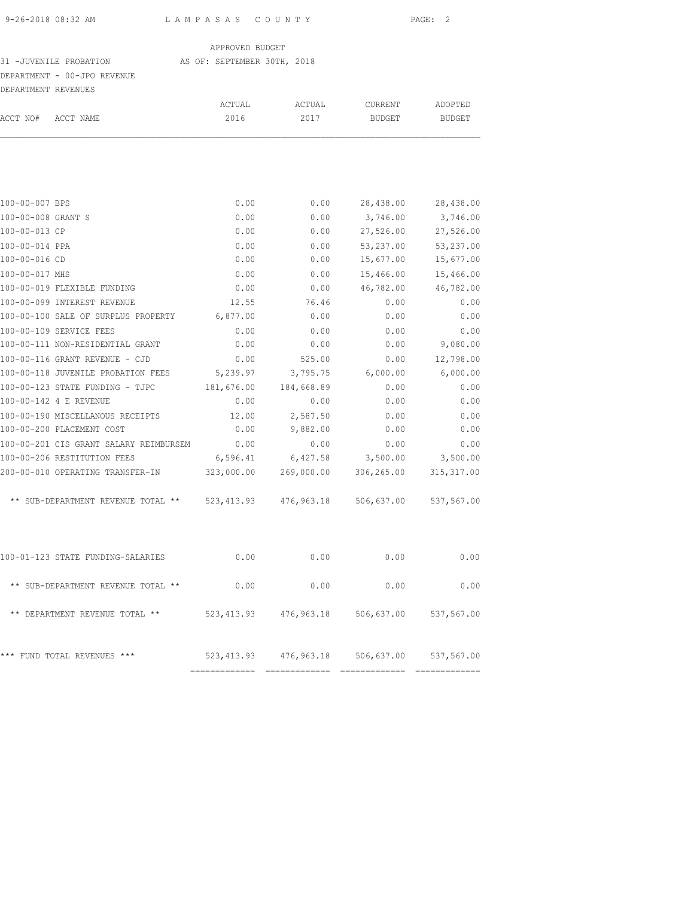APPROVED BUDGET

31 -JUVENILE PROBATION AS OF: SEPTEMBER 30TH, 2018

DEPARTMENT - 00-JPO REVENUE

DEPARTMENT REVENUES

| ACCT NO# | ACCT NAME | ACTUAL 2016 | ACTUAL 2017 | CURRENT BUDGET | ADOPTED BUDGET |
|---|---|---|---|---|---|
| 100-00-007 | BPS | 0.00 | 0.00 | 28,438.00 | 28,438.00 |
| 100-00-008 | GRANT S | 0.00 | 0.00 | 3,746.00 | 3,746.00 |
| 100-00-013 | CP | 0.00 | 0.00 | 27,526.00 | 27,526.00 |
| 100-00-014 | PPA | 0.00 | 0.00 | 53,237.00 | 53,237.00 |
| 100-00-016 | CD | 0.00 | 0.00 | 15,677.00 | 15,677.00 |
| 100-00-017 | MHS | 0.00 | 0.00 | 15,466.00 | 15,466.00 |
| 100-00-019 | FLEXIBLE FUNDING | 0.00 | 0.00 | 46,782.00 | 46,782.00 |
| 100-00-099 | INTEREST REVENUE | 12.55 | 76.46 | 0.00 | 0.00 |
| 100-00-100 | SALE OF SURPLUS PROPERTY | 6,877.00 | 0.00 | 0.00 | 0.00 |
| 100-00-109 | SERVICE FEES | 0.00 | 0.00 | 0.00 | 0.00 |
| 100-00-111 | NON-RESIDENTIAL GRANT | 0.00 | 0.00 | 0.00 | 9,080.00 |
| 100-00-116 | GRANT REVENUE - CJD | 0.00 | 525.00 | 0.00 | 12,798.00 |
| 100-00-118 | JUVENILE PROBATION FEES | 5,239.97 | 3,795.75 | 6,000.00 | 6,000.00 |
| 100-00-123 | STATE FUNDING - TJPC | 181,676.00 | 184,668.89 | 0.00 | 0.00 |
| 100-00-142 | 4 E REVENUE | 0.00 | 0.00 | 0.00 | 0.00 |
| 100-00-190 | MISCELLANOUS RECEIPTS | 12.00 | 2,587.50 | 0.00 | 0.00 |
| 100-00-200 | PLACEMENT COST | 0.00 | 9,882.00 | 0.00 | 0.00 |
| 100-00-201 | CIS GRANT SALARY REIMBURSEM | 0.00 | 0.00 | 0.00 | 0.00 |
| 100-00-206 | RESTITUTION FEES | 6,596.41 | 6,427.58 | 3,500.00 | 3,500.00 |
| 200-00-010 | OPERATING TRANSFER-IN | 323,000.00 | 269,000.00 | 306,265.00 | 315,317.00 |
| | ** SUB-DEPARTMENT REVENUE TOTAL ** | 523,413.93 | 476,963.18 | 506,637.00 | 537,567.00 |
| 100-01-123 | STATE FUNDING-SALARIES | 0.00 | 0.00 | 0.00 | 0.00 |
| | ** SUB-DEPARTMENT REVENUE TOTAL ** | 0.00 | 0.00 | 0.00 | 0.00 |
| | ** DEPARTMENT REVENUE TOTAL ** | 523,413.93 | 476,963.18 | 506,637.00 | 537,567.00 |
| | *** FUND TOTAL REVENUES *** | 523,413.93 | 476,963.18 | 506,637.00 | 537,567.00 |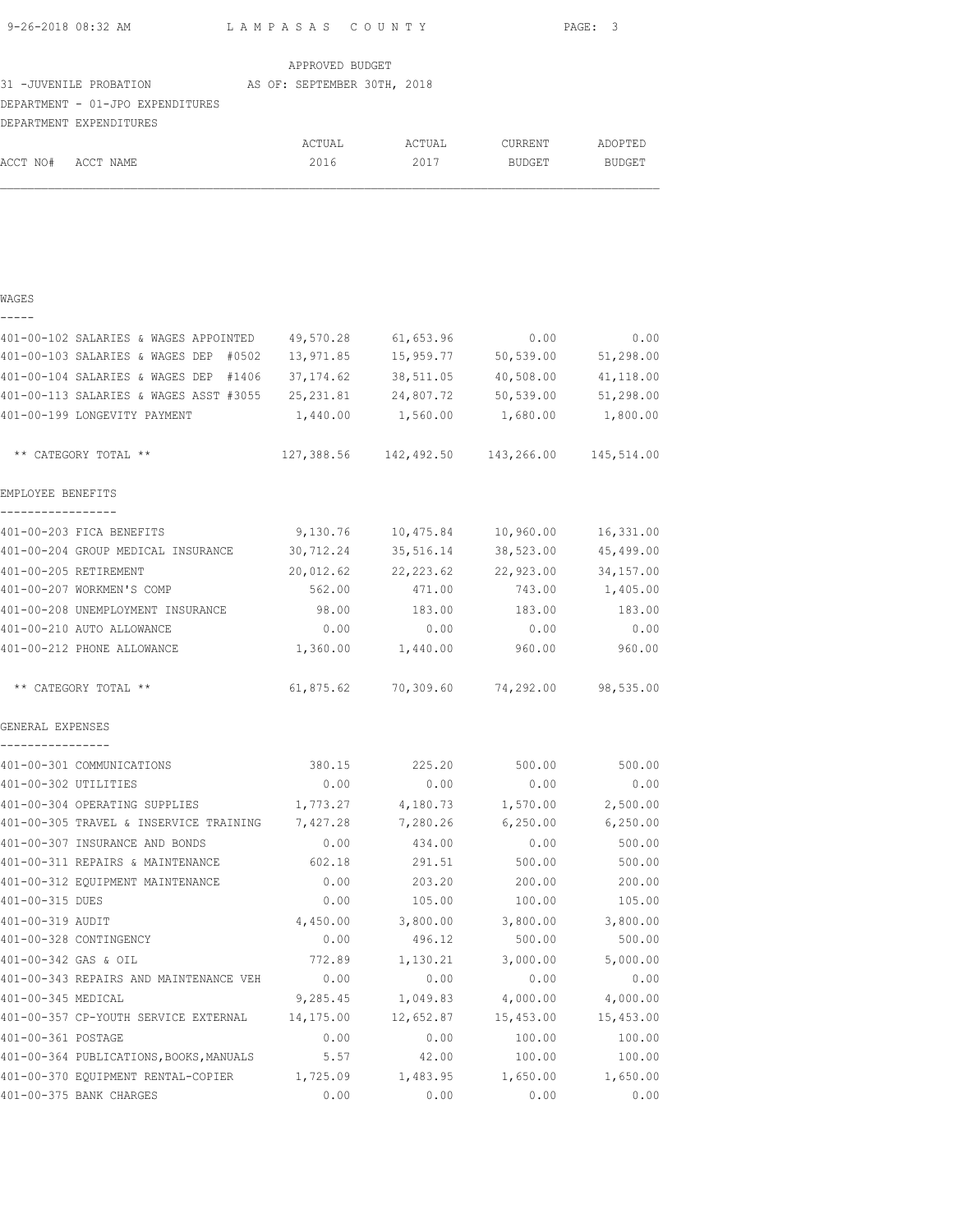APPROVED BUDGET

31 -JUVENILE PROBATION AS OF: SEPTEMBER 30TH, 2018

DEPARTMENT - 01-JPO EXPENDITURES

DEPARTMENT EXPENDITURES

| ACCT NO# | ACCT NAME | ACTUAL 2016 | ACTUAL 2017 | CURRENT BUDGET | ADOPTED BUDGET |
|---|---|---|---|---|---|
| **WAGES** | | | | | |
| 401-00-102 | SALARIES & WAGES APPOINTED | 49,570.28 | 61,653.96 | 0.00 | 0.00 |
| 401-00-103 | SALARIES & WAGES DEP #0502 | 13,971.85 | 15,959.77 | 50,539.00 | 51,298.00 |
| 401-00-104 | SALARIES & WAGES DEP #1406 | 37,174.62 | 38,511.05 | 40,508.00 | 41,118.00 |
| 401-00-113 | SALARIES & WAGES ASST #3055 | 25,231.81 | 24,807.72 | 50,539.00 | 51,298.00 |
| 401-00-199 | LONGEVITY PAYMENT | 1,440.00 | 1,560.00 | 1,680.00 | 1,800.00 |
| | ** CATEGORY TOTAL ** | 127,388.56 | 142,492.50 | 143,266.00 | 145,514.00 |
| **EMPLOYEE BENEFITS** | | | | | |
| 401-00-203 | FICA BENEFITS | 9,130.76 | 10,475.84 | 10,960.00 | 16,331.00 |
| 401-00-204 | GROUP MEDICAL INSURANCE | 30,712.24 | 35,516.14 | 38,523.00 | 45,499.00 |
| 401-00-205 | RETIREMENT | 20,012.62 | 22,223.62 | 22,923.00 | 34,157.00 |
| 401-00-207 | WORKMEN'S COMP | 562.00 | 471.00 | 743.00 | 1,405.00 |
| 401-00-208 | UNEMPLOYMENT INSURANCE | 98.00 | 183.00 | 183.00 | 183.00 |
| 401-00-210 | AUTO ALLOWANCE | 0.00 | 0.00 | 0.00 | 0.00 |
| 401-00-212 | PHONE ALLOWANCE | 1,360.00 | 1,440.00 | 960.00 | 960.00 |
| | ** CATEGORY TOTAL ** | 61,875.62 | 70,309.60 | 74,292.00 | 98,535.00 |
| **GENERAL EXPENSES** | | | | | |
| 401-00-301 | COMMUNICATIONS | 380.15 | 225.20 | 500.00 | 500.00 |
| 401-00-302 | UTILITIES | 0.00 | 0.00 | 0.00 | 0.00 |
| 401-00-304 | OPERATING SUPPLIES | 1,773.27 | 4,180.73 | 1,570.00 | 2,500.00 |
| 401-00-305 | TRAVEL & INSERVICE TRAINING | 7,427.28 | 7,280.26 | 6,250.00 | 6,250.00 |
| 401-00-307 | INSURANCE AND BONDS | 0.00 | 434.00 | 0.00 | 500.00 |
| 401-00-311 | REPAIRS & MAINTENANCE | 602.18 | 291.51 | 500.00 | 500.00 |
| 401-00-312 | EQUIPMENT MAINTENANCE | 0.00 | 203.20 | 200.00 | 200.00 |
| 401-00-315 | DUES | 0.00 | 105.00 | 100.00 | 105.00 |
| 401-00-319 | AUDIT | 4,450.00 | 3,800.00 | 3,800.00 | 3,800.00 |
| 401-00-328 | CONTINGENCY | 0.00 | 496.12 | 500.00 | 500.00 |
| 401-00-342 | GAS & OIL | 772.89 | 1,130.21 | 3,000.00 | 5,000.00 |
| 401-00-343 | REPAIRS AND MAINTENANCE VEH | 0.00 | 0.00 | 0.00 | 0.00 |
| 401-00-345 | MEDICAL | 9,285.45 | 1,049.83 | 4,000.00 | 4,000.00 |
| 401-00-357 | CP-YOUTH SERVICE EXTERNAL | 14,175.00 | 12,652.87 | 15,453.00 | 15,453.00 |
| 401-00-361 | POSTAGE | 0.00 | 0.00 | 100.00 | 100.00 |
| 401-00-364 | PUBLICATIONS,BOOKS,MANUALS | 5.57 | 42.00 | 100.00 | 100.00 |
| 401-00-370 | EQUIPMENT RENTAL-COPIER | 1,725.09 | 1,483.95 | 1,650.00 | 1,650.00 |
| 401-00-375 | BANK CHARGES | 0.00 | 0.00 | 0.00 | 0.00 |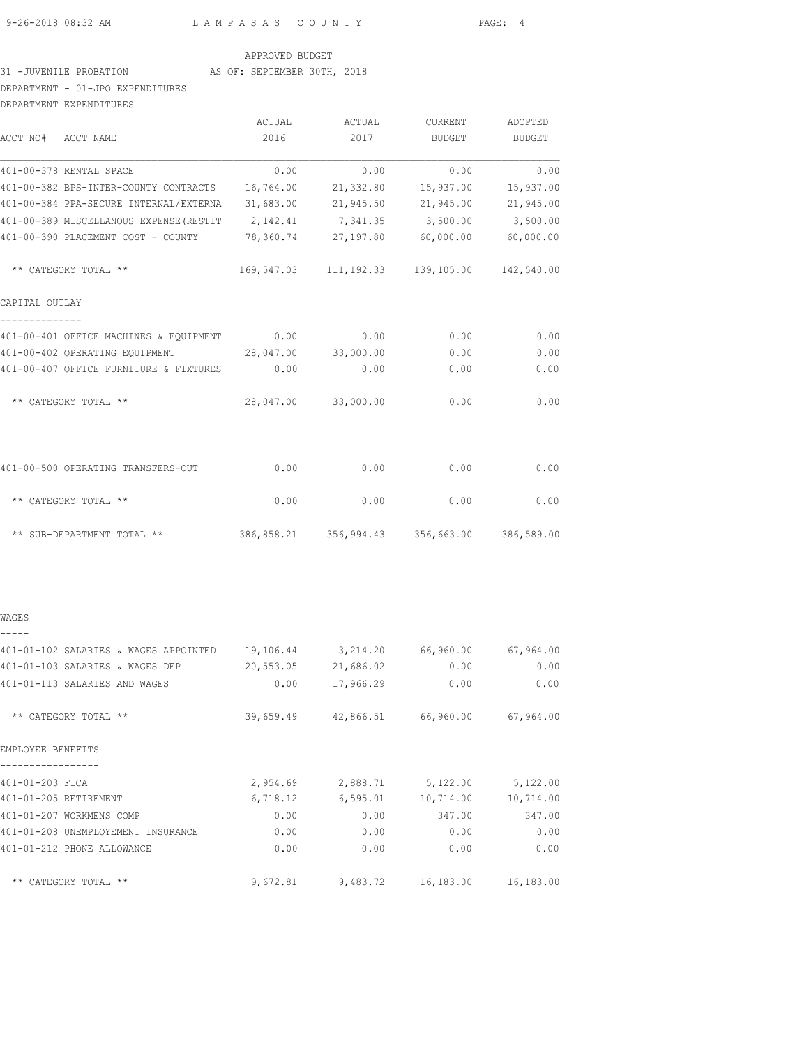APPROVED BUDGET

31 -JUVENILE PROBATION AS OF: SEPTEMBER 30TH, 2018

DEPARTMENT - 01-JPO EXPENDITURES

DEPARTMENT EXPENDITURES

| ACCT NO# ACCT NAME | ACTUAL 2016 | ACTUAL 2017 | CURRENT BUDGET | ADOPTED BUDGET |
|---|---|---|---|---|
| 401-00-378 RENTAL SPACE | 0.00 | 0.00 | 0.00 | 0.00 |
| 401-00-382 BPS-INTER-COUNTY CONTRACTS | 16,764.00 | 21,332.80 | 15,937.00 | 15,937.00 |
| 401-00-384 PPA-SECURE INTERNAL/EXTERNA | 31,683.00 | 21,945.50 | 21,945.00 | 21,945.00 |
| 401-00-389 MISCELLANOUS EXPENSE(RESTIT | 2,142.41 | 7,341.35 | 3,500.00 | 3,500.00 |
| 401-00-390 PLACEMENT COST - COUNTY | 78,360.74 | 27,197.80 | 60,000.00 | 60,000.00 |
| ** CATEGORY TOTAL ** | 169,547.03 | 111,192.33 | 139,105.00 | 142,540.00 |
| **CAPITAL OUTLAY** | | | | |
| 401-00-401 OFFICE MACHINES & EQUIPMENT | 0.00 | 0.00 | 0.00 | 0.00 |
| 401-00-402 OPERATING EQUIPMENT | 28,047.00 | 33,000.00 | 0.00 | 0.00 |
| 401-00-407 OFFICE FURNITURE & FIXTURES | 0.00 | 0.00 | 0.00 | 0.00 |
| ** CATEGORY TOTAL ** | 28,047.00 | 33,000.00 | 0.00 | 0.00 |
| 401-00-500 OPERATING TRANSFERS-OUT | 0.00 | 0.00 | 0.00 | 0.00 |
| ** CATEGORY TOTAL ** | 0.00 | 0.00 | 0.00 | 0.00 |
| ** SUB-DEPARTMENT TOTAL ** | 386,858.21 | 356,994.43 | 356,663.00 | 386,589.00 |
| **WAGES** | | | | |
| 401-01-102 SALARIES & WAGES APPOINTED | 19,106.44 | 3,214.20 | 66,960.00 | 67,964.00 |
| 401-01-103 SALARIES & WAGES DEP | 20,553.05 | 21,686.02 | 0.00 | 0.00 |
| 401-01-113 SALARIES AND WAGES | 0.00 | 17,966.29 | 0.00 | 0.00 |
| ** CATEGORY TOTAL ** | 39,659.49 | 42,866.51 | 66,960.00 | 67,964.00 |
| **EMPLOYEE BENEFITS** | | | | |
| 401-01-203 FICA | 2,954.69 | 2,888.71 | 5,122.00 | 5,122.00 |
| 401-01-205 RETIREMENT | 6,718.12 | 6,595.01 | 10,714.00 | 10,714.00 |
| 401-01-207 WORKMENS COMP | 0.00 | 0.00 | 347.00 | 347.00 |
| 401-01-208 UNEMPLOYEMENT INSURANCE | 0.00 | 0.00 | 0.00 | 0.00 |
| 401-01-212 PHONE ALLOWANCE | 0.00 | 0.00 | 0.00 | 0.00 |
| ** CATEGORY TOTAL ** | 9,672.81 | 9,483.72 | 16,183.00 | 16,183.00 |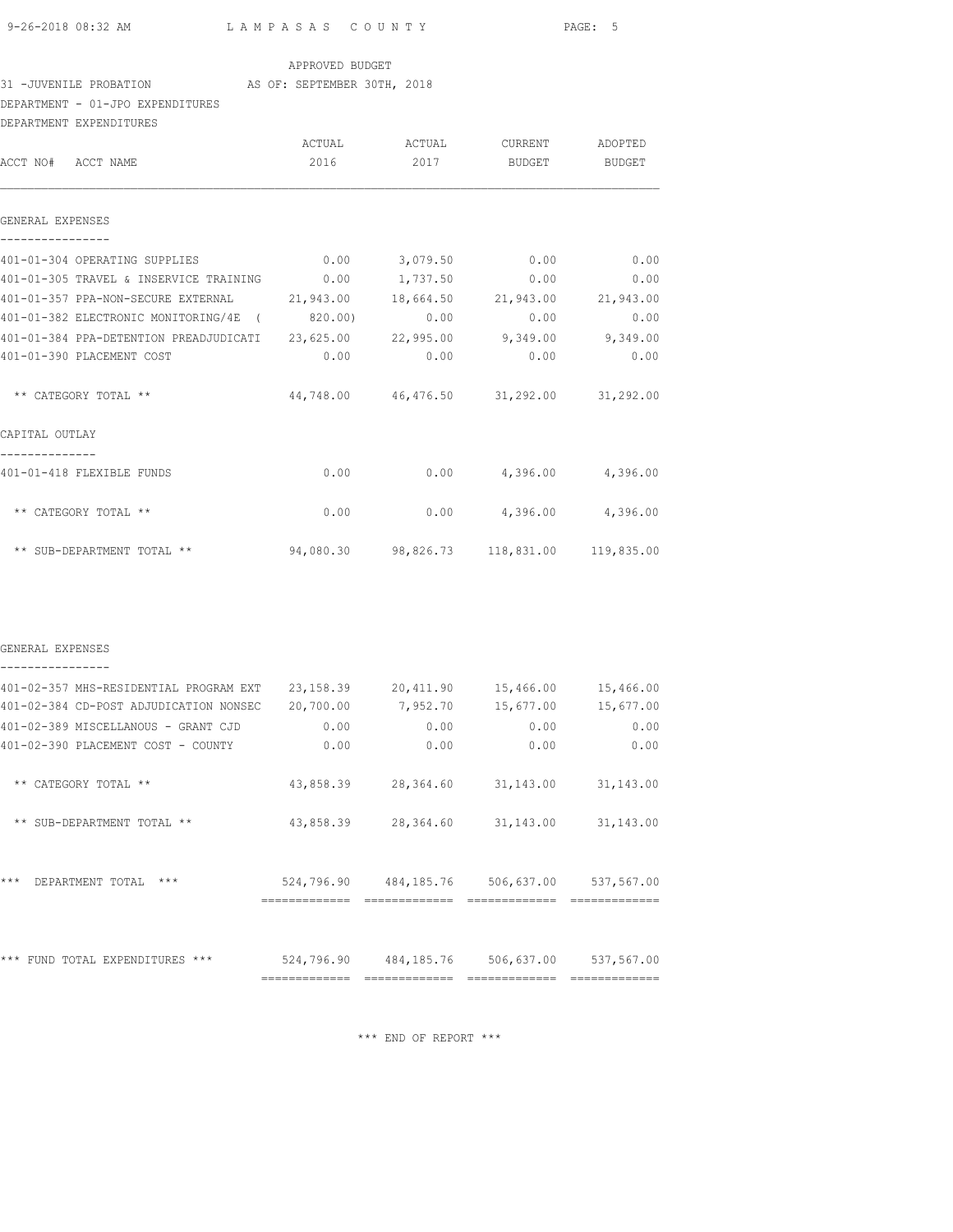LAMPASAS COUNTY

APPROVED BUDGET

31 -JUVENILE PROBATION AS OF: SEPTEMBER 30TH, 2018

DEPARTMENT - 01-JPO EXPENDITURES

DEPARTMENT EXPENDITURES

| ACCT NO# ACCT NAME | ACTUAL 2016 | ACTUAL 2017 | CURRENT BUDGET | ADOPTED BUDGET |
|---|---|---|---|---|
| **GENERAL EXPENSES** | | | | |
| 401-01-304 OPERATING SUPPLIES | 0.00 | 3,079.50 | 0.00 | 0.00 |
| 401-01-305 TRAVEL & INSERVICE TRAINING | 0.00 | 1,737.50 | 0.00 | 0.00 |
| 401-01-357 PPA-NON-SECURE EXTERNAL | 21,943.00 | 18,664.50 | 21,943.00 | 21,943.00 |
| 401-01-382 ELECTRONIC MONITORING/4E | ( 820.00) | 0.00 | 0.00 | 0.00 |
| 401-01-384 PPA-DETENTION PREADJUDICATI | 23,625.00 | 22,995.00 | 9,349.00 | 9,349.00 |
| 401-01-390 PLACEMENT COST | 0.00 | 0.00 | 0.00 | 0.00 |
| ** CATEGORY TOTAL ** | 44,748.00 | 46,476.50 | 31,292.00 | 31,292.00 |
| **CAPITAL OUTLAY** | | | | |
| 401-01-418 FLEXIBLE FUNDS | 0.00 | 0.00 | 4,396.00 | 4,396.00 |
| ** CATEGORY TOTAL ** | 0.00 | 0.00 | 4,396.00 | 4,396.00 |
| ** SUB-DEPARTMENT TOTAL ** | 94,080.30 | 98,826.73 | 118,831.00 | 119,835.00 |
| **GENERAL EXPENSES** | | | | |
| 401-02-357 MHS-RESIDENTIAL PROGRAM EXT | 23,158.39 | 20,411.90 | 15,466.00 | 15,466.00 |
| 401-02-384 CD-POST ADJUDICATION NONSEC | 20,700.00 | 7,952.70 | 15,677.00 | 15,677.00 |
| 401-02-389 MISCELLANOUS - GRANT CJD | 0.00 | 0.00 | 0.00 | 0.00 |
| 401-02-390 PLACEMENT COST - COUNTY | 0.00 | 0.00 | 0.00 | 0.00 |
| ** CATEGORY TOTAL ** | 43,858.39 | 28,364.60 | 31,143.00 | 31,143.00 |
| ** SUB-DEPARTMENT TOTAL ** | 43,858.39 | 28,364.60 | 31,143.00 | 31,143.00 |
| *** DEPARTMENT TOTAL *** | 524,796.90 | 484,185.76 | 506,637.00 | 537,567.00 |
| *** FUND TOTAL EXPENDITURES *** | 524,796.90 | 484,185.76 | 506,637.00 | 537,567.00 |

*** END OF REPORT ***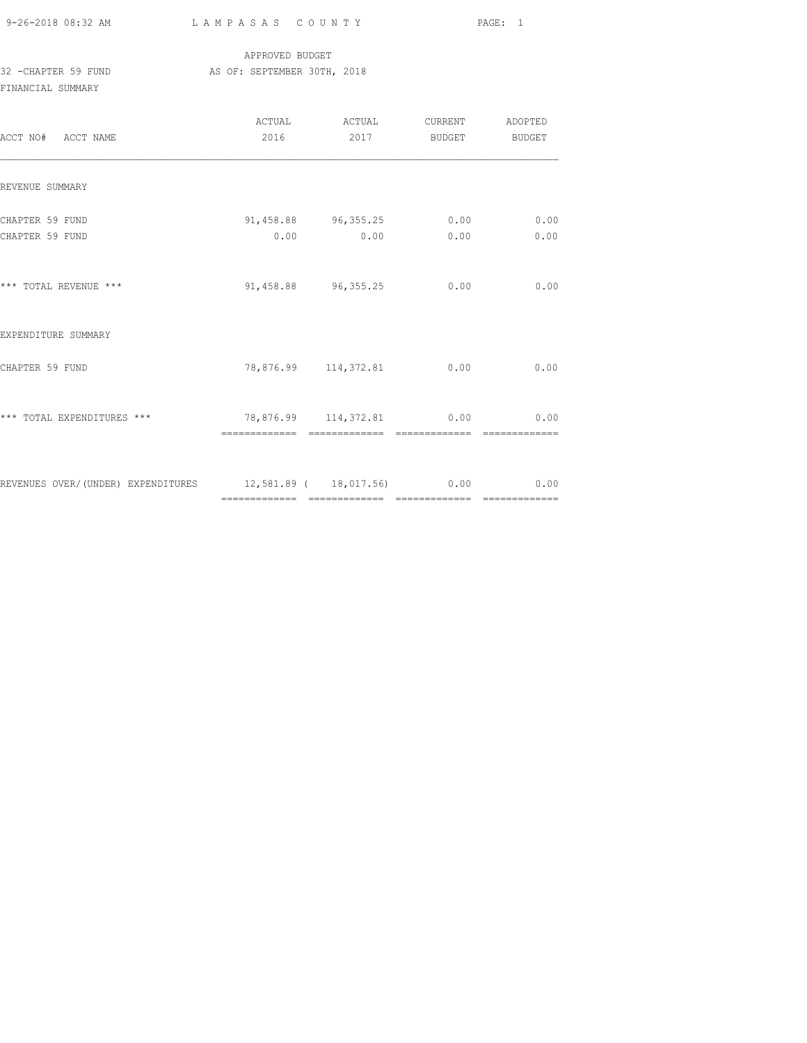APPROVED BUDGET

32 -CHAPTER 59 FUND AS OF: SEPTEMBER 30TH, 2018

FINANCIAL SUMMARY

| ACCT NO# ACCT NAME | ACTUAL 2016 | ACTUAL 2017 | CURRENT BUDGET | ADOPTED BUDGET |
|---|---|---|---|---|
| REVENUE SUMMARY | | | | |
| CHAPTER 59 FUND | 91,458.88 | 96,355.25 | 0.00 | 0.00 |
| CHAPTER 59 FUND | 0.00 | 0.00 | 0.00 | 0.00 |
| *** TOTAL REVENUE *** | 91,458.88 | 96,355.25 | 0.00 | 0.00 |
| EXPENDITURE SUMMARY | | | | |
| CHAPTER 59 FUND | 78,876.99 | 114,372.81 | 0.00 | 0.00 |
| *** TOTAL EXPENDITURES *** | 78,876.99 | 114,372.81 | 0.00 | 0.00 |
| REVENUES OVER/(UNDER) EXPENDITURES | 12,581.89 | ( 18,017.56) | 0.00 | 0.00 |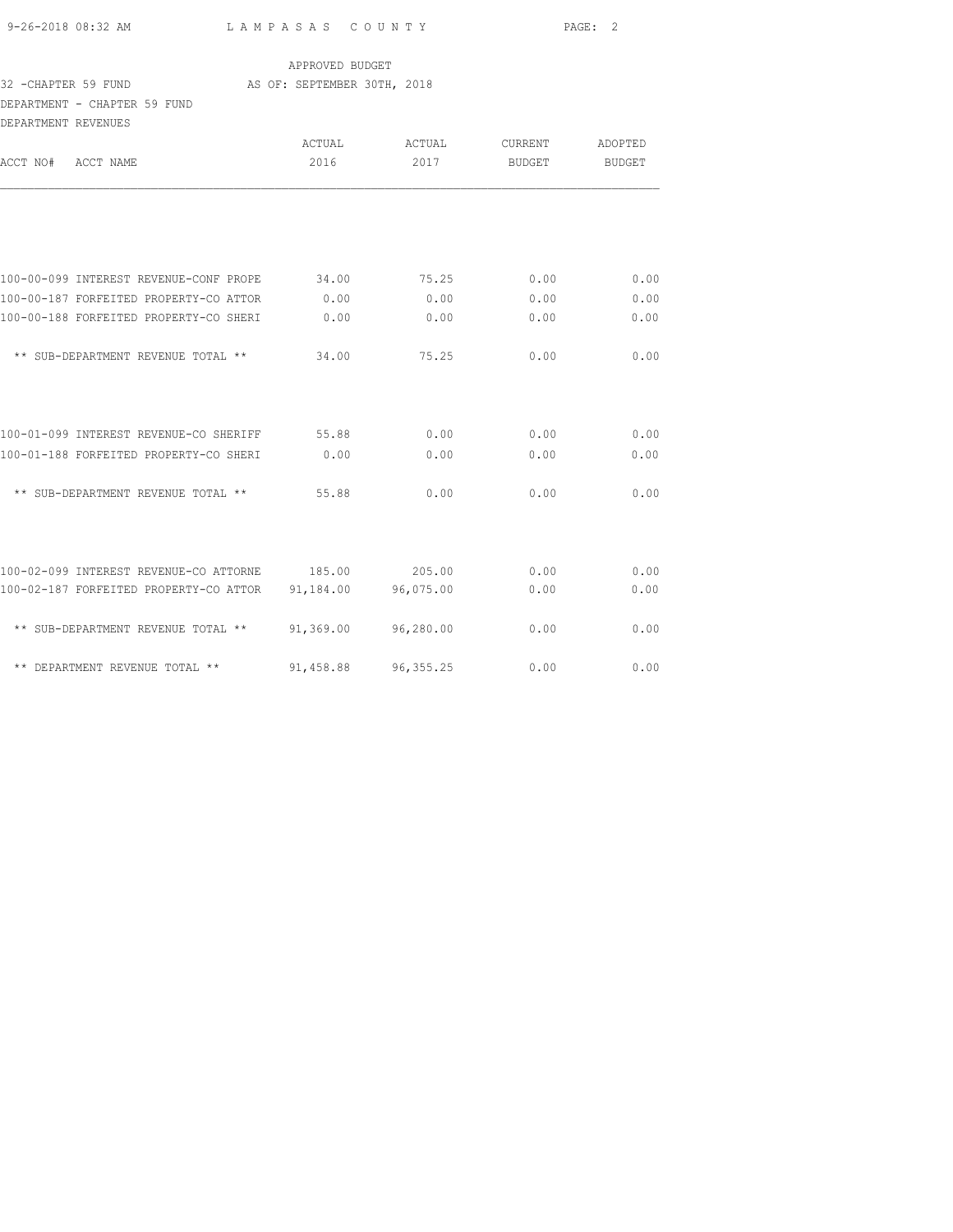APPROVED BUDGET

32 -CHAPTER 59 FUND AS OF: SEPTEMBER 30TH, 2018

DEPARTMENT - CHAPTER 59 FUND

DEPARTMENT REVENUES

| ACCT NO# ACCT NAME | ACTUAL 2016 | ACTUAL 2017 | CURRENT BUDGET | ADOPTED BUDGET |
|---|---|---|---|---|
| 100-00-099 INTEREST REVENUE-CONF PROPE | 34.00 | 75.25 | 0.00 | 0.00 |
| 100-00-187 FORFEITED PROPERTY-CO ATTOR | 0.00 | 0.00 | 0.00 | 0.00 |
| 100-00-188 FORFEITED PROPERTY-CO SHERI | 0.00 | 0.00 | 0.00 | 0.00 |
| ** SUB-DEPARTMENT REVENUE TOTAL ** | 34.00 | 75.25 | 0.00 | 0.00 |
| 100-01-099 INTEREST REVENUE-CO SHERIFF | 55.88 | 0.00 | 0.00 | 0.00 |
| 100-01-188 FORFEITED PROPERTY-CO SHERI | 0.00 | 0.00 | 0.00 | 0.00 |
| ** SUB-DEPARTMENT REVENUE TOTAL ** | 55.88 | 0.00 | 0.00 | 0.00 |
| 100-02-099 INTEREST REVENUE-CO ATTORNE | 185.00 | 205.00 | 0.00 | 0.00 |
| 100-02-187 FORFEITED PROPERTY-CO ATTOR | 91,184.00 | 96,075.00 | 0.00 | 0.00 |
| ** SUB-DEPARTMENT REVENUE TOTAL ** | 91,369.00 | 96,280.00 | 0.00 | 0.00 |
| ** DEPARTMENT REVENUE TOTAL ** | 91,458.88 | 96,355.25 | 0.00 | 0.00 |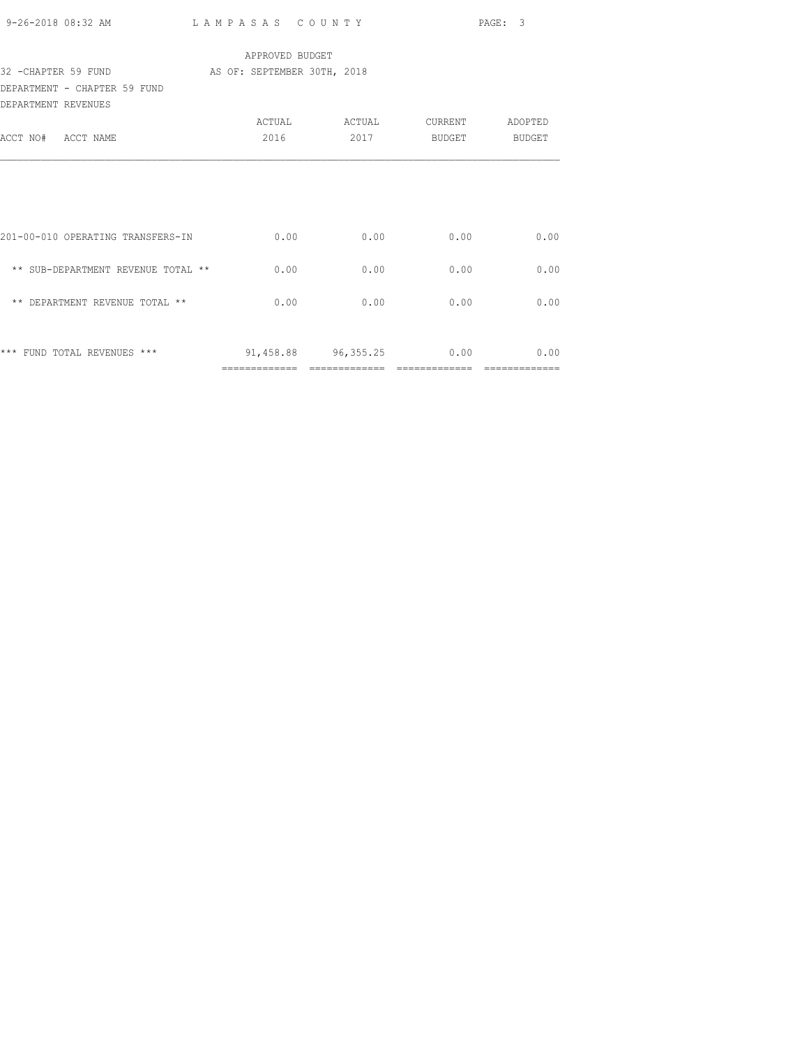APPROVED BUDGET

32 -CHAPTER 59 FUND AS OF: SEPTEMBER 30TH, 2018

DEPARTMENT - CHAPTER 59 FUND

DEPARTMENT REVENUES

| ACCT NO# ACCT NAME | ACTUAL 2016 | ACTUAL 2017 | CURRENT BUDGET | ADOPTED BUDGET |
|---|---|---|---|---|
| 201-00-010 OPERATING TRANSFERS-IN | 0.00 | 0.00 | 0.00 | 0.00 |
| ** SUB-DEPARTMENT REVENUE TOTAL ** | 0.00 | 0.00 | 0.00 | 0.00 |
| ** DEPARTMENT REVENUE TOTAL ** | 0.00 | 0.00 | 0.00 | 0.00 |
| *** FUND TOTAL REVENUES *** | 91,458.88 | 96,355.25 | 0.00 | 0.00 |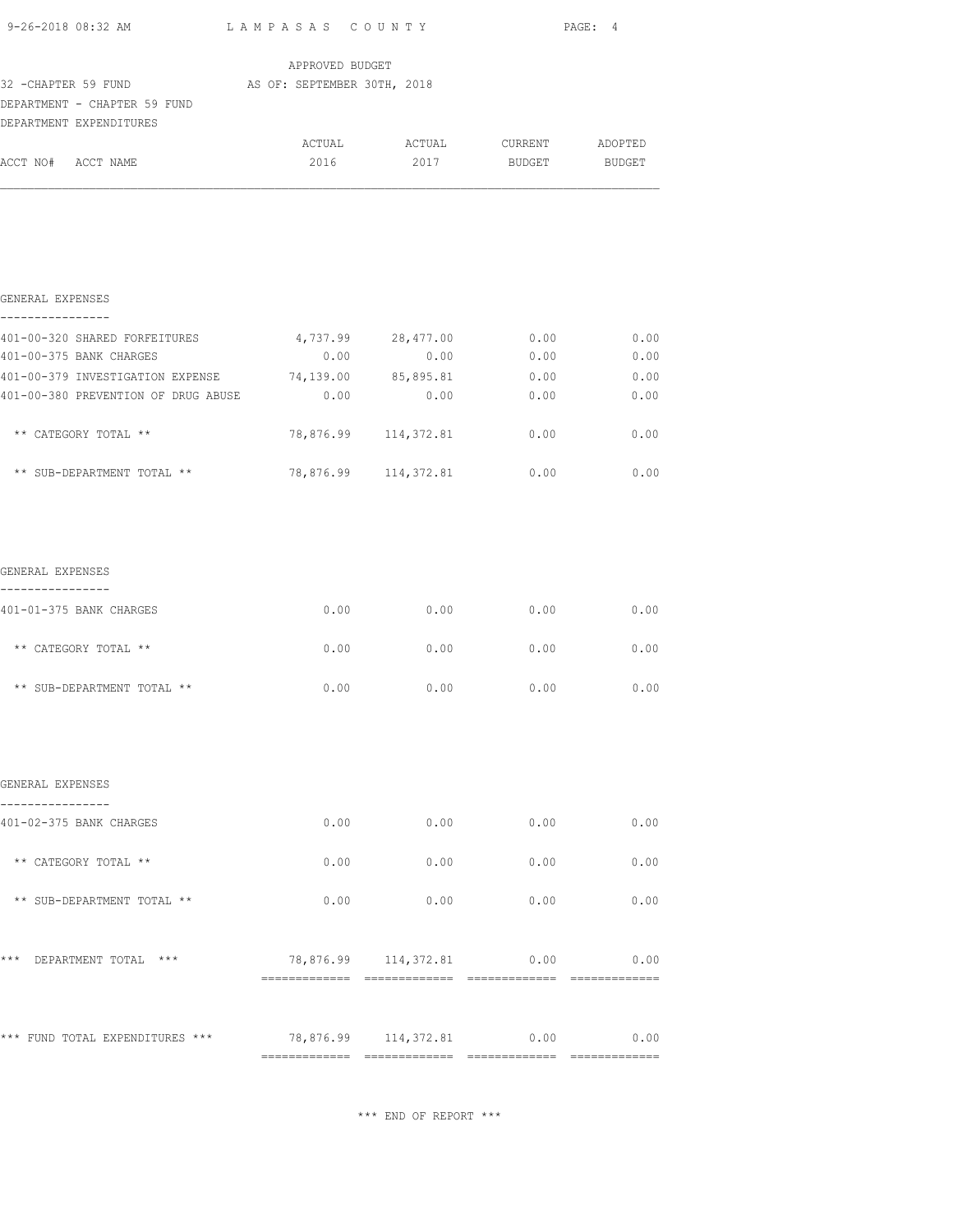APPROVED BUDGET

32 -CHAPTER 59 FUND — AS OF: SEPTEMBER 30TH, 2018

DEPARTMENT - CHAPTER 59 FUND

DEPARTMENT EXPENDITURES

| ACCT NO# ACCT NAME | ACTUAL 2016 | ACTUAL 2017 | CURRENT BUDGET | ADOPTED BUDGET |
|---|---|---|---|---|
| **GENERAL EXPENSES** | | | | |
| 401-00-320 SHARED FORFEITURES | 4,737.99 | 28,477.00 | 0.00 | 0.00 |
| 401-00-375 BANK CHARGES | 0.00 | 0.00 | 0.00 | 0.00 |
| 401-00-379 INVESTIGATION EXPENSE | 74,139.00 | 85,895.81 | 0.00 | 0.00 |
| 401-00-380 PREVENTION OF DRUG ABUSE | 0.00 | 0.00 | 0.00 | 0.00 |
| ** CATEGORY TOTAL ** | 78,876.99 | 114,372.81 | 0.00 | 0.00 |
| ** SUB-DEPARTMENT TOTAL ** | 78,876.99 | 114,372.81 | 0.00 | 0.00 |
| **GENERAL EXPENSES** | | | | |
| 401-01-375 BANK CHARGES | 0.00 | 0.00 | 0.00 | 0.00 |
| ** CATEGORY TOTAL ** | 0.00 | 0.00 | 0.00 | 0.00 |
| ** SUB-DEPARTMENT TOTAL ** | 0.00 | 0.00 | 0.00 | 0.00 |
| **GENERAL EXPENSES** | | | | |
| 401-02-375 BANK CHARGES | 0.00 | 0.00 | 0.00 | 0.00 |
| ** CATEGORY TOTAL ** | 0.00 | 0.00 | 0.00 | 0.00 |
| ** SUB-DEPARTMENT TOTAL ** | 0.00 | 0.00 | 0.00 | 0.00 |
| *** DEPARTMENT TOTAL *** | 78,876.99 | 114,372.81 | 0.00 | 0.00 |
| *** FUND TOTAL EXPENDITURES *** | 78,876.99 | 114,372.81 | 0.00 | 0.00 |

*** END OF REPORT ***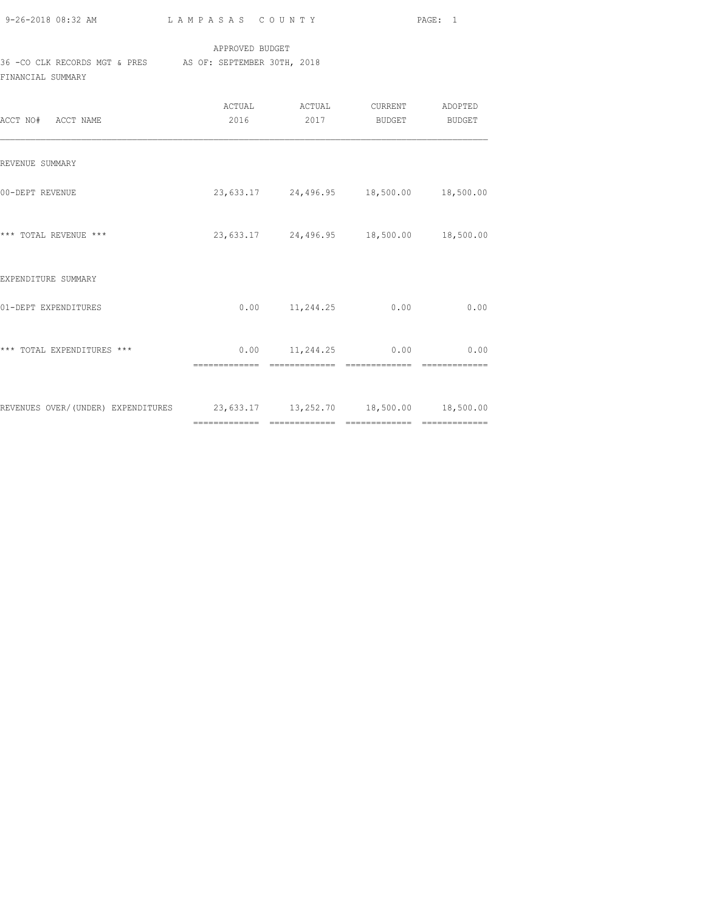APPROVED BUDGET

36 -CO CLK RECORDS MGT & PRES AS OF: SEPTEMBER 30TH, 2018

FINANCIAL SUMMARY

| ACCT NO# ACCT NAME | ACTUAL 2016 | ACTUAL 2017 | CURRENT BUDGET | ADOPTED BUDGET |
|---|---|---|---|---|
| REVENUE SUMMARY | | | | |
| 00-DEPT REVENUE | 23,633.17 | 24,496.95 | 18,500.00 | 18,500.00 |
| *** TOTAL REVENUE *** | 23,633.17 | 24,496.95 | 18,500.00 | 18,500.00 |
| EXPENDITURE SUMMARY | | | | |
| 01-DEPT EXPENDITURES | 0.00 | 11,244.25 | 0.00 | 0.00 |
| *** TOTAL EXPENDITURES *** | 0.00 | 11,244.25 | 0.00 | 0.00 |
| REVENUES OVER/(UNDER) EXPENDITURES | 23,633.17 | 13,252.70 | 18,500.00 | 18,500.00 |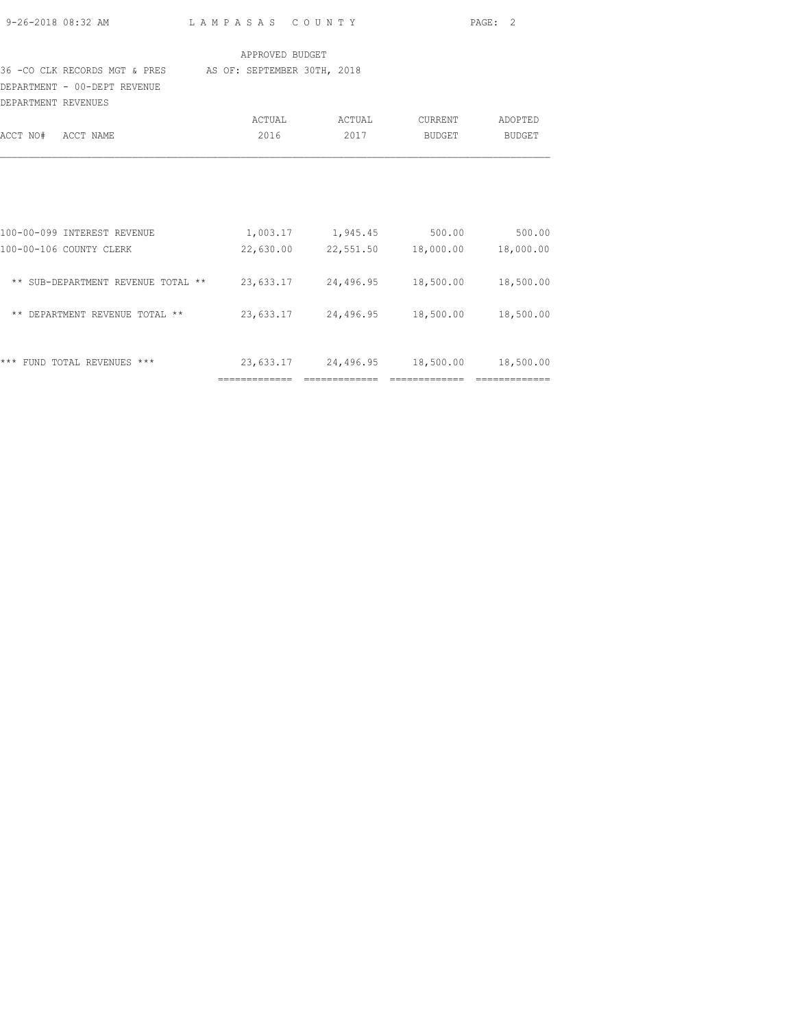APPROVED BUDGET

36 -CO CLK RECORDS MGT & PRES AS OF: SEPTEMBER 30TH, 2018

DEPARTMENT - 00-DEPT REVENUE

DEPARTMENT REVENUES

| ACCT NO# ACCT NAME | ACTUAL 2016 | ACTUAL 2017 | CURRENT BUDGET | ADOPTED BUDGET |
|---|---|---|---|---|
| 100-00-099 INTEREST REVENUE | 1,003.17 | 1,945.45 | 500.00 | 500.00 |
| 100-00-106 COUNTY CLERK | 22,630.00 | 22,551.50 | 18,000.00 | 18,000.00 |
| ** SUB-DEPARTMENT REVENUE TOTAL ** | 23,633.17 | 24,496.95 | 18,500.00 | 18,500.00 |
| ** DEPARTMENT REVENUE TOTAL ** | 23,633.17 | 24,496.95 | 18,500.00 | 18,500.00 |
| *** FUND TOTAL REVENUES *** | 23,633.17 | 24,496.95 | 18,500.00 | 18,500.00 |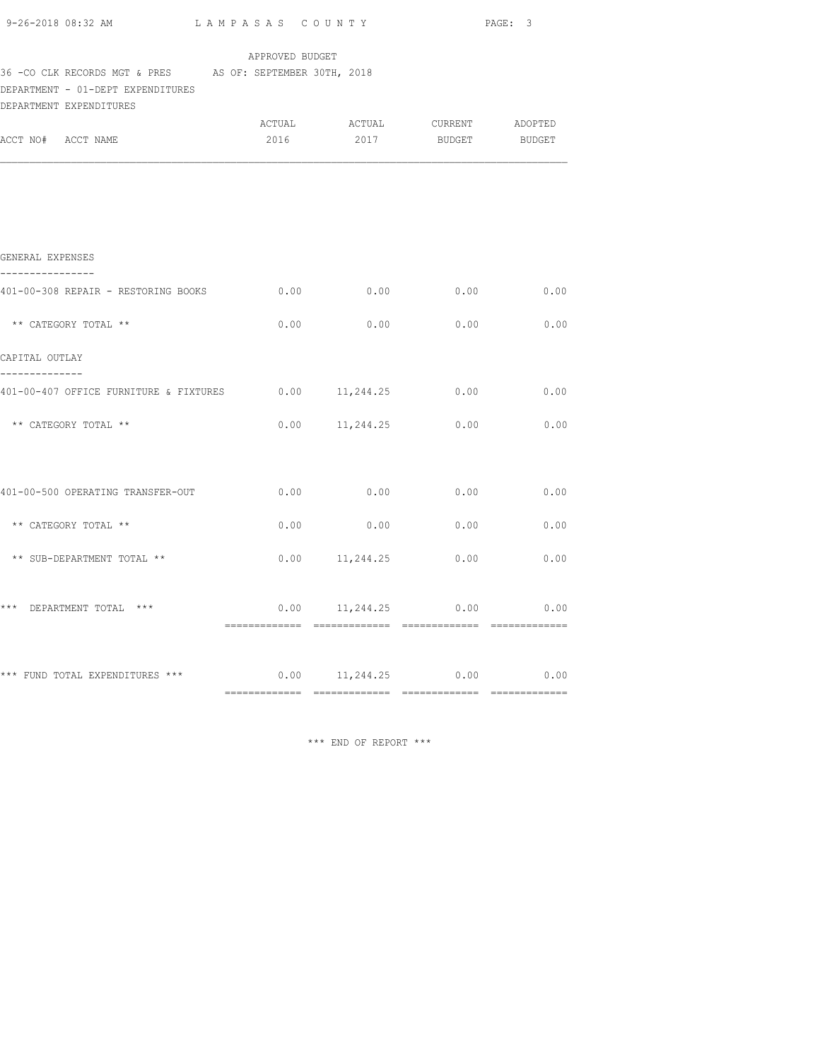APPROVED BUDGET

36 -CO CLK RECORDS MGT & PRES AS OF: SEPTEMBER 30TH, 2018

DEPARTMENT - 01-DEPT EXPENDITURES

DEPARTMENT EXPENDITURES

| ACCT NO# ACCT NAME | ACTUAL 2016 | ACTUAL 2017 | CURRENT BUDGET | ADOPTED BUDGET |
|---|---|---|---|---|
| **GENERAL EXPENSES** | | | | |
| 401-00-308 REPAIR - RESTORING BOOKS | 0.00 | 0.00 | 0.00 | 0.00 |
| ** CATEGORY TOTAL ** | 0.00 | 0.00 | 0.00 | 0.00 |
| **CAPITAL OUTLAY** | | | | |
| 401-00-407 OFFICE FURNITURE & FIXTURES | 0.00 | 11,244.25 | 0.00 | 0.00 |
| ** CATEGORY TOTAL ** | 0.00 | 11,244.25 | 0.00 | 0.00 |
| 401-00-500 OPERATING TRANSFER-OUT | 0.00 | 0.00 | 0.00 | 0.00 |
| ** CATEGORY TOTAL ** | 0.00 | 0.00 | 0.00 | 0.00 |
| ** SUB-DEPARTMENT TOTAL ** | 0.00 | 11,244.25 | 0.00 | 0.00 |
| *** DEPARTMENT TOTAL *** | 0.00 | 11,244.25 | 0.00 | 0.00 |
| *** FUND TOTAL EXPENDITURES *** | 0.00 | 11,244.25 | 0.00 | 0.00 |

*** END OF REPORT ***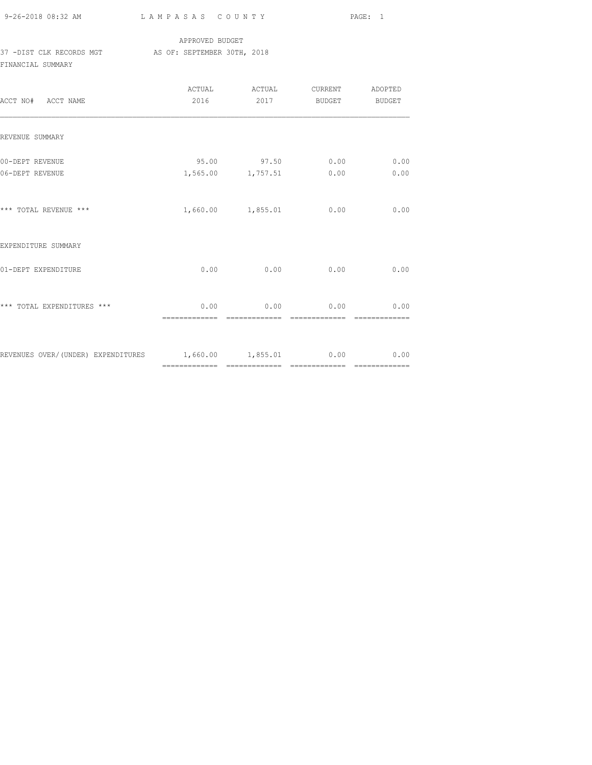APPROVED BUDGET

37 -DIST CLK RECORDS MGT AS OF: SEPTEMBER 30TH, 2018

FINANCIAL SUMMARY

| ACCT NO# ACCT NAME | ACTUAL 2016 | ACTUAL 2017 | CURRENT BUDGET | ADOPTED BUDGET |
|---|---|---|---|---|
| REVENUE SUMMARY | | | | |
| 00-DEPT REVENUE | 95.00 | 97.50 | 0.00 | 0.00 |
| 06-DEPT REVENUE | 1,565.00 | 1,757.51 | 0.00 | 0.00 |
| *** TOTAL REVENUE *** | 1,660.00 | 1,855.01 | 0.00 | 0.00 |
| EXPENDITURE SUMMARY | | | | |
| 01-DEPT EXPENDITURE | 0.00 | 0.00 | 0.00 | 0.00 |
| *** TOTAL EXPENDITURES *** | 0.00 | 0.00 | 0.00 | 0.00 |
| REVENUES OVER/(UNDER) EXPENDITURES | 1,660.00 | 1,855.01 | 0.00 | 0.00 |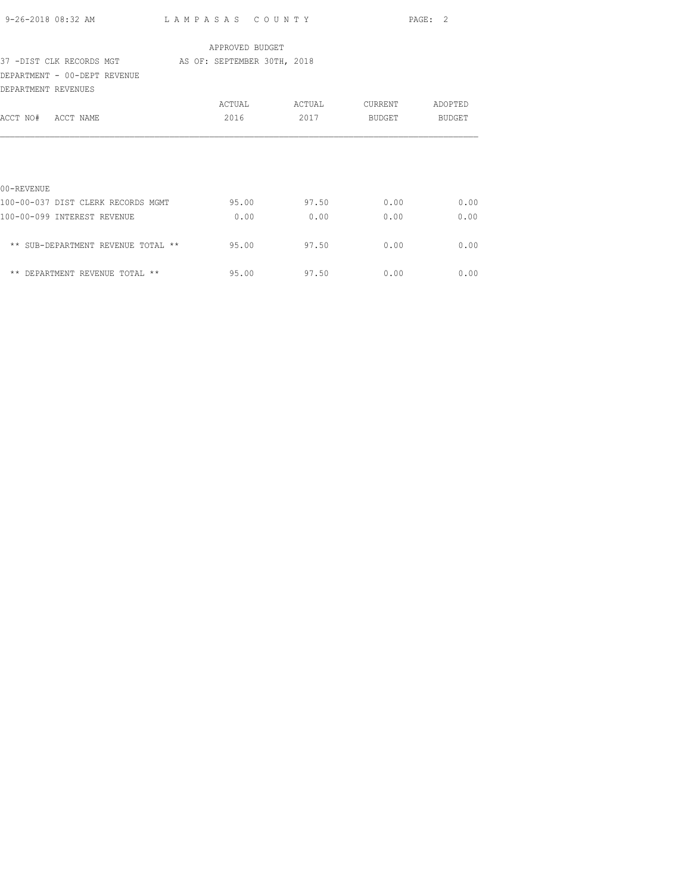APPROVED BUDGET

37 -DIST CLK RECORDS MGT    AS OF: SEPTEMBER 30TH, 2018

DEPARTMENT - 00-DEPT REVENUE

DEPARTMENT REVENUES

| ACCT NO# ACCT NAME | ACTUAL 2016 | ACTUAL 2017 | CURRENT BUDGET | ADOPTED BUDGET |
|---|---|---|---|---|
| 00-REVENUE | | | | |
| 100-00-037 DIST CLERK RECORDS MGMT | 95.00 | 97.50 | 0.00 | 0.00 |
| 100-00-099 INTEREST REVENUE | 0.00 | 0.00 | 0.00 | 0.00 |
| ** SUB-DEPARTMENT REVENUE TOTAL ** | 95.00 | 97.50 | 0.00 | 0.00 |
| ** DEPARTMENT REVENUE TOTAL ** | 95.00 | 97.50 | 0.00 | 0.00 |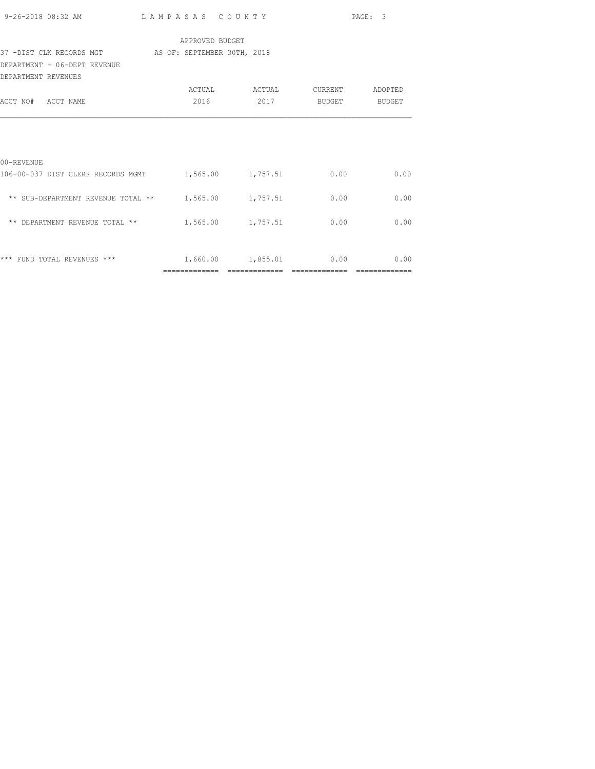APPROVED BUDGET

37 -DIST CLK RECORDS MGT AS OF: SEPTEMBER 30TH, 2018

DEPARTMENT - 06-DEPT REVENUE

DEPARTMENT REVENUES

| ACCT NO# ACCT NAME | ACTUAL 2016 | ACTUAL 2017 | CURRENT BUDGET | ADOPTED BUDGET |
|---|---|---|---|---|
| 00-REVENUE | | | | |
| 106-00-037 DIST CLERK RECORDS MGMT | 1,565.00 | 1,757.51 | 0.00 | 0.00 |
| ** SUB-DEPARTMENT REVENUE TOTAL ** | 1,565.00 | 1,757.51 | 0.00 | 0.00 |
| ** DEPARTMENT REVENUE TOTAL ** | 1,565.00 | 1,757.51 | 0.00 | 0.00 |
| *** FUND TOTAL REVENUES *** | 1,660.00 | 1,855.01 | 0.00 | 0.00 |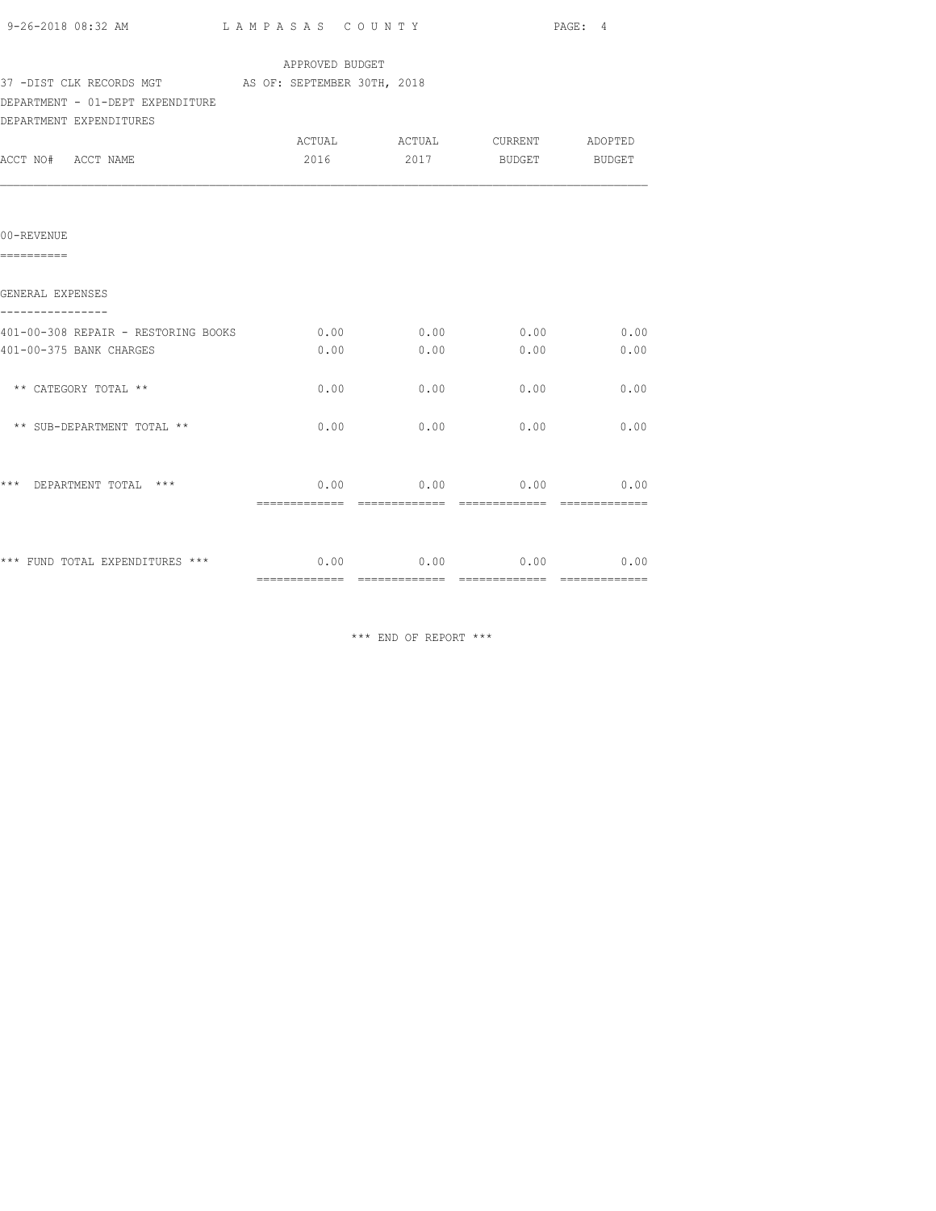APPROVED BUDGET

37 -DIST CLK RECORDS MGT    AS OF: SEPTEMBER 30TH, 2018

DEPARTMENT - 01-DEPT EXPENDITURE

DEPARTMENT EXPENDITURES

| ACCT NO# ACCT NAME | ACTUAL 2016 | ACTUAL 2017 | CURRENT BUDGET | ADOPTED BUDGET |
|---|---|---|---|---|
| **00-REVENUE** | | | | |
| **GENERAL EXPENSES** | | | | |
| 401-00-308 REPAIR - RESTORING BOOKS | 0.00 | 0.00 | 0.00 | 0.00 |
| 401-00-375 BANK CHARGES | 0.00 | 0.00 | 0.00 | 0.00 |
| ** CATEGORY TOTAL ** | 0.00 | 0.00 | 0.00 | 0.00 |
| ** SUB-DEPARTMENT TOTAL ** | 0.00 | 0.00 | 0.00 | 0.00 |
| *** DEPARTMENT TOTAL *** | 0.00 | 0.00 | 0.00 | 0.00 |
| *** FUND TOTAL EXPENDITURES *** | 0.00 | 0.00 | 0.00 | 0.00 |

*** END OF REPORT ***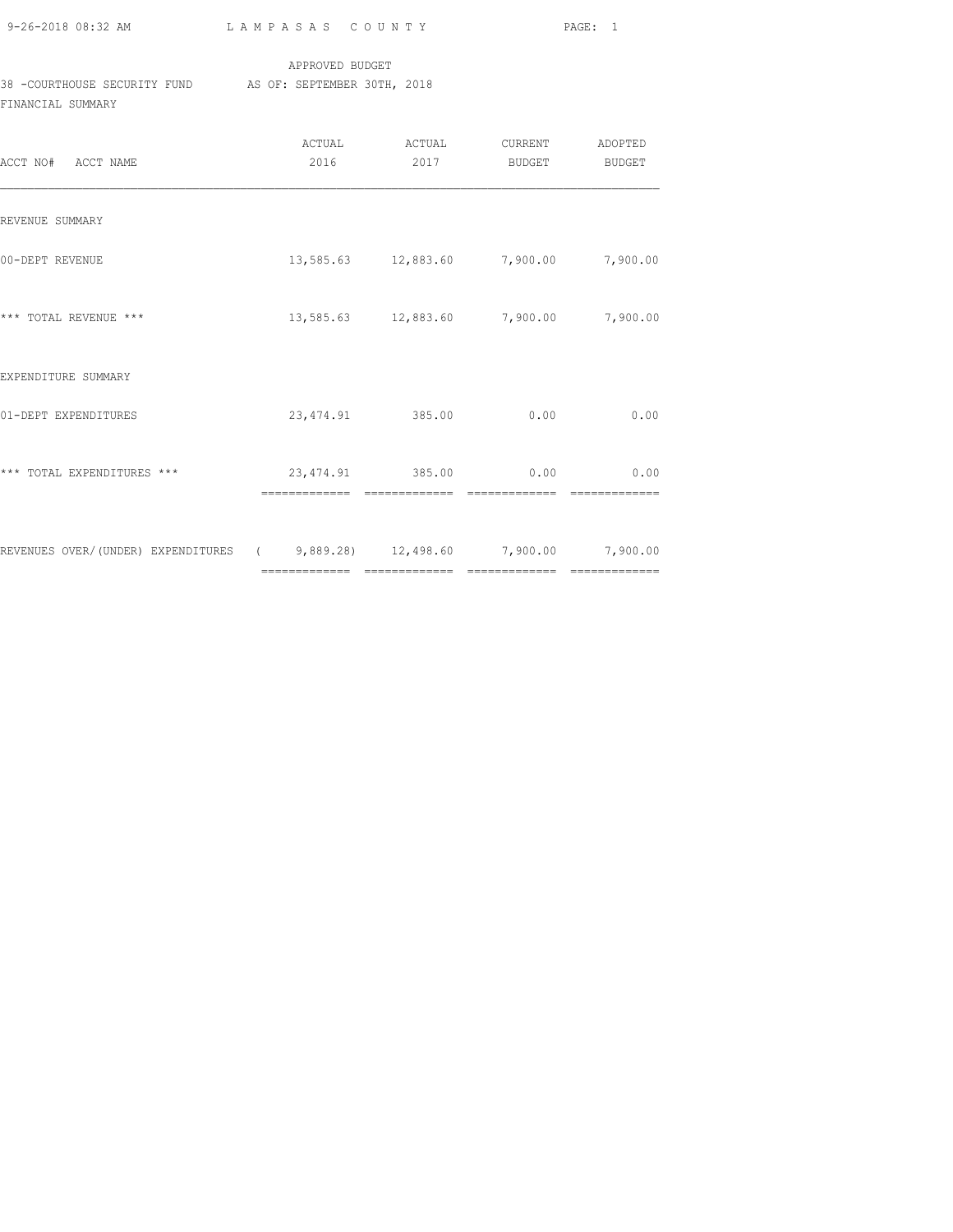APPROVED BUDGET

38 -COURTHOUSE SECURITY FUND AS OF: SEPTEMBER 30TH, 2018

FINANCIAL SUMMARY

| ACCT NO# ACCT NAME | ACTUAL 2016 | ACTUAL 2017 | CURRENT BUDGET | ADOPTED BUDGET |
|---|---|---|---|---|
| REVENUE SUMMARY | | | | |
| 00-DEPT REVENUE | 13,585.63 | 12,883.60 | 7,900.00 | 7,900.00 |
| *** TOTAL REVENUE *** | 13,585.63 | 12,883.60 | 7,900.00 | 7,900.00 |
| EXPENDITURE SUMMARY | | | | |
| 01-DEPT EXPENDITURES | 23,474.91 | 385.00 | 0.00 | 0.00 |
| *** TOTAL EXPENDITURES *** | 23,474.91 | 385.00 | 0.00 | 0.00 |
| REVENUES OVER/(UNDER) EXPENDITURES | ( 9,889.28) | 12,498.60 | 7,900.00 | 7,900.00 |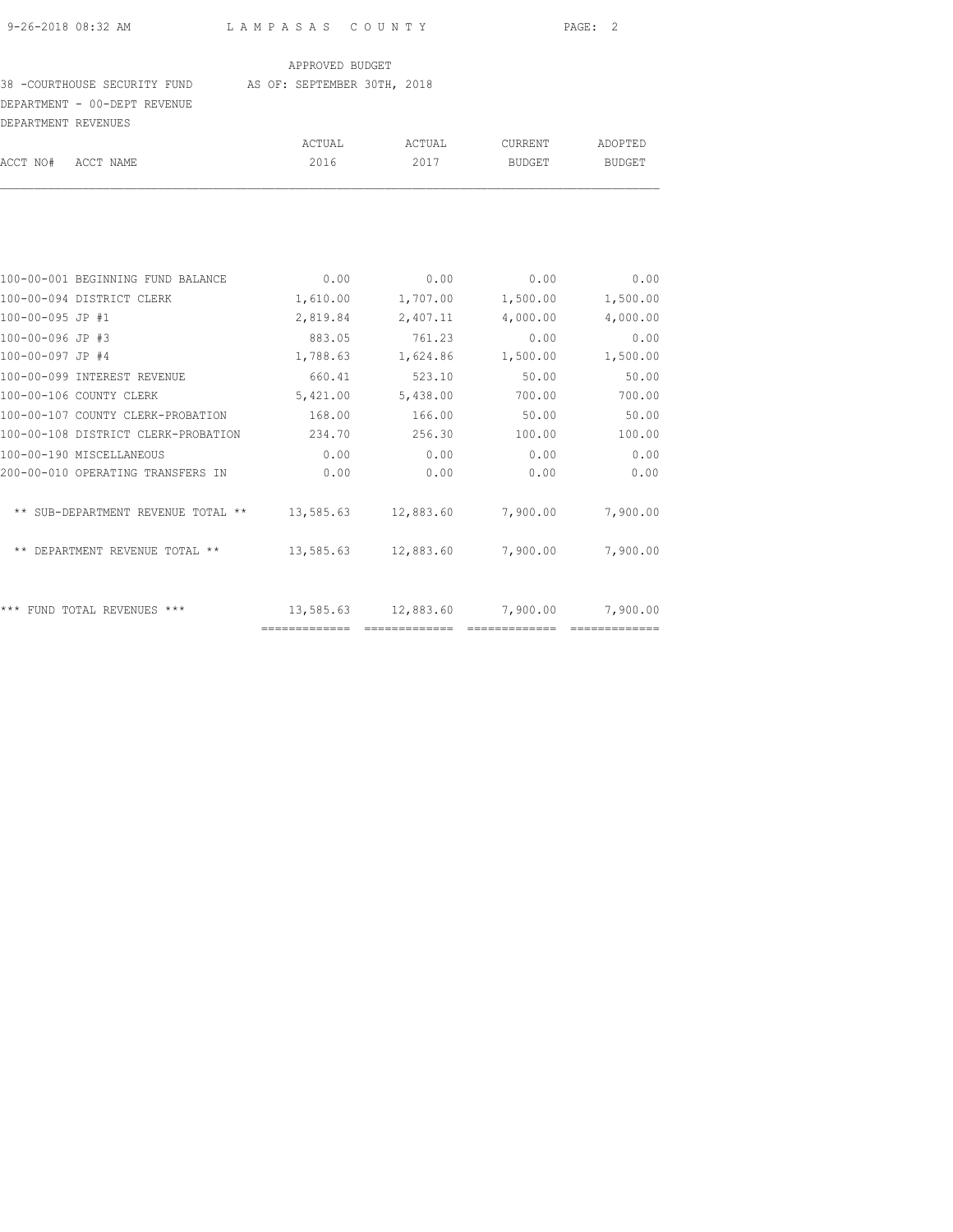APPROVED BUDGET

38 -COURTHOUSE SECURITY FUND AS OF: SEPTEMBER 30TH, 2018

DEPARTMENT - 00-DEPT REVENUE

DEPARTMENT REVENUES

| ACCT NO# | ACCT NAME | ACTUAL 2016 | ACTUAL 2017 | CURRENT BUDGET | ADOPTED BUDGET |
|---|---|---|---|---|---|
| 100-00-001 | BEGINNING FUND BALANCE | 0.00 | 0.00 | 0.00 | 0.00 |
| 100-00-094 | DISTRICT CLERK | 1,610.00 | 1,707.00 | 1,500.00 | 1,500.00 |
| 100-00-095 | JP #1 | 2,819.84 | 2,407.11 | 4,000.00 | 4,000.00 |
| 100-00-096 | JP #3 | 883.05 | 761.23 | 0.00 | 0.00 |
| 100-00-097 | JP #4 | 1,788.63 | 1,624.86 | 1,500.00 | 1,500.00 |
| 100-00-099 | INTEREST REVENUE | 660.41 | 523.10 | 50.00 | 50.00 |
| 100-00-106 | COUNTY CLERK | 5,421.00 | 5,438.00 | 700.00 | 700.00 |
| 100-00-107 | COUNTY CLERK-PROBATION | 168.00 | 166.00 | 50.00 | 50.00 |
| 100-00-108 | DISTRICT CLERK-PROBATION | 234.70 | 256.30 | 100.00 | 100.00 |
| 100-00-190 | MISCELLANEOUS | 0.00 | 0.00 | 0.00 | 0.00 |
| 200-00-010 | OPERATING TRANSFERS IN | 0.00 | 0.00 | 0.00 | 0.00 |
| | ** SUB-DEPARTMENT REVENUE TOTAL ** | 13,585.63 | 12,883.60 | 7,900.00 | 7,900.00 |
| | ** DEPARTMENT REVENUE TOTAL ** | 13,585.63 | 12,883.60 | 7,900.00 | 7,900.00 |
| | *** FUND TOTAL REVENUES *** | 13,585.63 | 12,883.60 | 7,900.00 | 7,900.00 |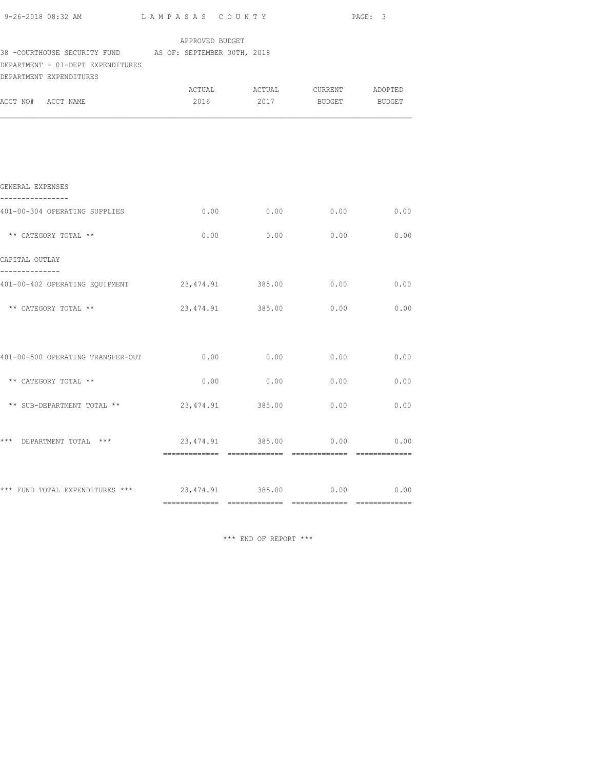APPROVED BUDGET

38 -COURTHOUSE SECURITY FUND AS OF: SEPTEMBER 30TH, 2018

DEPARTMENT - 01-DEPT EXPENDITURES

DEPARTMENT EXPENDITURES

| ACCT NO# ACCT NAME | ACTUAL 2016 | ACTUAL 2017 | CURRENT BUDGET | ADOPTED BUDGET |
|---|---|---|---|---|
| **GENERAL EXPENSES** | | | | |
| 401-00-304 OPERATING SUPPLIES | 0.00 | 0.00 | 0.00 | 0.00 |
| ** CATEGORY TOTAL ** | 0.00 | 0.00 | 0.00 | 0.00 |
| **CAPITAL OUTLAY** | | | | |
| 401-00-402 OPERATING EQUIPMENT | 23,474.91 | 385.00 | 0.00 | 0.00 |
| ** CATEGORY TOTAL ** | 23,474.91 | 385.00 | 0.00 | 0.00 |
| 401-00-500 OPERATING TRANSFER-OUT | 0.00 | 0.00 | 0.00 | 0.00 |
| ** CATEGORY TOTAL ** | 0.00 | 0.00 | 0.00 | 0.00 |
| ** SUB-DEPARTMENT TOTAL ** | 23,474.91 | 385.00 | 0.00 | 0.00 |
| *** DEPARTMENT TOTAL *** | 23,474.91 | 385.00 | 0.00 | 0.00 |
| *** FUND TOTAL EXPENDITURES *** | 23,474.91 | 385.00 | 0.00 | 0.00 |

*** END OF REPORT ***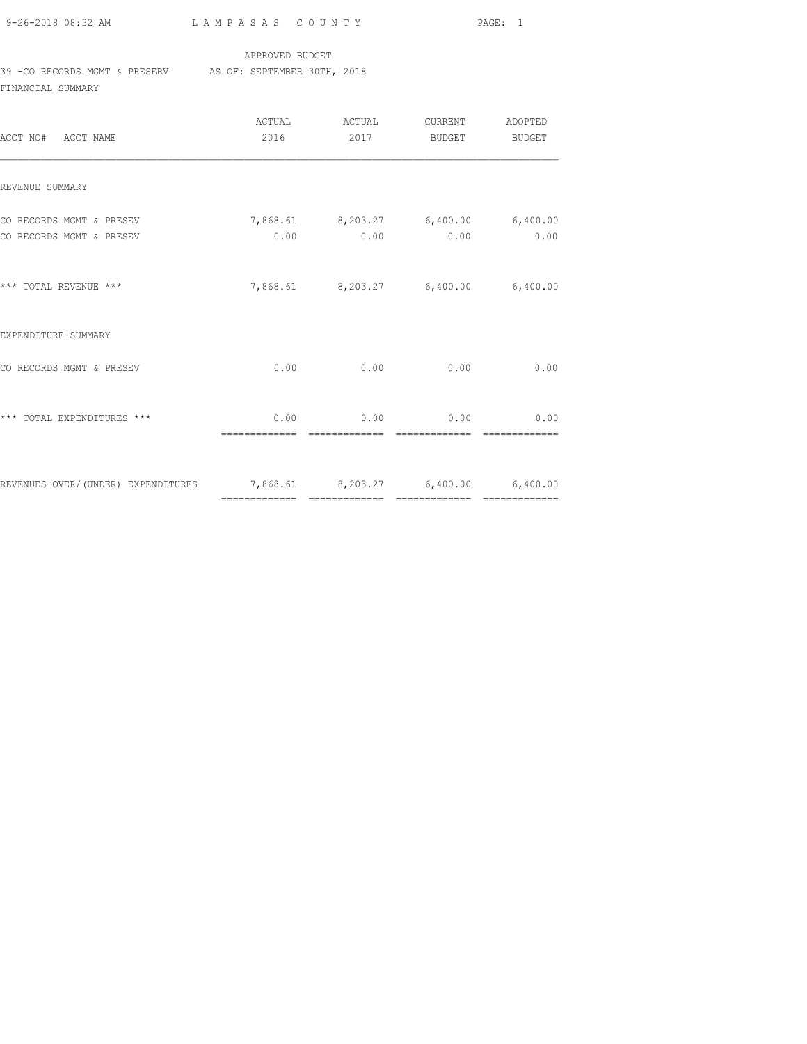APPROVED BUDGET

39 -CO RECORDS MGMT & PRESERV AS OF: SEPTEMBER 30TH, 2018

FINANCIAL SUMMARY

| ACCT NO# ACCT NAME | ACTUAL 2016 | ACTUAL 2017 | CURRENT BUDGET | ADOPTED BUDGET |
|---|---|---|---|---|
| REVENUE SUMMARY | | | | |
| CO RECORDS MGMT & PRESEV | 7,868.61 | 8,203.27 | 6,400.00 | 6,400.00 |
| CO RECORDS MGMT & PRESEV | 0.00 | 0.00 | 0.00 | 0.00 |
| *** TOTAL REVENUE *** | 7,868.61 | 8,203.27 | 6,400.00 | 6,400.00 |
| EXPENDITURE SUMMARY | | | | |
| CO RECORDS MGMT & PRESEV | 0.00 | 0.00 | 0.00 | 0.00 |
| *** TOTAL EXPENDITURES *** | 0.00 | 0.00 | 0.00 | 0.00 |
| REVENUES OVER/(UNDER) EXPENDITURES | 7,868.61 | 8,203.27 | 6,400.00 | 6,400.00 |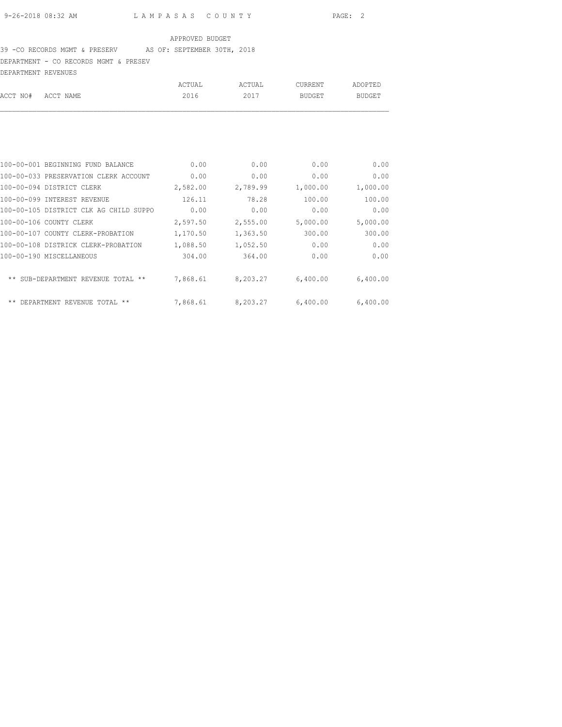APPROVED BUDGET

39 -CO RECORDS MGMT & PRESERV AS OF: SEPTEMBER 30TH, 2018

DEPARTMENT - CO RECORDS MGMT & PRESEV

DEPARTMENT REVENUES

| ACCT NO# | ACCT NAME | ACTUAL 2016 | ACTUAL 2017 | CURRENT BUDGET | ADOPTED BUDGET |
|---|---|---|---|---|---|
| 100-00-001 | BEGINNING FUND BALANCE | 0.00 | 0.00 | 0.00 | 0.00 |
| 100-00-033 | PRESERVATION CLERK ACCOUNT | 0.00 | 0.00 | 0.00 | 0.00 |
| 100-00-094 | DISTRICT CLERK | 2,582.00 | 2,789.99 | 1,000.00 | 1,000.00 |
| 100-00-099 | INTEREST REVENUE | 126.11 | 78.28 | 100.00 | 100.00 |
| 100-00-105 | DISTRICT CLK AG CHILD SUPPO | 0.00 | 0.00 | 0.00 | 0.00 |
| 100-00-106 | COUNTY CLERK | 2,597.50 | 2,555.00 | 5,000.00 | 5,000.00 |
| 100-00-107 | COUNTY CLERK-PROBATION | 1,170.50 | 1,363.50 | 300.00 | 300.00 |
| 100-00-108 | DISTRICK CLERK-PROBATION | 1,088.50 | 1,052.50 | 0.00 | 0.00 |
| 100-00-190 | MISCELLANEOUS | 304.00 | 364.00 | 0.00 | 0.00 |
| | ** SUB-DEPARTMENT REVENUE TOTAL ** | 7,868.61 | 8,203.27 | 6,400.00 | 6,400.00 |
| | ** DEPARTMENT REVENUE TOTAL ** | 7,868.61 | 8,203.27 | 6,400.00 | 6,400.00 |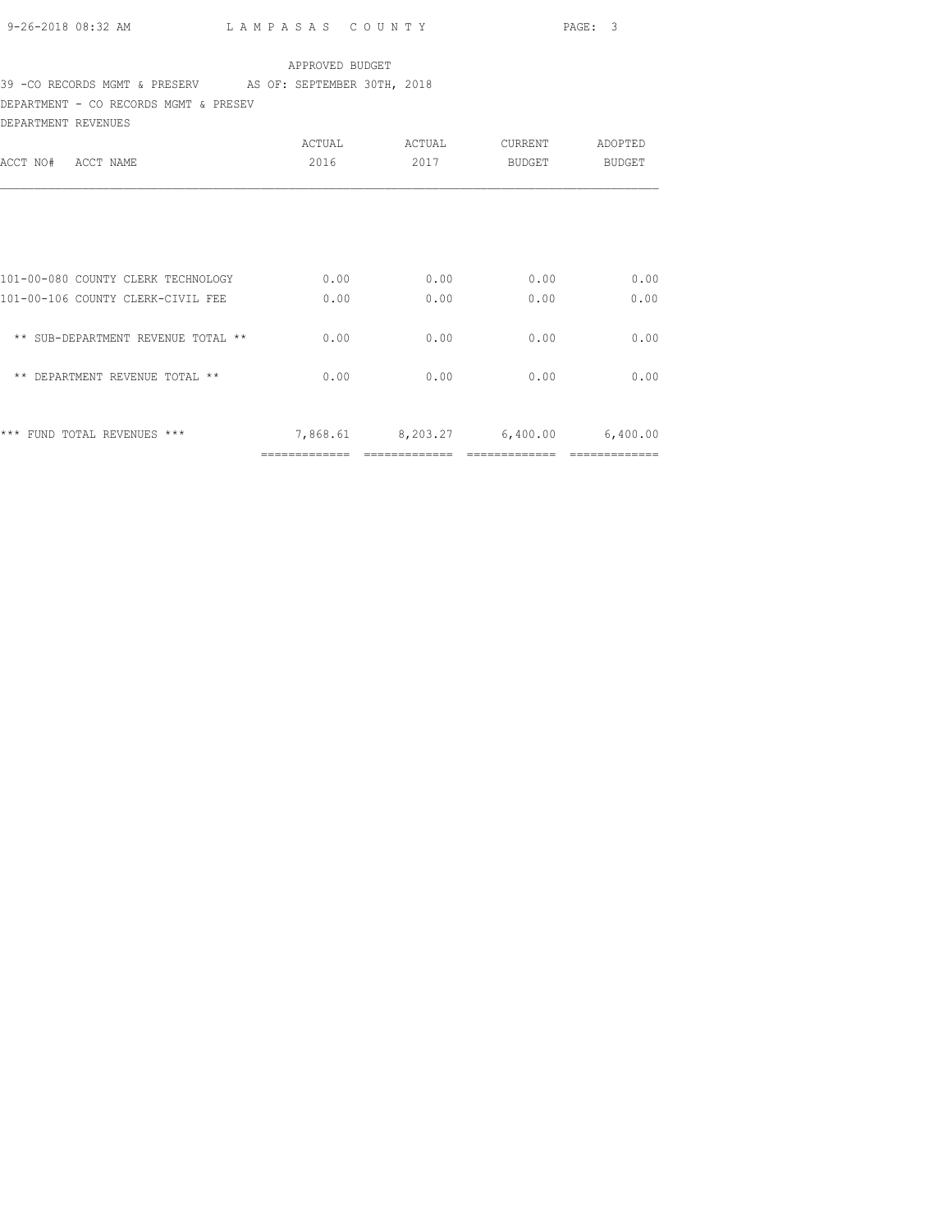APPROVED BUDGET

39 -CO RECORDS MGMT & PRESERV AS OF: SEPTEMBER 30TH, 2018

DEPARTMENT - CO RECORDS MGMT & PRESEV

DEPARTMENT REVENUES

| ACCT NO# ACCT NAME | ACTUAL 2016 | ACTUAL 2017 | CURRENT BUDGET | ADOPTED BUDGET |
|---|---|---|---|---|
| 101-00-080 COUNTY CLERK TECHNOLOGY | 0.00 | 0.00 | 0.00 | 0.00 |
| 101-00-106 COUNTY CLERK-CIVIL FEE | 0.00 | 0.00 | 0.00 | 0.00 |
| ** SUB-DEPARTMENT REVENUE TOTAL ** | 0.00 | 0.00 | 0.00 | 0.00 |
| ** DEPARTMENT REVENUE TOTAL ** | 0.00 | 0.00 | 0.00 | 0.00 |
| *** FUND TOTAL REVENUES *** | 7,868.61 | 8,203.27 | 6,400.00 | 6,400.00 |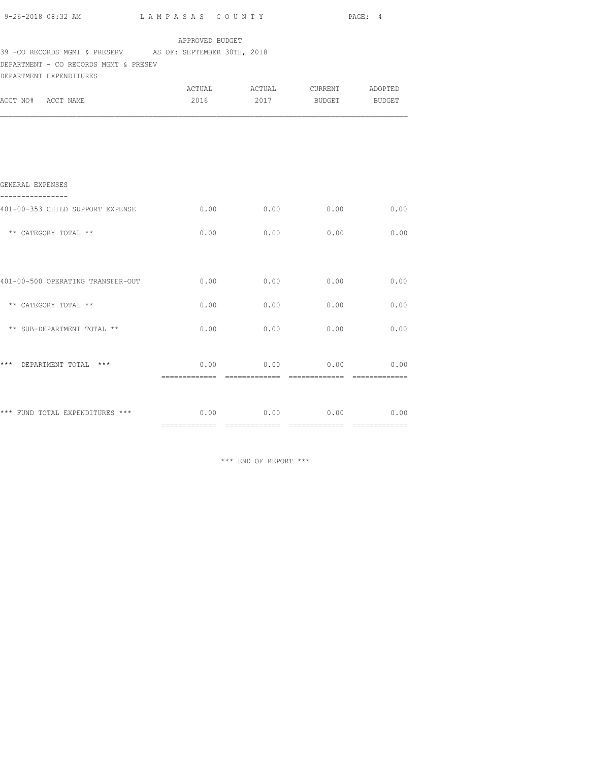APPROVED BUDGET

39 -CO RECORDS MGMT & PRESERV AS OF: SEPTEMBER 30TH, 2018

DEPARTMENT - CO RECORDS MGMT & PRESEV

DEPARTMENT EXPENDITURES

| ACCT NO# ACCT NAME | ACTUAL 2016 | ACTUAL 2017 | CURRENT BUDGET | ADOPTED BUDGET |
|---|---|---|---|---|
| GENERAL EXPENSES | | | | |
| 401-00-353 CHILD SUPPORT EXPENSE | 0.00 | 0.00 | 0.00 | 0.00 |
| ** CATEGORY TOTAL ** | 0.00 | 0.00 | 0.00 | 0.00 |
| 401-00-500 OPERATING TRANSFER-OUT | 0.00 | 0.00 | 0.00 | 0.00 |
| ** CATEGORY TOTAL ** | 0.00 | 0.00 | 0.00 | 0.00 |
| ** SUB-DEPARTMENT TOTAL ** | 0.00 | 0.00 | 0.00 | 0.00 |
| *** DEPARTMENT TOTAL *** | 0.00 | 0.00 | 0.00 | 0.00 |
| *** FUND TOTAL EXPENDITURES *** | 0.00 | 0.00 | 0.00 | 0.00 |

*** END OF REPORT ***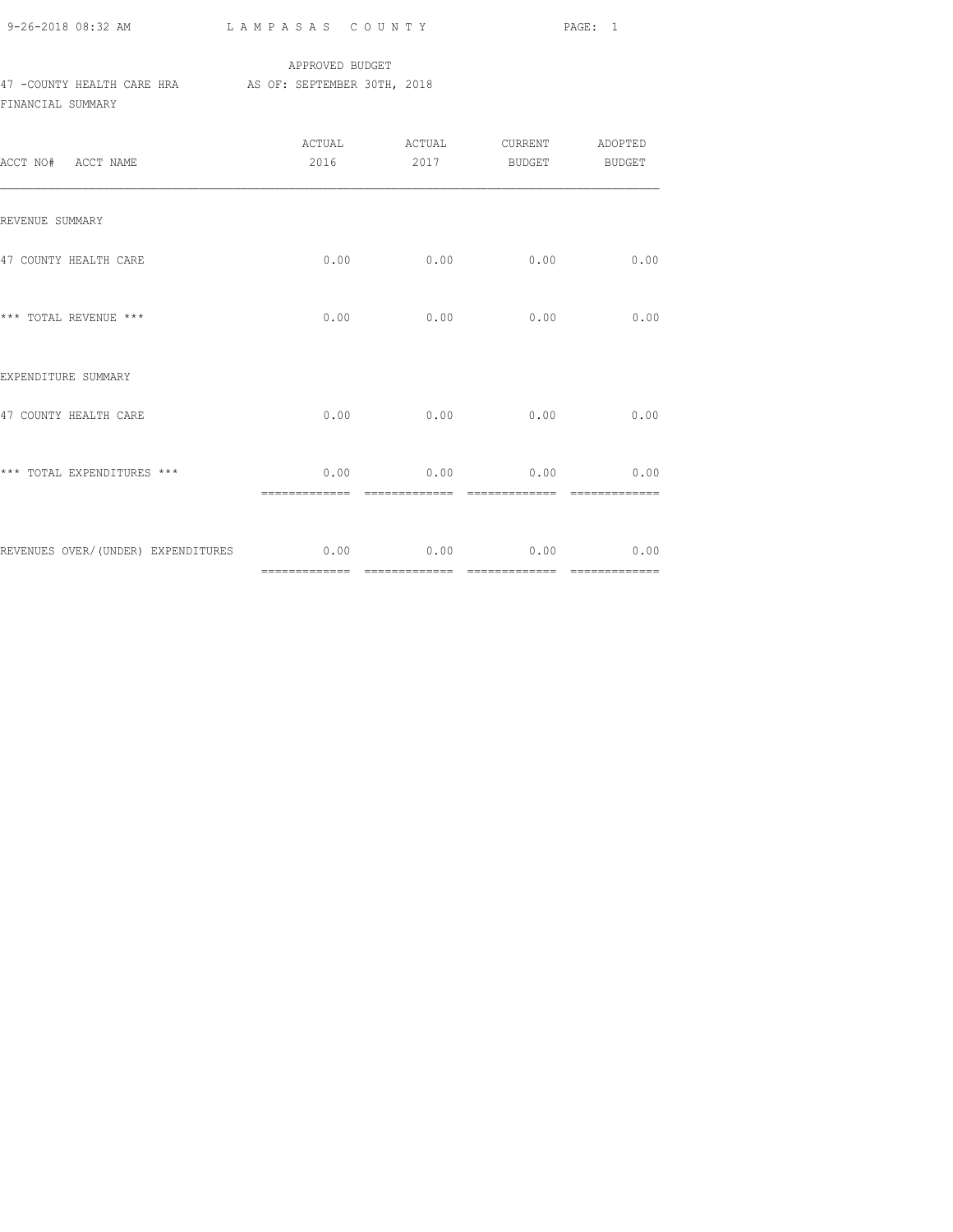APPROVED BUDGET

47 -COUNTY HEALTH CARE HRA AS OF: SEPTEMBER 30TH, 2018

FINANCIAL SUMMARY

| ACCT NO# ACCT NAME | ACTUAL 2016 | ACTUAL 2017 | CURRENT BUDGET | ADOPTED BUDGET |
|---|---|---|---|---|
| REVENUE SUMMARY | | | | |
| 47 COUNTY HEALTH CARE | 0.00 | 0.00 | 0.00 | 0.00 |
| *** TOTAL REVENUE *** | 0.00 | 0.00 | 0.00 | 0.00 |
| EXPENDITURE SUMMARY | | | | |
| 47 COUNTY HEALTH CARE | 0.00 | 0.00 | 0.00 | 0.00 |
| *** TOTAL EXPENDITURES *** | 0.00 | 0.00 | 0.00 | 0.00 |
| REVENUES OVER/(UNDER) EXPENDITURES | 0.00 | 0.00 | 0.00 | 0.00 |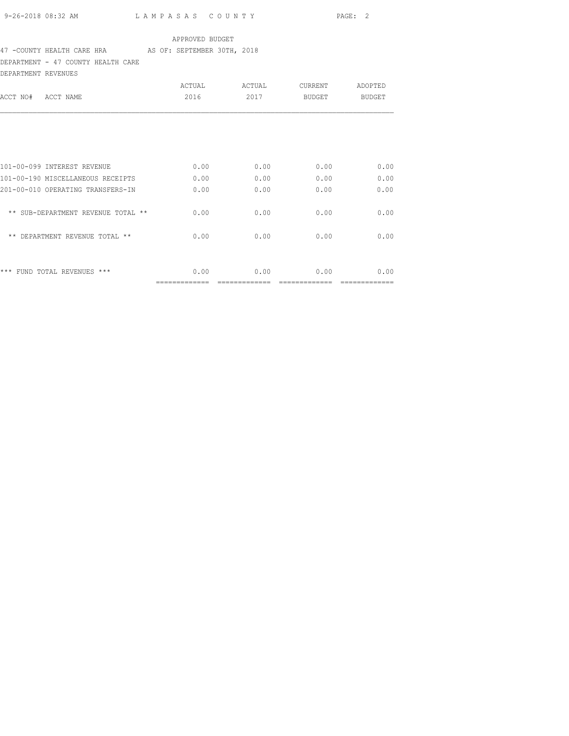APPROVED BUDGET

47 -COUNTY HEALTH CARE HRA AS OF: SEPTEMBER 30TH, 2018

DEPARTMENT - 47 COUNTY HEALTH CARE

DEPARTMENT REVENUES

| ACCT NO# | ACCT NAME | ACTUAL 2016 | ACTUAL 2017 | CURRENT BUDGET | ADOPTED BUDGET |
|---|---|---|---|---|---|
| 101-00-099 | INTEREST REVENUE | 0.00 | 0.00 | 0.00 | 0.00 |
| 101-00-190 | MISCELLANEOUS RECEIPTS | 0.00 | 0.00 | 0.00 | 0.00 |
| 201-00-010 | OPERATING TRANSFERS-IN | 0.00 | 0.00 | 0.00 | 0.00 |
| | ** SUB-DEPARTMENT REVENUE TOTAL ** | 0.00 | 0.00 | 0.00 | 0.00 |
| | ** DEPARTMENT REVENUE TOTAL ** | 0.00 | 0.00 | 0.00 | 0.00 |
| | *** FUND TOTAL REVENUES *** | 0.00 | 0.00 | 0.00 | 0.00 |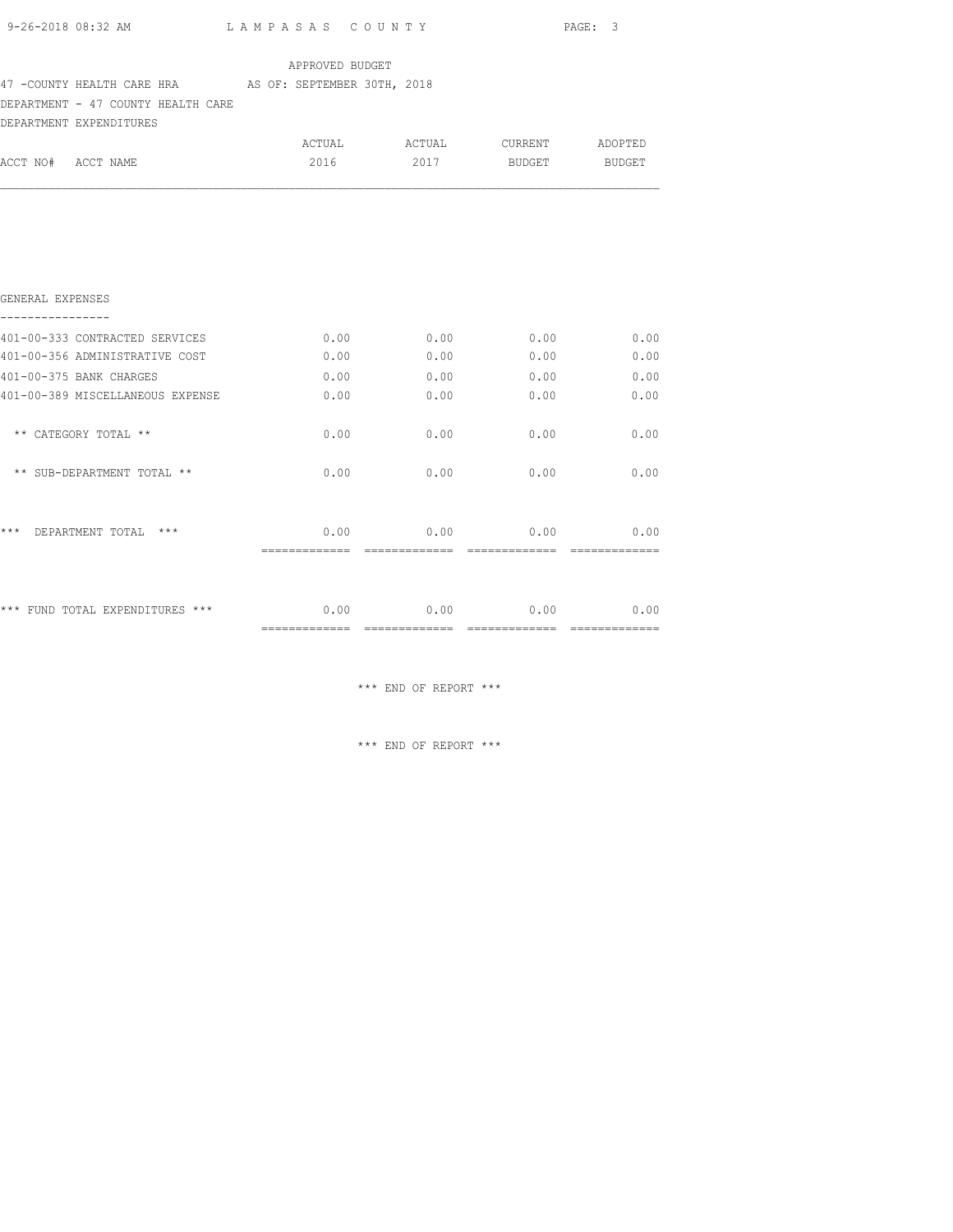APPROVED BUDGET

47 -COUNTY HEALTH CARE HRA AS OF: SEPTEMBER 30TH, 2018

DEPARTMENT - 47 COUNTY HEALTH CARE

DEPARTMENT EXPENDITURES

| ACCT NO# ACCT NAME | ACTUAL 2016 | ACTUAL 2017 | CURRENT BUDGET | ADOPTED BUDGET |
|---|---|---|---|---|
| **GENERAL EXPENSES** | | | | |
| 401-00-333 CONTRACTED SERVICES | 0.00 | 0.00 | 0.00 | 0.00 |
| 401-00-356 ADMINISTRATIVE COST | 0.00 | 0.00 | 0.00 | 0.00 |
| 401-00-375 BANK CHARGES | 0.00 | 0.00 | 0.00 | 0.00 |
| 401-00-389 MISCELLANEOUS EXPENSE | 0.00 | 0.00 | 0.00 | 0.00 |
| ** CATEGORY TOTAL ** | 0.00 | 0.00 | 0.00 | 0.00 |
| ** SUB-DEPARTMENT TOTAL ** | 0.00 | 0.00 | 0.00 | 0.00 |
| *** DEPARTMENT TOTAL *** | 0.00 | 0.00 | 0.00 | 0.00 |
| *** FUND TOTAL EXPENDITURES *** | 0.00 | 0.00 | 0.00 | 0.00 |

*** END OF REPORT ***

*** END OF REPORT ***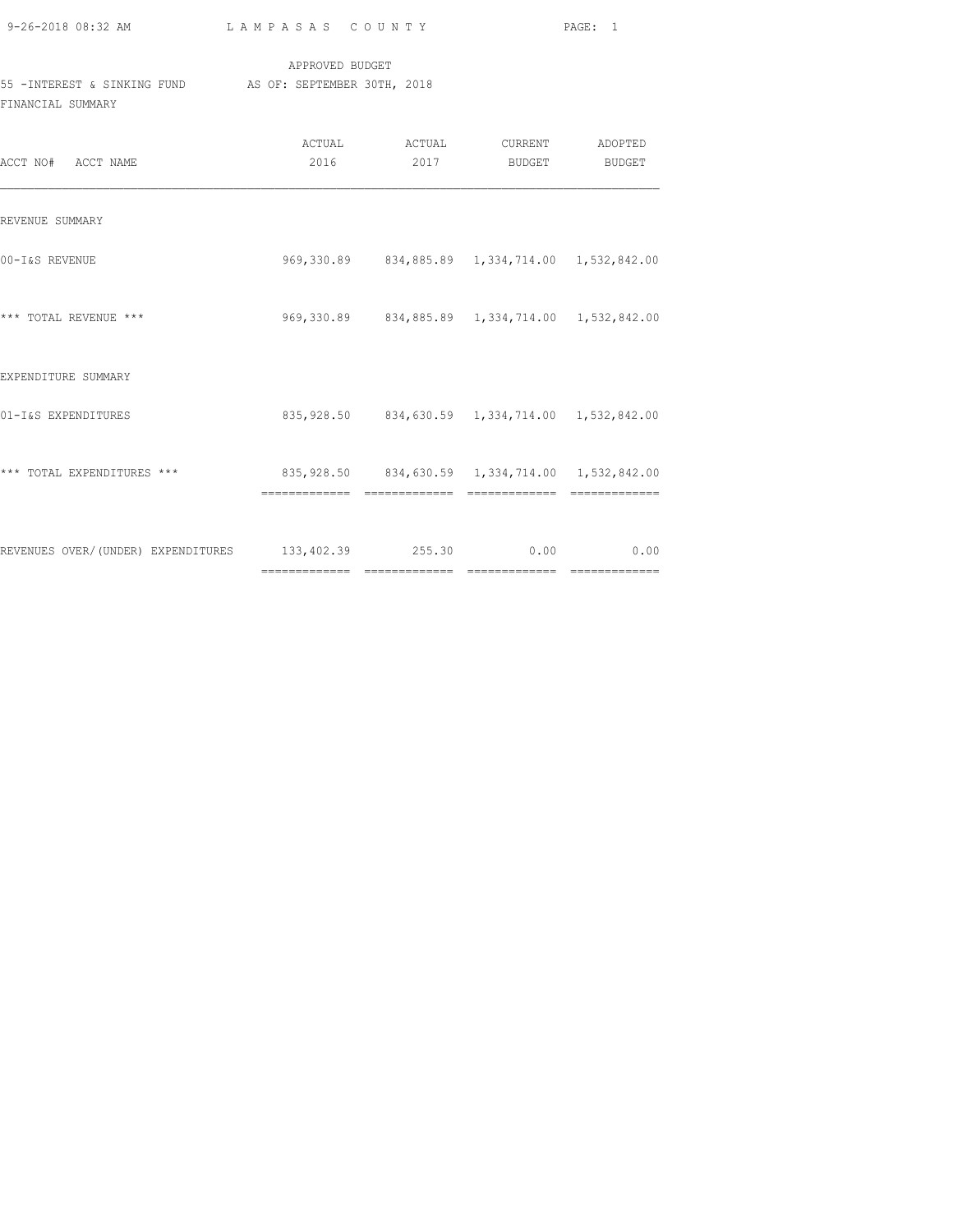APPROVED BUDGET

55 -INTEREST & SINKING FUND AS OF: SEPTEMBER 30TH, 2018

FINANCIAL SUMMARY

| ACCT NO# ACCT NAME | ACTUAL 2016 | ACTUAL 2017 | CURRENT BUDGET | ADOPTED BUDGET |
|---|---|---|---|---|
| REVENUE SUMMARY | | | | |
| 00-I&S REVENUE | 969,330.89 | 834,885.89 | 1,334,714.00 | 1,532,842.00 |
| *** TOTAL REVENUE *** | 969,330.89 | 834,885.89 | 1,334,714.00 | 1,532,842.00 |
| EXPENDITURE SUMMARY | | | | |
| 01-I&S EXPENDITURES | 835,928.50 | 834,630.59 | 1,334,714.00 | 1,532,842.00 |
| *** TOTAL EXPENDITURES *** | 835,928.50 | 834,630.59 | 1,334,714.00 | 1,532,842.00 |
| REVENUES OVER/(UNDER) EXPENDITURES | 133,402.39 | 255.30 | 0.00 | 0.00 |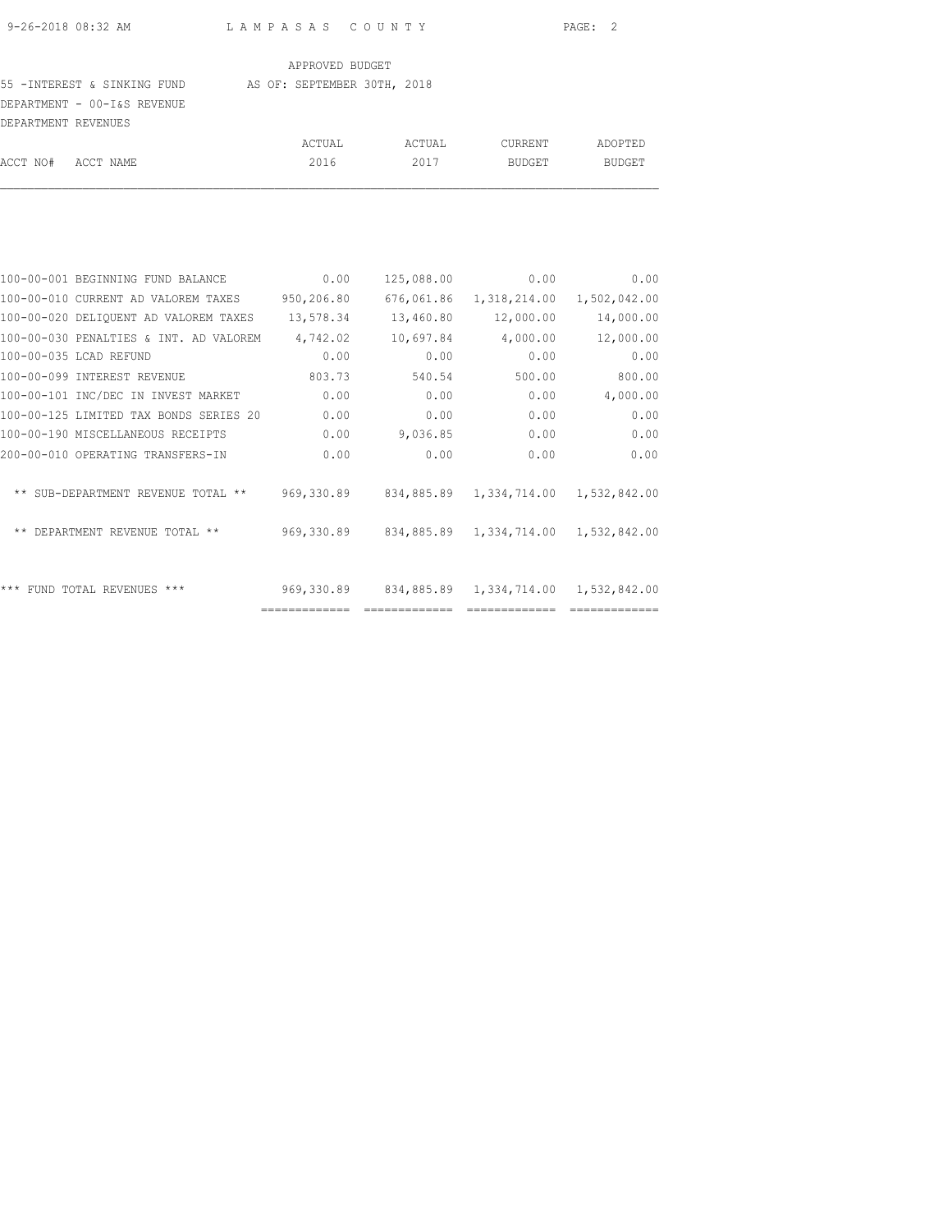APPROVED BUDGET

55 -INTEREST & SINKING FUND AS OF: SEPTEMBER 30TH, 2018

DEPARTMENT - 00-I&S REVENUE

DEPARTMENT REVENUES

| ACCT NO# | ACCT NAME | ACTUAL 2016 | ACTUAL 2017 | CURRENT BUDGET | ADOPTED BUDGET |
|---|---|---|---|---|---|
| 100-00-001 | BEGINNING FUND BALANCE | 0.00 | 125,088.00 | 0.00 | 0.00 |
| 100-00-010 | CURRENT AD VALOREM TAXES | 950,206.80 | 676,061.86 | 1,318,214.00 | 1,502,042.00 |
| 100-00-020 | DELIQUENT AD VALOREM TAXES | 13,578.34 | 13,460.80 | 12,000.00 | 14,000.00 |
| 100-00-030 | PENALTIES & INT. AD VALOREM | 4,742.02 | 10,697.84 | 4,000.00 | 12,000.00 |
| 100-00-035 | LCAD REFUND | 0.00 | 0.00 | 0.00 | 0.00 |
| 100-00-099 | INTEREST REVENUE | 803.73 | 540.54 | 500.00 | 800.00 |
| 100-00-101 | INC/DEC IN INVEST MARKET | 0.00 | 0.00 | 0.00 | 4,000.00 |
| 100-00-125 | LIMITED TAX BONDS SERIES 20 | 0.00 | 0.00 | 0.00 | 0.00 |
| 100-00-190 | MISCELLANEOUS RECEIPTS | 0.00 | 9,036.85 | 0.00 | 0.00 |
| 200-00-010 | OPERATING TRANSFERS-IN | 0.00 | 0.00 | 0.00 | 0.00 |
| | ** SUB-DEPARTMENT REVENUE TOTAL ** | 969,330.89 | 834,885.89 | 1,334,714.00 | 1,532,842.00 |
| | ** DEPARTMENT REVENUE TOTAL ** | 969,330.89 | 834,885.89 | 1,334,714.00 | 1,532,842.00 |
| | *** FUND TOTAL REVENUES *** | 969,330.89 | 834,885.89 | 1,334,714.00 | 1,532,842.00 |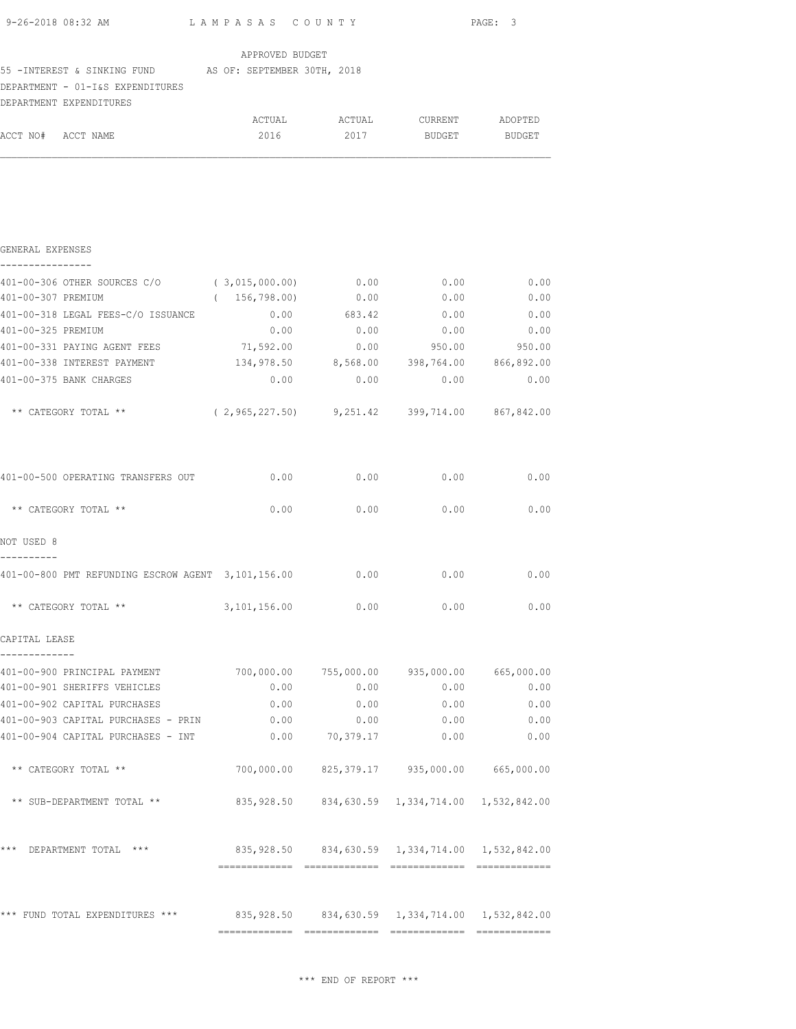APPROVED BUDGET

55 -INTEREST & SINKING FUND AS OF: SEPTEMBER 30TH, 2018

DEPARTMENT - 01-I&S EXPENDITURES

DEPARTMENT EXPENDITURES

| ACCT NO# ACCT NAME | ACTUAL 2016 | ACTUAL 2017 | CURRENT BUDGET | ADOPTED BUDGET |
|---|---|---|---|---|
| **GENERAL EXPENSES** | | | | |
| 401-00-306 OTHER SOURCES C/O | ( 3,015,000.00) | 0.00 | 0.00 | 0.00 |
| 401-00-307 PREMIUM | ( 156,798.00) | 0.00 | 0.00 | 0.00 |
| 401-00-318 LEGAL FEES-C/O ISSUANCE | 0.00 | 683.42 | 0.00 | 0.00 |
| 401-00-325 PREMIUM | 0.00 | 0.00 | 0.00 | 0.00 |
| 401-00-331 PAYING AGENT FEES | 71,592.00 | 0.00 | 950.00 | 950.00 |
| 401-00-338 INTEREST PAYMENT | 134,978.50 | 8,568.00 | 398,764.00 | 866,892.00 |
| 401-00-375 BANK CHARGES | 0.00 | 0.00 | 0.00 | 0.00 |
| ** CATEGORY TOTAL ** | ( 2,965,227.50) | 9,251.42 | 399,714.00 | 867,842.00 |
| 401-00-500 OPERATING TRANSFERS OUT | 0.00 | 0.00 | 0.00 | 0.00 |
| ** CATEGORY TOTAL ** | 0.00 | 0.00 | 0.00 | 0.00 |
| **NOT USED 8** | | | | |
| 401-00-800 PMT REFUNDING ESCROW AGENT | 3,101,156.00 | 0.00 | 0.00 | 0.00 |
| ** CATEGORY TOTAL ** | 3,101,156.00 | 0.00 | 0.00 | 0.00 |
| **CAPITAL LEASE** | | | | |
| 401-00-900 PRINCIPAL PAYMENT | 700,000.00 | 755,000.00 | 935,000.00 | 665,000.00 |
| 401-00-901 SHERIFFS VEHICLES | 0.00 | 0.00 | 0.00 | 0.00 |
| 401-00-902 CAPITAL PURCHASES | 0.00 | 0.00 | 0.00 | 0.00 |
| 401-00-903 CAPITAL PURCHASES - PRIN | 0.00 | 0.00 | 0.00 | 0.00 |
| 401-00-904 CAPITAL PURCHASES - INT | 0.00 | 70,379.17 | 0.00 | 0.00 |
| ** CATEGORY TOTAL ** | 700,000.00 | 825,379.17 | 935,000.00 | 665,000.00 |
| ** SUB-DEPARTMENT TOTAL ** | 835,928.50 | 834,630.59 | 1,334,714.00 | 1,532,842.00 |
| *** DEPARTMENT TOTAL *** | 835,928.50 | 834,630.59 | 1,334,714.00 | 1,532,842.00 |
| *** FUND TOTAL EXPENDITURES *** | 835,928.50 | 834,630.59 | 1,334,714.00 | 1,532,842.00 |

*** END OF REPORT ***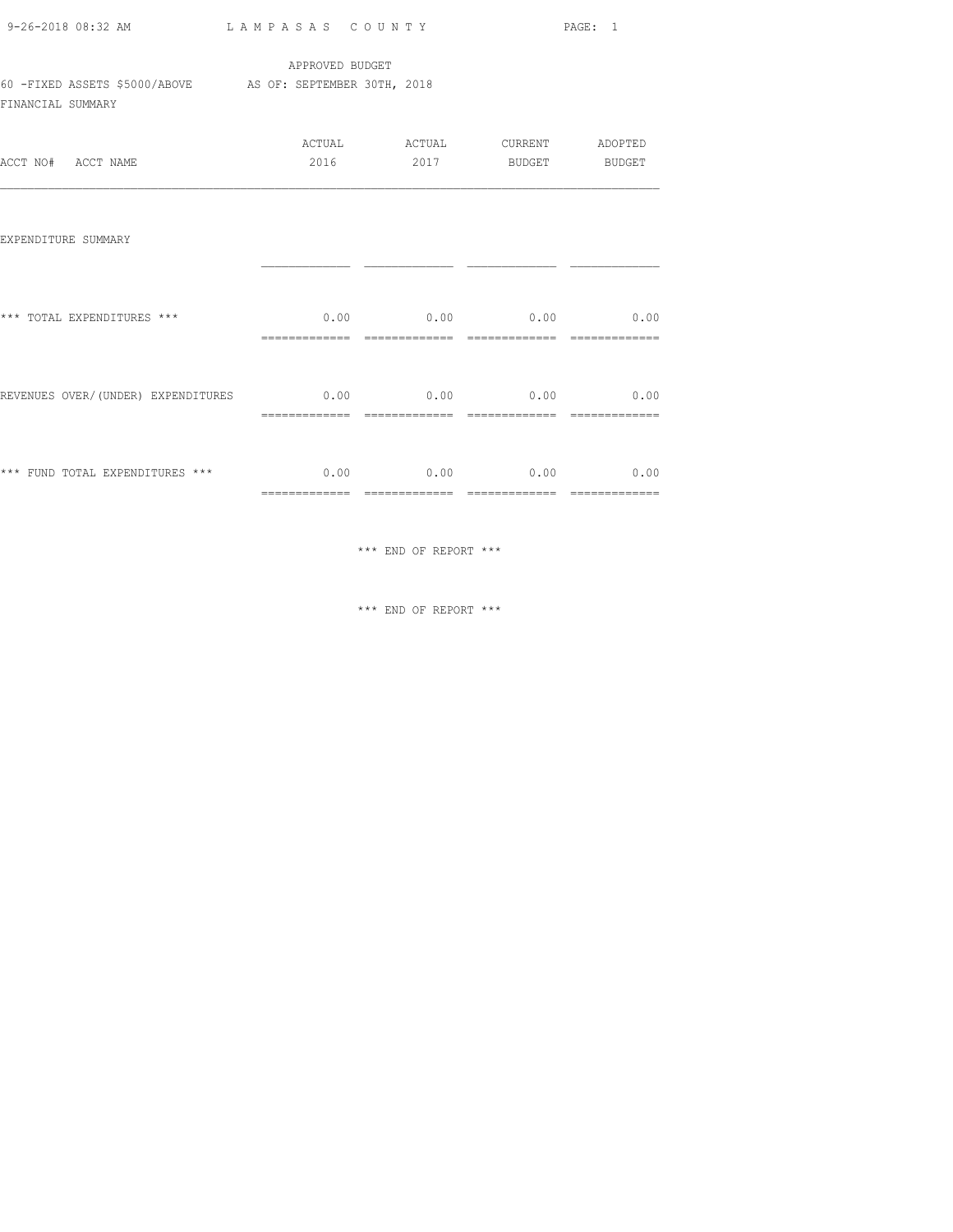APPROVED BUDGET

60 -FIXED ASSETS $5000/ABOVE    AS OF: SEPTEMBER 30TH, 2018

FINANCIAL SUMMARY

| ACCT NO# ACCT NAME | ACTUAL 2016 | ACTUAL 2017 | CURRENT BUDGET | ADOPTED BUDGET |
|---|---|---|---|---|
| EXPENDITURE SUMMARY | | | | |
| *** TOTAL EXPENDITURES *** | 0.00 | 0.00 | 0.00 | 0.00 |
| REVENUES OVER/(UNDER) EXPENDITURES | 0.00 | 0.00 | 0.00 | 0.00 |
| *** FUND TOTAL EXPENDITURES *** | 0.00 | 0.00 | 0.00 | 0.00 |

*** END OF REPORT ***

*** END OF REPORT ***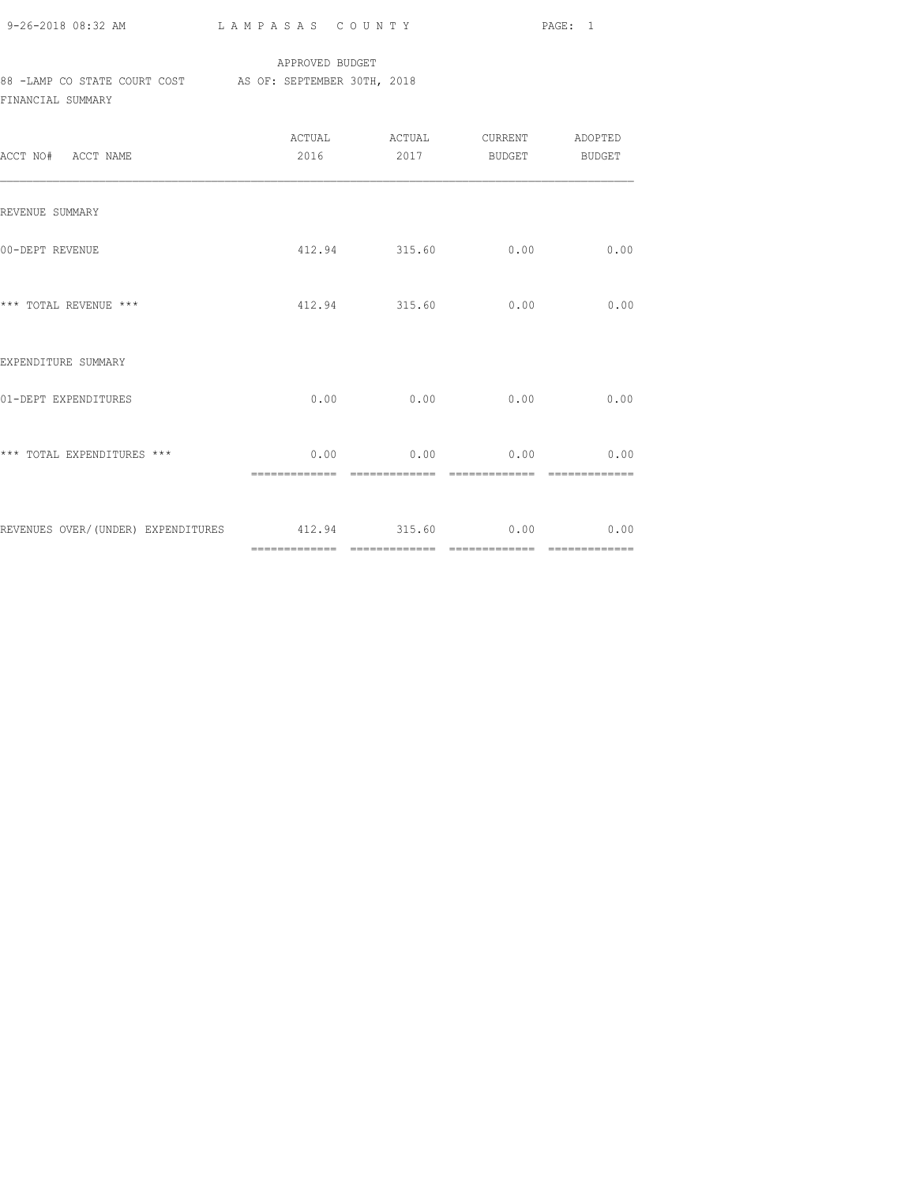APPROVED BUDGET

88 -LAMP CO STATE COURT COST AS OF: SEPTEMBER 30TH, 2018

FINANCIAL SUMMARY

| ACCT NO# ACCT NAME | ACTUAL 2016 | ACTUAL 2017 | CURRENT BUDGET | ADOPTED BUDGET |
|---|---|---|---|---|
| REVENUE SUMMARY | | | | |
| 00-DEPT REVENUE | 412.94 | 315.60 | 0.00 | 0.00 |
| *** TOTAL REVENUE *** | 412.94 | 315.60 | 0.00 | 0.00 |
| EXPENDITURE SUMMARY | | | | |
| 01-DEPT EXPENDITURES | 0.00 | 0.00 | 0.00 | 0.00 |
| *** TOTAL EXPENDITURES *** | 0.00 | 0.00 | 0.00 | 0.00 |
| REVENUES OVER/(UNDER) EXPENDITURES | 412.94 | 315.60 | 0.00 | 0.00 |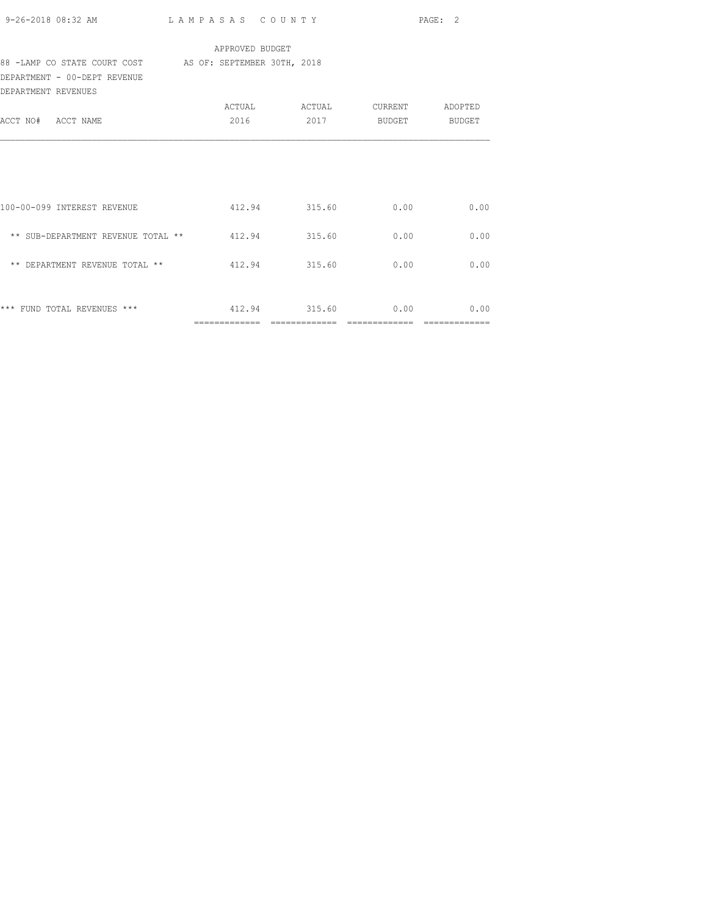APPROVED BUDGET

88 -LAMP CO STATE COURT COST AS OF: SEPTEMBER 30TH, 2018

DEPARTMENT - 00-DEPT REVENUE

DEPARTMENT REVENUES

| ACCT NO# ACCT NAME | ACTUAL 2016 | ACTUAL 2017 | CURRENT BUDGET | ADOPTED BUDGET |
|---|---|---|---|---|
| 100-00-099 INTEREST REVENUE | 412.94 | 315.60 | 0.00 | 0.00 |
| ** SUB-DEPARTMENT REVENUE TOTAL ** | 412.94 | 315.60 | 0.00 | 0.00 |
| ** DEPARTMENT REVENUE TOTAL ** | 412.94 | 315.60 | 0.00 | 0.00 |
| *** FUND TOTAL REVENUES *** | 412.94 | 315.60 | 0.00 | 0.00 |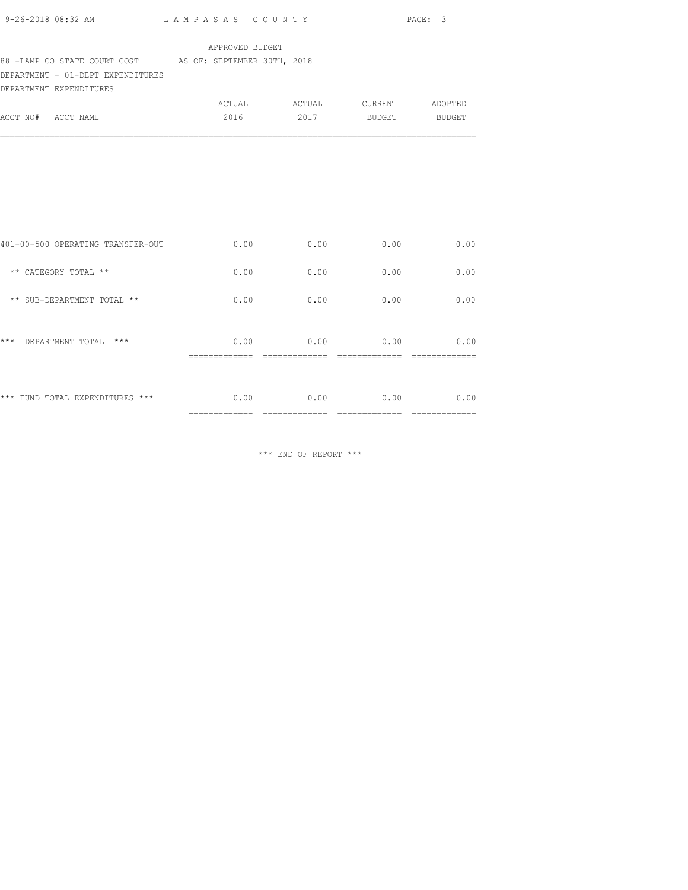APPROVED BUDGET

88 -LAMP CO STATE COURT COST AS OF: SEPTEMBER 30TH, 2018

DEPARTMENT - 01-DEPT EXPENDITURES

DEPARTMENT EXPENDITURES

| ACCT NO# ACCT NAME | ACTUAL 2016 | ACTUAL 2017 | CURRENT BUDGET | ADOPTED BUDGET |
|---|---|---|---|---|
| 401-00-500 OPERATING TRANSFER-OUT | 0.00 | 0.00 | 0.00 | 0.00 |
| ** CATEGORY TOTAL ** | 0.00 | 0.00 | 0.00 | 0.00 |
| ** SUB-DEPARTMENT TOTAL ** | 0.00 | 0.00 | 0.00 | 0.00 |
| *** DEPARTMENT TOTAL *** | 0.00 | 0.00 | 0.00 | 0.00 |
| *** FUND TOTAL EXPENDITURES *** | 0.00 | 0.00 | 0.00 | 0.00 |

*** END OF REPORT ***